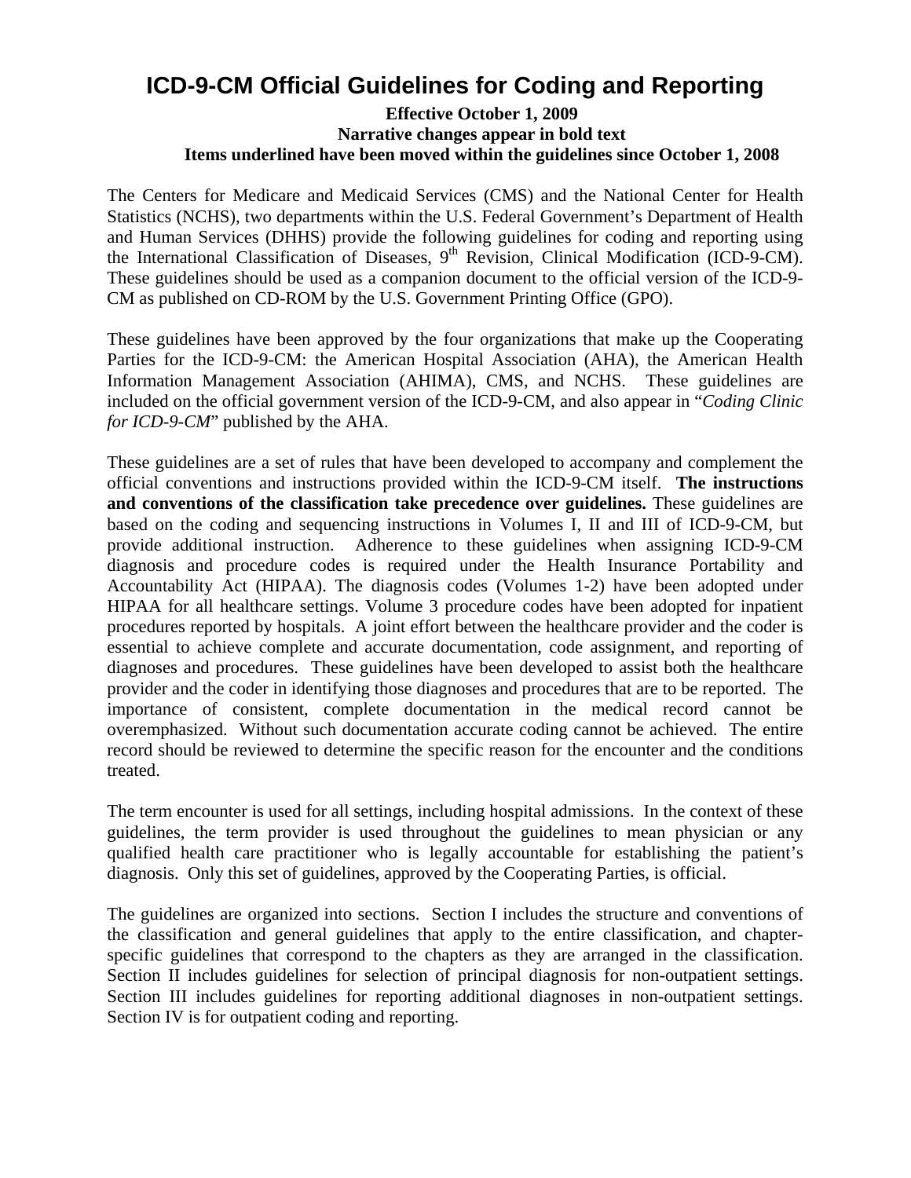# ICD-9-CM Official Guidelines for Coding and Reporting

**Effective October 1, 2009**
**Narrative changes appear in bold text**
**Items underlined have been moved within the guidelines since October 1, 2008**

The Centers for Medicare and Medicaid Services (CMS) and the National Center for Health Statistics (NCHS), two departments within the U.S. Federal Government's Department of Health and Human Services (DHHS) provide the following guidelines for coding and reporting using the International Classification of Diseases, 9th Revision, Clinical Modification (ICD-9-CM). These guidelines should be used as a companion document to the official version of the ICD-9-CM as published on CD-ROM by the U.S. Government Printing Office (GPO).

These guidelines have been approved by the four organizations that make up the Cooperating Parties for the ICD-9-CM: the American Hospital Association (AHA), the American Health Information Management Association (AHIMA), CMS, and NCHS. These guidelines are included on the official government version of the ICD-9-CM, and also appear in "*Coding Clinic for ICD-9-CM*" published by the AHA.

These guidelines are a set of rules that have been developed to accompany and complement the official conventions and instructions provided within the ICD-9-CM itself. **The instructions and conventions of the classification take precedence over guidelines.** These guidelines are based on the coding and sequencing instructions in Volumes I, II and III of ICD-9-CM, but provide additional instruction. Adherence to these guidelines when assigning ICD-9-CM diagnosis and procedure codes is required under the Health Insurance Portability and Accountability Act (HIPAA). The diagnosis codes (Volumes 1-2) have been adopted under HIPAA for all healthcare settings. Volume 3 procedure codes have been adopted for inpatient procedures reported by hospitals. A joint effort between the healthcare provider and the coder is essential to achieve complete and accurate documentation, code assignment, and reporting of diagnoses and procedures. These guidelines have been developed to assist both the healthcare provider and the coder in identifying those diagnoses and procedures that are to be reported. The importance of consistent, complete documentation in the medical record cannot be overemphasized. Without such documentation accurate coding cannot be achieved. The entire record should be reviewed to determine the specific reason for the encounter and the conditions treated.

The term encounter is used for all settings, including hospital admissions. In the context of these guidelines, the term provider is used throughout the guidelines to mean physician or any qualified health care practitioner who is legally accountable for establishing the patient's diagnosis. Only this set of guidelines, approved by the Cooperating Parties, is official.

The guidelines are organized into sections. Section I includes the structure and conventions of the classification and general guidelines that apply to the entire classification, and chapter-specific guidelines that correspond to the chapters as they are arranged in the classification. Section II includes guidelines for selection of principal diagnosis for non-outpatient settings. Section III includes guidelines for reporting additional diagnoses in non-outpatient settings. Section IV is for outpatient coding and reporting.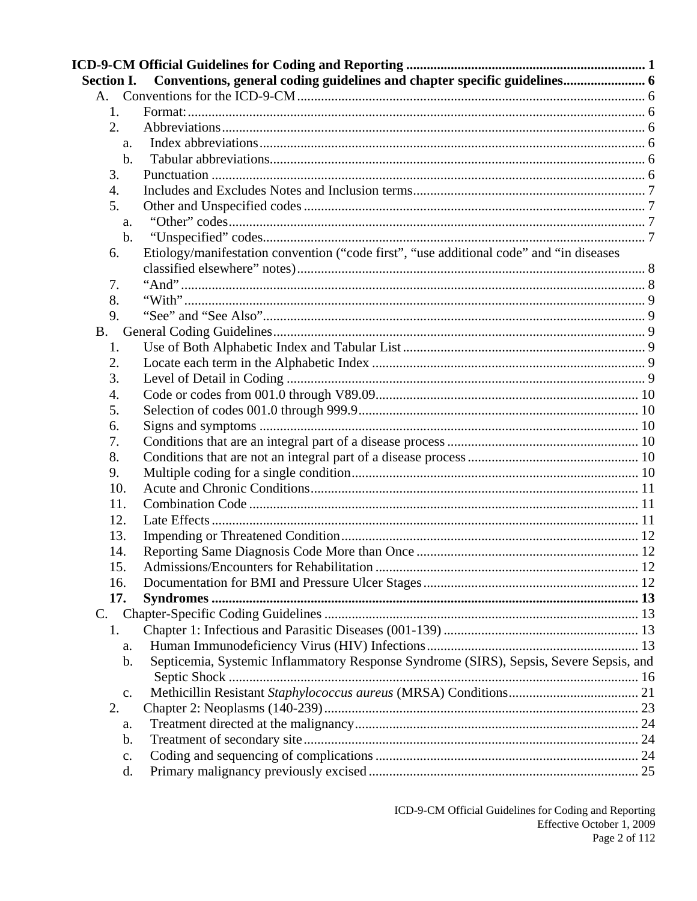**ICD-9-CM Official Guidelines for Coding and Reporting** ..................................................................... 1

**Section I. Conventions, general coding guidelines and chapter specific guidelines** ........................ 6

- A. Conventions for the ICD-9-CM ..................................................................................................... 6
  - 1. Format: ..................................................................................................................................... 6
  - 2. Abbreviations ........................................................................................................................... 6
    - a. Index abbreviations ................................................................................................................ 6
    - b. Tabular abbreviations ............................................................................................................. 6
  - 3. Punctuation .............................................................................................................................. 6
  - 4. Includes and Excludes Notes and Inclusion terms .................................................................... 7
  - 5. Other and Unspecified codes .................................................................................................... 7
    - a. "Other" codes .......................................................................................................................... 7
    - b. "Unspecified" codes ................................................................................................................ 7
  - 6. Etiology/manifestation convention ("code first", "use additional code" and "in diseases classified elsewhere" notes) ..................................................................................................... 8
  - 7. "And" ........................................................................................................................................ 8
  - 8. "With" ....................................................................................................................................... 9
  - 9. "See" and "See Also" ................................................................................................................ 9
- B. General Coding Guidelines ............................................................................................................ 9
  - 1. Use of Both Alphabetic Index and Tabular List ....................................................................... 9
  - 2. Locate each term in the Alphabetic Index ............................................................................... 9
  - 3. Level of Detail in Coding ........................................................................................................ 9
  - 4. Code or codes from 001.0 through V89.09 ............................................................................ 10
  - 5. Selection of codes 001.0 through 999.9 ................................................................................. 10
  - 6. Signs and symptoms .............................................................................................................. 10
  - 7. Conditions that are an integral part of a disease process ........................................................ 10
  - 8. Conditions that are not an integral part of a disease process .................................................. 10
  - 9. Multiple coding for a single condition ................................................................................... 10
  - 10. Acute and Chronic Conditions ............................................................................................. 11
  - 11. Combination Code ................................................................................................................ 11
  - 12. Late Effects ........................................................................................................................... 11
  - 13. Impending or Threatened Condition ..................................................................................... 12
  - 14. Reporting Same Diagnosis Code More than Once ................................................................ 12
  - 15. Admissions/Encounters for Rehabilitation ............................................................................ 12
  - 16. Documentation for BMI and Pressure Ulcer Stages .............................................................. 12
  - **17. Syndromes** ............................................................................................................................ **13**
- C. Chapter-Specific Coding Guidelines ........................................................................................... 13
  - 1. Chapter 1: Infectious and Parasitic Diseases (001-139) ......................................................... 13
    - a. Human Immunodeficiency Virus (HIV) Infections ............................................................. 13
    - b. Septicemia, Systemic Inflammatory Response Syndrome (SIRS), Sepsis, Severe Sepsis, and Septic Shock ........................................................................................................................ 16
    - c. Methicillin Resistant *Staphylococcus aureus* (MRSA) Conditions ...................................... 21
  - 2. Chapter 2: Neoplasms (140-239) ........................................................................................... 23
    - a. Treatment directed at the malignancy .................................................................................. 24
    - b. Treatment of secondary site ................................................................................................. 24
    - c. Coding and sequencing of complications ............................................................................ 24
    - d. Primary malignancy previously excised .............................................................................. 25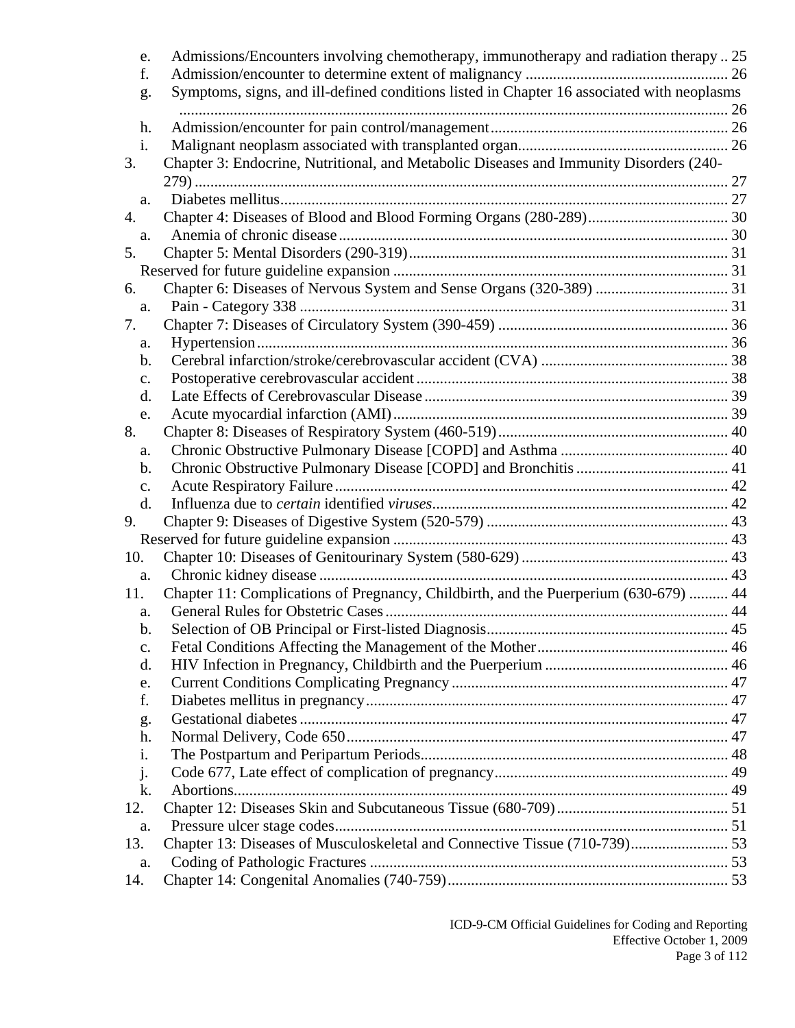- e. Admissions/Encounters involving chemotherapy, immunotherapy and radiation therapy .. 25
- f. Admission/encounter to determine extent of malignancy .................................................... 26
- g. Symptoms, signs, and ill-defined conditions listed in Chapter 16 associated with neoplasms ............................................................................................................................. 26
- h. Admission/encounter for pain control/management ............................................................ 26
- i. Malignant neoplasm associated with transplanted organ ..................................................... 26

3. Chapter 3: Endocrine, Nutritional, and Metabolic Diseases and Immunity Disorders (240-279) ......................................................................................................................................... 27
   - a. Diabetes mellitus .................................................................................................................. 27
4. Chapter 4: Diseases of Blood and Blood Forming Organs (280-289) .................................... 30
   - a. Anemia of chronic disease .................................................................................................... 30
5. Chapter 5: Mental Disorders (290-319) .................................................................................. 31
   Reserved for future guideline expansion ...................................................................................... 31
6. Chapter 6: Diseases of Nervous System and Sense Organs (320-389) .................................. 31
   - a. Pain - Category 338 .............................................................................................................. 31
7. Chapter 7: Diseases of Circulatory System (390-459) ............................................................ 36
   - a. Hypertension ......................................................................................................................... 36
   - b. Cerebral infarction/stroke/cerebrovascular accident (CVA) ................................................ 38
   - c. Postoperative cerebrovascular accident ................................................................................ 38
   - d. Late Effects of Cerebrovascular Disease .............................................................................. 39
   - e. Acute myocardial infarction (AMI) ..................................................................................... 39
8. Chapter 8: Diseases of Respiratory System (460-519) ........................................................... 40
   - a. Chronic Obstructive Pulmonary Disease [COPD] and Asthma ........................................... 40
   - b. Chronic Obstructive Pulmonary Disease [COPD] and Bronchitis ....................................... 41
   - c. Acute Respiratory Failure ..................................................................................................... 42
   - d. Influenza due to *certain* identified *viruses* ............................................................................ 42
9. Chapter 9: Diseases of Digestive System (520-579) .............................................................. 43
   Reserved for future guideline expansion ...................................................................................... 43
10. Chapter 10: Diseases of Genitourinary System (580-629) ..................................................... 43
    - a. Chronic kidney disease ......................................................................................................... 43
11. Chapter 11: Complications of Pregnancy, Childbirth, and the Puerperium (630-679) .......... 44
    - a. General Rules for Obstetric Cases ........................................................................................ 44
    - b. Selection of OB Principal or First-listed Diagnosis .............................................................. 45
    - c. Fetal Conditions Affecting the Management of the Mother ................................................. 46
    - d. HIV Infection in Pregnancy, Childbirth and the Puerperium ............................................... 46
    - e. Current Conditions Complicating Pregnancy ....................................................................... 47
    - f. Diabetes mellitus in pregnancy ............................................................................................. 47
    - g. Gestational diabetes .............................................................................................................. 47
    - h. Normal Delivery, Code 650 .................................................................................................. 47
    - i. The Postpartum and Peripartum Periods ............................................................................... 48
    - j. Code 677, Late effect of complication of pregnancy ............................................................ 49
    - k. Abortions ............................................................................................................................... 49
12. Chapter 12: Diseases Skin and Subcutaneous Tissue (680-709) ............................................ 51
    - a. Pressure ulcer stage codes ..................................................................................................... 51
13. Chapter 13: Diseases of Musculoskeletal and Connective Tissue (710-739) ......................... 53
    - a. Coding of Pathologic Fractures ............................................................................................ 53
14. Chapter 14: Congenital Anomalies (740-759) ........................................................................ 53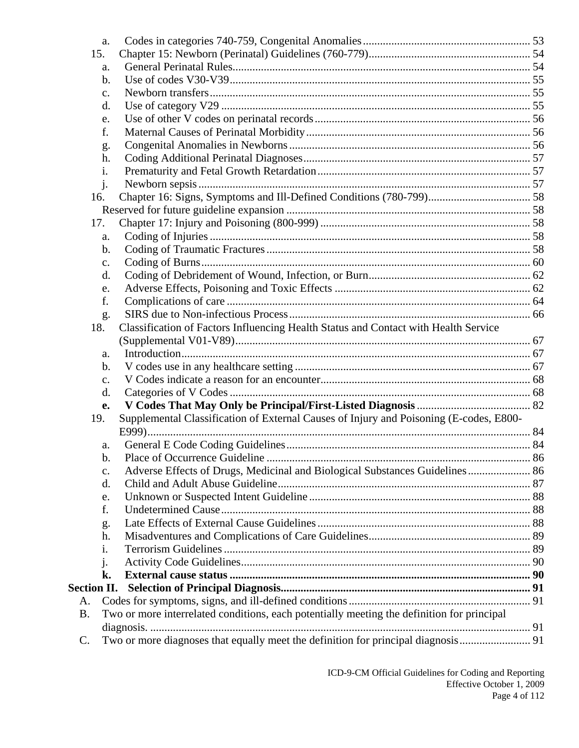a. Codes in categories 740-759, Congenital Anomalies .......... 53

15. Chapter 15: Newborn (Perinatal) Guidelines (760-779) .......... 54

a. General Perinatal Rules .......... 54
b. Use of codes V30-V39 .......... 55
c. Newborn transfers .......... 55
d. Use of category V29 .......... 55
e. Use of other V codes on perinatal records .......... 56
f. Maternal Causes of Perinatal Morbidity .......... 56
g. Congenital Anomalies in Newborns .......... 56
h. Coding Additional Perinatal Diagnoses .......... 57
i. Prematurity and Fetal Growth Retardation .......... 57
j. Newborn sepsis .......... 57

16. Chapter 16: Signs, Symptoms and Ill-Defined Conditions (780-799) .......... 58

Reserved for future guideline expansion .......... 58

17. Chapter 17: Injury and Poisoning (800-999) .......... 58

a. Coding of Injuries .......... 58
b. Coding of Traumatic Fractures .......... 58
c. Coding of Burns .......... 60
d. Coding of Debridement of Wound, Infection, or Burn .......... 62
e. Adverse Effects, Poisoning and Toxic Effects .......... 62
f. Complications of care .......... 64
g. SIRS due to Non-infectious Process .......... 66

18. Classification of Factors Influencing Health Status and Contact with Health Service (Supplemental V01-V89) .......... 67

a. Introduction .......... 67
b. V codes use in any healthcare setting .......... 67
c. V Codes indicate a reason for an encounter .......... 68
d. Categories of V Codes .......... 68
**e. V Codes That May Only be Principal/First-Listed Diagnosis .......... 82**

19. Supplemental Classification of External Causes of Injury and Poisoning (E-codes, E800-E999) .......... 84

a. General E Code Coding Guidelines .......... 84
b. Place of Occurrence Guideline .......... 86
c. Adverse Effects of Drugs, Medicinal and Biological Substances Guidelines .......... 86
d. Child and Adult Abuse Guideline .......... 87
e. Unknown or Suspected Intent Guideline .......... 88
f. Undetermined Cause .......... 88
g. Late Effects of External Cause Guidelines .......... 88
h. Misadventures and Complications of Care Guidelines .......... 89
i. Terrorism Guidelines .......... 89
j. Activity Code Guidelines .......... 90
**k. External cause status .......... 90**

**Section II. Selection of Principal Diagnosis .......... 91**

A. Codes for symptoms, signs, and ill-defined conditions .......... 91
B. Two or more interrelated conditions, each potentially meeting the definition for principal diagnosis. .......... 91
C. Two or more diagnoses that equally meet the definition for principal diagnosis .......... 91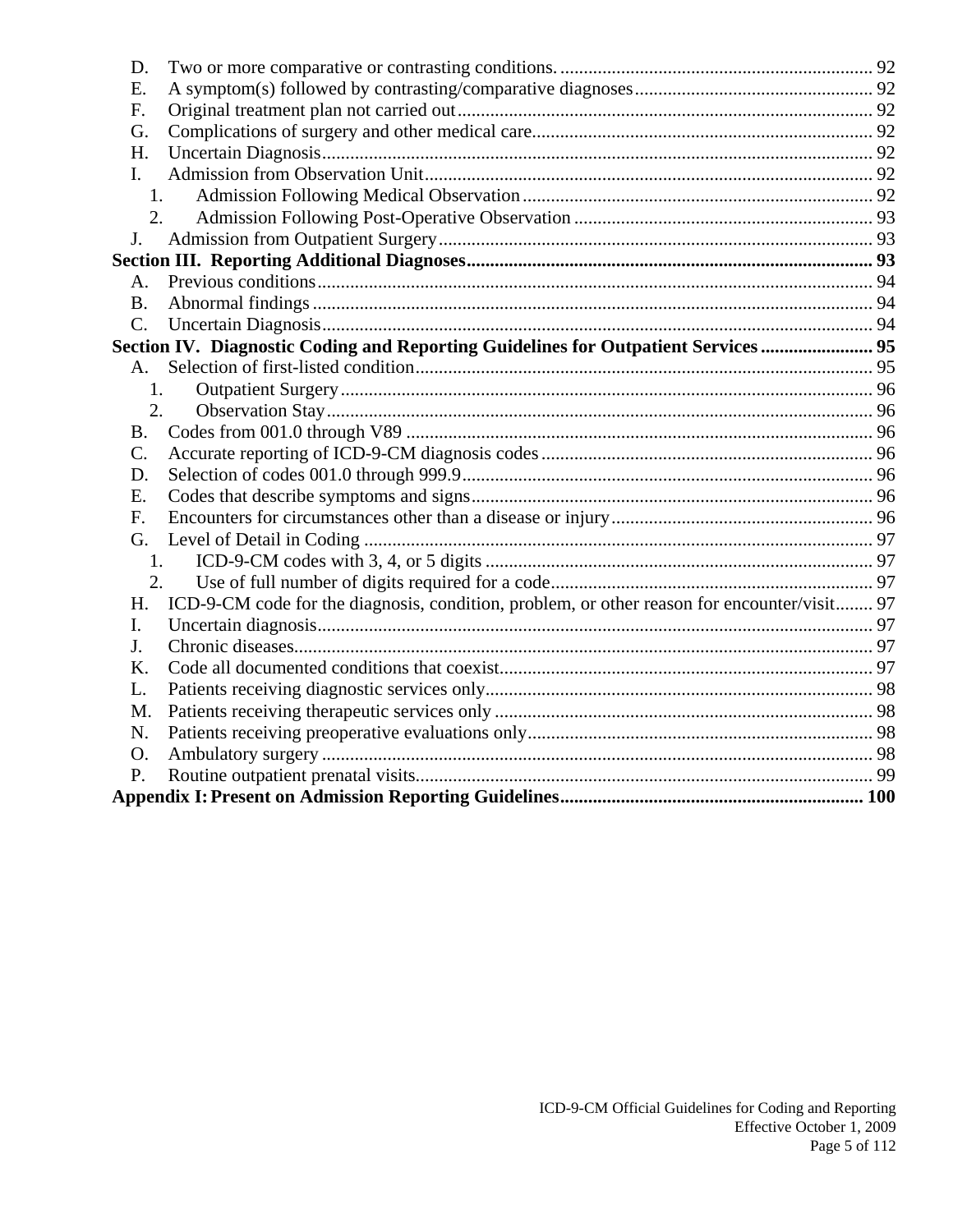- D. Two or more comparative or contrasting conditions. .................................................................. 92
- E. A symptom(s) followed by contrasting/comparative diagnoses.................................................. 92
- F. Original treatment plan not carried out......................................................................................... 92
- G. Complications of surgery and other medical care......................................................................... 92
- H. Uncertain Diagnosis...................................................................................................................... 92
- I. Admission from Observation Unit................................................................................................ 92
  - 1. Admission Following Medical Observation.......................................................................... 92
  - 2. Admission Following Post-Operative Observation ............................................................... 93
- J. Admission from Outpatient Surgery............................................................................................. 93

**Section III. Reporting Additional Diagnoses...................................................................................... 93**

- A. Previous conditions....................................................................................................................... 94
- B. Abnormal findings ........................................................................................................................ 94
- C. Uncertain Diagnosis...................................................................................................................... 94

**Section IV. Diagnostic Coding and Reporting Guidelines for Outpatient Services ....................... 95**

- A. Selection of first-listed condition.................................................................................................. 95
  - 1. Outpatient Surgery................................................................................................................. 96
  - 2. Observation Stay.................................................................................................................... 96
- B. Codes from 001.0 through V89 .................................................................................................... 96
- C. Accurate reporting of ICD-9-CM diagnosis codes....................................................................... 96
- D. Selection of codes 001.0 through 999.9........................................................................................ 96
- E. Codes that describe symptoms and signs...................................................................................... 96
- F. Encounters for circumstances other than a disease or injury........................................................ 96
- G. Level of Detail in Coding ............................................................................................................. 97
  - 1. ICD-9-CM codes with 3, 4, or 5 digits .................................................................................. 97
  - 2. Use of full number of digits required for a code.................................................................... 97
- H. ICD-9-CM code for the diagnosis, condition, problem, or other reason for encounter/visit........ 97
- I. Uncertain diagnosis....................................................................................................................... 97
- J. Chronic diseases............................................................................................................................ 97
- K. Code all documented conditions that coexist................................................................................ 97
- L. Patients receiving diagnostic services only................................................................................... 98
- M. Patients receiving therapeutic services only ................................................................................. 98
- N. Patients receiving preoperative evaluations only.......................................................................... 98
- O. Ambulatory surgery ...................................................................................................................... 98
- P. Routine outpatient prenatal visits.................................................................................................. 99

**Appendix I: Present on Admission Reporting Guidelines................................................................ 100**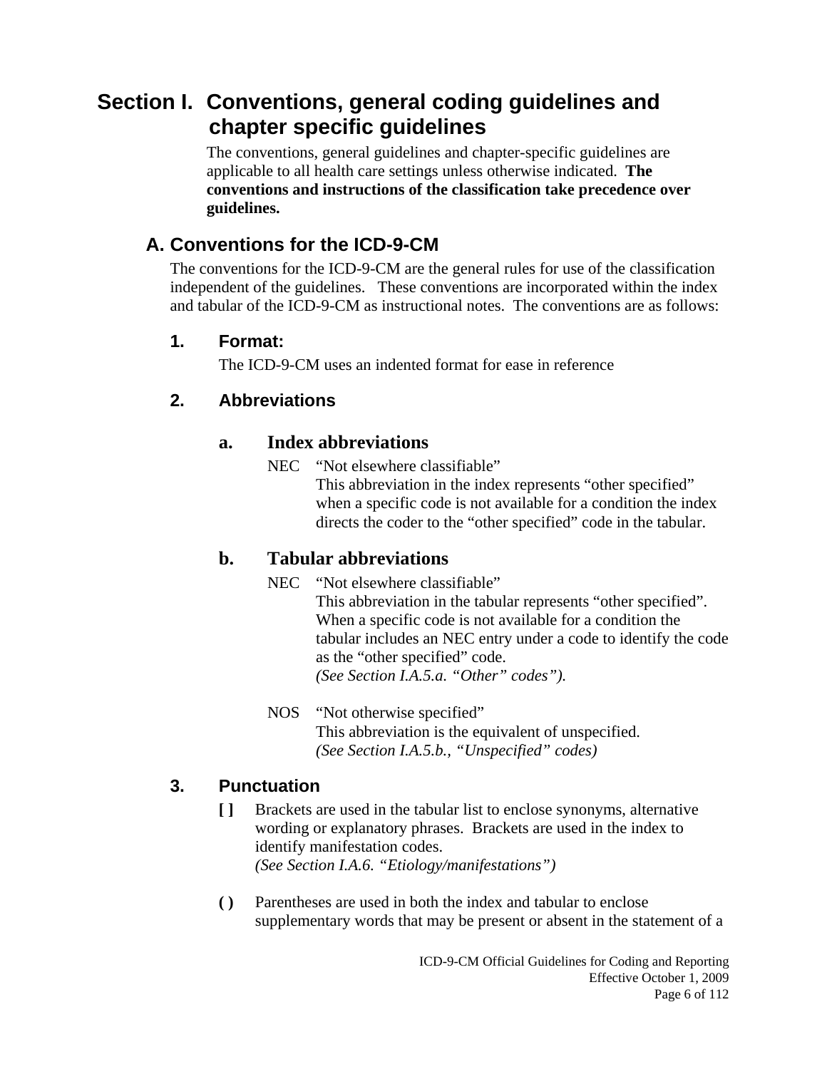# Section I. Conventions, general coding guidelines and chapter specific guidelines

The conventions, general guidelines and chapter-specific guidelines are applicable to all health care settings unless otherwise indicated. **The conventions and instructions of the classification take precedence over guidelines.**

## A. Conventions for the ICD-9-CM

The conventions for the ICD-9-CM are the general rules for use of the classification independent of the guidelines. These conventions are incorporated within the index and tabular of the ICD-9-CM as instructional notes. The conventions are as follows:

### 1. Format:

The ICD-9-CM uses an indented format for ease in reference

### 2. Abbreviations

#### a. Index abbreviations

NEC "Not elsewhere classifiable"
This abbreviation in the index represents "other specified" when a specific code is not available for a condition the index directs the coder to the "other specified" code in the tabular.

#### b. Tabular abbreviations

NEC "Not elsewhere classifiable"
This abbreviation in the tabular represents "other specified". When a specific code is not available for a condition the tabular includes an NEC entry under a code to identify the code as the "other specified" code.
*(See Section I.A.5.a. "Other" codes").*

NOS "Not otherwise specified"
This abbreviation is the equivalent of unspecified.
*(See Section I.A.5.b., "Unspecified" codes)*

### 3. Punctuation

**[ ]** Brackets are used in the tabular list to enclose synonyms, alternative wording or explanatory phrases. Brackets are used in the index to identify manifestation codes.
*(See Section I.A.6. "Etiology/manifestations")*

**( )** Parentheses are used in both the index and tabular to enclose supplementary words that may be present or absent in the statement of a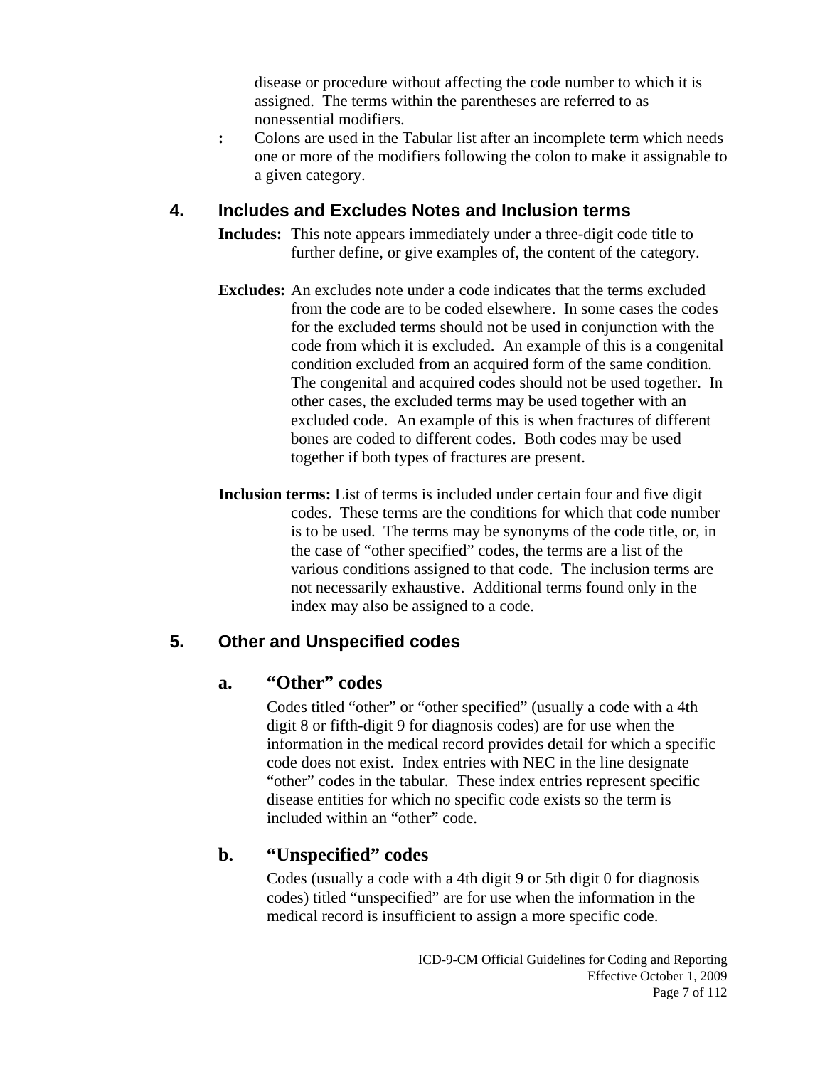disease or procedure without affecting the code number to which it is assigned. The terms within the parentheses are referred to as nonessential modifiers.

**:** Colons are used in the Tabular list after an incomplete term which needs one or more of the modifiers following the colon to make it assignable to a given category.

## 4. Includes and Excludes Notes and Inclusion terms

**Includes:** This note appears immediately under a three-digit code title to further define, or give examples of, the content of the category.

**Excludes:** An excludes note under a code indicates that the terms excluded from the code are to be coded elsewhere. In some cases the codes for the excluded terms should not be used in conjunction with the code from which it is excluded. An example of this is a congenital condition excluded from an acquired form of the same condition. The congenital and acquired codes should not be used together. In other cases, the excluded terms may be used together with an excluded code. An example of this is when fractures of different bones are coded to different codes. Both codes may be used together if both types of fractures are present.

**Inclusion terms:** List of terms is included under certain four and five digit codes. These terms are the conditions for which that code number is to be used. The terms may be synonyms of the code title, or, in the case of "other specified" codes, the terms are a list of the various conditions assigned to that code. The inclusion terms are not necessarily exhaustive. Additional terms found only in the index may also be assigned to a code.

## 5. Other and Unspecified codes

### a. "Other" codes

Codes titled "other" or "other specified" (usually a code with a 4th digit 8 or fifth-digit 9 for diagnosis codes) are for use when the information in the medical record provides detail for which a specific code does not exist. Index entries with NEC in the line designate "other" codes in the tabular. These index entries represent specific disease entities for which no specific code exists so the term is included within an "other" code.

### b. "Unspecified" codes

Codes (usually a code with a 4th digit 9 or 5th digit 0 for diagnosis codes) titled "unspecified" are for use when the information in the medical record is insufficient to assign a more specific code.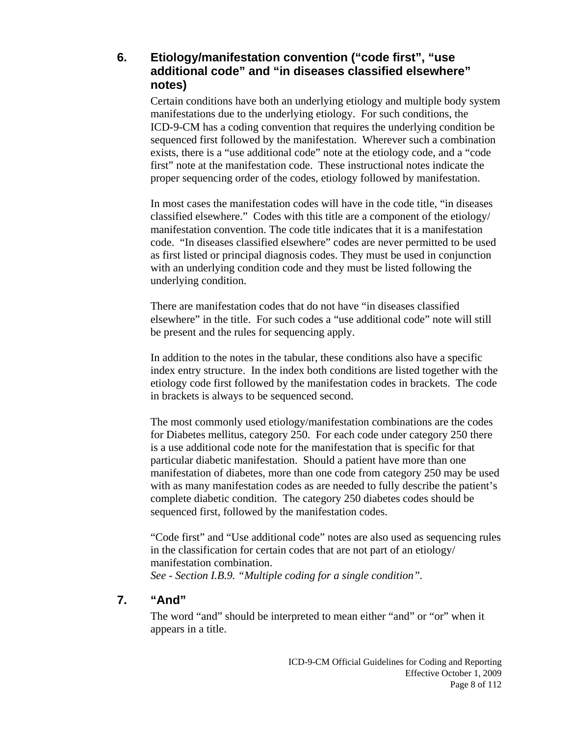### 6. Etiology/manifestation convention ("code first", "use additional code" and "in diseases classified elsewhere" notes)

Certain conditions have both an underlying etiology and multiple body system manifestations due to the underlying etiology. For such conditions, the ICD-9-CM has a coding convention that requires the underlying condition be sequenced first followed by the manifestation. Wherever such a combination exists, there is a "use additional code" note at the etiology code, and a "code first" note at the manifestation code. These instructional notes indicate the proper sequencing order of the codes, etiology followed by manifestation.

In most cases the manifestation codes will have in the code title, "in diseases classified elsewhere." Codes with this title are a component of the etiology/ manifestation convention. The code title indicates that it is a manifestation code. "In diseases classified elsewhere" codes are never permitted to be used as first listed or principal diagnosis codes. They must be used in conjunction with an underlying condition code and they must be listed following the underlying condition.

There are manifestation codes that do not have "in diseases classified elsewhere" in the title. For such codes a "use additional code" note will still be present and the rules for sequencing apply.

In addition to the notes in the tabular, these conditions also have a specific index entry structure. In the index both conditions are listed together with the etiology code first followed by the manifestation codes in brackets. The code in brackets is always to be sequenced second.

The most commonly used etiology/manifestation combinations are the codes for Diabetes mellitus, category 250. For each code under category 250 there is a use additional code note for the manifestation that is specific for that particular diabetic manifestation. Should a patient have more than one manifestation of diabetes, more than one code from category 250 may be used with as many manifestation codes as are needed to fully describe the patient's complete diabetic condition. The category 250 diabetes codes should be sequenced first, followed by the manifestation codes.

"Code first" and "Use additional code" notes are also used as sequencing rules in the classification for certain codes that are not part of an etiology/ manifestation combination.
*See - Section I.B.9. "Multiple coding for a single condition".*

### 7. "And"

The word "and" should be interpreted to mean either "and" or "or" when it appears in a title.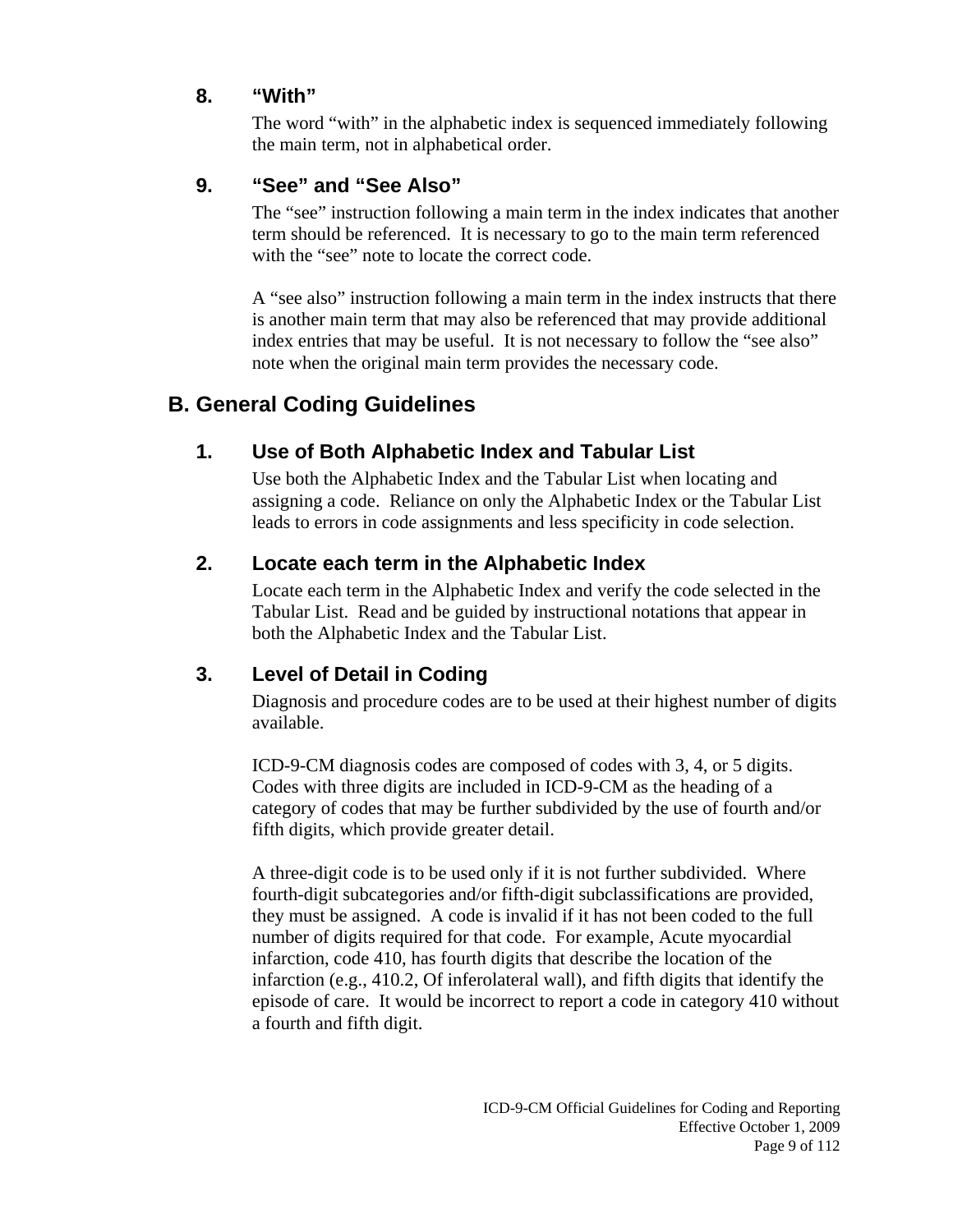#### 8. “With”

The word “with” in the alphabetic index is sequenced immediately following the main term, not in alphabetical order.

#### 9. “See” and “See Also”

The “see” instruction following a main term in the index indicates that another term should be referenced. It is necessary to go to the main term referenced with the “see” note to locate the correct code.

A “see also” instruction following a main term in the index instructs that there is another main term that may also be referenced that may provide additional index entries that may be useful. It is not necessary to follow the “see also” note when the original main term provides the necessary code.

## B. General Coding Guidelines

### 1. Use of Both Alphabetic Index and Tabular List

Use both the Alphabetic Index and the Tabular List when locating and assigning a code. Reliance on only the Alphabetic Index or the Tabular List leads to errors in code assignments and less specificity in code selection.

### 2. Locate each term in the Alphabetic Index

Locate each term in the Alphabetic Index and verify the code selected in the Tabular List. Read and be guided by instructional notations that appear in both the Alphabetic Index and the Tabular List.

### 3. Level of Detail in Coding

Diagnosis and procedure codes are to be used at their highest number of digits available.

ICD-9-CM diagnosis codes are composed of codes with 3, 4, or 5 digits. Codes with three digits are included in ICD-9-CM as the heading of a category of codes that may be further subdivided by the use of fourth and/or fifth digits, which provide greater detail.

A three-digit code is to be used only if it is not further subdivided. Where fourth-digit subcategories and/or fifth-digit subclassifications are provided, they must be assigned. A code is invalid if it has not been coded to the full number of digits required for that code. For example, Acute myocardial infarction, code 410, has fourth digits that describe the location of the infarction (e.g., 410.2, Of inferolateral wall), and fifth digits that identify the episode of care. It would be incorrect to report a code in category 410 without a fourth and fifth digit.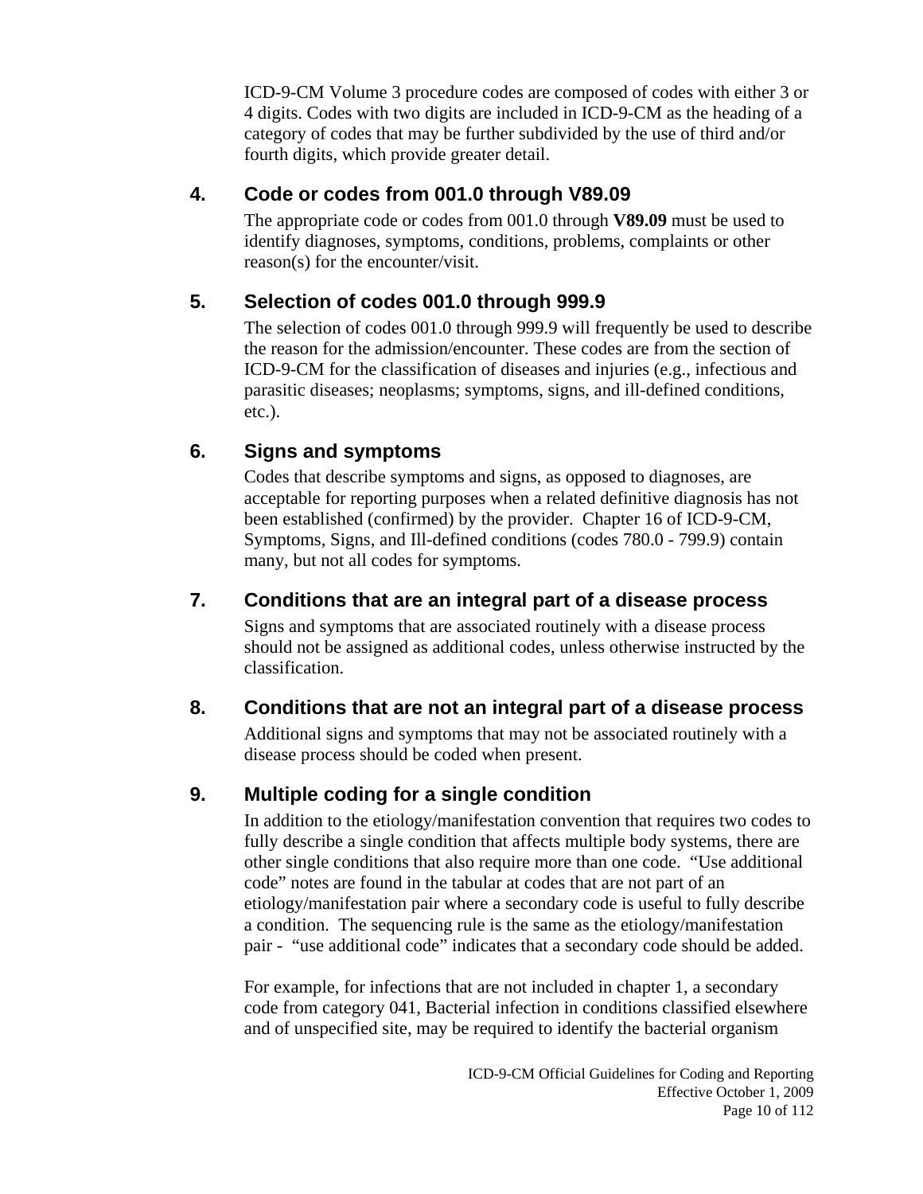ICD-9-CM Volume 3 procedure codes are composed of codes with either 3 or 4 digits. Codes with two digits are included in ICD-9-CM as the heading of a category of codes that may be further subdivided by the use of third and/or fourth digits, which provide greater detail.

### 4. Code or codes from 001.0 through V89.09

The appropriate code or codes from 001.0 through **V89.09** must be used to identify diagnoses, symptoms, conditions, problems, complaints or other reason(s) for the encounter/visit.

### 5. Selection of codes 001.0 through 999.9

The selection of codes 001.0 through 999.9 will frequently be used to describe the reason for the admission/encounter. These codes are from the section of ICD-9-CM for the classification of diseases and injuries (e.g., infectious and parasitic diseases; neoplasms; symptoms, signs, and ill-defined conditions, etc.).

### 6. Signs and symptoms

Codes that describe symptoms and signs, as opposed to diagnoses, are acceptable for reporting purposes when a related definitive diagnosis has not been established (confirmed) by the provider. Chapter 16 of ICD-9-CM, Symptoms, Signs, and Ill-defined conditions (codes 780.0 - 799.9) contain many, but not all codes for symptoms.

### 7. Conditions that are an integral part of a disease process

Signs and symptoms that are associated routinely with a disease process should not be assigned as additional codes, unless otherwise instructed by the classification.

### 8. Conditions that are not an integral part of a disease process

Additional signs and symptoms that may not be associated routinely with a disease process should be coded when present.

### 9. Multiple coding for a single condition

In addition to the etiology/manifestation convention that requires two codes to fully describe a single condition that affects multiple body systems, there are other single conditions that also require more than one code. "Use additional code" notes are found in the tabular at codes that are not part of an etiology/manifestation pair where a secondary code is useful to fully describe a condition. The sequencing rule is the same as the etiology/manifestation pair - "use additional code" indicates that a secondary code should be added.

For example, for infections that are not included in chapter 1, a secondary code from category 041, Bacterial infection in conditions classified elsewhere and of unspecified site, may be required to identify the bacterial organism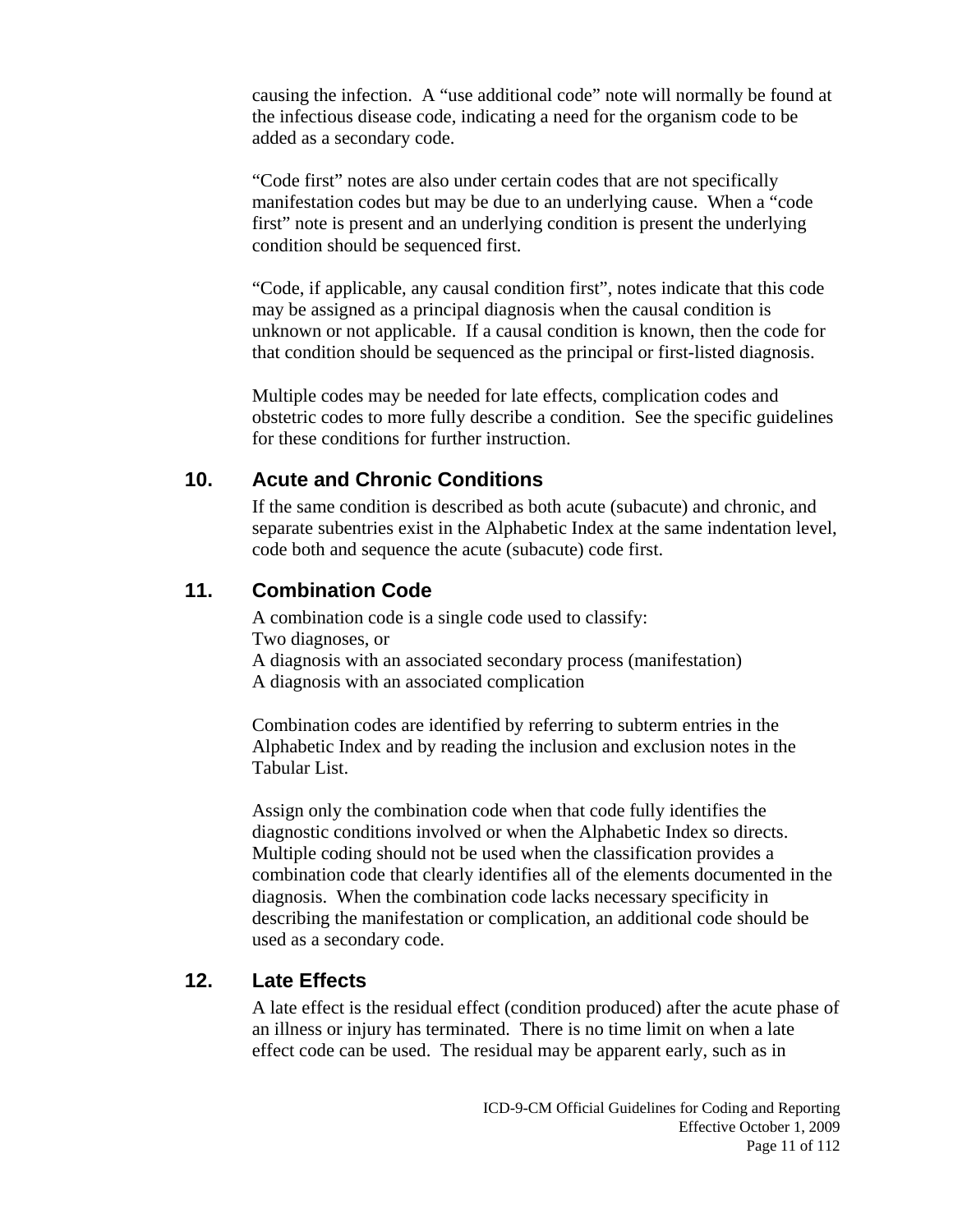causing the infection. A "use additional code" note will normally be found at the infectious disease code, indicating a need for the organism code to be added as a secondary code.

"Code first" notes are also under certain codes that are not specifically manifestation codes but may be due to an underlying cause. When a "code first" note is present and an underlying condition is present the underlying condition should be sequenced first.

"Code, if applicable, any causal condition first", notes indicate that this code may be assigned as a principal diagnosis when the causal condition is unknown or not applicable. If a causal condition is known, then the code for that condition should be sequenced as the principal or first-listed diagnosis.

Multiple codes may be needed for late effects, complication codes and obstetric codes to more fully describe a condition. See the specific guidelines for these conditions for further instruction.

### 10. Acute and Chronic Conditions

If the same condition is described as both acute (subacute) and chronic, and separate subentries exist in the Alphabetic Index at the same indentation level, code both and sequence the acute (subacute) code first.

### 11. Combination Code

A combination code is a single code used to classify:
Two diagnoses, or
A diagnosis with an associated secondary process (manifestation)
A diagnosis with an associated complication

Combination codes are identified by referring to subterm entries in the Alphabetic Index and by reading the inclusion and exclusion notes in the Tabular List.

Assign only the combination code when that code fully identifies the diagnostic conditions involved or when the Alphabetic Index so directs. Multiple coding should not be used when the classification provides a combination code that clearly identifies all of the elements documented in the diagnosis. When the combination code lacks necessary specificity in describing the manifestation or complication, an additional code should be used as a secondary code.

### 12. Late Effects

A late effect is the residual effect (condition produced) after the acute phase of an illness or injury has terminated. There is no time limit on when a late effect code can be used. The residual may be apparent early, such as in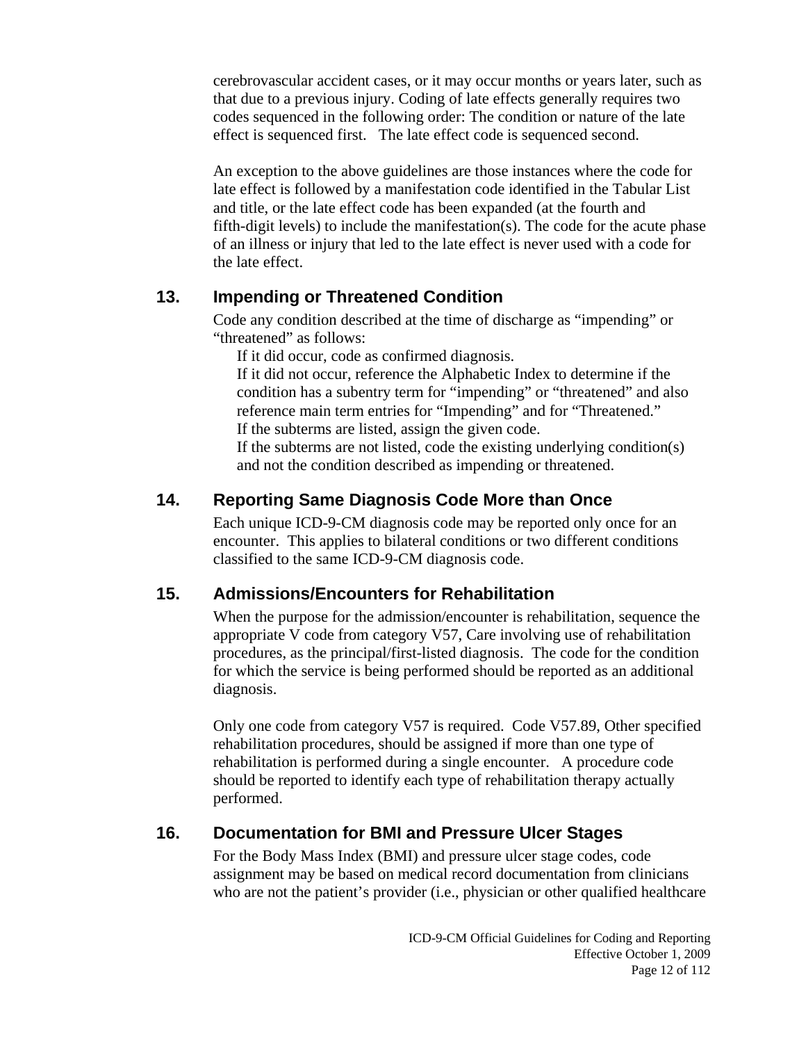cerebrovascular accident cases, or it may occur months or years later, such as that due to a previous injury. Coding of late effects generally requires two codes sequenced in the following order: The condition or nature of the late effect is sequenced first. The late effect code is sequenced second.

An exception to the above guidelines are those instances where the code for late effect is followed by a manifestation code identified in the Tabular List and title, or the late effect code has been expanded (at the fourth and fifth-digit levels) to include the manifestation(s). The code for the acute phase of an illness or injury that led to the late effect is never used with a code for the late effect.

### 13. Impending or Threatened Condition

Code any condition described at the time of discharge as "impending" or "threatened" as follows:

- If it did occur, code as confirmed diagnosis.
- If it did not occur, reference the Alphabetic Index to determine if the condition has a subentry term for "impending" or "threatened" and also reference main term entries for "Impending" and for "Threatened."
- If the subterms are listed, assign the given code.
- If the subterms are not listed, code the existing underlying condition(s) and not the condition described as impending or threatened.

### 14. Reporting Same Diagnosis Code More than Once

Each unique ICD-9-CM diagnosis code may be reported only once for an encounter. This applies to bilateral conditions or two different conditions classified to the same ICD-9-CM diagnosis code.

### 15. Admissions/Encounters for Rehabilitation

When the purpose for the admission/encounter is rehabilitation, sequence the appropriate V code from category V57, Care involving use of rehabilitation procedures, as the principal/first-listed diagnosis. The code for the condition for which the service is being performed should be reported as an additional diagnosis.

Only one code from category V57 is required. Code V57.89, Other specified rehabilitation procedures, should be assigned if more than one type of rehabilitation is performed during a single encounter. A procedure code should be reported to identify each type of rehabilitation therapy actually performed.

### 16. Documentation for BMI and Pressure Ulcer Stages

For the Body Mass Index (BMI) and pressure ulcer stage codes, code assignment may be based on medical record documentation from clinicians who are not the patient's provider (i.e., physician or other qualified healthcare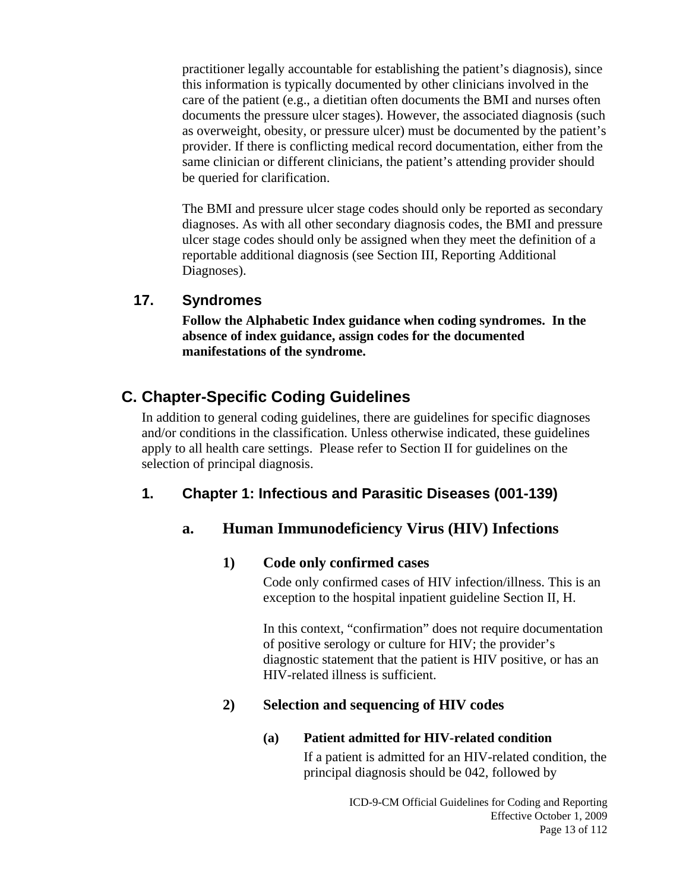practitioner legally accountable for establishing the patient's diagnosis), since this information is typically documented by other clinicians involved in the care of the patient (e.g., a dietitian often documents the BMI and nurses often documents the pressure ulcer stages). However, the associated diagnosis (such as overweight, obesity, or pressure ulcer) must be documented by the patient's provider. If there is conflicting medical record documentation, either from the same clinician or different clinicians, the patient's attending provider should be queried for clarification.

The BMI and pressure ulcer stage codes should only be reported as secondary diagnoses. As with all other secondary diagnosis codes, the BMI and pressure ulcer stage codes should only be assigned when they meet the definition of a reportable additional diagnosis (see Section III, Reporting Additional Diagnoses).

### 17. Syndromes

**Follow the Alphabetic Index guidance when coding syndromes. In the absence of index guidance, assign codes for the documented manifestations of the syndrome.**

## C. Chapter-Specific Coding Guidelines

In addition to general coding guidelines, there are guidelines for specific diagnoses and/or conditions in the classification. Unless otherwise indicated, these guidelines apply to all health care settings. Please refer to Section II for guidelines on the selection of principal diagnosis.

### 1. Chapter 1: Infectious and Parasitic Diseases (001-139)

#### a. Human Immunodeficiency Virus (HIV) Infections

##### 1) Code only confirmed cases

Code only confirmed cases of HIV infection/illness. This is an exception to the hospital inpatient guideline Section II, H.

In this context, "confirmation" does not require documentation of positive serology or culture for HIV; the provider's diagnostic statement that the patient is HIV positive, or has an HIV-related illness is sufficient.

##### 2) Selection and sequencing of HIV codes

**(a) Patient admitted for HIV-related condition**

If a patient is admitted for an HIV-related condition, the principal diagnosis should be 042, followed by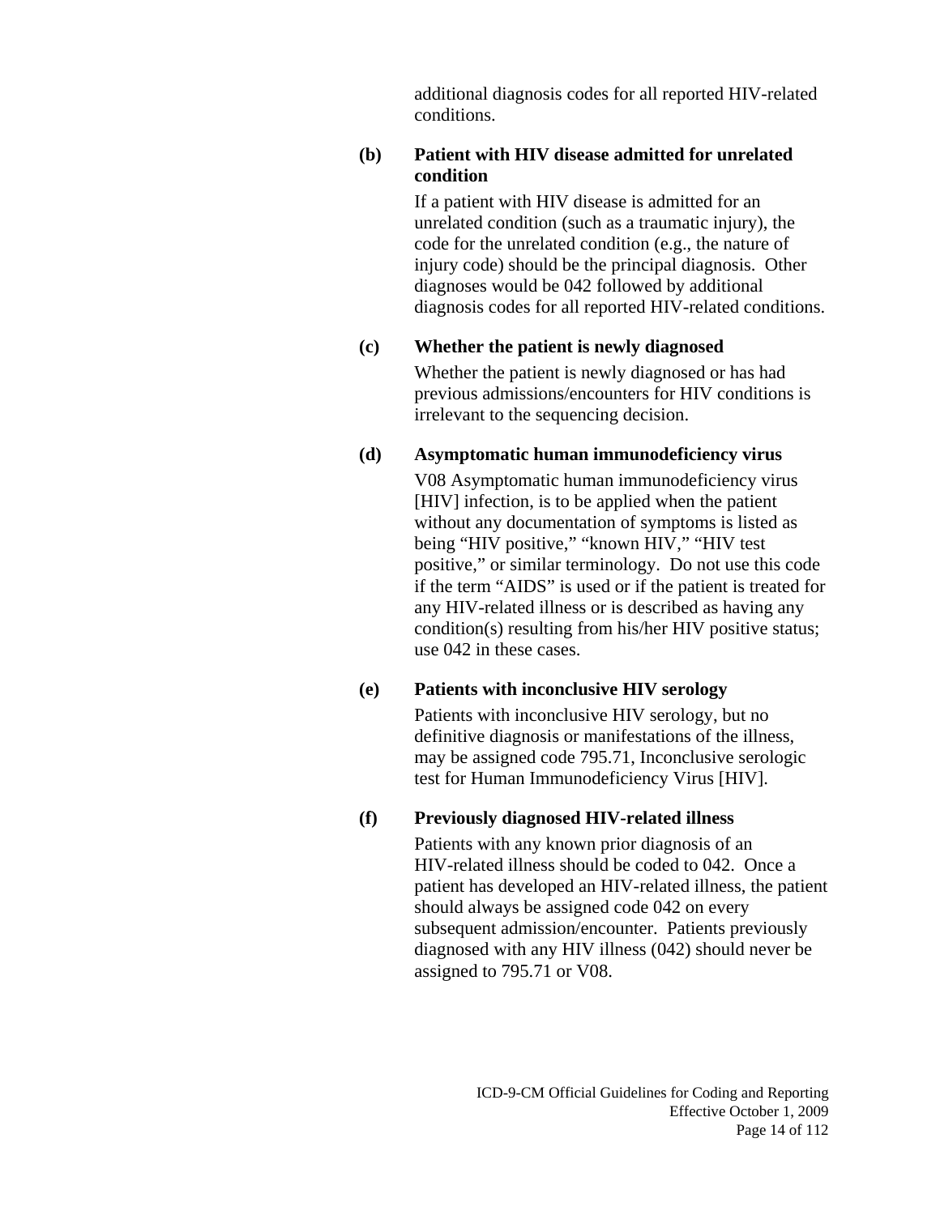additional diagnosis codes for all reported HIV-related conditions.

**(b) Patient with HIV disease admitted for unrelated condition**

If a patient with HIV disease is admitted for an unrelated condition (such as a traumatic injury), the code for the unrelated condition (e.g., the nature of injury code) should be the principal diagnosis. Other diagnoses would be 042 followed by additional diagnosis codes for all reported HIV-related conditions.

**(c) Whether the patient is newly diagnosed**

Whether the patient is newly diagnosed or has had previous admissions/encounters for HIV conditions is irrelevant to the sequencing decision.

**(d) Asymptomatic human immunodeficiency virus**

V08 Asymptomatic human immunodeficiency virus [HIV] infection, is to be applied when the patient without any documentation of symptoms is listed as being "HIV positive," "known HIV," "HIV test positive," or similar terminology. Do not use this code if the term "AIDS" is used or if the patient is treated for any HIV-related illness or is described as having any condition(s) resulting from his/her HIV positive status; use 042 in these cases.

**(e) Patients with inconclusive HIV serology**

Patients with inconclusive HIV serology, but no definitive diagnosis or manifestations of the illness, may be assigned code 795.71, Inconclusive serologic test for Human Immunodeficiency Virus [HIV].

**(f) Previously diagnosed HIV-related illness**

Patients with any known prior diagnosis of an HIV-related illness should be coded to 042. Once a patient has developed an HIV-related illness, the patient should always be assigned code 042 on every subsequent admission/encounter. Patients previously diagnosed with any HIV illness (042) should never be assigned to 795.71 or V08.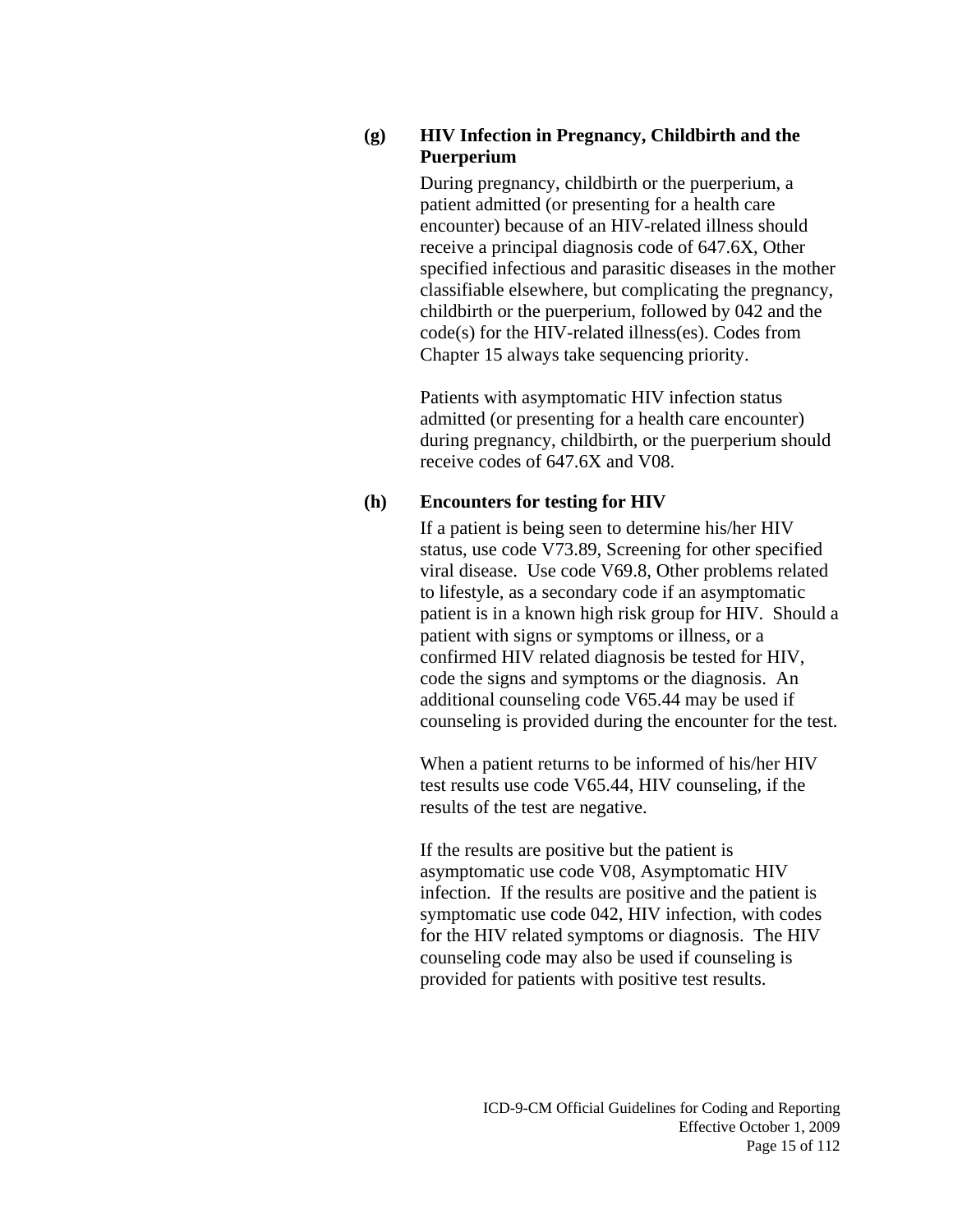**(g) HIV Infection in Pregnancy, Childbirth and the Puerperium**

During pregnancy, childbirth or the puerperium, a patient admitted (or presenting for a health care encounter) because of an HIV-related illness should receive a principal diagnosis code of 647.6X, Other specified infectious and parasitic diseases in the mother classifiable elsewhere, but complicating the pregnancy, childbirth or the puerperium, followed by 042 and the code(s) for the HIV-related illness(es). Codes from Chapter 15 always take sequencing priority.

Patients with asymptomatic HIV infection status admitted (or presenting for a health care encounter) during pregnancy, childbirth, or the puerperium should receive codes of 647.6X and V08.

**(h) Encounters for testing for HIV**

If a patient is being seen to determine his/her HIV status, use code V73.89, Screening for other specified viral disease. Use code V69.8, Other problems related to lifestyle, as a secondary code if an asymptomatic patient is in a known high risk group for HIV. Should a patient with signs or symptoms or illness, or a confirmed HIV related diagnosis be tested for HIV, code the signs and symptoms or the diagnosis. An additional counseling code V65.44 may be used if counseling is provided during the encounter for the test.

When a patient returns to be informed of his/her HIV test results use code V65.44, HIV counseling, if the results of the test are negative.

If the results are positive but the patient is asymptomatic use code V08, Asymptomatic HIV infection. If the results are positive and the patient is symptomatic use code 042, HIV infection, with codes for the HIV related symptoms or diagnosis. The HIV counseling code may also be used if counseling is provided for patients with positive test results.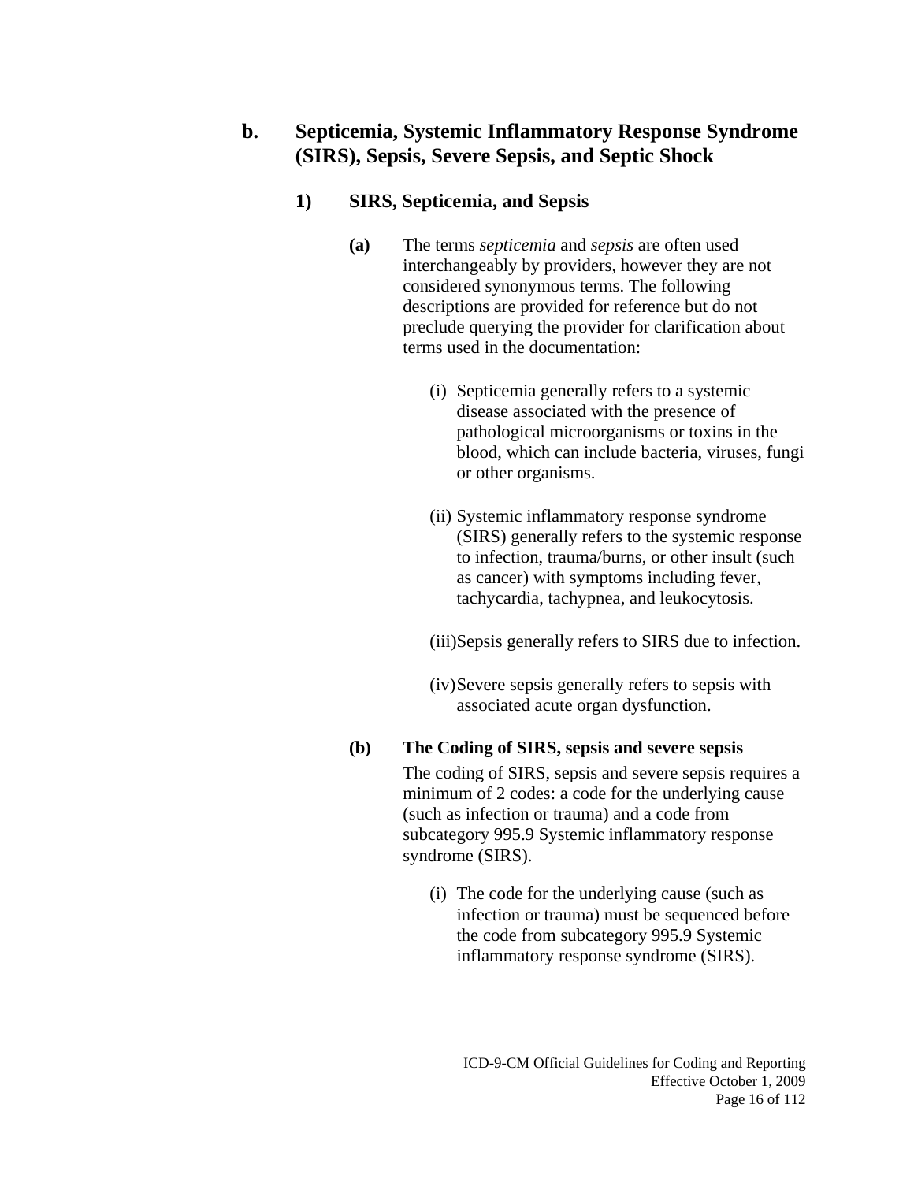## b. Septicemia, Systemic Inflammatory Response Syndrome (SIRS), Sepsis, Severe Sepsis, and Septic Shock

### 1) SIRS, Septicemia, and Sepsis

**(a)** The terms *septicemia* and *sepsis* are often used interchangeably by providers, however they are not considered synonymous terms. The following descriptions are provided for reference but do not preclude querying the provider for clarification about terms used in the documentation:

(i) Septicemia generally refers to a systemic disease associated with the presence of pathological microorganisms or toxins in the blood, which can include bacteria, viruses, fungi or other organisms.

(ii) Systemic inflammatory response syndrome (SIRS) generally refers to the systemic response to infection, trauma/burns, or other insult (such as cancer) with symptoms including fever, tachycardia, tachypnea, and leukocytosis.

(iii) Sepsis generally refers to SIRS due to infection.

(iv) Severe sepsis generally refers to sepsis with associated acute organ dysfunction.

**(b) The Coding of SIRS, sepsis and severe sepsis**

The coding of SIRS, sepsis and severe sepsis requires a minimum of 2 codes: a code for the underlying cause (such as infection or trauma) and a code from subcategory 995.9 Systemic inflammatory response syndrome (SIRS).

(i) The code for the underlying cause (such as infection or trauma) must be sequenced before the code from subcategory 995.9 Systemic inflammatory response syndrome (SIRS).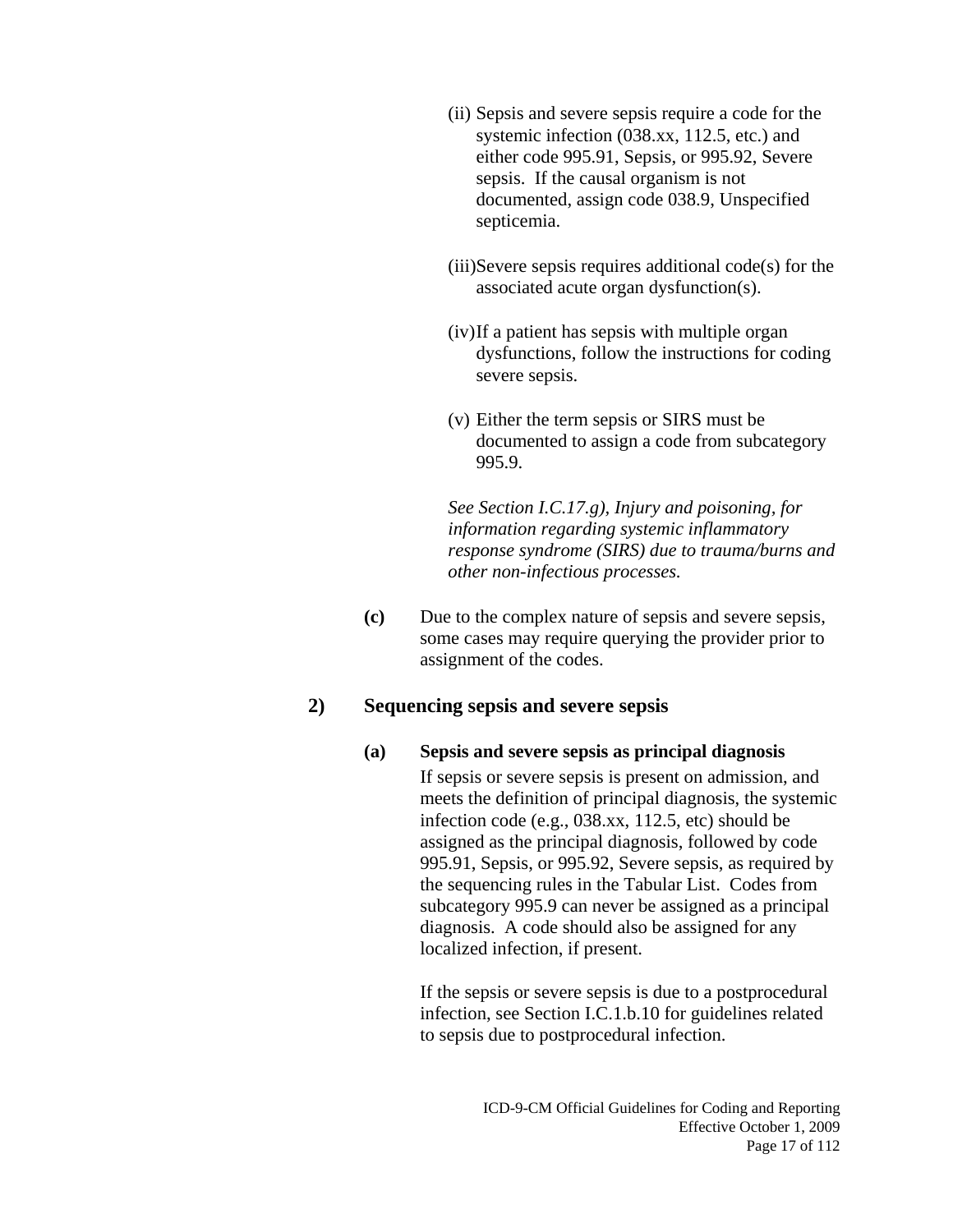(ii) Sepsis and severe sepsis require a code for the systemic infection (038.xx, 112.5, etc.) and either code 995.91, Sepsis, or 995.92, Severe sepsis. If the causal organism is not documented, assign code 038.9, Unspecified septicemia.

(iii) Severe sepsis requires additional code(s) for the associated acute organ dysfunction(s).

(iv) If a patient has sepsis with multiple organ dysfunctions, follow the instructions for coding severe sepsis.

(v) Either the term sepsis or SIRS must be documented to assign a code from subcategory 995.9.

*See Section I.C.17.g), Injury and poisoning, for information regarding systemic inflammatory response syndrome (SIRS) due to trauma/burns and other non-infectious processes.*

**(c)** Due to the complex nature of sepsis and severe sepsis, some cases may require querying the provider prior to assignment of the codes.

### 2) Sequencing sepsis and severe sepsis

**(a) Sepsis and severe sepsis as principal diagnosis**

If sepsis or severe sepsis is present on admission, and meets the definition of principal diagnosis, the systemic infection code (e.g., 038.xx, 112.5, etc) should be assigned as the principal diagnosis, followed by code 995.91, Sepsis, or 995.92, Severe sepsis, as required by the sequencing rules in the Tabular List. Codes from subcategory 995.9 can never be assigned as a principal diagnosis. A code should also be assigned for any localized infection, if present.

If the sepsis or severe sepsis is due to a postprocedural infection, see Section I.C.1.b.10 for guidelines related to sepsis due to postprocedural infection.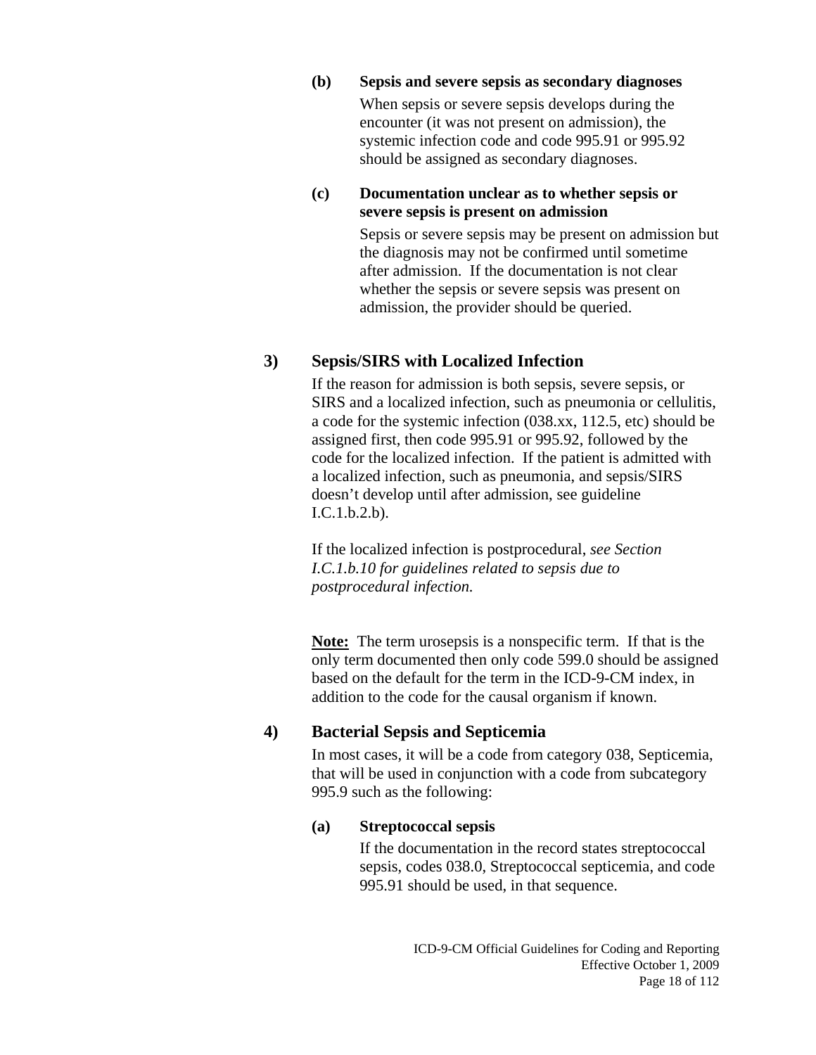**(b) Sepsis and severe sepsis as secondary diagnoses**

When sepsis or severe sepsis develops during the encounter (it was not present on admission), the systemic infection code and code 995.91 or 995.92 should be assigned as secondary diagnoses.

**(c) Documentation unclear as to whether sepsis or severe sepsis is present on admission**

Sepsis or severe sepsis may be present on admission but the diagnosis may not be confirmed until sometime after admission. If the documentation is not clear whether the sepsis or severe sepsis was present on admission, the provider should be queried.

### 3) Sepsis/SIRS with Localized Infection

If the reason for admission is both sepsis, severe sepsis, or SIRS and a localized infection, such as pneumonia or cellulitis, a code for the systemic infection (038.xx, 112.5, etc) should be assigned first, then code 995.91 or 995.92, followed by the code for the localized infection. If the patient is admitted with a localized infection, such as pneumonia, and sepsis/SIRS doesn't develop until after admission, see guideline I.C.1.b.2.b).

If the localized infection is postprocedural, *see Section I.C.1.b.10 for guidelines related to sepsis due to postprocedural infection.*

**Note:** The term urosepsis is a nonspecific term. If that is the only term documented then only code 599.0 should be assigned based on the default for the term in the ICD-9-CM index, in addition to the code for the causal organism if known.

### 4) Bacterial Sepsis and Septicemia

In most cases, it will be a code from category 038, Septicemia, that will be used in conjunction with a code from subcategory 995.9 such as the following:

**(a) Streptococcal sepsis**

If the documentation in the record states streptococcal sepsis, codes 038.0, Streptococcal septicemia, and code 995.91 should be used, in that sequence.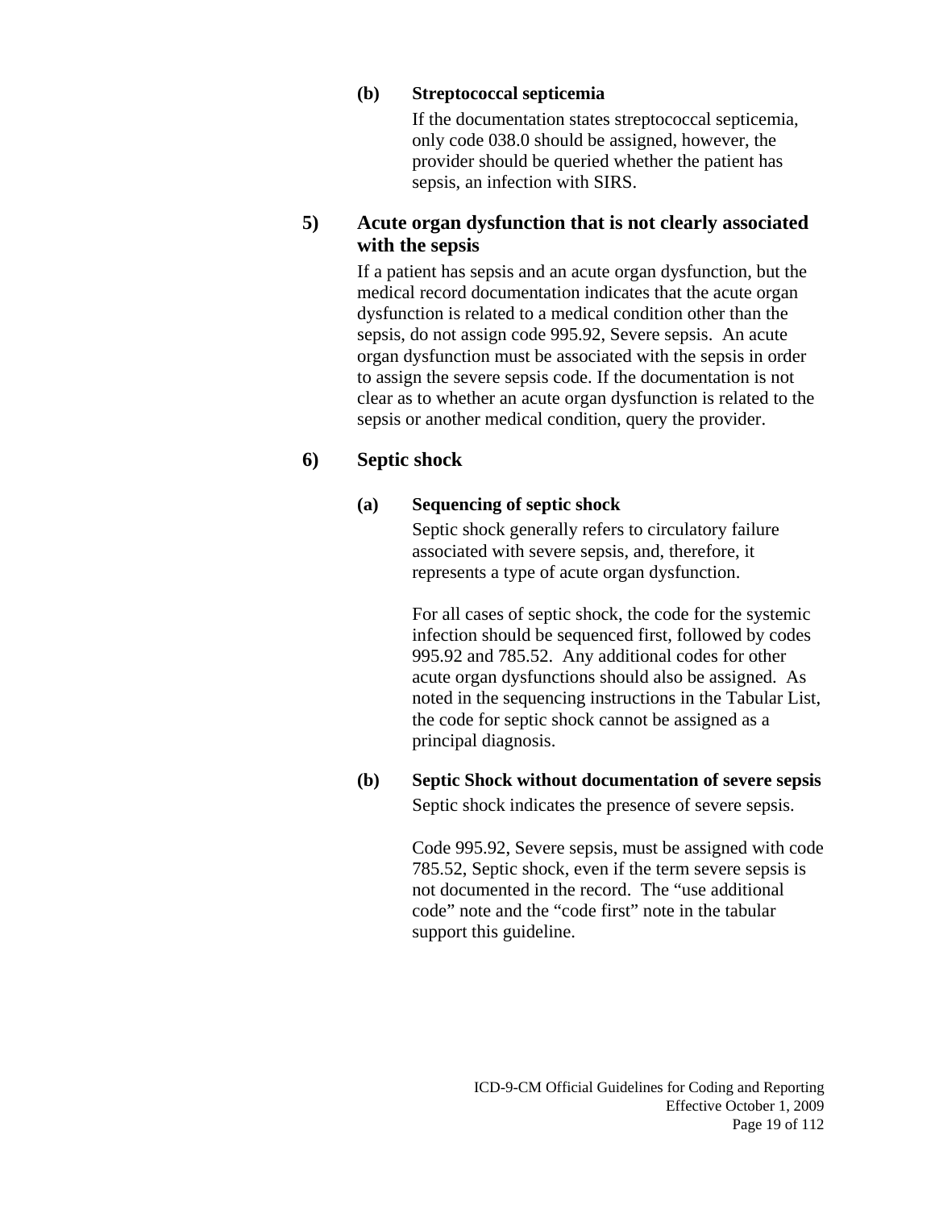#### (b) Streptococcal septicemia

If the documentation states streptococcal septicemia, only code 038.0 should be assigned, however, the provider should be queried whether the patient has sepsis, an infection with SIRS.

### 5) Acute organ dysfunction that is not clearly associated with the sepsis

If a patient has sepsis and an acute organ dysfunction, but the medical record documentation indicates that the acute organ dysfunction is related to a medical condition other than the sepsis, do not assign code 995.92, Severe sepsis. An acute organ dysfunction must be associated with the sepsis in order to assign the severe sepsis code. If the documentation is not clear as to whether an acute organ dysfunction is related to the sepsis or another medical condition, query the provider.

### 6) Septic shock

#### (a) Sequencing of septic shock

Septic shock generally refers to circulatory failure associated with severe sepsis, and, therefore, it represents a type of acute organ dysfunction.

For all cases of septic shock, the code for the systemic infection should be sequenced first, followed by codes 995.92 and 785.52. Any additional codes for other acute organ dysfunctions should also be assigned. As noted in the sequencing instructions in the Tabular List, the code for septic shock cannot be assigned as a principal diagnosis.

#### (b) Septic Shock without documentation of severe sepsis

Septic shock indicates the presence of severe sepsis.

Code 995.92, Severe sepsis, must be assigned with code 785.52, Septic shock, even if the term severe sepsis is not documented in the record. The "use additional code" note and the "code first" note in the tabular support this guideline.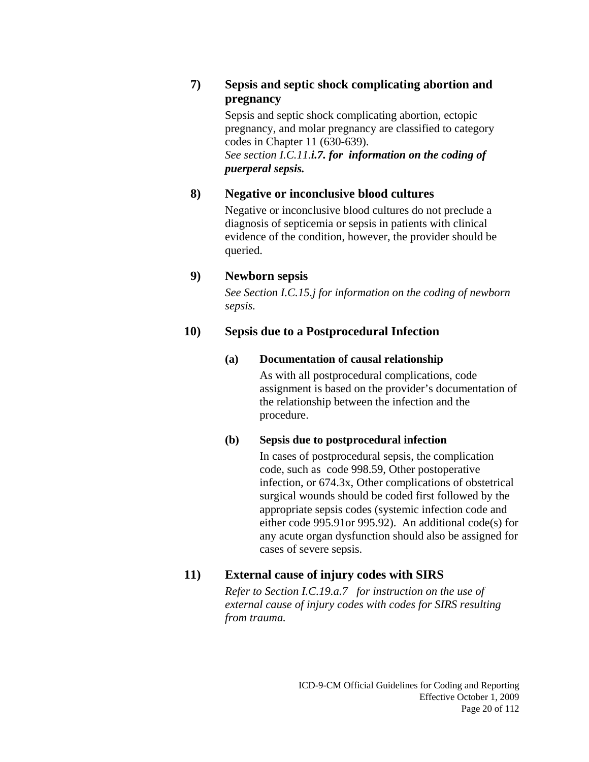**7) Sepsis and septic shock complicating abortion and pregnancy**

Sepsis and septic shock complicating abortion, ectopic pregnancy, and molar pregnancy are classified to category codes in Chapter 11 (630-639).
*See section I.C.11.**i.7. for information on the coding of puerperal sepsis.***

**8) Negative or inconclusive blood cultures**

Negative or inconclusive blood cultures do not preclude a diagnosis of septicemia or sepsis in patients with clinical evidence of the condition, however, the provider should be queried.

**9) Newborn sepsis**

*See Section I.C.15.j for information on the coding of newborn sepsis.*

**10) Sepsis due to a Postprocedural Infection**

**(a) Documentation of causal relationship**

As with all postprocedural complications, code assignment is based on the provider's documentation of the relationship between the infection and the procedure.

**(b) Sepsis due to postprocedural infection**

In cases of postprocedural sepsis, the complication code, such as code 998.59, Other postoperative infection, or 674.3x, Other complications of obstetrical surgical wounds should be coded first followed by the appropriate sepsis codes (systemic infection code and either code 995.91or 995.92). An additional code(s) for any acute organ dysfunction should also be assigned for cases of severe sepsis.

**11) External cause of injury codes with SIRS**

*Refer to Section I.C.19.a.7 for instruction on the use of external cause of injury codes with codes for SIRS resulting from trauma.*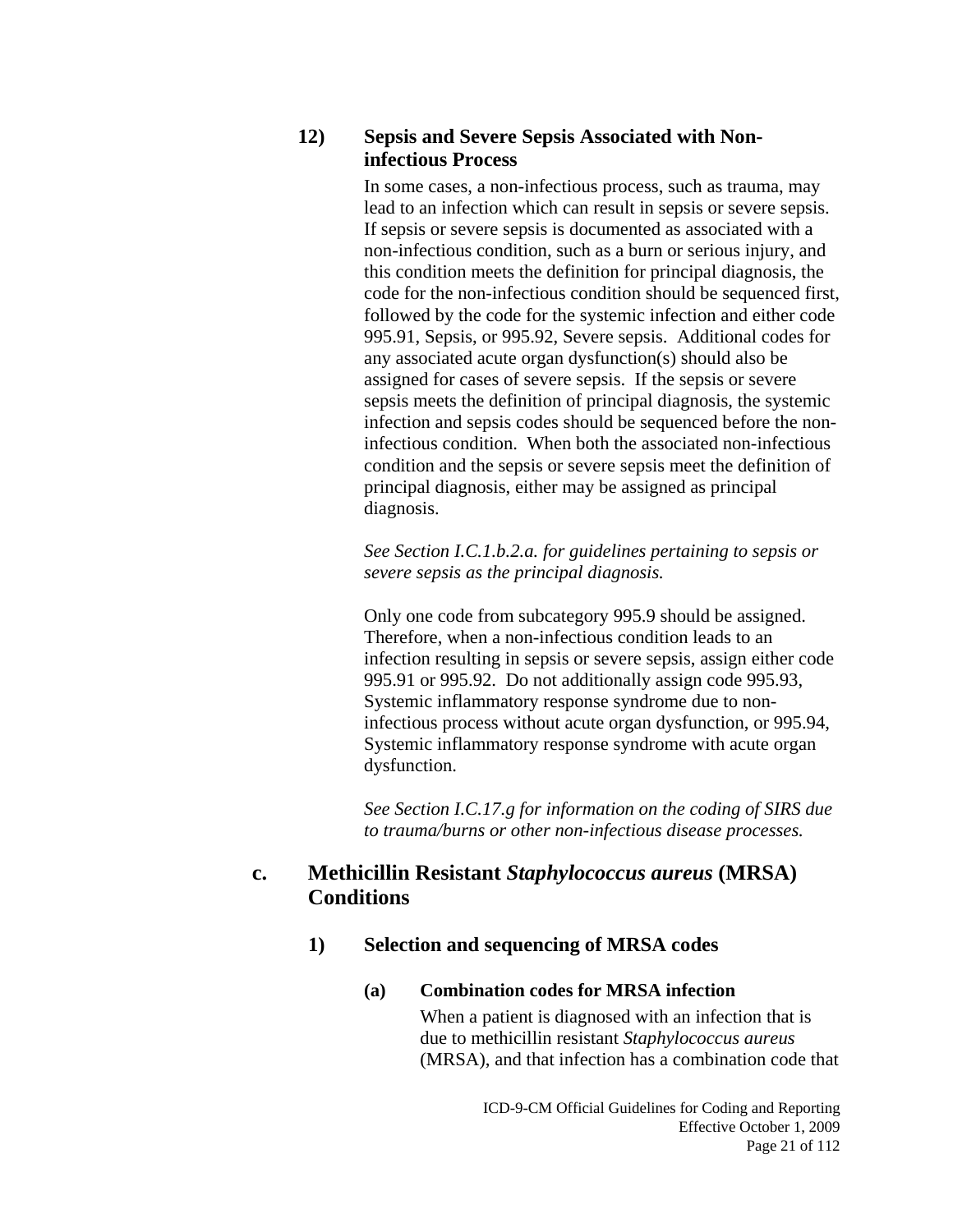#### 12) Sepsis and Severe Sepsis Associated with Non-infectious Process

In some cases, a non-infectious process, such as trauma, may lead to an infection which can result in sepsis or severe sepsis. If sepsis or severe sepsis is documented as associated with a non-infectious condition, such as a burn or serious injury, and this condition meets the definition for principal diagnosis, the code for the non-infectious condition should be sequenced first, followed by the code for the systemic infection and either code 995.91, Sepsis, or 995.92, Severe sepsis. Additional codes for any associated acute organ dysfunction(s) should also be assigned for cases of severe sepsis. If the sepsis or severe sepsis meets the definition of principal diagnosis, the systemic infection and sepsis codes should be sequenced before the non-infectious condition. When both the associated non-infectious condition and the sepsis or severe sepsis meet the definition of principal diagnosis, either may be assigned as principal diagnosis.

*See Section I.C.1.b.2.a. for guidelines pertaining to sepsis or severe sepsis as the principal diagnosis.*

Only one code from subcategory 995.9 should be assigned. Therefore, when a non-infectious condition leads to an infection resulting in sepsis or severe sepsis, assign either code 995.91 or 995.92. Do not additionally assign code 995.93, Systemic inflammatory response syndrome due to non-infectious process without acute organ dysfunction, or 995.94, Systemic inflammatory response syndrome with acute organ dysfunction.

*See Section I.C.17.g for information on the coding of SIRS due to trauma/burns or other non-infectious disease processes.*

### c. Methicillin Resistant *Staphylococcus aureus* (MRSA) Conditions

#### 1) Selection and sequencing of MRSA codes

##### (a) Combination codes for MRSA infection

When a patient is diagnosed with an infection that is due to methicillin resistant *Staphylococcus aureus* (MRSA), and that infection has a combination code that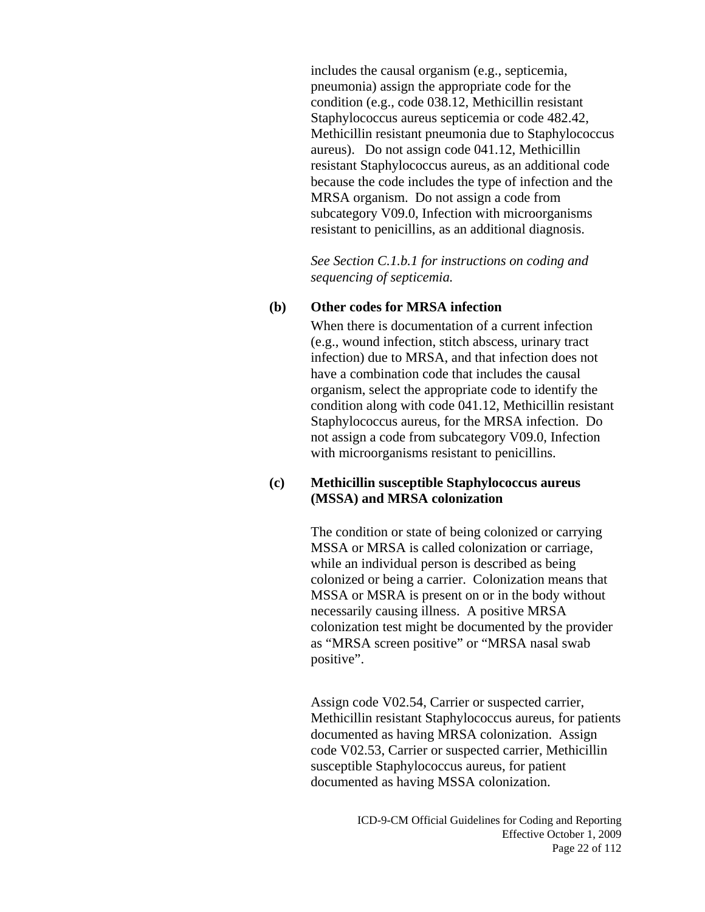includes the causal organism (e.g., septicemia, pneumonia) assign the appropriate code for the condition (e.g., code 038.12, Methicillin resistant Staphylococcus aureus septicemia or code 482.42, Methicillin resistant pneumonia due to Staphylococcus aureus). Do not assign code 041.12, Methicillin resistant Staphylococcus aureus, as an additional code because the code includes the type of infection and the MRSA organism. Do not assign a code from subcategory V09.0, Infection with microorganisms resistant to penicillins, as an additional diagnosis.

*See Section C.1.b.1 for instructions on coding and sequencing of septicemia.*

**(b) Other codes for MRSA infection**

When there is documentation of a current infection (e.g., wound infection, stitch abscess, urinary tract infection) due to MRSA, and that infection does not have a combination code that includes the causal organism, select the appropriate code to identify the condition along with code 041.12, Methicillin resistant Staphylococcus aureus, for the MRSA infection. Do not assign a code from subcategory V09.0, Infection with microorganisms resistant to penicillins.

**(c) Methicillin susceptible Staphylococcus aureus (MSSA) and MRSA colonization**

The condition or state of being colonized or carrying MSSA or MRSA is called colonization or carriage, while an individual person is described as being colonized or being a carrier. Colonization means that MSSA or MSRA is present on or in the body without necessarily causing illness. A positive MRSA colonization test might be documented by the provider as “MRSA screen positive” or “MRSA nasal swab positive”.

Assign code V02.54, Carrier or suspected carrier, Methicillin resistant Staphylococcus aureus, for patients documented as having MRSA colonization. Assign code V02.53, Carrier or suspected carrier, Methicillin susceptible Staphylococcus aureus, for patient documented as having MSSA colonization.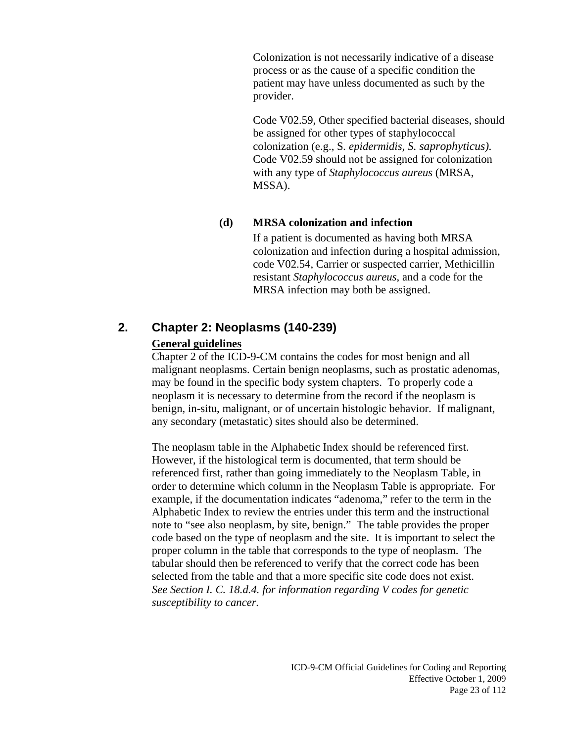Colonization is not necessarily indicative of a disease process or as the cause of a specific condition the patient may have unless documented as such by the provider.

Code V02.59, Other specified bacterial diseases, should be assigned for other types of staphylococcal colonization (e.g., S. *epidermidis, S. saprophyticus).* Code V02.59 should not be assigned for colonization with any type of *Staphylococcus aureus* (MRSA, MSSA).

**(d) MRSA colonization and infection**

If a patient is documented as having both MRSA colonization and infection during a hospital admission, code V02.54, Carrier or suspected carrier, Methicillin resistant *Staphylococcus aureus*, and a code for the MRSA infection may both be assigned.

## 2. Chapter 2: Neoplasms (140-239)

**General guidelines**

Chapter 2 of the ICD-9-CM contains the codes for most benign and all malignant neoplasms. Certain benign neoplasms, such as prostatic adenomas, may be found in the specific body system chapters. To properly code a neoplasm it is necessary to determine from the record if the neoplasm is benign, in-situ, malignant, or of uncertain histologic behavior. If malignant, any secondary (metastatic) sites should also be determined.

The neoplasm table in the Alphabetic Index should be referenced first. However, if the histological term is documented, that term should be referenced first, rather than going immediately to the Neoplasm Table, in order to determine which column in the Neoplasm Table is appropriate. For example, if the documentation indicates "adenoma," refer to the term in the Alphabetic Index to review the entries under this term and the instructional note to "see also neoplasm, by site, benign." The table provides the proper code based on the type of neoplasm and the site. It is important to select the proper column in the table that corresponds to the type of neoplasm. The tabular should then be referenced to verify that the correct code has been selected from the table and that a more specific site code does not exist. *See Section I. C. 18.d.4. for information regarding V codes for genetic susceptibility to cancer.*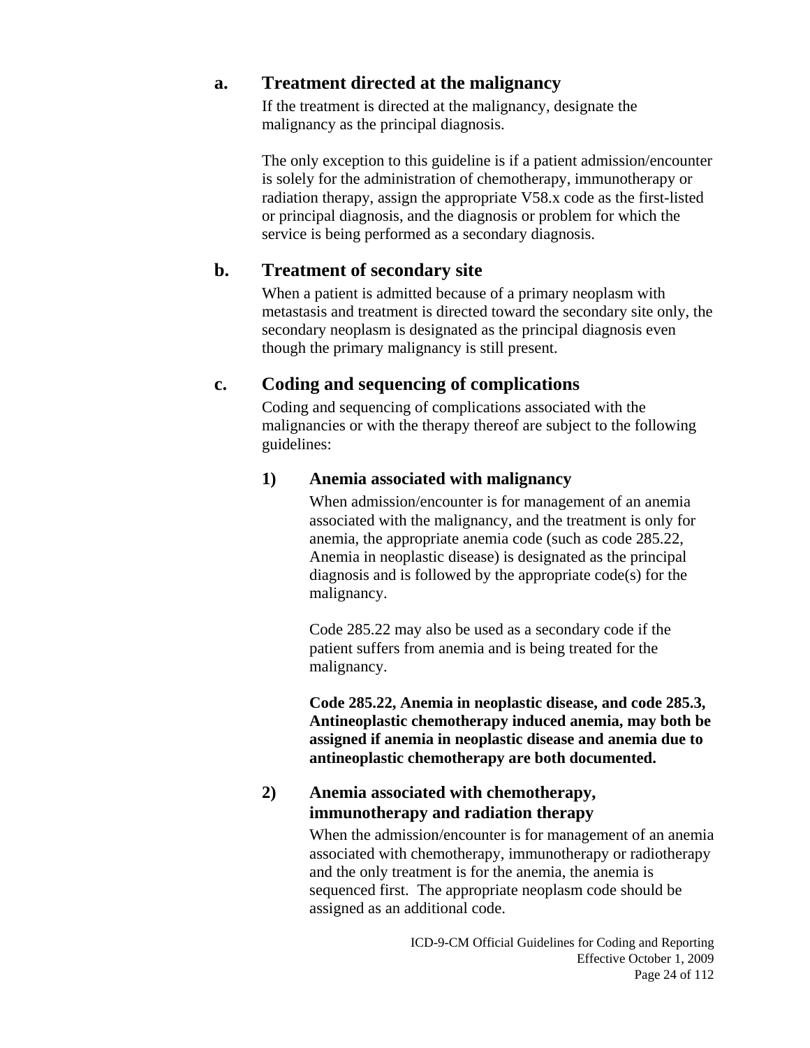### a. Treatment directed at the malignancy

If the treatment is directed at the malignancy, designate the malignancy as the principal diagnosis.

The only exception to this guideline is if a patient admission/encounter is solely for the administration of chemotherapy, immunotherapy or radiation therapy, assign the appropriate V58.x code as the first-listed or principal diagnosis, and the diagnosis or problem for which the service is being performed as a secondary diagnosis.

### b. Treatment of secondary site

When a patient is admitted because of a primary neoplasm with metastasis and treatment is directed toward the secondary site only, the secondary neoplasm is designated as the principal diagnosis even though the primary malignancy is still present.

### c. Coding and sequencing of complications

Coding and sequencing of complications associated with the malignancies or with the therapy thereof are subject to the following guidelines:

#### 1) Anemia associated with malignancy

When admission/encounter is for management of an anemia associated with the malignancy, and the treatment is only for anemia, the appropriate anemia code (such as code 285.22, Anemia in neoplastic disease) is designated as the principal diagnosis and is followed by the appropriate code(s) for the malignancy.

Code 285.22 may also be used as a secondary code if the patient suffers from anemia and is being treated for the malignancy.

**Code 285.22, Anemia in neoplastic disease, and code 285.3, Antineoplastic chemotherapy induced anemia, may both be assigned if anemia in neoplastic disease and anemia due to antineoplastic chemotherapy are both documented.**

#### 2) Anemia associated with chemotherapy, immunotherapy and radiation therapy

When the admission/encounter is for management of an anemia associated with chemotherapy, immunotherapy or radiotherapy and the only treatment is for the anemia, the anemia is sequenced first. The appropriate neoplasm code should be assigned as an additional code.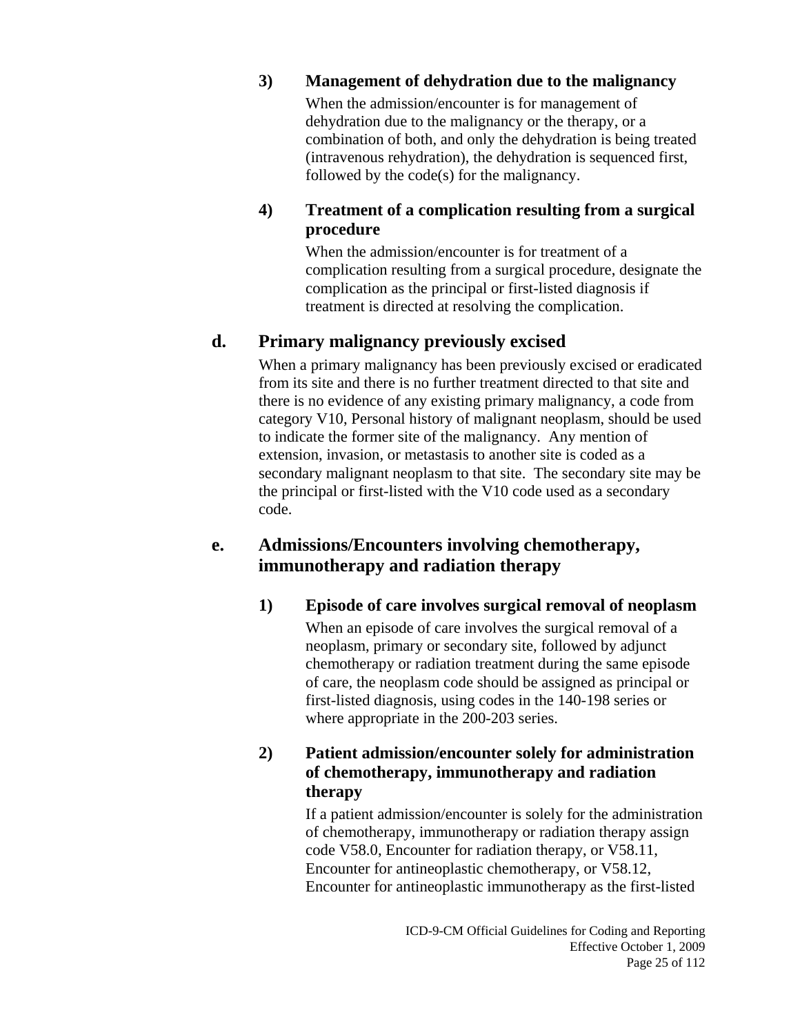#### 3) Management of dehydration due to the malignancy

When the admission/encounter is for management of dehydration due to the malignancy or the therapy, or a combination of both, and only the dehydration is being treated (intravenous rehydration), the dehydration is sequenced first, followed by the code(s) for the malignancy.

#### 4) Treatment of a complication resulting from a surgical procedure

When the admission/encounter is for treatment of a complication resulting from a surgical procedure, designate the complication as the principal or first-listed diagnosis if treatment is directed at resolving the complication.

### d. Primary malignancy previously excised

When a primary malignancy has been previously excised or eradicated from its site and there is no further treatment directed to that site and there is no evidence of any existing primary malignancy, a code from category V10, Personal history of malignant neoplasm, should be used to indicate the former site of the malignancy. Any mention of extension, invasion, or metastasis to another site is coded as a secondary malignant neoplasm to that site. The secondary site may be the principal or first-listed with the V10 code used as a secondary code.

### e. Admissions/Encounters involving chemotherapy, immunotherapy and radiation therapy

#### 1) Episode of care involves surgical removal of neoplasm

When an episode of care involves the surgical removal of a neoplasm, primary or secondary site, followed by adjunct chemotherapy or radiation treatment during the same episode of care, the neoplasm code should be assigned as principal or first-listed diagnosis, using codes in the 140-198 series or where appropriate in the 200-203 series.

#### 2) Patient admission/encounter solely for administration of chemotherapy, immunotherapy and radiation therapy

If a patient admission/encounter is solely for the administration of chemotherapy, immunotherapy or radiation therapy assign code V58.0, Encounter for radiation therapy, or V58.11, Encounter for antineoplastic chemotherapy, or V58.12, Encounter for antineoplastic immunotherapy as the first-listed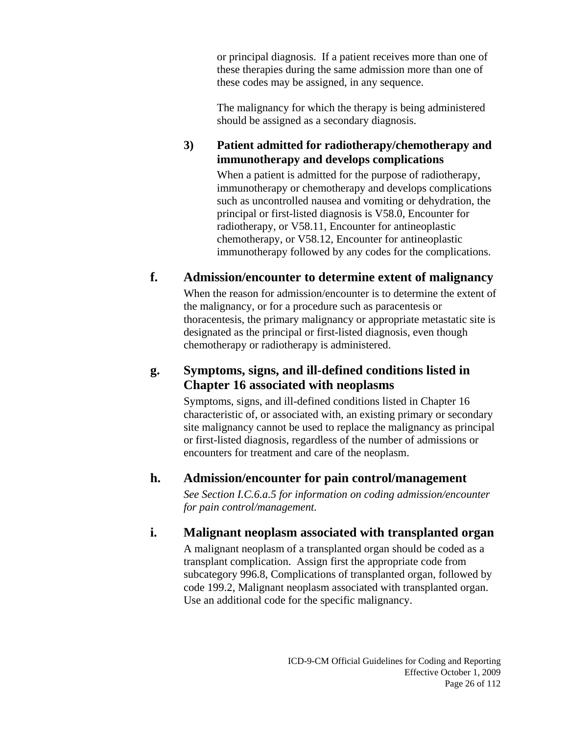or principal diagnosis. If a patient receives more than one of these therapies during the same admission more than one of these codes may be assigned, in any sequence.

The malignancy for which the therapy is being administered should be assigned as a secondary diagnosis.

**3) Patient admitted for radiotherapy/chemotherapy and immunotherapy and develops complications**

When a patient is admitted for the purpose of radiotherapy, immunotherapy or chemotherapy and develops complications such as uncontrolled nausea and vomiting or dehydration, the principal or first-listed diagnosis is V58.0, Encounter for radiotherapy, or V58.11, Encounter for antineoplastic chemotherapy, or V58.12, Encounter for antineoplastic immunotherapy followed by any codes for the complications.

### f. Admission/encounter to determine extent of malignancy

When the reason for admission/encounter is to determine the extent of the malignancy, or for a procedure such as paracentesis or thoracentesis, the primary malignancy or appropriate metastatic site is designated as the principal or first-listed diagnosis, even though chemotherapy or radiotherapy is administered.

### g. Symptoms, signs, and ill-defined conditions listed in Chapter 16 associated with neoplasms

Symptoms, signs, and ill-defined conditions listed in Chapter 16 characteristic of, or associated with, an existing primary or secondary site malignancy cannot be used to replace the malignancy as principal or first-listed diagnosis, regardless of the number of admissions or encounters for treatment and care of the neoplasm.

### h. Admission/encounter for pain control/management

*See Section I.C.6.a.5 for information on coding admission/encounter for pain control/management.*

### i. Malignant neoplasm associated with transplanted organ

A malignant neoplasm of a transplanted organ should be coded as a transplant complication. Assign first the appropriate code from subcategory 996.8, Complications of transplanted organ, followed by code 199.2, Malignant neoplasm associated with transplanted organ. Use an additional code for the specific malignancy.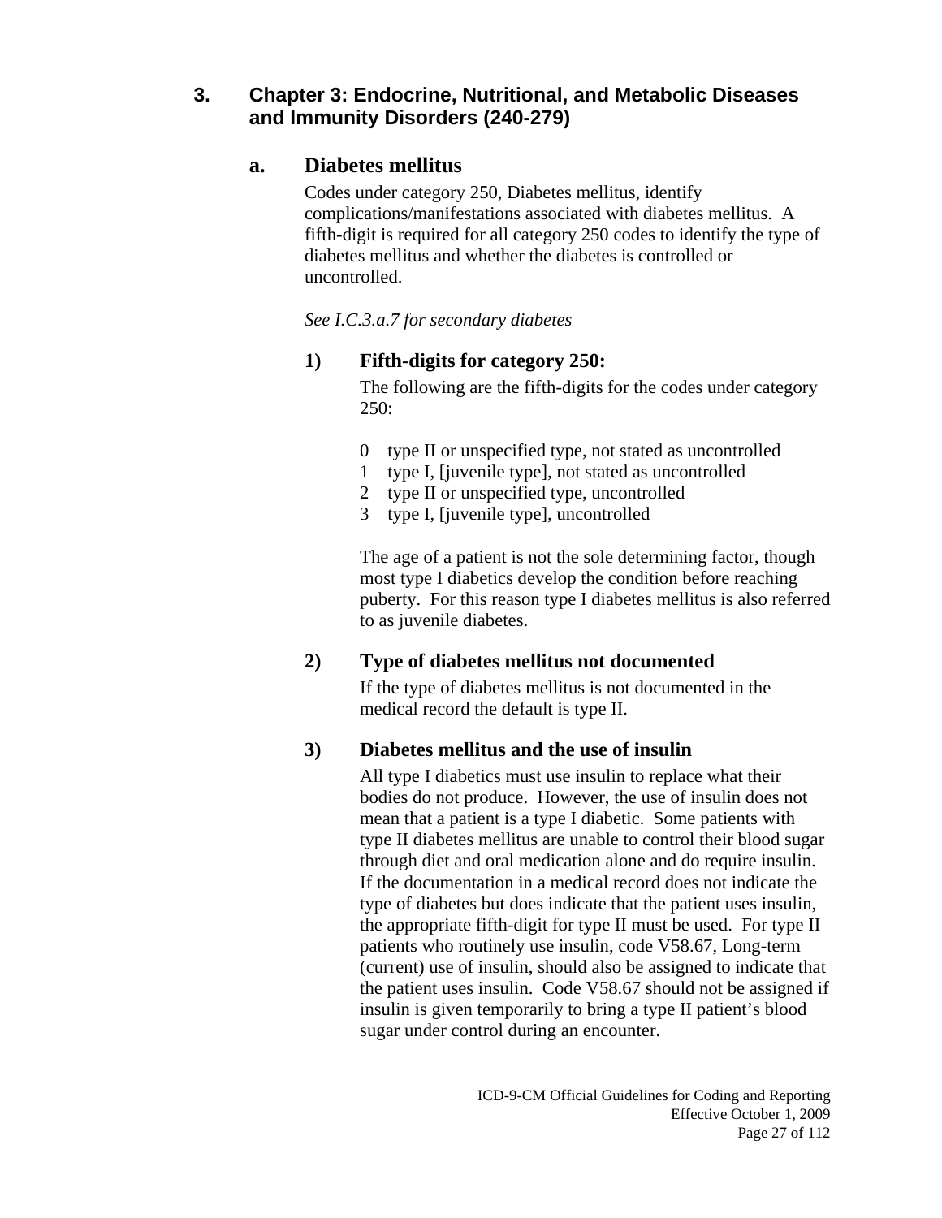## 3. Chapter 3: Endocrine, Nutritional, and Metabolic Diseases and Immunity Disorders (240-279)

### a. Diabetes mellitus

Codes under category 250, Diabetes mellitus, identify complications/manifestations associated with diabetes mellitus. A fifth-digit is required for all category 250 codes to identify the type of diabetes mellitus and whether the diabetes is controlled or uncontrolled.

*See I.C.3.a.7 for secondary diabetes*

#### 1) Fifth-digits for category 250:

The following are the fifth-digits for the codes under category 250:

0 type II or unspecified type, not stated as uncontrolled
1 type I, [juvenile type], not stated as uncontrolled
2 type II or unspecified type, uncontrolled
3 type I, [juvenile type], uncontrolled

The age of a patient is not the sole determining factor, though most type I diabetics develop the condition before reaching puberty. For this reason type I diabetes mellitus is also referred to as juvenile diabetes.

#### 2) Type of diabetes mellitus not documented

If the type of diabetes mellitus is not documented in the medical record the default is type II.

#### 3) Diabetes mellitus and the use of insulin

All type I diabetics must use insulin to replace what their bodies do not produce. However, the use of insulin does not mean that a patient is a type I diabetic. Some patients with type II diabetes mellitus are unable to control their blood sugar through diet and oral medication alone and do require insulin. If the documentation in a medical record does not indicate the type of diabetes but does indicate that the patient uses insulin, the appropriate fifth-digit for type II must be used. For type II patients who routinely use insulin, code V58.67, Long-term (current) use of insulin, should also be assigned to indicate that the patient uses insulin. Code V58.67 should not be assigned if insulin is given temporarily to bring a type II patient's blood sugar under control during an encounter.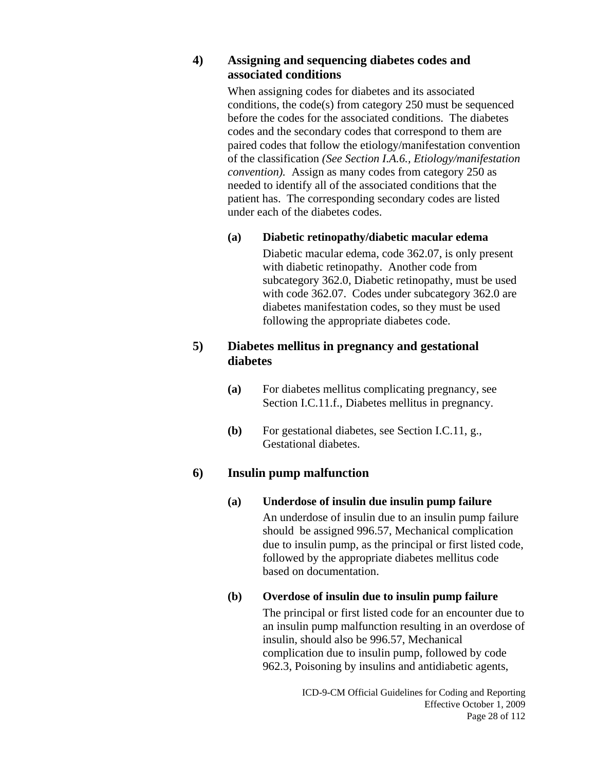#### 4) Assigning and sequencing diabetes codes and associated conditions

When assigning codes for diabetes and its associated conditions, the code(s) from category 250 must be sequenced before the codes for the associated conditions. The diabetes codes and the secondary codes that correspond to them are paired codes that follow the etiology/manifestation convention of the classification *(See Section I.A.6., Etiology/manifestation convention).* Assign as many codes from category 250 as needed to identify all of the associated conditions that the patient has. The corresponding secondary codes are listed under each of the diabetes codes.

##### (a) Diabetic retinopathy/diabetic macular edema

Diabetic macular edema, code 362.07, is only present with diabetic retinopathy. Another code from subcategory 362.0, Diabetic retinopathy, must be used with code 362.07. Codes under subcategory 362.0 are diabetes manifestation codes, so they must be used following the appropriate diabetes code.

#### 5) Diabetes mellitus in pregnancy and gestational diabetes

**(a)** For diabetes mellitus complicating pregnancy, see Section I.C.11.f., Diabetes mellitus in pregnancy.

**(b)** For gestational diabetes, see Section I.C.11, g., Gestational diabetes.

#### 6) Insulin pump malfunction

##### (a) Underdose of insulin due insulin pump failure

An underdose of insulin due to an insulin pump failure should be assigned 996.57, Mechanical complication due to insulin pump, as the principal or first listed code, followed by the appropriate diabetes mellitus code based on documentation.

##### (b) Overdose of insulin due to insulin pump failure

The principal or first listed code for an encounter due to an insulin pump malfunction resulting in an overdose of insulin, should also be 996.57, Mechanical complication due to insulin pump, followed by code 962.3, Poisoning by insulins and antidiabetic agents,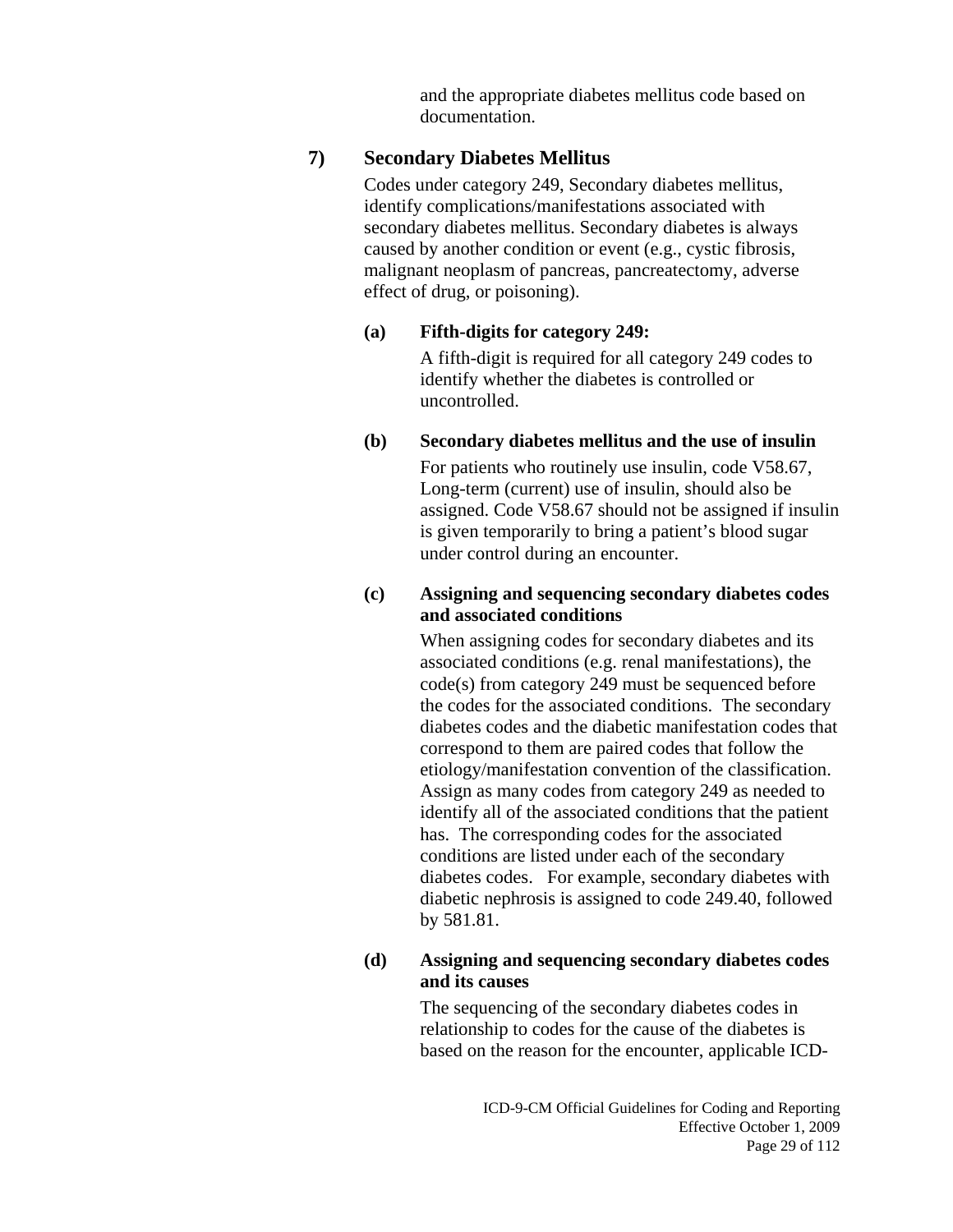and the appropriate diabetes mellitus code based on documentation.

### 7) Secondary Diabetes Mellitus

Codes under category 249, Secondary diabetes mellitus, identify complications/manifestations associated with secondary diabetes mellitus. Secondary diabetes is always caused by another condition or event (e.g., cystic fibrosis, malignant neoplasm of pancreas, pancreatectomy, adverse effect of drug, or poisoning).

#### (a) Fifth-digits for category 249:

A fifth-digit is required for all category 249 codes to identify whether the diabetes is controlled or uncontrolled.

#### (b) Secondary diabetes mellitus and the use of insulin

For patients who routinely use insulin, code V58.67, Long-term (current) use of insulin, should also be assigned. Code V58.67 should not be assigned if insulin is given temporarily to bring a patient's blood sugar under control during an encounter.

#### (c) Assigning and sequencing secondary diabetes codes and associated conditions

When assigning codes for secondary diabetes and its associated conditions (e.g. renal manifestations), the code(s) from category 249 must be sequenced before the codes for the associated conditions. The secondary diabetes codes and the diabetic manifestation codes that correspond to them are paired codes that follow the etiology/manifestation convention of the classification. Assign as many codes from category 249 as needed to identify all of the associated conditions that the patient has. The corresponding codes for the associated conditions are listed under each of the secondary diabetes codes. For example, secondary diabetes with diabetic nephrosis is assigned to code 249.40, followed by 581.81.

#### (d) Assigning and sequencing secondary diabetes codes and its causes

The sequencing of the secondary diabetes codes in relationship to codes for the cause of the diabetes is based on the reason for the encounter, applicable ICD-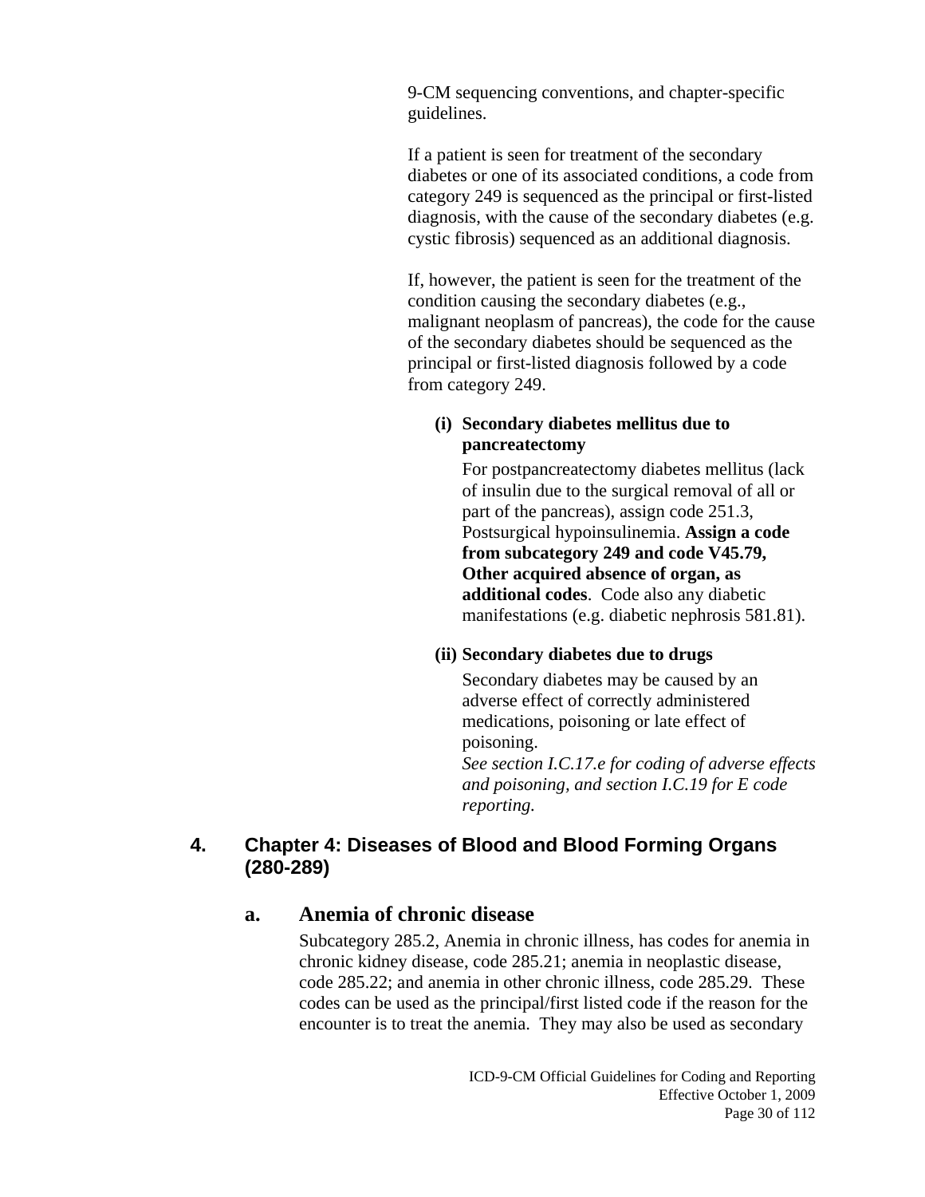9-CM sequencing conventions, and chapter-specific guidelines.

If a patient is seen for treatment of the secondary diabetes or one of its associated conditions, a code from category 249 is sequenced as the principal or first-listed diagnosis, with the cause of the secondary diabetes (e.g. cystic fibrosis) sequenced as an additional diagnosis.

If, however, the patient is seen for the treatment of the condition causing the secondary diabetes (e.g., malignant neoplasm of pancreas), the code for the cause of the secondary diabetes should be sequenced as the principal or first-listed diagnosis followed by a code from category 249.

**(i) Secondary diabetes mellitus due to pancreatectomy**

For postpancreatectomy diabetes mellitus (lack of insulin due to the surgical removal of all or part of the pancreas), assign code 251.3, Postsurgical hypoinsulinemia. **Assign a code from subcategory 249 and code V45.79, Other acquired absence of organ, as additional codes**. Code also any diabetic manifestations (e.g. diabetic nephrosis 581.81).

**(ii) Secondary diabetes due to drugs**

Secondary diabetes may be caused by an adverse effect of correctly administered medications, poisoning or late effect of poisoning.
*See section I.C.17.e for coding of adverse effects and poisoning, and section I.C.19 for E code reporting.*

## 4. Chapter 4: Diseases of Blood and Blood Forming Organs (280-289)

### a. Anemia of chronic disease

Subcategory 285.2, Anemia in chronic illness, has codes for anemia in chronic kidney disease, code 285.21; anemia in neoplastic disease, code 285.22; and anemia in other chronic illness, code 285.29. These codes can be used as the principal/first listed code if the reason for the encounter is to treat the anemia. They may also be used as secondary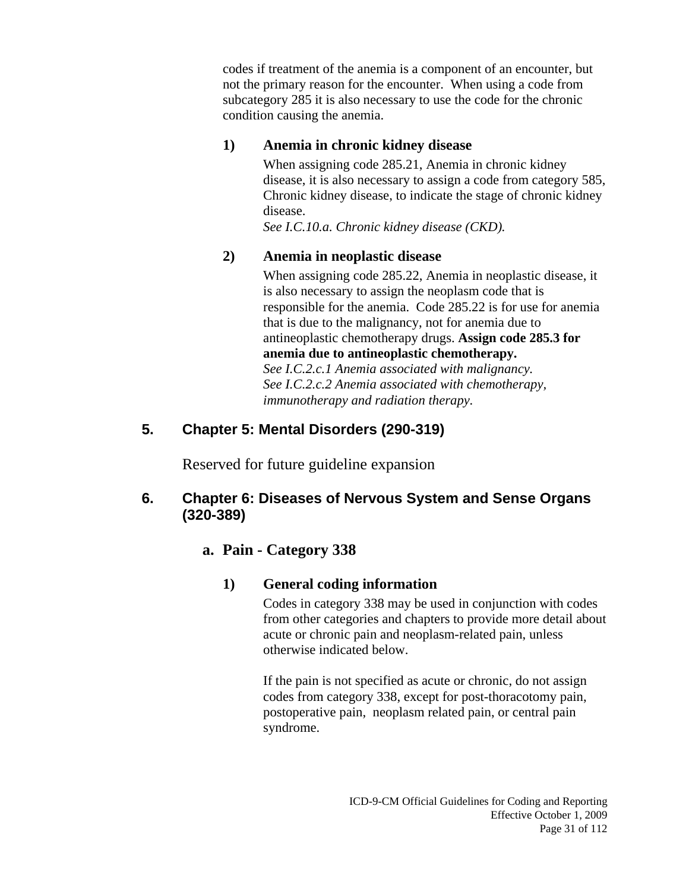codes if treatment of the anemia is a component of an encounter, but not the primary reason for the encounter. When using a code from subcategory 285 it is also necessary to use the code for the chronic condition causing the anemia.

#### 1) Anemia in chronic kidney disease

When assigning code 285.21, Anemia in chronic kidney disease, it is also necessary to assign a code from category 585, Chronic kidney disease, to indicate the stage of chronic kidney disease.
*See I.C.10.a. Chronic kidney disease (CKD).*

#### 2) Anemia in neoplastic disease

When assigning code 285.22, Anemia in neoplastic disease, it is also necessary to assign the neoplasm code that is responsible for the anemia. Code 285.22 is for use for anemia that is due to the malignancy, not for anemia due to antineoplastic chemotherapy drugs. **Assign code 285.3 for anemia due to antineoplastic chemotherapy.**
*See I.C.2.c.1 Anemia associated with malignancy.*
*See I.C.2.c.2 Anemia associated with chemotherapy, immunotherapy and radiation therapy.*

## 5. Chapter 5: Mental Disorders (290-319)

Reserved for future guideline expansion

## 6. Chapter 6: Diseases of Nervous System and Sense Organs (320-389)

### a. Pain - Category 338

#### 1) General coding information

Codes in category 338 may be used in conjunction with codes from other categories and chapters to provide more detail about acute or chronic pain and neoplasm-related pain, unless otherwise indicated below.

If the pain is not specified as acute or chronic, do not assign codes from category 338, except for post-thoracotomy pain, postoperative pain, neoplasm related pain, or central pain syndrome.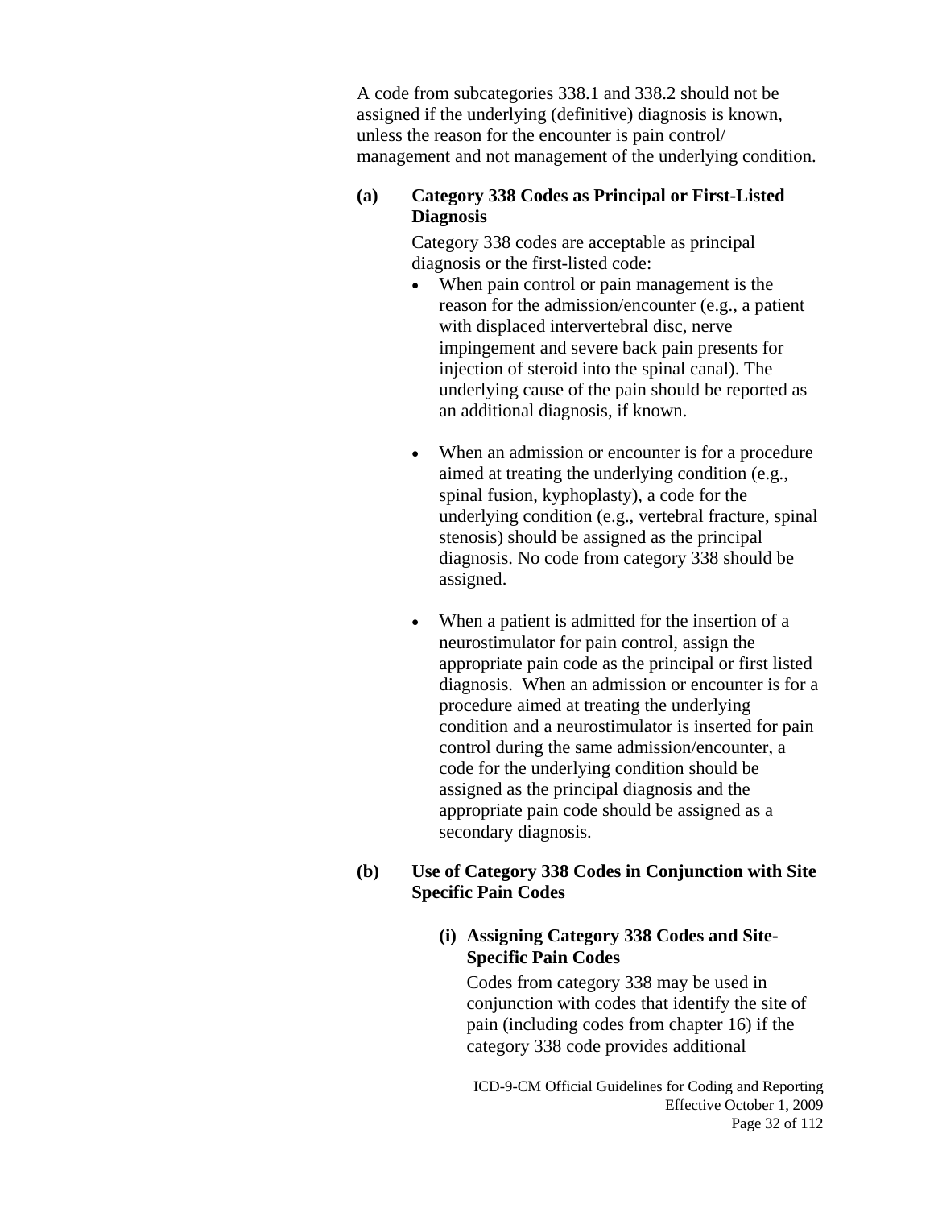A code from subcategories 338.1 and 338.2 should not be assigned if the underlying (definitive) diagnosis is known, unless the reason for the encounter is pain control/ management and not management of the underlying condition.

**(a) Category 338 Codes as Principal or First-Listed Diagnosis**

Category 338 codes are acceptable as principal diagnosis or the first-listed code:

- When pain control or pain management is the reason for the admission/encounter (e.g., a patient with displaced intervertebral disc, nerve impingement and severe back pain presents for injection of steroid into the spinal canal). The underlying cause of the pain should be reported as an additional diagnosis, if known.

- When an admission or encounter is for a procedure aimed at treating the underlying condition (e.g., spinal fusion, kyphoplasty), a code for the underlying condition (e.g., vertebral fracture, spinal stenosis) should be assigned as the principal diagnosis. No code from category 338 should be assigned.

- When a patient is admitted for the insertion of a neurostimulator for pain control, assign the appropriate pain code as the principal or first listed diagnosis. When an admission or encounter is for a procedure aimed at treating the underlying condition and a neurostimulator is inserted for pain control during the same admission/encounter, a code for the underlying condition should be assigned as the principal diagnosis and the appropriate pain code should be assigned as a secondary diagnosis.

**(b) Use of Category 338 Codes in Conjunction with Site Specific Pain Codes**

**(i) Assigning Category 338 Codes and Site-Specific Pain Codes**

Codes from category 338 may be used in conjunction with codes that identify the site of pain (including codes from chapter 16) if the category 338 code provides additional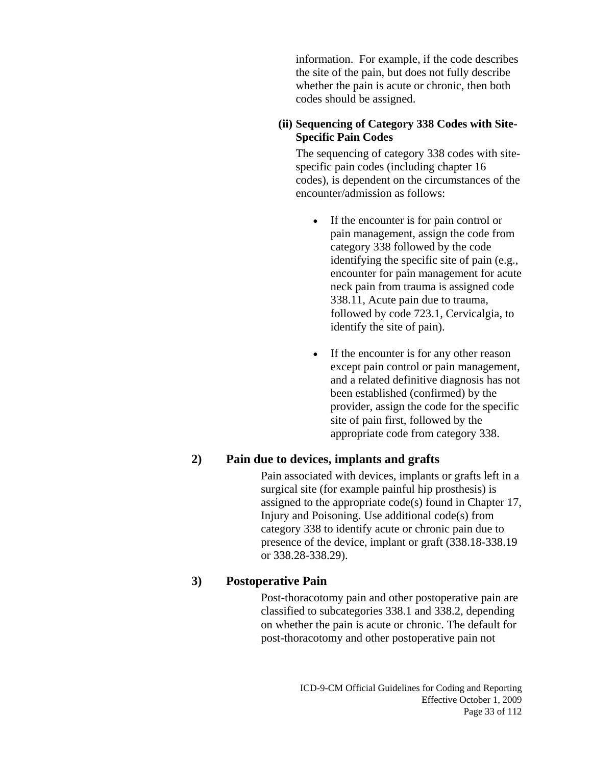information. For example, if the code describes the site of the pain, but does not fully describe whether the pain is acute or chronic, then both codes should be assigned.

**(ii) Sequencing of Category 338 Codes with Site-Specific Pain Codes**

The sequencing of category 338 codes with site-specific pain codes (including chapter 16 codes), is dependent on the circumstances of the encounter/admission as follows:

- If the encounter is for pain control or pain management, assign the code from category 338 followed by the code identifying the specific site of pain (e.g., encounter for pain management for acute neck pain from trauma is assigned code 338.11, Acute pain due to trauma, followed by code 723.1, Cervicalgia, to identify the site of pain).

- If the encounter is for any other reason except pain control or pain management, and a related definitive diagnosis has not been established (confirmed) by the provider, assign the code for the specific site of pain first, followed by the appropriate code from category 338.

### 2) Pain due to devices, implants and grafts

Pain associated with devices, implants or grafts left in a surgical site (for example painful hip prosthesis) is assigned to the appropriate code(s) found in Chapter 17, Injury and Poisoning. Use additional code(s) from category 338 to identify acute or chronic pain due to presence of the device, implant or graft (338.18-338.19 or 338.28-338.29).

### 3) Postoperative Pain

Post-thoracotomy pain and other postoperative pain are classified to subcategories 338.1 and 338.2, depending on whether the pain is acute or chronic. The default for post-thoracotomy and other postoperative pain not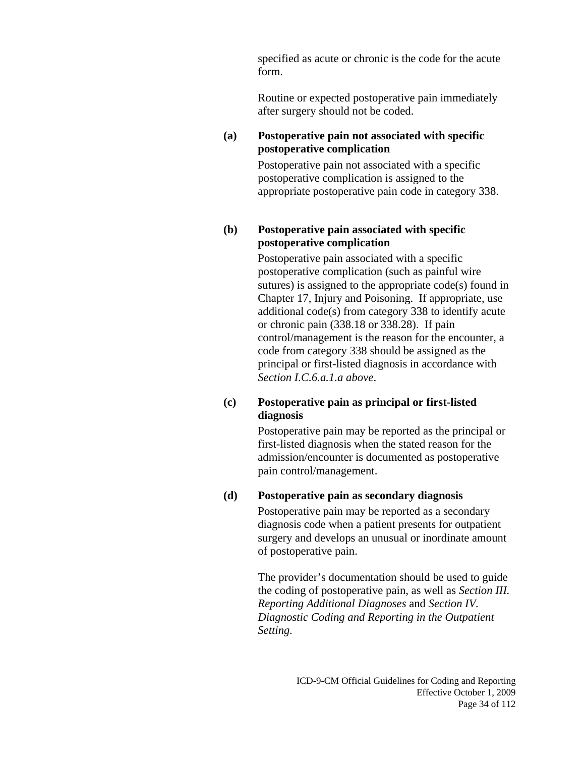specified as acute or chronic is the code for the acute form.

Routine or expected postoperative pain immediately after surgery should not be coded.

**(a) Postoperative pain not associated with specific postoperative complication**

Postoperative pain not associated with a specific postoperative complication is assigned to the appropriate postoperative pain code in category 338.

**(b) Postoperative pain associated with specific postoperative complication**

Postoperative pain associated with a specific postoperative complication (such as painful wire sutures) is assigned to the appropriate code(s) found in Chapter 17, Injury and Poisoning. If appropriate, use additional code(s) from category 338 to identify acute or chronic pain (338.18 or 338.28). If pain control/management is the reason for the encounter, a code from category 338 should be assigned as the principal or first-listed diagnosis in accordance with *Section I.C.6.a.1.a above*.

**(c) Postoperative pain as principal or first-listed diagnosis**

Postoperative pain may be reported as the principal or first-listed diagnosis when the stated reason for the admission/encounter is documented as postoperative pain control/management.

**(d) Postoperative pain as secondary diagnosis**

Postoperative pain may be reported as a secondary diagnosis code when a patient presents for outpatient surgery and develops an unusual or inordinate amount of postoperative pain.

The provider's documentation should be used to guide the coding of postoperative pain, as well as *Section III. Reporting Additional Diagnoses* and *Section IV. Diagnostic Coding and Reporting in the Outpatient Setting.*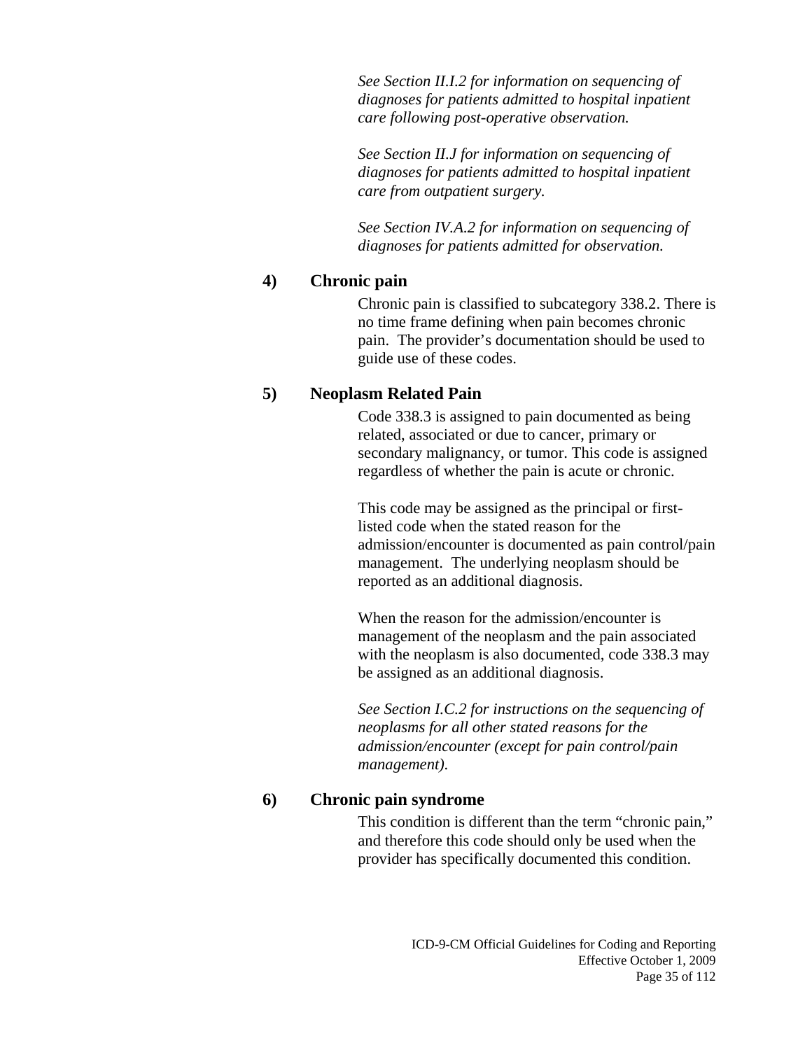*See Section II.I.2 for information on sequencing of diagnoses for patients admitted to hospital inpatient care following post-operative observation.*

*See Section II.J for information on sequencing of diagnoses for patients admitted to hospital inpatient care from outpatient surgery.*

*See Section IV.A.2 for information on sequencing of diagnoses for patients admitted for observation.*

**4) Chronic pain**

Chronic pain is classified to subcategory 338.2. There is no time frame defining when pain becomes chronic pain. The provider's documentation should be used to guide use of these codes.

**5) Neoplasm Related Pain**

Code 338.3 is assigned to pain documented as being related, associated or due to cancer, primary or secondary malignancy, or tumor. This code is assigned regardless of whether the pain is acute or chronic.

This code may be assigned as the principal or first-listed code when the stated reason for the admission/encounter is documented as pain control/pain management. The underlying neoplasm should be reported as an additional diagnosis.

When the reason for the admission/encounter is management of the neoplasm and the pain associated with the neoplasm is also documented, code 338.3 may be assigned as an additional diagnosis.

*See Section I.C.2 for instructions on the sequencing of neoplasms for all other stated reasons for the admission/encounter (except for pain control/pain management).*

**6) Chronic pain syndrome**

This condition is different than the term "chronic pain," and therefore this code should only be used when the provider has specifically documented this condition.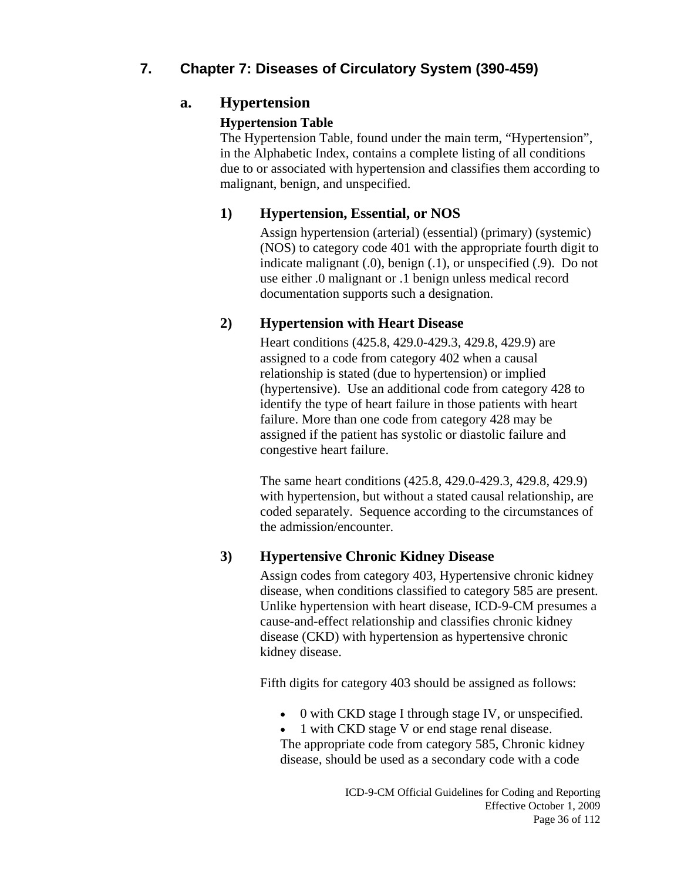## 7. Chapter 7: Diseases of Circulatory System (390-459)

### a. Hypertension

**Hypertension Table**

The Hypertension Table, found under the main term, "Hypertension", in the Alphabetic Index, contains a complete listing of all conditions due to or associated with hypertension and classifies them according to malignant, benign, and unspecified.

#### 1) Hypertension, Essential, or NOS

Assign hypertension (arterial) (essential) (primary) (systemic) (NOS) to category code 401 with the appropriate fourth digit to indicate malignant (.0), benign (.1), or unspecified (.9). Do not use either .0 malignant or .1 benign unless medical record documentation supports such a designation.

#### 2) Hypertension with Heart Disease

Heart conditions (425.8, 429.0-429.3, 429.8, 429.9) are assigned to a code from category 402 when a causal relationship is stated (due to hypertension) or implied (hypertensive). Use an additional code from category 428 to identify the type of heart failure in those patients with heart failure. More than one code from category 428 may be assigned if the patient has systolic or diastolic failure and congestive heart failure.

The same heart conditions (425.8, 429.0-429.3, 429.8, 429.9) with hypertension, but without a stated causal relationship, are coded separately. Sequence according to the circumstances of the admission/encounter.

#### 3) Hypertensive Chronic Kidney Disease

Assign codes from category 403, Hypertensive chronic kidney disease, when conditions classified to category 585 are present. Unlike hypertension with heart disease, ICD-9-CM presumes a cause-and-effect relationship and classifies chronic kidney disease (CKD) with hypertension as hypertensive chronic kidney disease.

Fifth digits for category 403 should be assigned as follows:

- 0 with CKD stage I through stage IV, or unspecified.
- 1 with CKD stage V or end stage renal disease.

The appropriate code from category 585, Chronic kidney disease, should be used as a secondary code with a code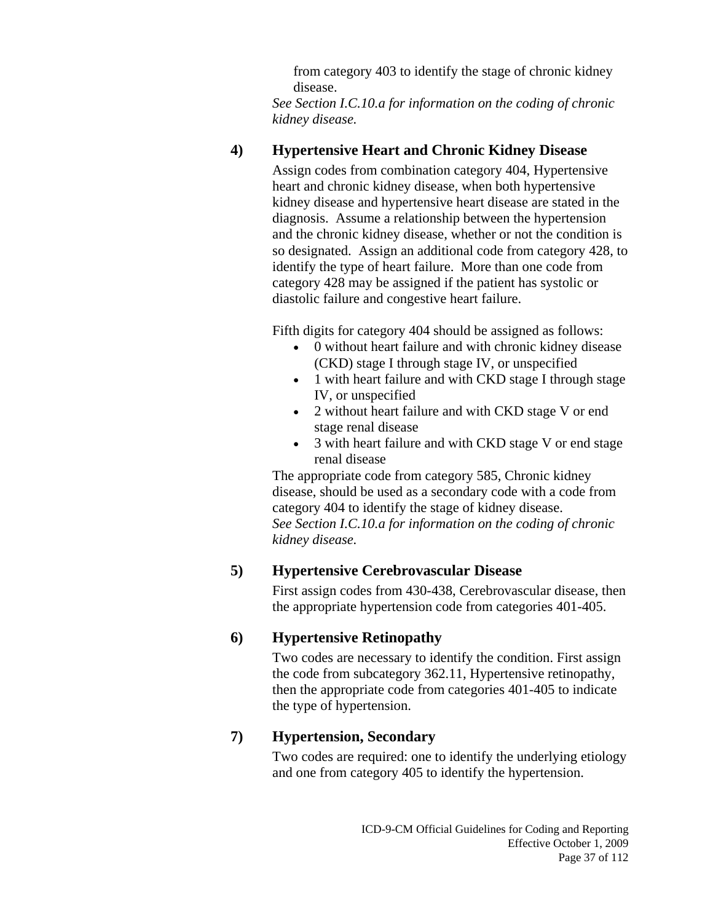from category 403 to identify the stage of chronic kidney disease.

*See Section I.C.10.a for information on the coding of chronic kidney disease.*

#### 4) Hypertensive Heart and Chronic Kidney Disease

Assign codes from combination category 404, Hypertensive heart and chronic kidney disease, when both hypertensive kidney disease and hypertensive heart disease are stated in the diagnosis. Assume a relationship between the hypertension and the chronic kidney disease, whether or not the condition is so designated. Assign an additional code from category 428, to identify the type of heart failure. More than one code from category 428 may be assigned if the patient has systolic or diastolic failure and congestive heart failure.

Fifth digits for category 404 should be assigned as follows:

- 0 without heart failure and with chronic kidney disease (CKD) stage I through stage IV, or unspecified
- 1 with heart failure and with CKD stage I through stage IV, or unspecified
- 2 without heart failure and with CKD stage V or end stage renal disease
- 3 with heart failure and with CKD stage V or end stage renal disease

The appropriate code from category 585, Chronic kidney disease, should be used as a secondary code with a code from category 404 to identify the stage of kidney disease.

*See Section I.C.10.a for information on the coding of chronic kidney disease.*

#### 5) Hypertensive Cerebrovascular Disease

First assign codes from 430-438, Cerebrovascular disease, then the appropriate hypertension code from categories 401-405.

#### 6) Hypertensive Retinopathy

Two codes are necessary to identify the condition. First assign the code from subcategory 362.11, Hypertensive retinopathy, then the appropriate code from categories 401-405 to indicate the type of hypertension.

#### 7) Hypertension, Secondary

Two codes are required: one to identify the underlying etiology and one from category 405 to identify the hypertension.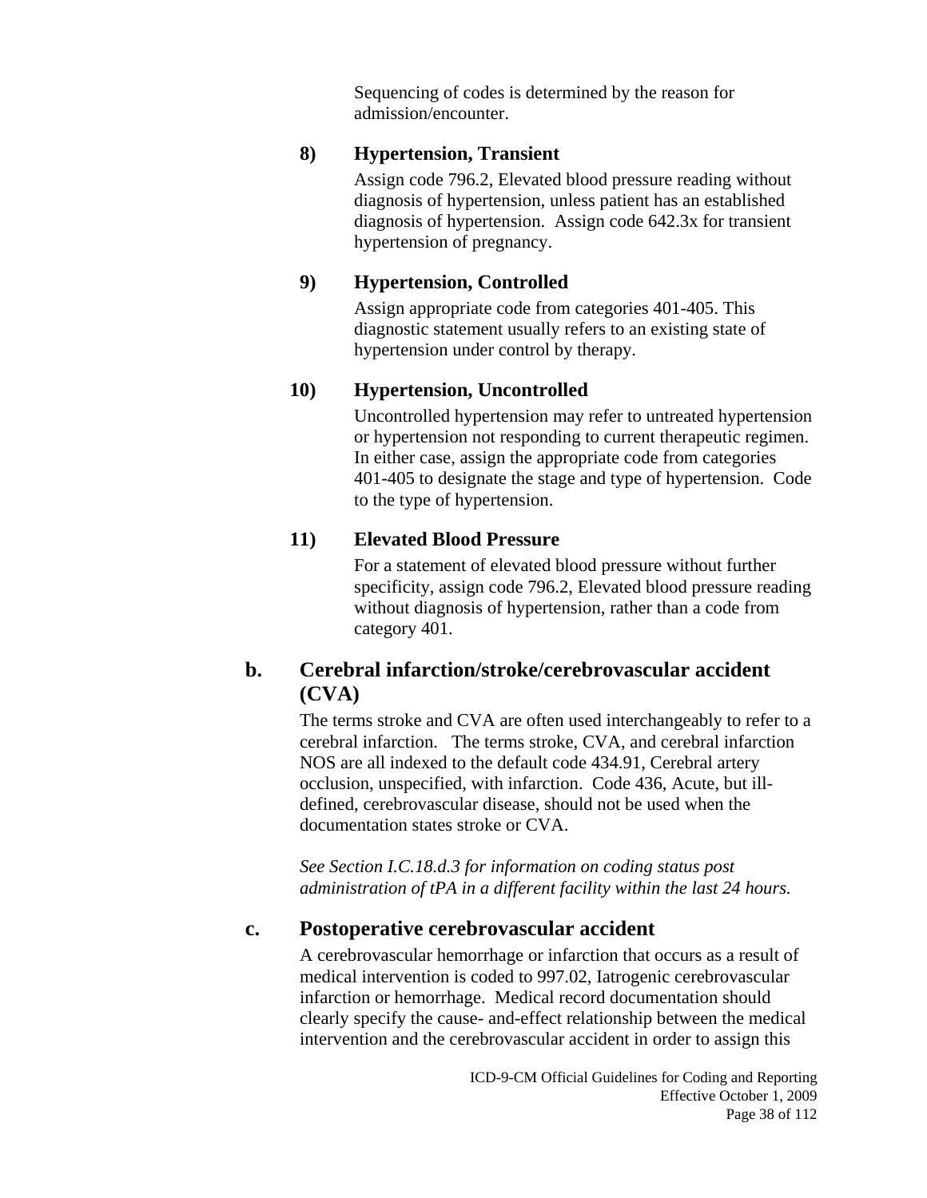Sequencing of codes is determined by the reason for admission/encounter.

#### 8) Hypertension, Transient

Assign code 796.2, Elevated blood pressure reading without diagnosis of hypertension, unless patient has an established diagnosis of hypertension. Assign code 642.3x for transient hypertension of pregnancy.

#### 9) Hypertension, Controlled

Assign appropriate code from categories 401-405. This diagnostic statement usually refers to an existing state of hypertension under control by therapy.

#### 10) Hypertension, Uncontrolled

Uncontrolled hypertension may refer to untreated hypertension or hypertension not responding to current therapeutic regimen. In either case, assign the appropriate code from categories 401-405 to designate the stage and type of hypertension. Code to the type of hypertension.

#### 11) Elevated Blood Pressure

For a statement of elevated blood pressure without further specificity, assign code 796.2, Elevated blood pressure reading without diagnosis of hypertension, rather than a code from category 401.

### b. Cerebral infarction/stroke/cerebrovascular accident (CVA)

The terms stroke and CVA are often used interchangeably to refer to a cerebral infarction. The terms stroke, CVA, and cerebral infarction NOS are all indexed to the default code 434.91, Cerebral artery occlusion, unspecified, with infarction. Code 436, Acute, but ill-defined, cerebrovascular disease, should not be used when the documentation states stroke or CVA.

*See Section I.C.18.d.3 for information on coding status post administration of tPA in a different facility within the last 24 hours.*

### c. Postoperative cerebrovascular accident

A cerebrovascular hemorrhage or infarction that occurs as a result of medical intervention is coded to 997.02, Iatrogenic cerebrovascular infarction or hemorrhage. Medical record documentation should clearly specify the cause- and-effect relationship between the medical intervention and the cerebrovascular accident in order to assign this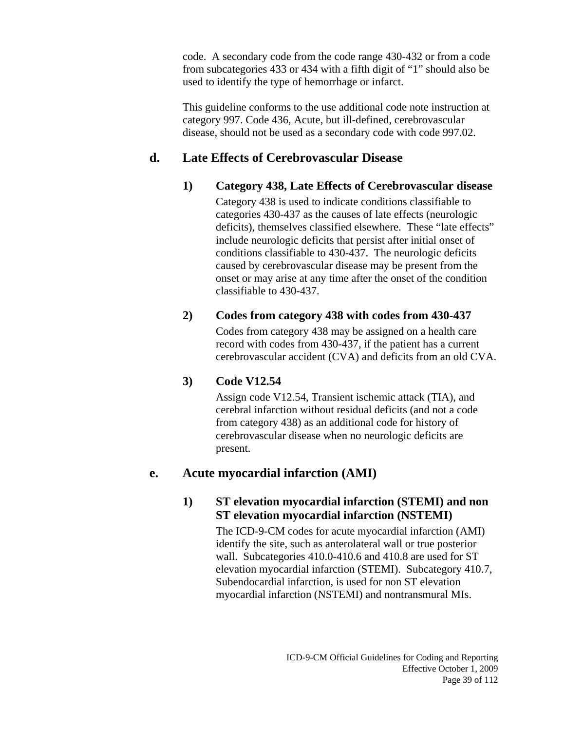code. A secondary code from the code range 430-432 or from a code from subcategories 433 or 434 with a fifth digit of "1" should also be used to identify the type of hemorrhage or infarct.

This guideline conforms to the use additional code note instruction at category 997. Code 436, Acute, but ill-defined, cerebrovascular disease, should not be used as a secondary code with code 997.02.

## d. Late Effects of Cerebrovascular Disease

### 1) Category 438, Late Effects of Cerebrovascular disease

Category 438 is used to indicate conditions classifiable to categories 430-437 as the causes of late effects (neurologic deficits), themselves classified elsewhere. These "late effects" include neurologic deficits that persist after initial onset of conditions classifiable to 430-437. The neurologic deficits caused by cerebrovascular disease may be present from the onset or may arise at any time after the onset of the condition classifiable to 430-437.

### 2) Codes from category 438 with codes from 430-437

Codes from category 438 may be assigned on a health care record with codes from 430-437, if the patient has a current cerebrovascular accident (CVA) and deficits from an old CVA.

### 3) Code V12.54

Assign code V12.54, Transient ischemic attack (TIA), and cerebral infarction without residual deficits (and not a code from category 438) as an additional code for history of cerebrovascular disease when no neurologic deficits are present.

## e. Acute myocardial infarction (AMI)

### 1) ST elevation myocardial infarction (STEMI) and non ST elevation myocardial infarction (NSTEMI)

The ICD-9-CM codes for acute myocardial infarction (AMI) identify the site, such as anterolateral wall or true posterior wall. Subcategories 410.0-410.6 and 410.8 are used for ST elevation myocardial infarction (STEMI). Subcategory 410.7, Subendocardial infarction, is used for non ST elevation myocardial infarction (NSTEMI) and nontransmural MIs.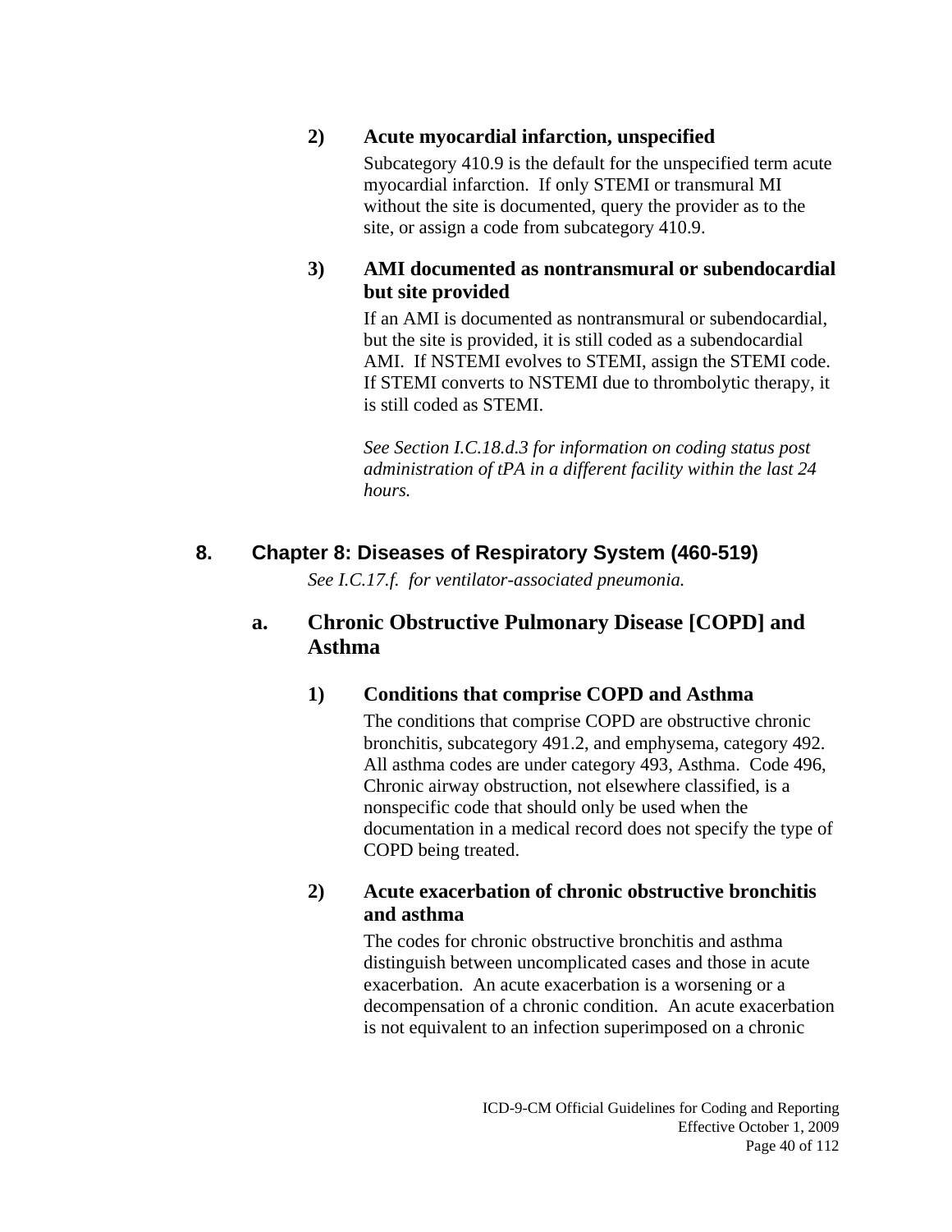#### 2) Acute myocardial infarction, unspecified

Subcategory 410.9 is the default for the unspecified term acute myocardial infarction. If only STEMI or transmural MI without the site is documented, query the provider as to the site, or assign a code from subcategory 410.9.

#### 3) AMI documented as nontransmural or subendocardial but site provided

If an AMI is documented as nontransmural or subendocardial, but the site is provided, it is still coded as a subendocardial AMI. If NSTEMI evolves to STEMI, assign the STEMI code. If STEMI converts to NSTEMI due to thrombolytic therapy, it is still coded as STEMI.

*See Section I.C.18.d.3 for information on coding status post administration of tPA in a different facility within the last 24 hours.*

## 8. Chapter 8: Diseases of Respiratory System (460-519)

*See I.C.17.f. for ventilator-associated pneumonia.*

### a. Chronic Obstructive Pulmonary Disease [COPD] and Asthma

#### 1) Conditions that comprise COPD and Asthma

The conditions that comprise COPD are obstructive chronic bronchitis, subcategory 491.2, and emphysema, category 492. All asthma codes are under category 493, Asthma. Code 496, Chronic airway obstruction, not elsewhere classified, is a nonspecific code that should only be used when the documentation in a medical record does not specify the type of COPD being treated.

#### 2) Acute exacerbation of chronic obstructive bronchitis and asthma

The codes for chronic obstructive bronchitis and asthma distinguish between uncomplicated cases and those in acute exacerbation. An acute exacerbation is a worsening or a decompensation of a chronic condition. An acute exacerbation is not equivalent to an infection superimposed on a chronic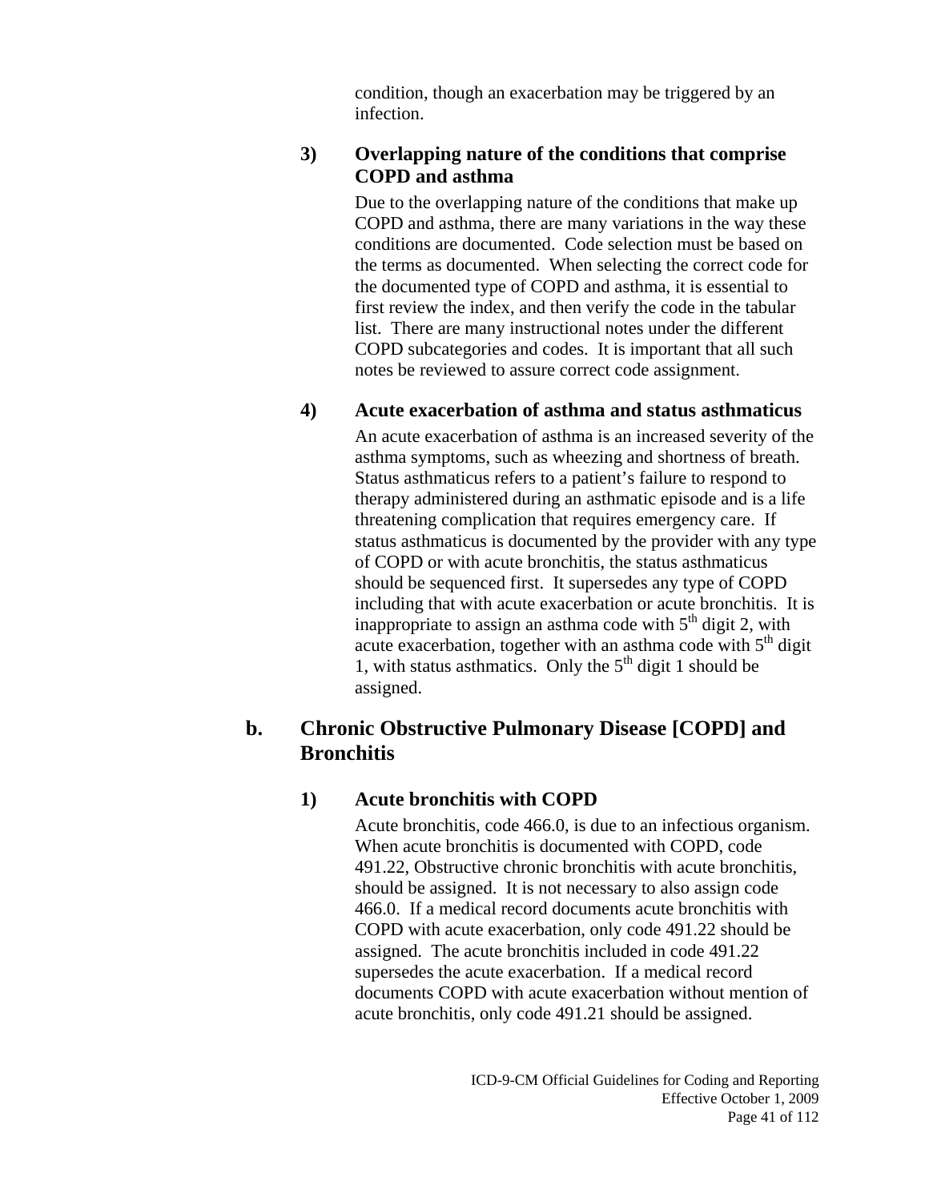condition, though an exacerbation may be triggered by an infection.

#### 3) Overlapping nature of the conditions that comprise COPD and asthma

Due to the overlapping nature of the conditions that make up COPD and asthma, there are many variations in the way these conditions are documented. Code selection must be based on the terms as documented. When selecting the correct code for the documented type of COPD and asthma, it is essential to first review the index, and then verify the code in the tabular list. There are many instructional notes under the different COPD subcategories and codes. It is important that all such notes be reviewed to assure correct code assignment.

#### 4) Acute exacerbation of asthma and status asthmaticus

An acute exacerbation of asthma is an increased severity of the asthma symptoms, such as wheezing and shortness of breath. Status asthmaticus refers to a patient's failure to respond to therapy administered during an asthmatic episode and is a life threatening complication that requires emergency care. If status asthmaticus is documented by the provider with any type of COPD or with acute bronchitis, the status asthmaticus should be sequenced first. It supersedes any type of COPD including that with acute exacerbation or acute bronchitis. It is inappropriate to assign an asthma code with 5th digit 2, with acute exacerbation, together with an asthma code with 5th digit 1, with status asthmatics. Only the 5th digit 1 should be assigned.

### b. Chronic Obstructive Pulmonary Disease [COPD] and Bronchitis

#### 1) Acute bronchitis with COPD

Acute bronchitis, code 466.0, is due to an infectious organism. When acute bronchitis is documented with COPD, code 491.22, Obstructive chronic bronchitis with acute bronchitis, should be assigned. It is not necessary to also assign code 466.0. If a medical record documents acute bronchitis with COPD with acute exacerbation, only code 491.22 should be assigned. The acute bronchitis included in code 491.22 supersedes the acute exacerbation. If a medical record documents COPD with acute exacerbation without mention of acute bronchitis, only code 491.21 should be assigned.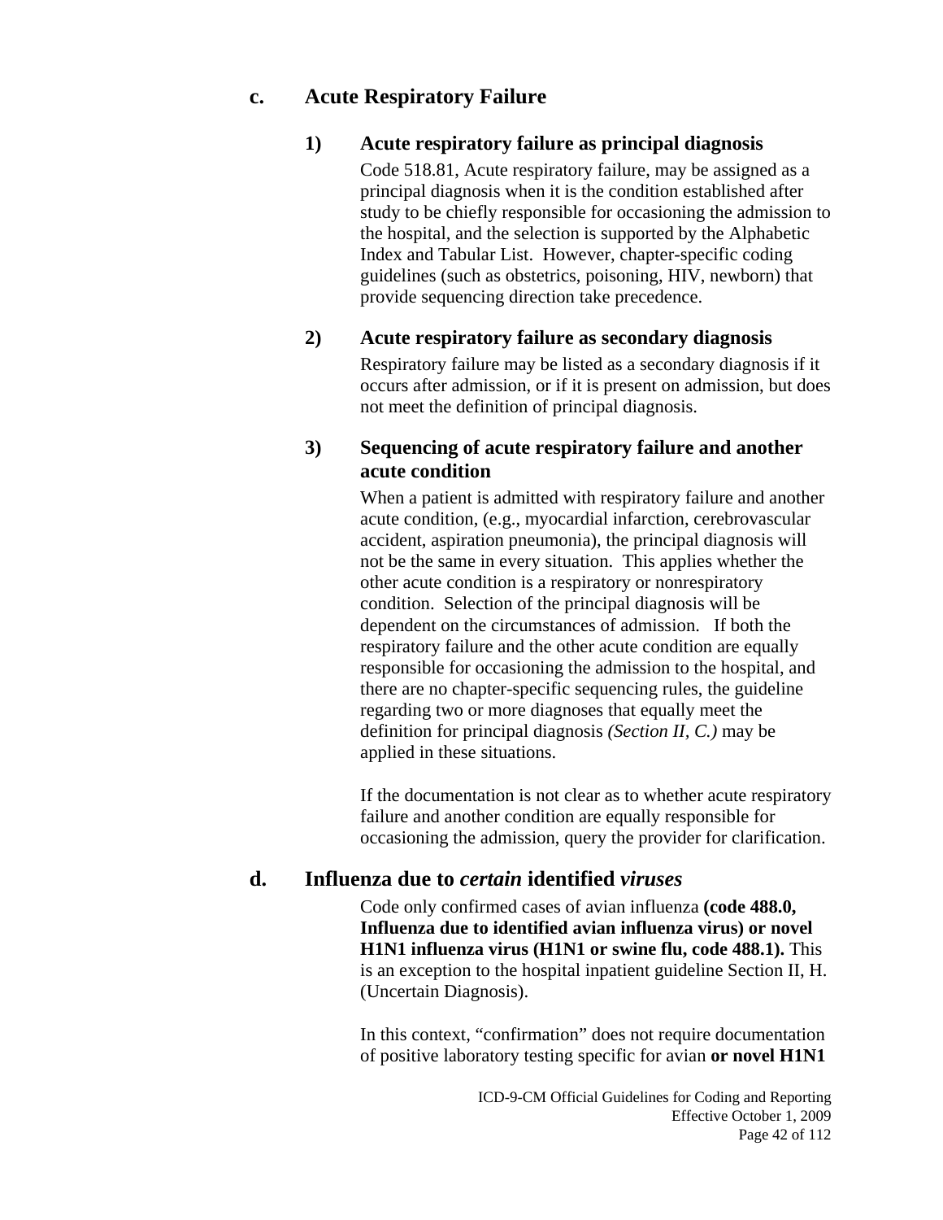### c. Acute Respiratory Failure

#### 1) Acute respiratory failure as principal diagnosis

Code 518.81, Acute respiratory failure, may be assigned as a principal diagnosis when it is the condition established after study to be chiefly responsible for occasioning the admission to the hospital, and the selection is supported by the Alphabetic Index and Tabular List. However, chapter-specific coding guidelines (such as obstetrics, poisoning, HIV, newborn) that provide sequencing direction take precedence.

#### 2) Acute respiratory failure as secondary diagnosis

Respiratory failure may be listed as a secondary diagnosis if it occurs after admission, or if it is present on admission, but does not meet the definition of principal diagnosis.

#### 3) Sequencing of acute respiratory failure and another acute condition

When a patient is admitted with respiratory failure and another acute condition, (e.g., myocardial infarction, cerebrovascular accident, aspiration pneumonia), the principal diagnosis will not be the same in every situation. This applies whether the other acute condition is a respiratory or nonrespiratory condition. Selection of the principal diagnosis will be dependent on the circumstances of admission. If both the respiratory failure and the other acute condition are equally responsible for occasioning the admission to the hospital, and there are no chapter-specific sequencing rules, the guideline regarding two or more diagnoses that equally meet the definition for principal diagnosis *(Section II, C.)* may be applied in these situations.

If the documentation is not clear as to whether acute respiratory failure and another condition are equally responsible for occasioning the admission, query the provider for clarification.

### d. Influenza due to *certain* identified *viruses*

Code only confirmed cases of avian influenza **(code 488.0, Influenza due to identified avian influenza virus) or novel H1N1 influenza virus (H1N1 or swine flu, code 488.1).** This is an exception to the hospital inpatient guideline Section II, H. (Uncertain Diagnosis).

In this context, "confirmation" does not require documentation of positive laboratory testing specific for avian **or novel H1N1**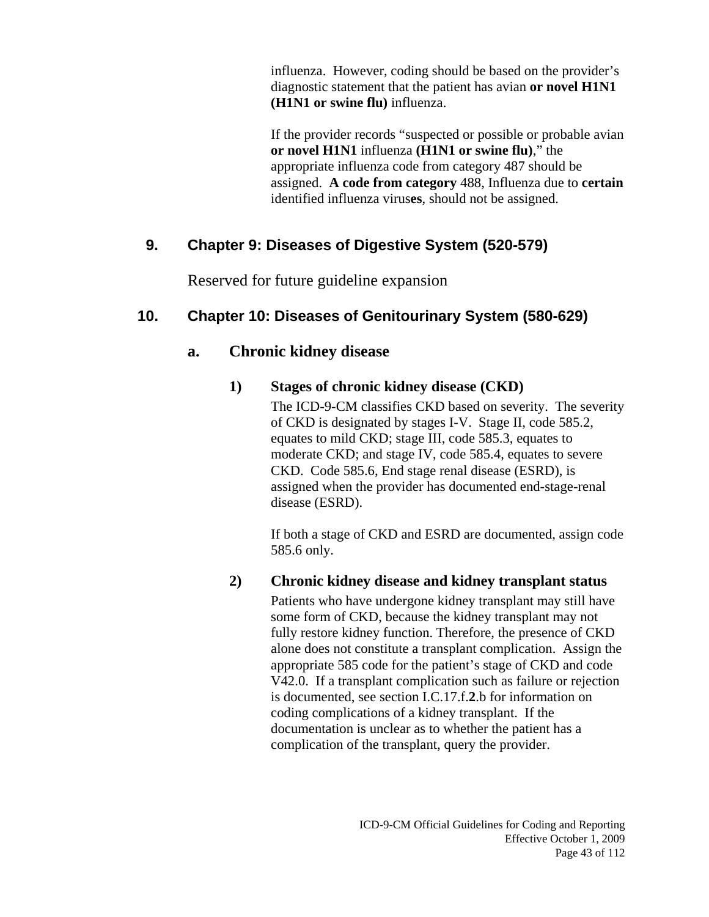influenza. However, coding should be based on the provider's diagnostic statement that the patient has avian **or novel H1N1 (H1N1 or swine flu)** influenza.

If the provider records "suspected or possible or probable avian **or novel H1N1** influenza **(H1N1 or swine flu)**," the appropriate influenza code from category 487 should be assigned. **A code from category** 488, Influenza due to **certain** identified influenza virus**es**, should not be assigned.

## 9. Chapter 9: Diseases of Digestive System (520-579)

Reserved for future guideline expansion

## 10. Chapter 10: Diseases of Genitourinary System (580-629)

### a. Chronic kidney disease

#### 1) Stages of chronic kidney disease (CKD)

The ICD-9-CM classifies CKD based on severity. The severity of CKD is designated by stages I-V. Stage II, code 585.2, equates to mild CKD; stage III, code 585.3, equates to moderate CKD; and stage IV, code 585.4, equates to severe CKD. Code 585.6, End stage renal disease (ESRD), is assigned when the provider has documented end-stage-renal disease (ESRD).

If both a stage of CKD and ESRD are documented, assign code 585.6 only.

#### 2) Chronic kidney disease and kidney transplant status

Patients who have undergone kidney transplant may still have some form of CKD, because the kidney transplant may not fully restore kidney function. Therefore, the presence of CKD alone does not constitute a transplant complication. Assign the appropriate 585 code for the patient's stage of CKD and code V42.0. If a transplant complication such as failure or rejection is documented, see section I.C.17.f.**2**.b for information on coding complications of a kidney transplant. If the documentation is unclear as to whether the patient has a complication of the transplant, query the provider.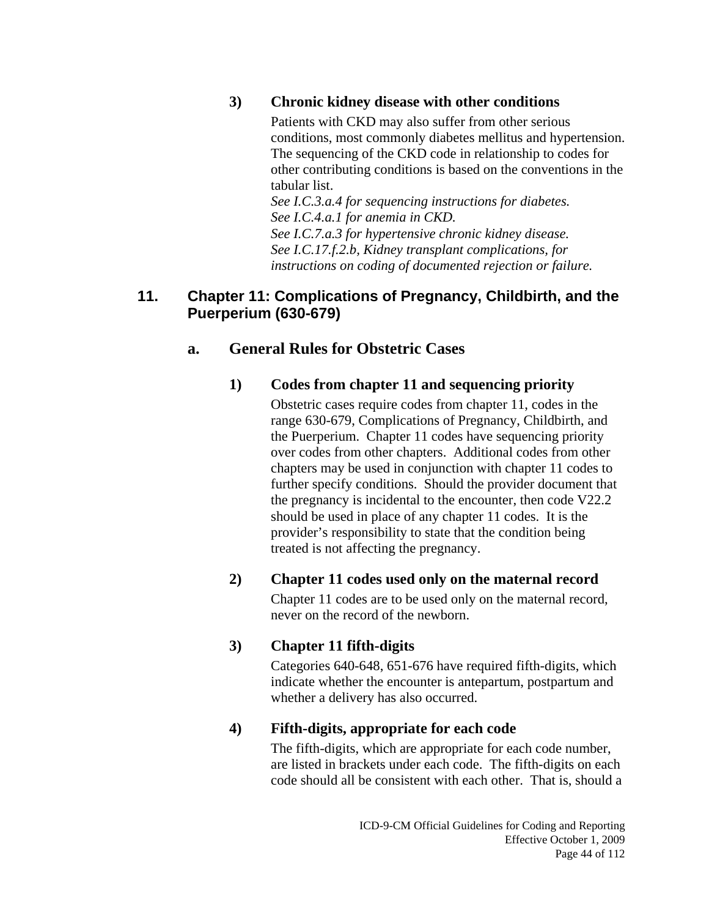#### 3) Chronic kidney disease with other conditions

Patients with CKD may also suffer from other serious conditions, most commonly diabetes mellitus and hypertension. The sequencing of the CKD code in relationship to codes for other contributing conditions is based on the conventions in the tabular list.
*See I.C.3.a.4 for sequencing instructions for diabetes.*
*See I.C.4.a.1 for anemia in CKD.*
*See I.C.7.a.3 for hypertensive chronic kidney disease.*
*See I.C.17.f.2.b, Kidney transplant complications, for instructions on coding of documented rejection or failure.*

## 11. Chapter 11: Complications of Pregnancy, Childbirth, and the Puerperium (630-679)

### a. General Rules for Obstetric Cases

#### 1) Codes from chapter 11 and sequencing priority

Obstetric cases require codes from chapter 11, codes in the range 630-679, Complications of Pregnancy, Childbirth, and the Puerperium. Chapter 11 codes have sequencing priority over codes from other chapters. Additional codes from other chapters may be used in conjunction with chapter 11 codes to further specify conditions. Should the provider document that the pregnancy is incidental to the encounter, then code V22.2 should be used in place of any chapter 11 codes. It is the provider's responsibility to state that the condition being treated is not affecting the pregnancy.

#### 2) Chapter 11 codes used only on the maternal record

Chapter 11 codes are to be used only on the maternal record, never on the record of the newborn.

#### 3) Chapter 11 fifth-digits

Categories 640-648, 651-676 have required fifth-digits, which indicate whether the encounter is antepartum, postpartum and whether a delivery has also occurred.

#### 4) Fifth-digits, appropriate for each code

The fifth-digits, which are appropriate for each code number, are listed in brackets under each code. The fifth-digits on each code should all be consistent with each other. That is, should a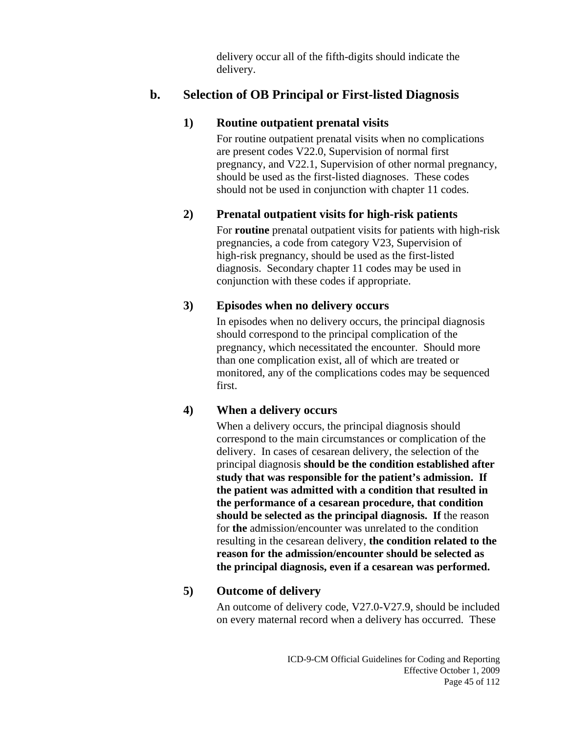delivery occur all of the fifth-digits should indicate the delivery.

## b. Selection of OB Principal or First-listed Diagnosis

### 1) Routine outpatient prenatal visits

For routine outpatient prenatal visits when no complications are present codes V22.0, Supervision of normal first pregnancy, and V22.1, Supervision of other normal pregnancy, should be used as the first-listed diagnoses. These codes should not be used in conjunction with chapter 11 codes.

### 2) Prenatal outpatient visits for high-risk patients

For **routine** prenatal outpatient visits for patients with high-risk pregnancies, a code from category V23, Supervision of high-risk pregnancy, should be used as the first-listed diagnosis. Secondary chapter 11 codes may be used in conjunction with these codes if appropriate.

### 3) Episodes when no delivery occurs

In episodes when no delivery occurs, the principal diagnosis should correspond to the principal complication of the pregnancy, which necessitated the encounter. Should more than one complication exist, all of which are treated or monitored, any of the complications codes may be sequenced first.

### 4) When a delivery occurs

When a delivery occurs, the principal diagnosis should correspond to the main circumstances or complication of the delivery. In cases of cesarean delivery, the selection of the principal diagnosis **should be the condition established after study that was responsible for the patient's admission. If the patient was admitted with a condition that resulted in the performance of a cesarean procedure, that condition should be selected as the principal diagnosis. If** the reason for **the** admission/encounter was unrelated to the condition resulting in the cesarean delivery, **the condition related to the reason for the admission/encounter should be selected as the principal diagnosis, even if a cesarean was performed.**

### 5) Outcome of delivery

An outcome of delivery code, V27.0-V27.9, should be included on every maternal record when a delivery has occurred. These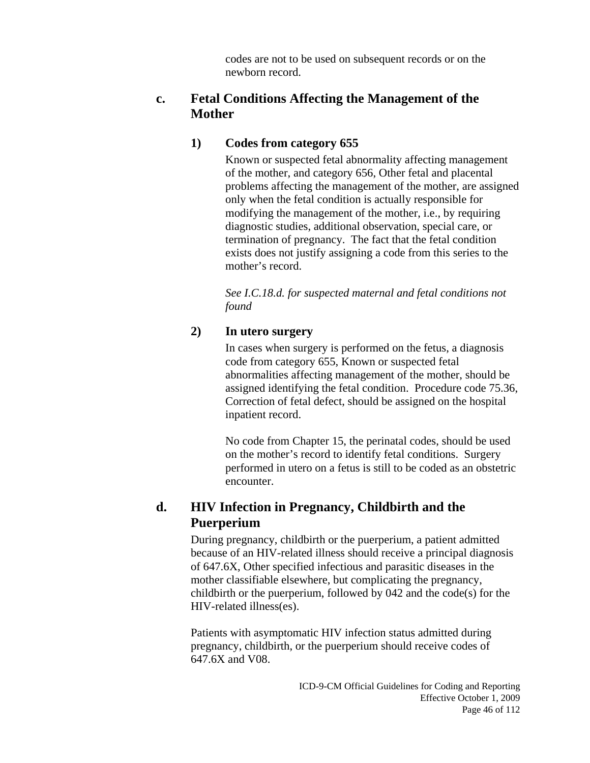codes are not to be used on subsequent records or on the newborn record.

### c. Fetal Conditions Affecting the Management of the Mother

#### 1) Codes from category 655

Known or suspected fetal abnormality affecting management of the mother, and category 656, Other fetal and placental problems affecting the management of the mother, are assigned only when the fetal condition is actually responsible for modifying the management of the mother, i.e., by requiring diagnostic studies, additional observation, special care, or termination of pregnancy. The fact that the fetal condition exists does not justify assigning a code from this series to the mother's record.

*See I.C.18.d. for suspected maternal and fetal conditions not found*

#### 2) In utero surgery

In cases when surgery is performed on the fetus, a diagnosis code from category 655, Known or suspected fetal abnormalities affecting management of the mother, should be assigned identifying the fetal condition. Procedure code 75.36, Correction of fetal defect, should be assigned on the hospital inpatient record.

No code from Chapter 15, the perinatal codes, should be used on the mother's record to identify fetal conditions. Surgery performed in utero on a fetus is still to be coded as an obstetric encounter.

### d. HIV Infection in Pregnancy, Childbirth and the Puerperium

During pregnancy, childbirth or the puerperium, a patient admitted because of an HIV-related illness should receive a principal diagnosis of 647.6X, Other specified infectious and parasitic diseases in the mother classifiable elsewhere, but complicating the pregnancy, childbirth or the puerperium, followed by 042 and the code(s) for the HIV-related illness(es).

Patients with asymptomatic HIV infection status admitted during pregnancy, childbirth, or the puerperium should receive codes of 647.6X and V08.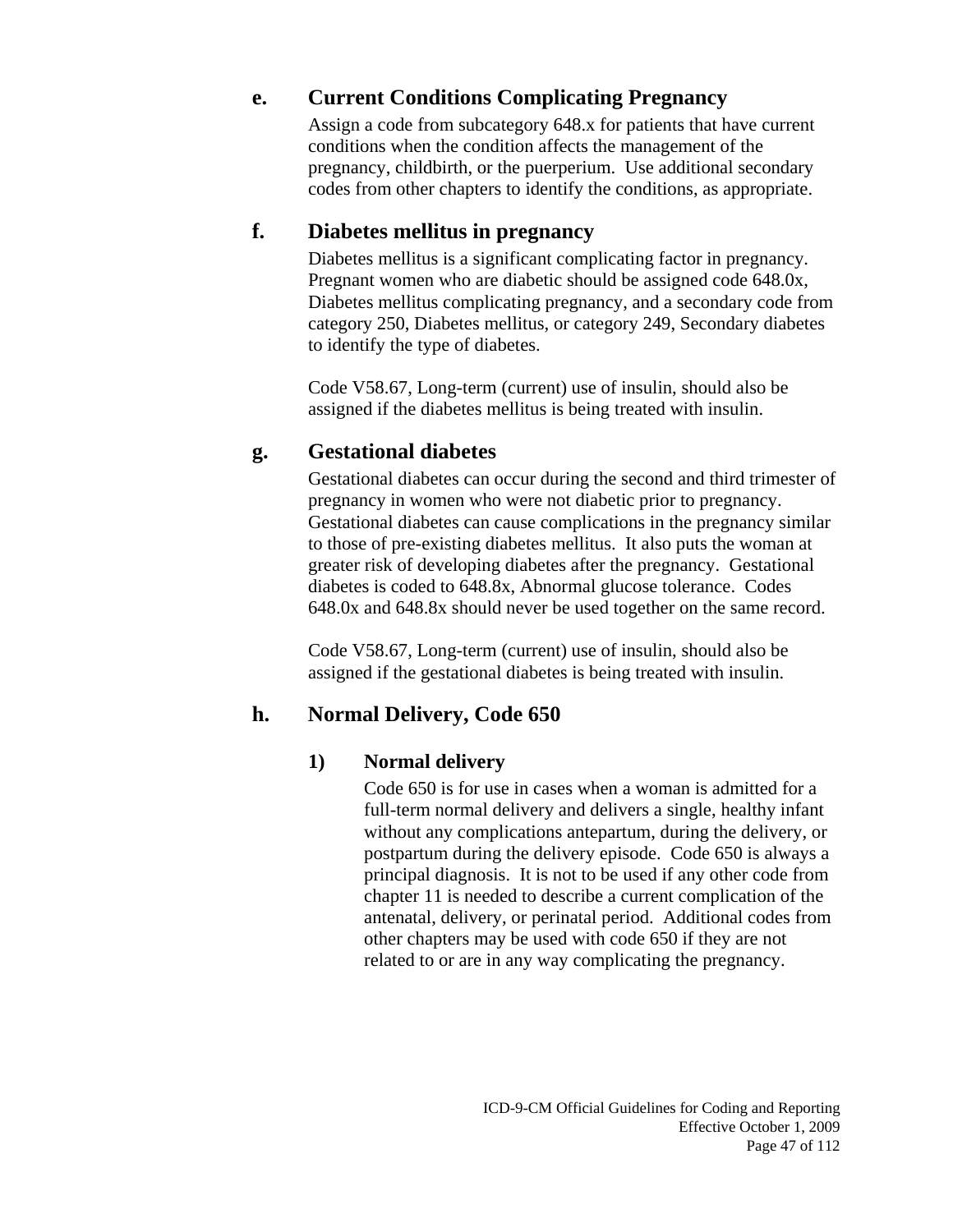### e. Current Conditions Complicating Pregnancy

Assign a code from subcategory 648.x for patients that have current conditions when the condition affects the management of the pregnancy, childbirth, or the puerperium. Use additional secondary codes from other chapters to identify the conditions, as appropriate.

### f. Diabetes mellitus in pregnancy

Diabetes mellitus is a significant complicating factor in pregnancy. Pregnant women who are diabetic should be assigned code 648.0x, Diabetes mellitus complicating pregnancy, and a secondary code from category 250, Diabetes mellitus, or category 249, Secondary diabetes to identify the type of diabetes.

Code V58.67, Long-term (current) use of insulin, should also be assigned if the diabetes mellitus is being treated with insulin.

### g. Gestational diabetes

Gestational diabetes can occur during the second and third trimester of pregnancy in women who were not diabetic prior to pregnancy. Gestational diabetes can cause complications in the pregnancy similar to those of pre-existing diabetes mellitus. It also puts the woman at greater risk of developing diabetes after the pregnancy. Gestational diabetes is coded to 648.8x, Abnormal glucose tolerance. Codes 648.0x and 648.8x should never be used together on the same record.

Code V58.67, Long-term (current) use of insulin, should also be assigned if the gestational diabetes is being treated with insulin.

### h. Normal Delivery, Code 650

#### 1) Normal delivery

Code 650 is for use in cases when a woman is admitted for a full-term normal delivery and delivers a single, healthy infant without any complications antepartum, during the delivery, or postpartum during the delivery episode. Code 650 is always a principal diagnosis. It is not to be used if any other code from chapter 11 is needed to describe a current complication of the antenatal, delivery, or perinatal period. Additional codes from other chapters may be used with code 650 if they are not related to or are in any way complicating the pregnancy.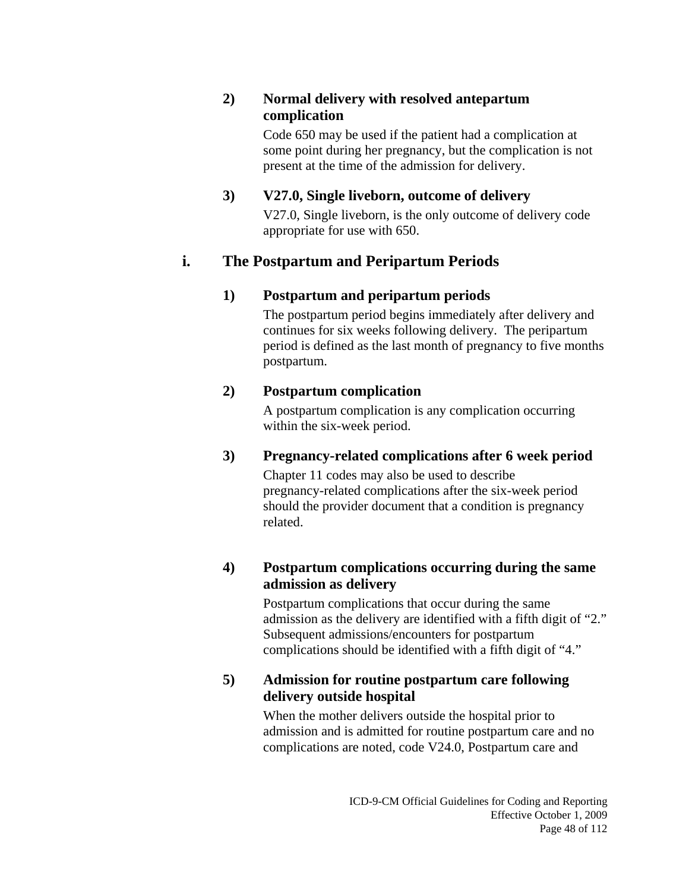#### 2) Normal delivery with resolved antepartum complication

Code 650 may be used if the patient had a complication at some point during her pregnancy, but the complication is not present at the time of the admission for delivery.

#### 3) V27.0, Single liveborn, outcome of delivery

V27.0, Single liveborn, is the only outcome of delivery code appropriate for use with 650.

### i. The Postpartum and Peripartum Periods

#### 1) Postpartum and peripartum periods

The postpartum period begins immediately after delivery and continues for six weeks following delivery. The peripartum period is defined as the last month of pregnancy to five months postpartum.

#### 2) Postpartum complication

A postpartum complication is any complication occurring within the six-week period.

#### 3) Pregnancy-related complications after 6 week period

Chapter 11 codes may also be used to describe pregnancy-related complications after the six-week period should the provider document that a condition is pregnancy related.

#### 4) Postpartum complications occurring during the same admission as delivery

Postpartum complications that occur during the same admission as the delivery are identified with a fifth digit of "2." Subsequent admissions/encounters for postpartum complications should be identified with a fifth digit of "4."

#### 5) Admission for routine postpartum care following delivery outside hospital

When the mother delivers outside the hospital prior to admission and is admitted for routine postpartum care and no complications are noted, code V24.0, Postpartum care and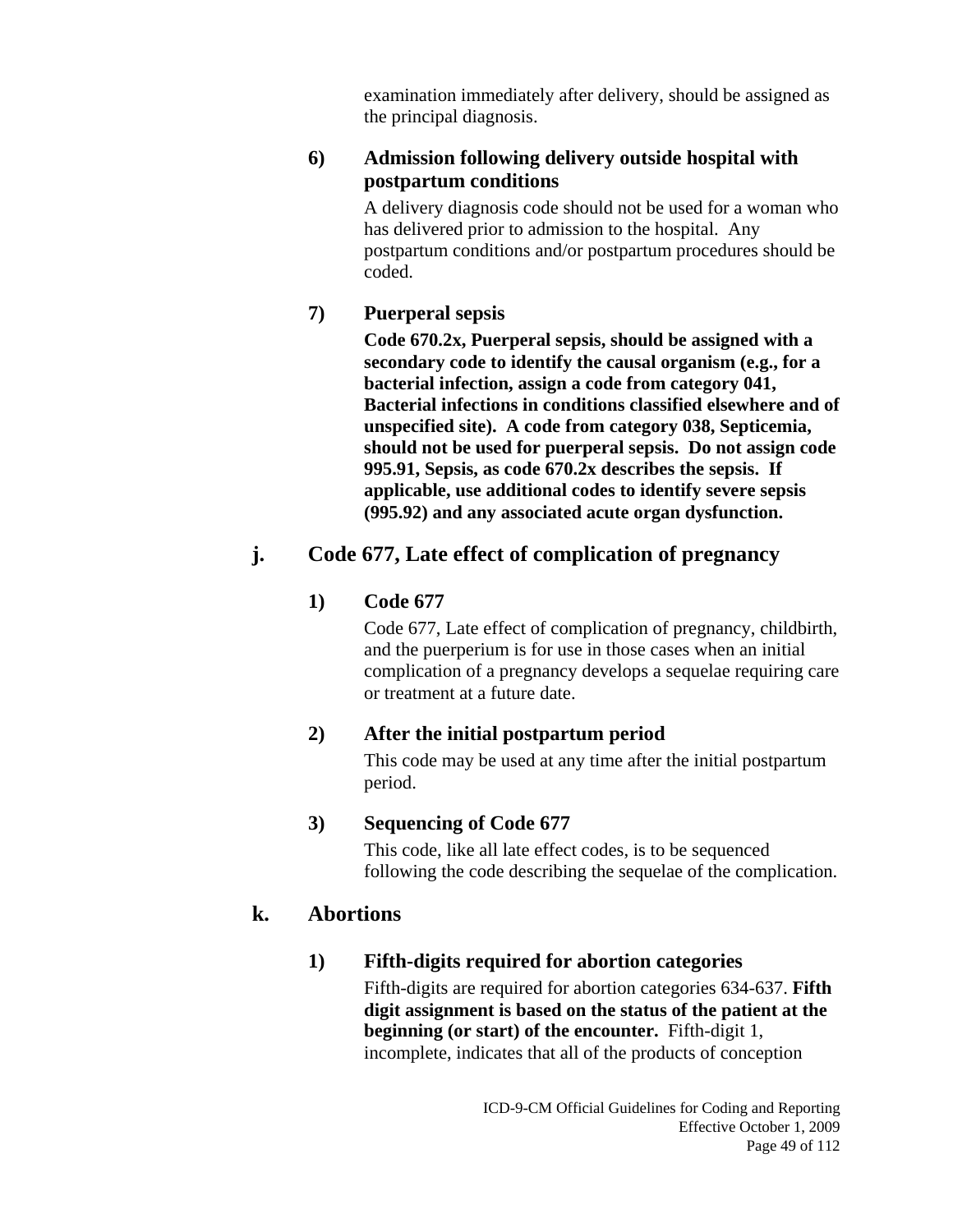examination immediately after delivery, should be assigned as the principal diagnosis.

#### 6) Admission following delivery outside hospital with postpartum conditions

A delivery diagnosis code should not be used for a woman who has delivered prior to admission to the hospital. Any postpartum conditions and/or postpartum procedures should be coded.

#### 7) Puerperal sepsis

**Code 670.2x, Puerperal sepsis, should be assigned with a secondary code to identify the causal organism (e.g., for a bacterial infection, assign a code from category 041, Bacterial infections in conditions classified elsewhere and of unspecified site). A code from category 038, Septicemia, should not be used for puerperal sepsis. Do not assign code 995.91, Sepsis, as code 670.2x describes the sepsis. If applicable, use additional codes to identify severe sepsis (995.92) and any associated acute organ dysfunction.**

### j. Code 677, Late effect of complication of pregnancy

#### 1) Code 677

Code 677, Late effect of complication of pregnancy, childbirth, and the puerperium is for use in those cases when an initial complication of a pregnancy develops a sequelae requiring care or treatment at a future date.

#### 2) After the initial postpartum period

This code may be used at any time after the initial postpartum period.

#### 3) Sequencing of Code 677

This code, like all late effect codes, is to be sequenced following the code describing the sequelae of the complication.

### k. Abortions

#### 1) Fifth-digits required for abortion categories

Fifth-digits are required for abortion categories 634-637. **Fifth digit assignment is based on the status of the patient at the beginning (or start) of the encounter.** Fifth-digit 1, incomplete, indicates that all of the products of conception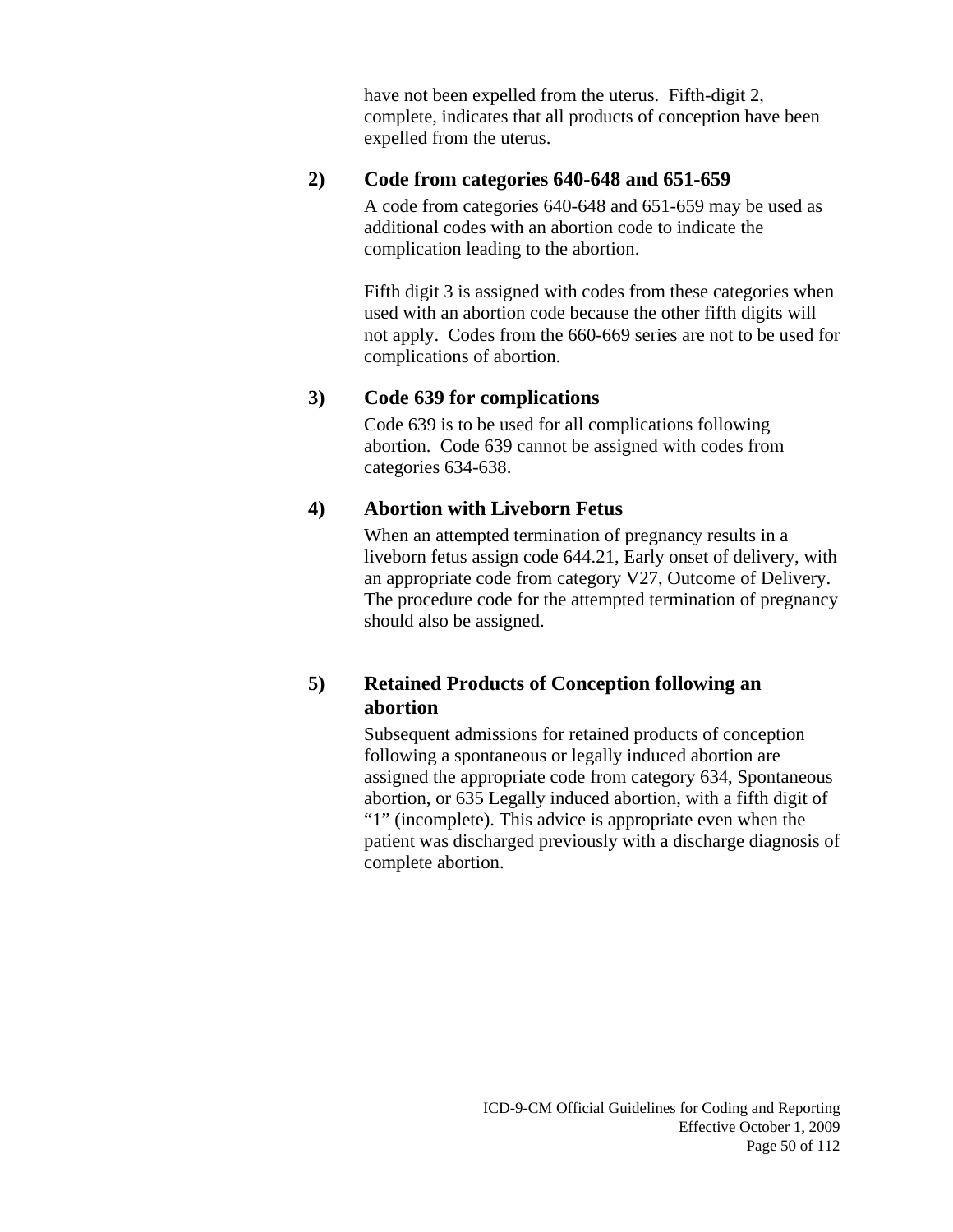have not been expelled from the uterus. Fifth-digit 2, complete, indicates that all products of conception have been expelled from the uterus.

#### 2) Code from categories 640-648 and 651-659

A code from categories 640-648 and 651-659 may be used as additional codes with an abortion code to indicate the complication leading to the abortion.

Fifth digit 3 is assigned with codes from these categories when used with an abortion code because the other fifth digits will not apply. Codes from the 660-669 series are not to be used for complications of abortion.

#### 3) Code 639 for complications

Code 639 is to be used for all complications following abortion. Code 639 cannot be assigned with codes from categories 634-638.

#### 4) Abortion with Liveborn Fetus

When an attempted termination of pregnancy results in a liveborn fetus assign code 644.21, Early onset of delivery, with an appropriate code from category V27, Outcome of Delivery. The procedure code for the attempted termination of pregnancy should also be assigned.

#### 5) Retained Products of Conception following an abortion

Subsequent admissions for retained products of conception following a spontaneous or legally induced abortion are assigned the appropriate code from category 634, Spontaneous abortion, or 635 Legally induced abortion, with a fifth digit of "1" (incomplete). This advice is appropriate even when the patient was discharged previously with a discharge diagnosis of complete abortion.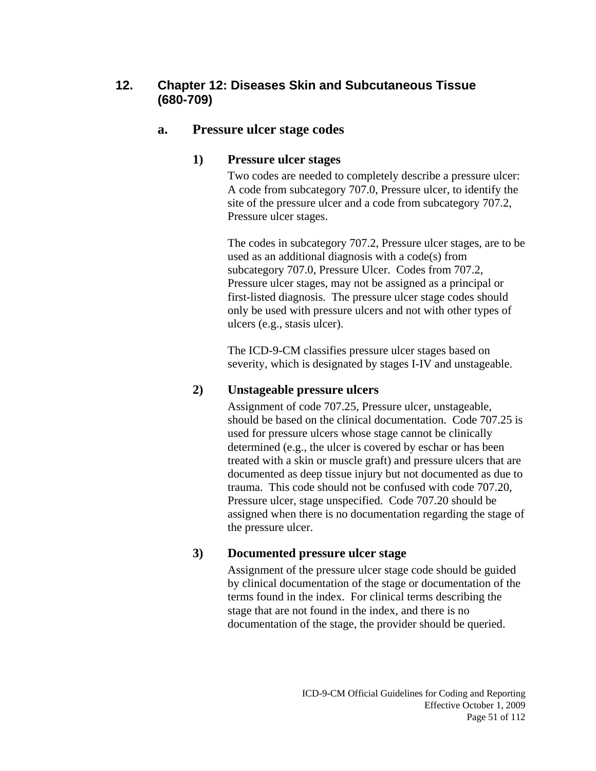## 12. Chapter 12: Diseases Skin and Subcutaneous Tissue (680-709)

### a. Pressure ulcer stage codes

#### 1) Pressure ulcer stages

Two codes are needed to completely describe a pressure ulcer: A code from subcategory 707.0, Pressure ulcer, to identify the site of the pressure ulcer and a code from subcategory 707.2, Pressure ulcer stages.

The codes in subcategory 707.2, Pressure ulcer stages, are to be used as an additional diagnosis with a code(s) from subcategory 707.0, Pressure Ulcer. Codes from 707.2, Pressure ulcer stages, may not be assigned as a principal or first-listed diagnosis. The pressure ulcer stage codes should only be used with pressure ulcers and not with other types of ulcers (e.g., stasis ulcer).

The ICD-9-CM classifies pressure ulcer stages based on severity, which is designated by stages I-IV and unstageable.

#### 2) Unstageable pressure ulcers

Assignment of code 707.25, Pressure ulcer, unstageable, should be based on the clinical documentation. Code 707.25 is used for pressure ulcers whose stage cannot be clinically determined (e.g., the ulcer is covered by eschar or has been treated with a skin or muscle graft) and pressure ulcers that are documented as deep tissue injury but not documented as due to trauma. This code should not be confused with code 707.20, Pressure ulcer, stage unspecified. Code 707.20 should be assigned when there is no documentation regarding the stage of the pressure ulcer.

#### 3) Documented pressure ulcer stage

Assignment of the pressure ulcer stage code should be guided by clinical documentation of the stage or documentation of the terms found in the index. For clinical terms describing the stage that are not found in the index, and there is no documentation of the stage, the provider should be queried.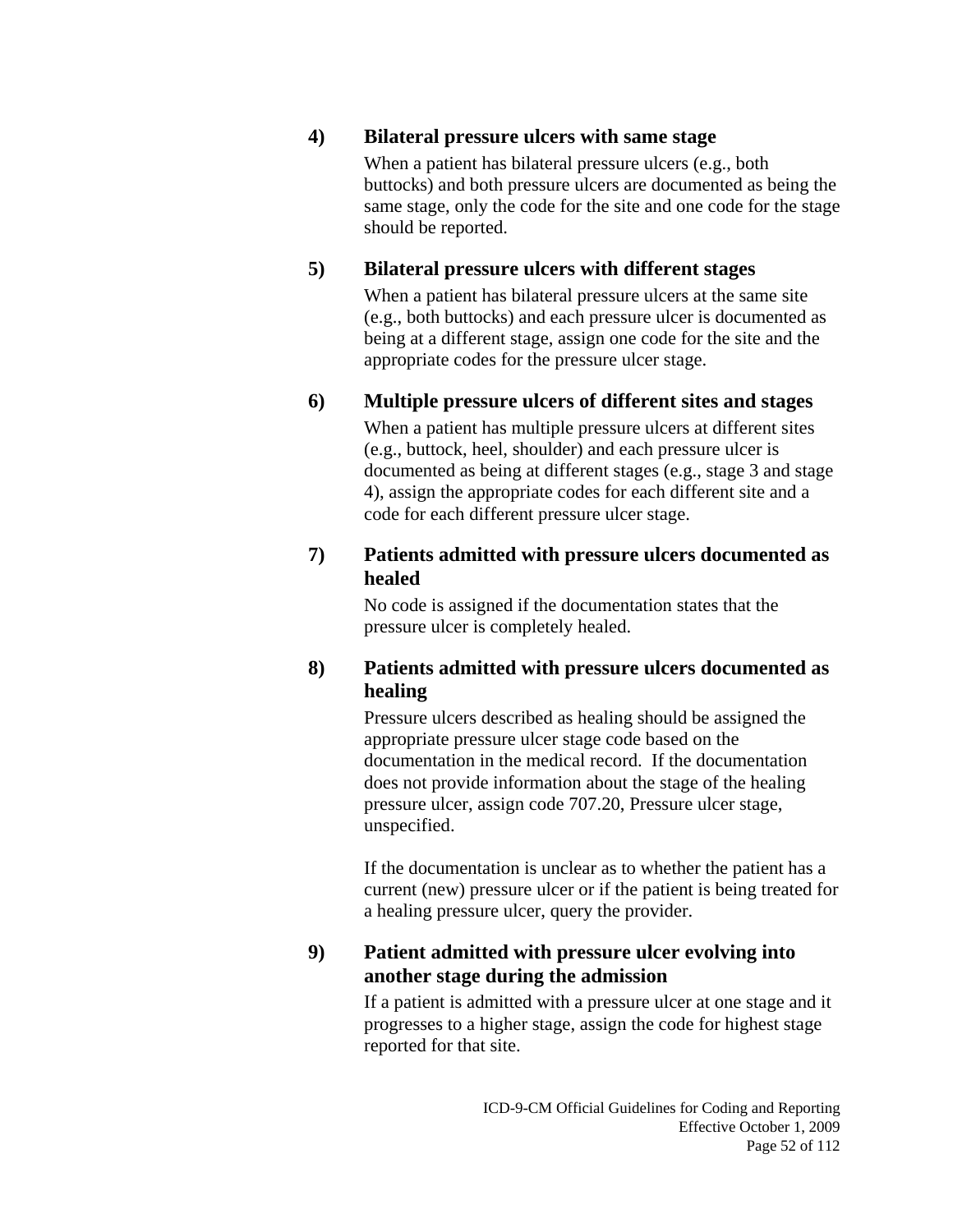**4) Bilateral pressure ulcers with same stage**

When a patient has bilateral pressure ulcers (e.g., both buttocks) and both pressure ulcers are documented as being the same stage, only the code for the site and one code for the stage should be reported.

**5) Bilateral pressure ulcers with different stages**

When a patient has bilateral pressure ulcers at the same site (e.g., both buttocks) and each pressure ulcer is documented as being at a different stage, assign one code for the site and the appropriate codes for the pressure ulcer stage.

**6) Multiple pressure ulcers of different sites and stages**

When a patient has multiple pressure ulcers at different sites (e.g., buttock, heel, shoulder) and each pressure ulcer is documented as being at different stages (e.g., stage 3 and stage 4), assign the appropriate codes for each different site and a code for each different pressure ulcer stage.

**7) Patients admitted with pressure ulcers documented as healed**

No code is assigned if the documentation states that the pressure ulcer is completely healed.

**8) Patients admitted with pressure ulcers documented as healing**

Pressure ulcers described as healing should be assigned the appropriate pressure ulcer stage code based on the documentation in the medical record. If the documentation does not provide information about the stage of the healing pressure ulcer, assign code 707.20, Pressure ulcer stage, unspecified.

If the documentation is unclear as to whether the patient has a current (new) pressure ulcer or if the patient is being treated for a healing pressure ulcer, query the provider.

**9) Patient admitted with pressure ulcer evolving into another stage during the admission**

If a patient is admitted with a pressure ulcer at one stage and it progresses to a higher stage, assign the code for highest stage reported for that site.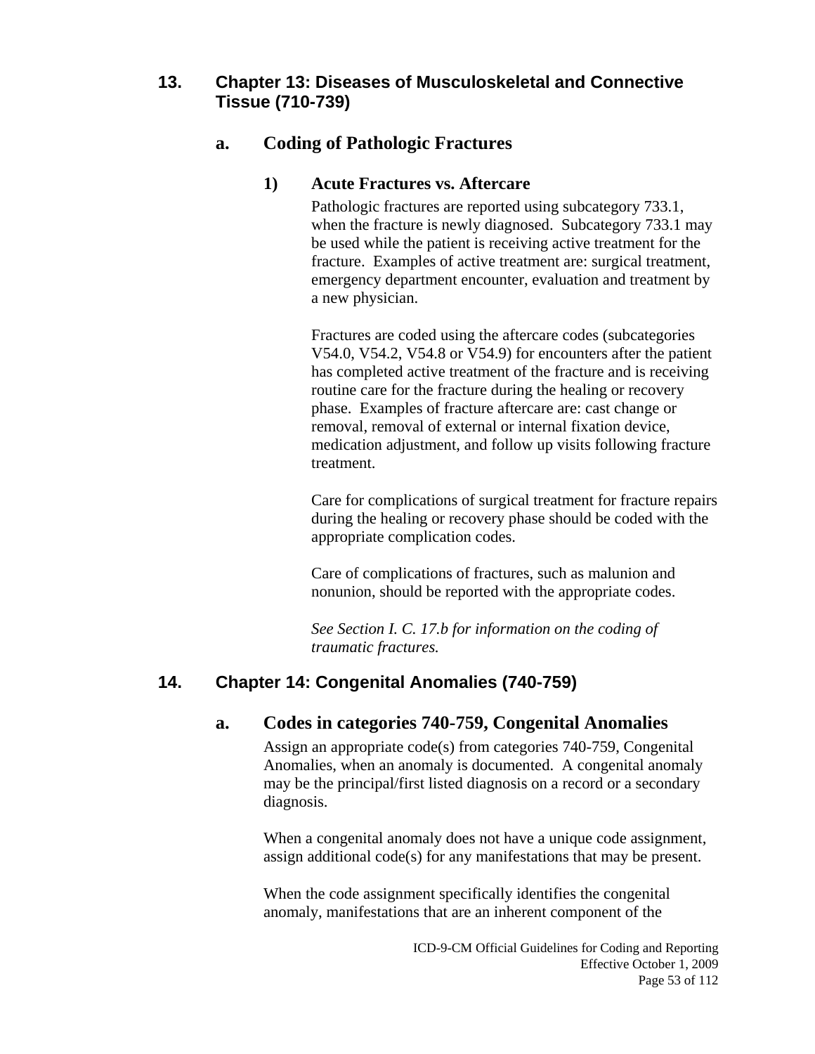## 13. Chapter 13: Diseases of Musculoskeletal and Connective Tissue (710-739)

### a. Coding of Pathologic Fractures

#### 1) Acute Fractures vs. Aftercare

Pathologic fractures are reported using subcategory 733.1, when the fracture is newly diagnosed. Subcategory 733.1 may be used while the patient is receiving active treatment for the fracture. Examples of active treatment are: surgical treatment, emergency department encounter, evaluation and treatment by a new physician.

Fractures are coded using the aftercare codes (subcategories V54.0, V54.2, V54.8 or V54.9) for encounters after the patient has completed active treatment of the fracture and is receiving routine care for the fracture during the healing or recovery phase. Examples of fracture aftercare are: cast change or removal, removal of external or internal fixation device, medication adjustment, and follow up visits following fracture treatment.

Care for complications of surgical treatment for fracture repairs during the healing or recovery phase should be coded with the appropriate complication codes.

Care of complications of fractures, such as malunion and nonunion, should be reported with the appropriate codes.

*See Section I. C. 17.b for information on the coding of traumatic fractures.*

## 14. Chapter 14: Congenital Anomalies (740-759)

### a. Codes in categories 740-759, Congenital Anomalies

Assign an appropriate code(s) from categories 740-759, Congenital Anomalies, when an anomaly is documented. A congenital anomaly may be the principal/first listed diagnosis on a record or a secondary diagnosis.

When a congenital anomaly does not have a unique code assignment, assign additional code(s) for any manifestations that may be present.

When the code assignment specifically identifies the congenital anomaly, manifestations that are an inherent component of the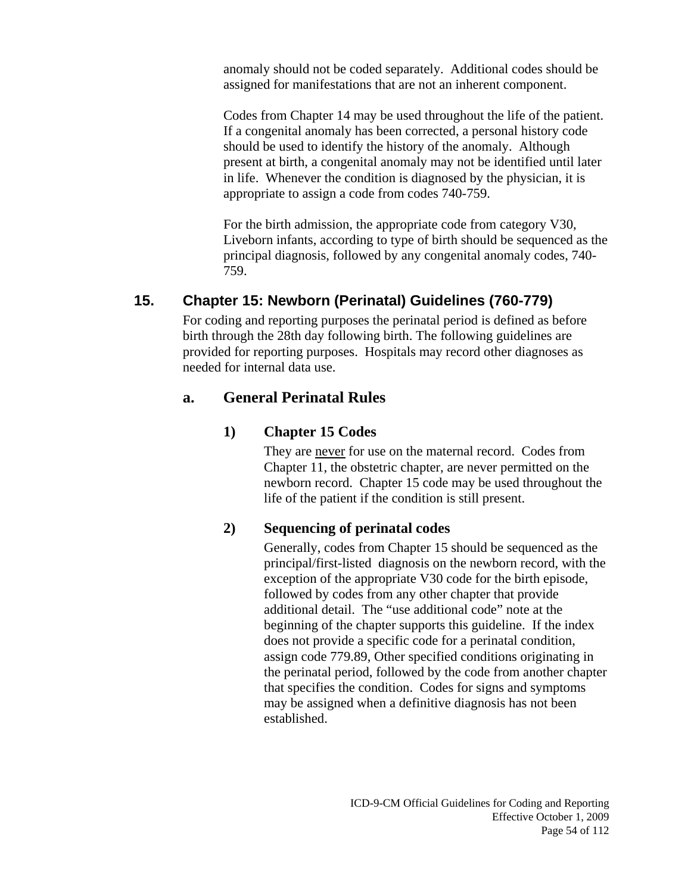anomaly should not be coded separately. Additional codes should be assigned for manifestations that are not an inherent component.

Codes from Chapter 14 may be used throughout the life of the patient. If a congenital anomaly has been corrected, a personal history code should be used to identify the history of the anomaly. Although present at birth, a congenital anomaly may not be identified until later in life. Whenever the condition is diagnosed by the physician, it is appropriate to assign a code from codes 740-759.

For the birth admission, the appropriate code from category V30, Liveborn infants, according to type of birth should be sequenced as the principal diagnosis, followed by any congenital anomaly codes, 740-759.

## 15. Chapter 15: Newborn (Perinatal) Guidelines (760-779)

For coding and reporting purposes the perinatal period is defined as before birth through the 28th day following birth. The following guidelines are provided for reporting purposes. Hospitals may record other diagnoses as needed for internal data use.

### a. General Perinatal Rules

#### 1) Chapter 15 Codes

They are never for use on the maternal record. Codes from Chapter 11, the obstetric chapter, are never permitted on the newborn record. Chapter 15 code may be used throughout the life of the patient if the condition is still present.

#### 2) Sequencing of perinatal codes

Generally, codes from Chapter 15 should be sequenced as the principal/first-listed diagnosis on the newborn record, with the exception of the appropriate V30 code for the birth episode, followed by codes from any other chapter that provide additional detail. The "use additional code" note at the beginning of the chapter supports this guideline. If the index does not provide a specific code for a perinatal condition, assign code 779.89, Other specified conditions originating in the perinatal period, followed by the code from another chapter that specifies the condition. Codes for signs and symptoms may be assigned when a definitive diagnosis has not been established.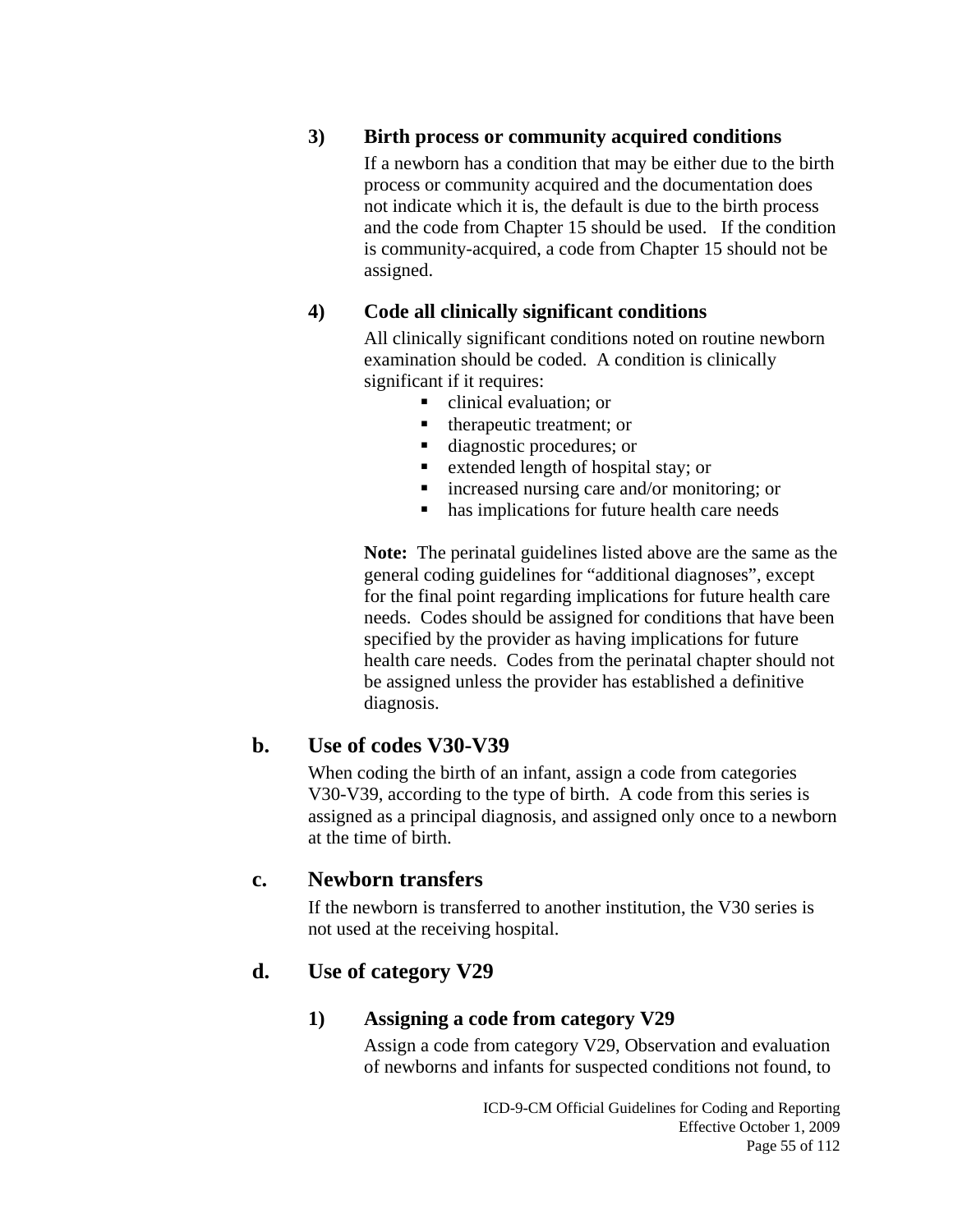#### 3) Birth process or community acquired conditions

If a newborn has a condition that may be either due to the birth process or community acquired and the documentation does not indicate which it is, the default is due to the birth process and the code from Chapter 15 should be used. If the condition is community-acquired, a code from Chapter 15 should not be assigned.

#### 4) Code all clinically significant conditions

All clinically significant conditions noted on routine newborn examination should be coded. A condition is clinically significant if it requires:

- clinical evaluation; or
- therapeutic treatment; or
- diagnostic procedures; or
- extended length of hospital stay; or
- increased nursing care and/or monitoring; or
- has implications for future health care needs

**Note:** The perinatal guidelines listed above are the same as the general coding guidelines for "additional diagnoses", except for the final point regarding implications for future health care needs. Codes should be assigned for conditions that have been specified by the provider as having implications for future health care needs. Codes from the perinatal chapter should not be assigned unless the provider has established a definitive diagnosis.

### b. Use of codes V30-V39

When coding the birth of an infant, assign a code from categories V30-V39, according to the type of birth. A code from this series is assigned as a principal diagnosis, and assigned only once to a newborn at the time of birth.

### c. Newborn transfers

If the newborn is transferred to another institution, the V30 series is not used at the receiving hospital.

### d. Use of category V29

#### 1) Assigning a code from category V29

Assign a code from category V29, Observation and evaluation of newborns and infants for suspected conditions not found, to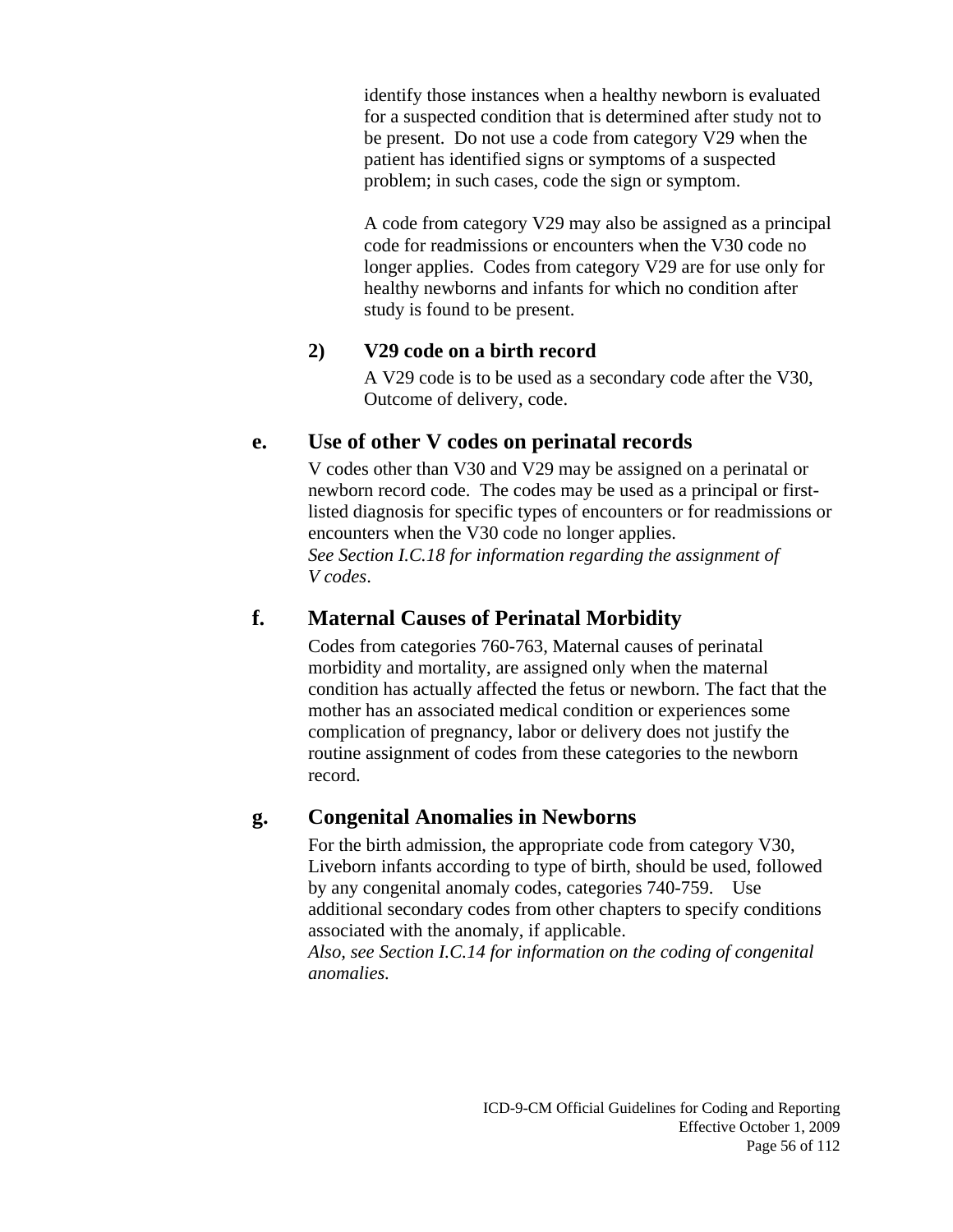identify those instances when a healthy newborn is evaluated for a suspected condition that is determined after study not to be present. Do not use a code from category V29 when the patient has identified signs or symptoms of a suspected problem; in such cases, code the sign or symptom.

A code from category V29 may also be assigned as a principal code for readmissions or encounters when the V30 code no longer applies. Codes from category V29 are for use only for healthy newborns and infants for which no condition after study is found to be present.

**2) V29 code on a birth record**

A V29 code is to be used as a secondary code after the V30, Outcome of delivery, code.

### e. Use of other V codes on perinatal records

V codes other than V30 and V29 may be assigned on a perinatal or newborn record code. The codes may be used as a principal or first-listed diagnosis for specific types of encounters or for readmissions or encounters when the V30 code no longer applies.
*See Section I.C.18 for information regarding the assignment of V codes*.

### f. Maternal Causes of Perinatal Morbidity

Codes from categories 760-763, Maternal causes of perinatal morbidity and mortality, are assigned only when the maternal condition has actually affected the fetus or newborn. The fact that the mother has an associated medical condition or experiences some complication of pregnancy, labor or delivery does not justify the routine assignment of codes from these categories to the newborn record.

### g. Congenital Anomalies in Newborns

For the birth admission, the appropriate code from category V30, Liveborn infants according to type of birth, should be used, followed by any congenital anomaly codes, categories 740-759. Use additional secondary codes from other chapters to specify conditions associated with the anomaly, if applicable.
*Also, see Section I.C.14 for information on the coding of congenital anomalies.*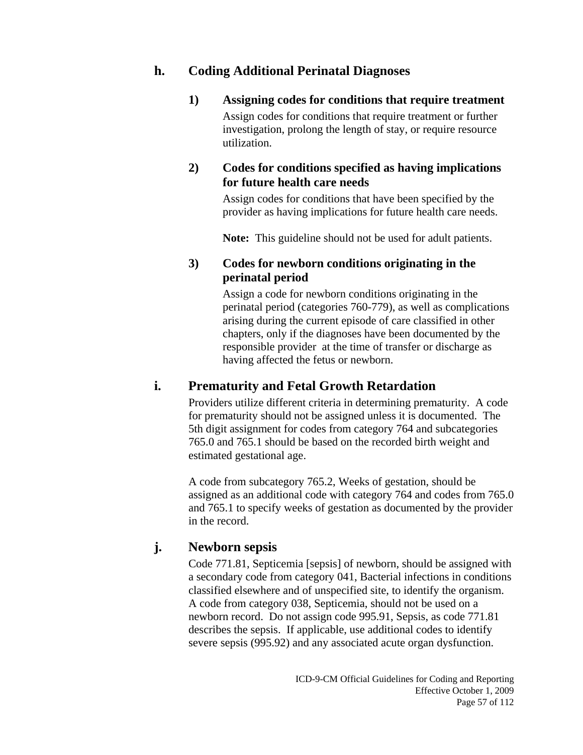### h. Coding Additional Perinatal Diagnoses

#### 1) Assigning codes for conditions that require treatment

Assign codes for conditions that require treatment or further investigation, prolong the length of stay, or require resource utilization.

#### 2) Codes for conditions specified as having implications for future health care needs

Assign codes for conditions that have been specified by the provider as having implications for future health care needs.

**Note:** This guideline should not be used for adult patients.

#### 3) Codes for newborn conditions originating in the perinatal period

Assign a code for newborn conditions originating in the perinatal period (categories 760-779), as well as complications arising during the current episode of care classified in other chapters, only if the diagnoses have been documented by the responsible provider at the time of transfer or discharge as having affected the fetus or newborn.

### i. Prematurity and Fetal Growth Retardation

Providers utilize different criteria in determining prematurity. A code for prematurity should not be assigned unless it is documented. The 5th digit assignment for codes from category 764 and subcategories 765.0 and 765.1 should be based on the recorded birth weight and estimated gestational age.

A code from subcategory 765.2, Weeks of gestation, should be assigned as an additional code with category 764 and codes from 765.0 and 765.1 to specify weeks of gestation as documented by the provider in the record.

### j. Newborn sepsis

Code 771.81, Septicemia [sepsis] of newborn, should be assigned with a secondary code from category 041, Bacterial infections in conditions classified elsewhere and of unspecified site, to identify the organism. A code from category 038, Septicemia, should not be used on a newborn record. Do not assign code 995.91, Sepsis, as code 771.81 describes the sepsis. If applicable, use additional codes to identify severe sepsis (995.92) and any associated acute organ dysfunction.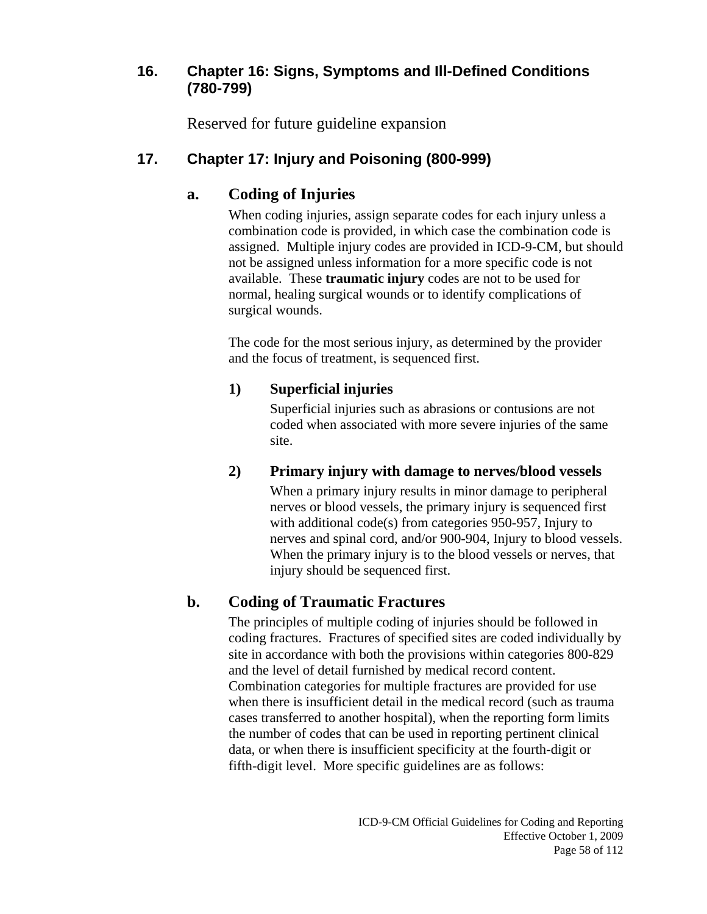## 16. Chapter 16: Signs, Symptoms and Ill-Defined Conditions (780-799)

Reserved for future guideline expansion

## 17. Chapter 17: Injury and Poisoning (800-999)

### a. Coding of Injuries

When coding injuries, assign separate codes for each injury unless a combination code is provided, in which case the combination code is assigned. Multiple injury codes are provided in ICD-9-CM, but should not be assigned unless information for a more specific code is not available. These **traumatic injury** codes are not to be used for normal, healing surgical wounds or to identify complications of surgical wounds.

The code for the most serious injury, as determined by the provider and the focus of treatment, is sequenced first.

#### 1) Superficial injuries

Superficial injuries such as abrasions or contusions are not coded when associated with more severe injuries of the same site.

#### 2) Primary injury with damage to nerves/blood vessels

When a primary injury results in minor damage to peripheral nerves or blood vessels, the primary injury is sequenced first with additional code(s) from categories 950-957, Injury to nerves and spinal cord, and/or 900-904, Injury to blood vessels. When the primary injury is to the blood vessels or nerves, that injury should be sequenced first.

### b. Coding of Traumatic Fractures

The principles of multiple coding of injuries should be followed in coding fractures. Fractures of specified sites are coded individually by site in accordance with both the provisions within categories 800-829 and the level of detail furnished by medical record content. Combination categories for multiple fractures are provided for use when there is insufficient detail in the medical record (such as trauma cases transferred to another hospital), when the reporting form limits the number of codes that can be used in reporting pertinent clinical data, or when there is insufficient specificity at the fourth-digit or fifth-digit level. More specific guidelines are as follows: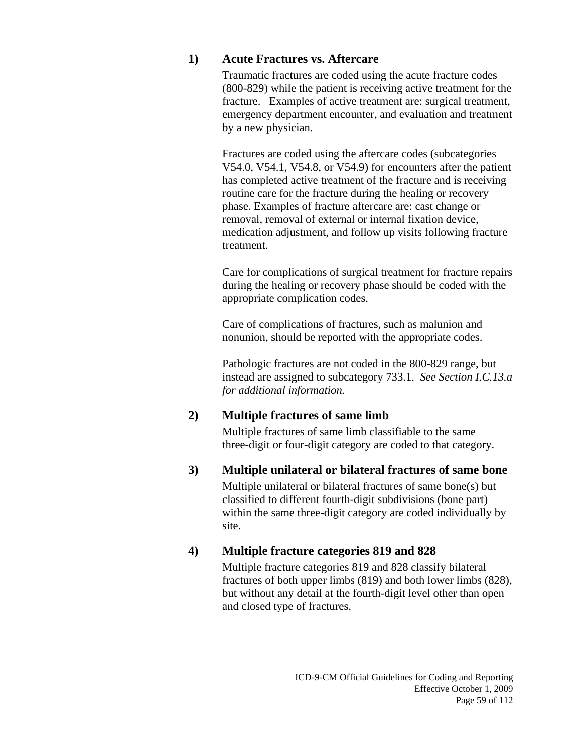#### 1) Acute Fractures vs. Aftercare

Traumatic fractures are coded using the acute fracture codes (800-829) while the patient is receiving active treatment for the fracture. Examples of active treatment are: surgical treatment, emergency department encounter, and evaluation and treatment by a new physician.

Fractures are coded using the aftercare codes (subcategories V54.0, V54.1, V54.8, or V54.9) for encounters after the patient has completed active treatment of the fracture and is receiving routine care for the fracture during the healing or recovery phase. Examples of fracture aftercare are: cast change or removal, removal of external or internal fixation device, medication adjustment, and follow up visits following fracture treatment.

Care for complications of surgical treatment for fracture repairs during the healing or recovery phase should be coded with the appropriate complication codes.

Care of complications of fractures, such as malunion and nonunion, should be reported with the appropriate codes.

Pathologic fractures are not coded in the 800-829 range, but instead are assigned to subcategory 733.1. *See Section I.C.13.a for additional information.*

#### 2) Multiple fractures of same limb

Multiple fractures of same limb classifiable to the same three-digit or four-digit category are coded to that category.

#### 3) Multiple unilateral or bilateral fractures of same bone

Multiple unilateral or bilateral fractures of same bone(s) but classified to different fourth-digit subdivisions (bone part) within the same three-digit category are coded individually by site.

#### 4) Multiple fracture categories 819 and 828

Multiple fracture categories 819 and 828 classify bilateral fractures of both upper limbs (819) and both lower limbs (828), but without any detail at the fourth-digit level other than open and closed type of fractures.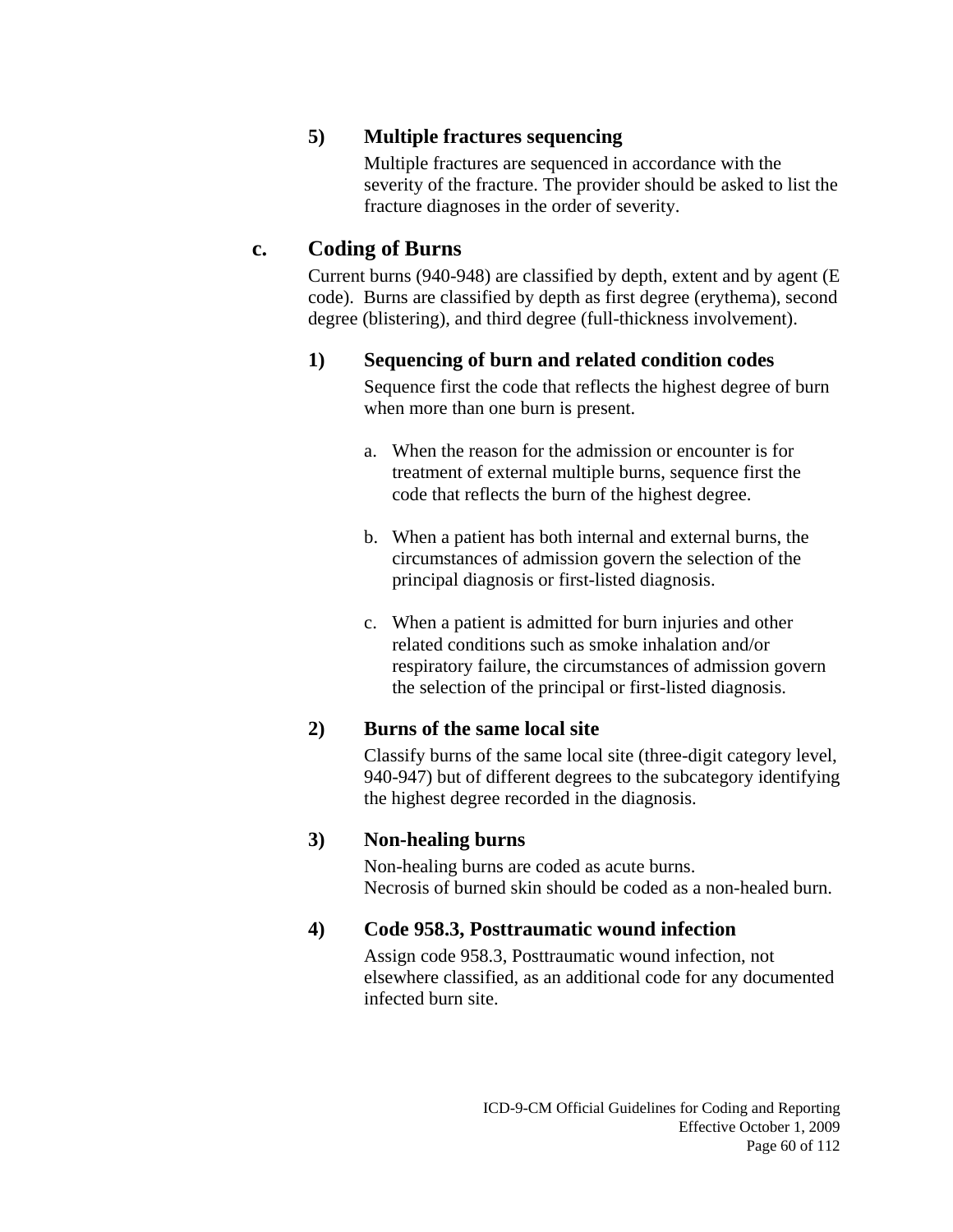#### 5) Multiple fractures sequencing

Multiple fractures are sequenced in accordance with the severity of the fracture. The provider should be asked to list the fracture diagnoses in the order of severity.

### c. Coding of Burns

Current burns (940-948) are classified by depth, extent and by agent (E code). Burns are classified by depth as first degree (erythema), second degree (blistering), and third degree (full-thickness involvement).

#### 1) Sequencing of burn and related condition codes

Sequence first the code that reflects the highest degree of burn when more than one burn is present.

a. When the reason for the admission or encounter is for treatment of external multiple burns, sequence first the code that reflects the burn of the highest degree.

b. When a patient has both internal and external burns, the circumstances of admission govern the selection of the principal diagnosis or first-listed diagnosis.

c. When a patient is admitted for burn injuries and other related conditions such as smoke inhalation and/or respiratory failure, the circumstances of admission govern the selection of the principal or first-listed diagnosis.

#### 2) Burns of the same local site

Classify burns of the same local site (three-digit category level, 940-947) but of different degrees to the subcategory identifying the highest degree recorded in the diagnosis.

#### 3) Non-healing burns

Non-healing burns are coded as acute burns.
Necrosis of burned skin should be coded as a non-healed burn.

#### 4) Code 958.3, Posttraumatic wound infection

Assign code 958.3, Posttraumatic wound infection, not elsewhere classified, as an additional code for any documented infected burn site.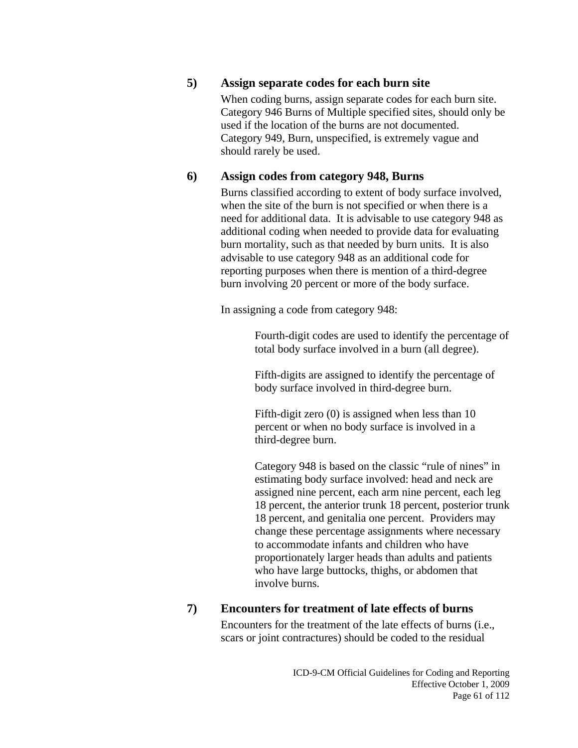#### 5) Assign separate codes for each burn site

When coding burns, assign separate codes for each burn site. Category 946 Burns of Multiple specified sites, should only be used if the location of the burns are not documented. Category 949, Burn, unspecified, is extremely vague and should rarely be used.

#### 6) Assign codes from category 948, Burns

Burns classified according to extent of body surface involved, when the site of the burn is not specified or when there is a need for additional data. It is advisable to use category 948 as additional coding when needed to provide data for evaluating burn mortality, such as that needed by burn units. It is also advisable to use category 948 as an additional code for reporting purposes when there is mention of a third-degree burn involving 20 percent or more of the body surface.

In assigning a code from category 948:

> Fourth-digit codes are used to identify the percentage of total body surface involved in a burn (all degree).
>
> Fifth-digits are assigned to identify the percentage of body surface involved in third-degree burn.
>
> Fifth-digit zero (0) is assigned when less than 10 percent or when no body surface is involved in a third-degree burn.
>
> Category 948 is based on the classic "rule of nines" in estimating body surface involved: head and neck are assigned nine percent, each arm nine percent, each leg 18 percent, the anterior trunk 18 percent, posterior trunk 18 percent, and genitalia one percent. Providers may change these percentage assignments where necessary to accommodate infants and children who have proportionately larger heads than adults and patients who have large buttocks, thighs, or abdomen that involve burns.

#### 7) Encounters for treatment of late effects of burns

Encounters for the treatment of the late effects of burns (i.e., scars or joint contractures) should be coded to the residual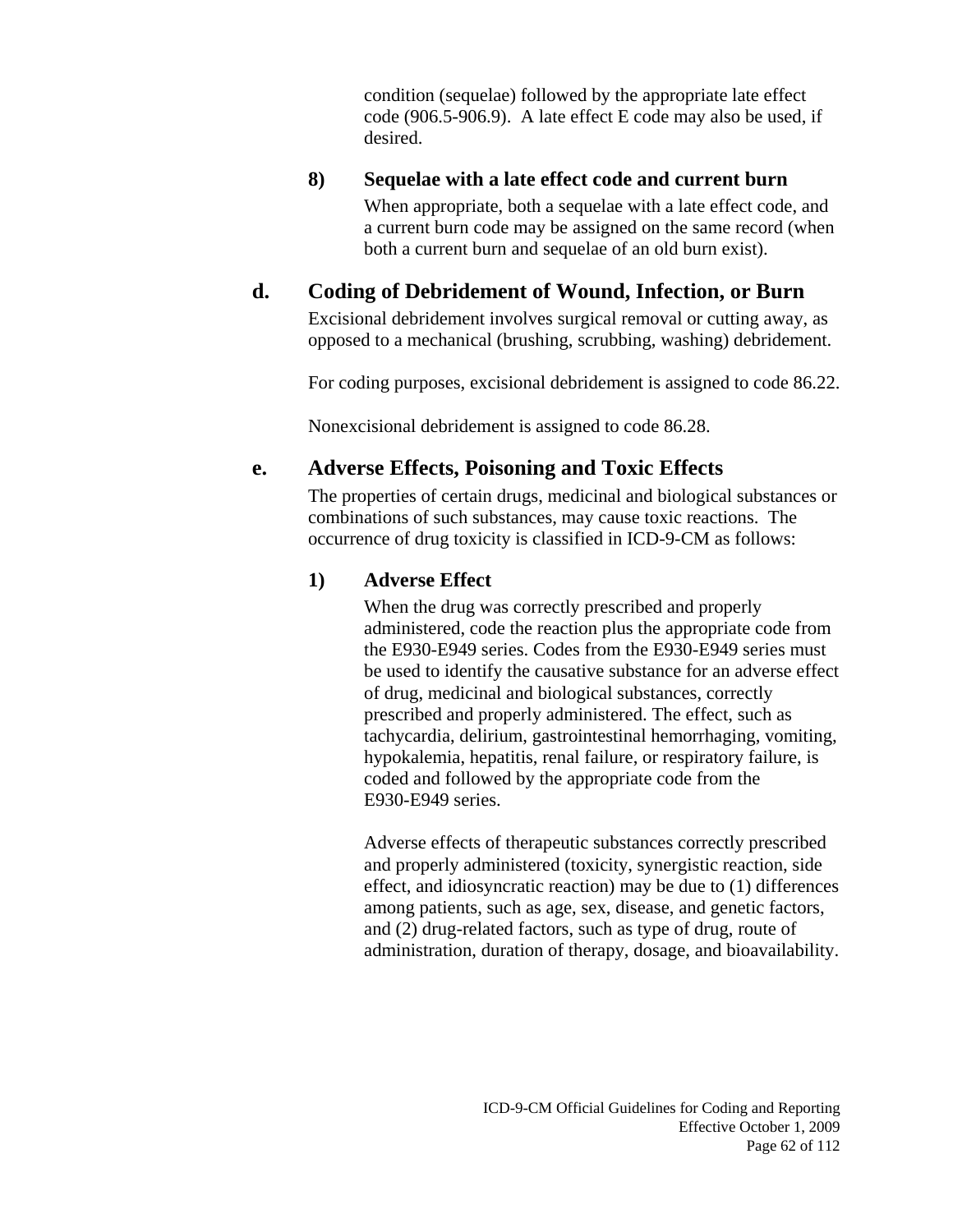condition (sequelae) followed by the appropriate late effect code (906.5-906.9). A late effect E code may also be used, if desired.

#### 8) Sequelae with a late effect code and current burn

When appropriate, both a sequelae with a late effect code, and a current burn code may be assigned on the same record (when both a current burn and sequelae of an old burn exist).

### d. Coding of Debridement of Wound, Infection, or Burn

Excisional debridement involves surgical removal or cutting away, as opposed to a mechanical (brushing, scrubbing, washing) debridement.

For coding purposes, excisional debridement is assigned to code 86.22.

Nonexcisional debridement is assigned to code 86.28.

### e. Adverse Effects, Poisoning and Toxic Effects

The properties of certain drugs, medicinal and biological substances or combinations of such substances, may cause toxic reactions. The occurrence of drug toxicity is classified in ICD-9-CM as follows:

#### 1) Adverse Effect

When the drug was correctly prescribed and properly administered, code the reaction plus the appropriate code from the E930-E949 series. Codes from the E930-E949 series must be used to identify the causative substance for an adverse effect of drug, medicinal and biological substances, correctly prescribed and properly administered. The effect, such as tachycardia, delirium, gastrointestinal hemorrhaging, vomiting, hypokalemia, hepatitis, renal failure, or respiratory failure, is coded and followed by the appropriate code from the E930-E949 series.

Adverse effects of therapeutic substances correctly prescribed and properly administered (toxicity, synergistic reaction, side effect, and idiosyncratic reaction) may be due to (1) differences among patients, such as age, sex, disease, and genetic factors, and (2) drug-related factors, such as type of drug, route of administration, duration of therapy, dosage, and bioavailability.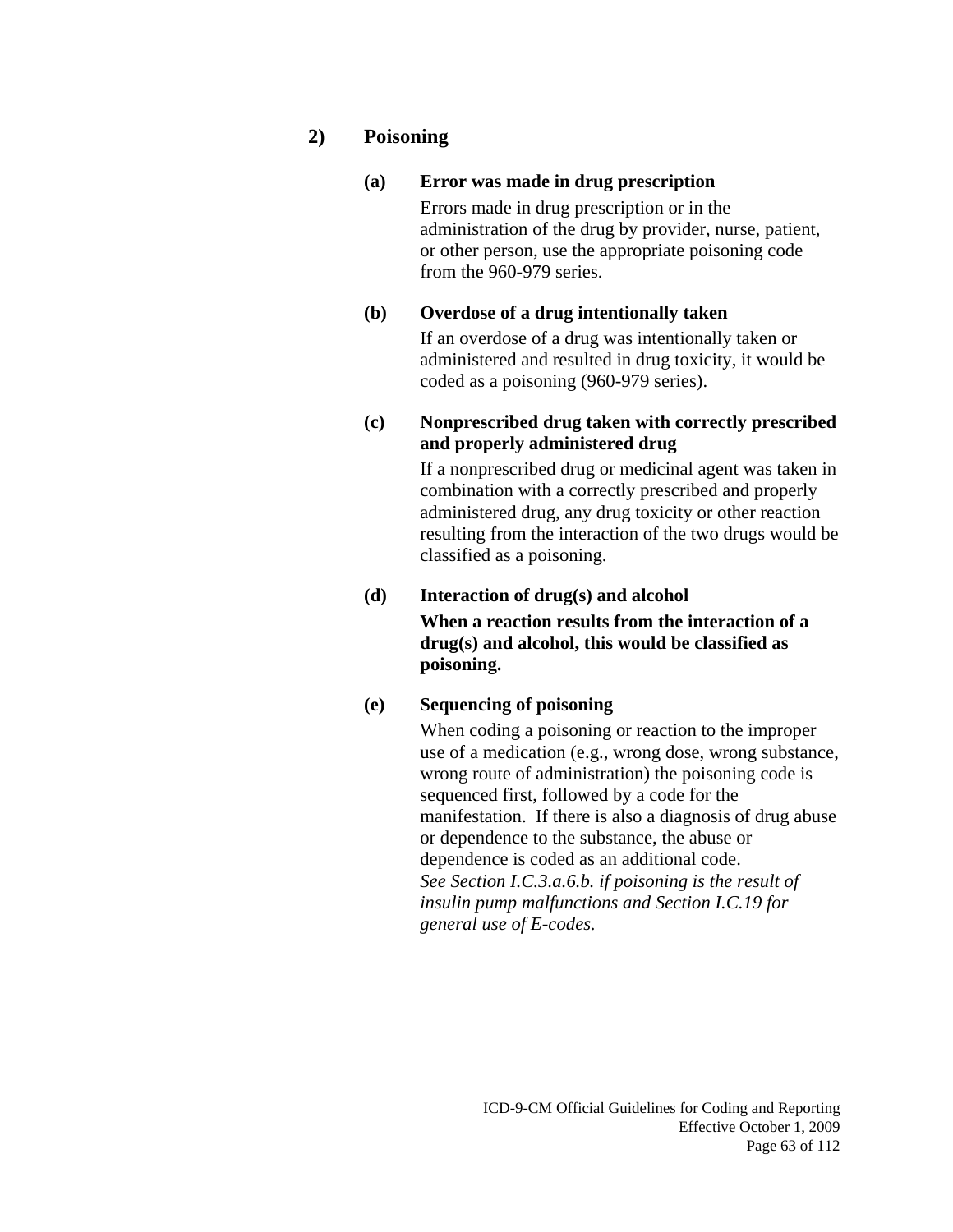#### 2) Poisoning

**(a) Error was made in drug prescription**

Errors made in drug prescription or in the administration of the drug by provider, nurse, patient, or other person, use the appropriate poisoning code from the 960-979 series.

**(b) Overdose of a drug intentionally taken**

If an overdose of a drug was intentionally taken or administered and resulted in drug toxicity, it would be coded as a poisoning (960-979 series).

**(c) Nonprescribed drug taken with correctly prescribed and properly administered drug**

If a nonprescribed drug or medicinal agent was taken in combination with a correctly prescribed and properly administered drug, any drug toxicity or other reaction resulting from the interaction of the two drugs would be classified as a poisoning.

**(d) Interaction of drug(s) and alcohol**

**When a reaction results from the interaction of a drug(s) and alcohol, this would be classified as poisoning.**

**(e) Sequencing of poisoning**

When coding a poisoning or reaction to the improper use of a medication (e.g., wrong dose, wrong substance, wrong route of administration) the poisoning code is sequenced first, followed by a code for the manifestation. If there is also a diagnosis of drug abuse or dependence to the substance, the abuse or dependence is coded as an additional code.

*See Section I.C.3.a.6.b. if poisoning is the result of insulin pump malfunctions and Section I.C.19 for general use of E-codes.*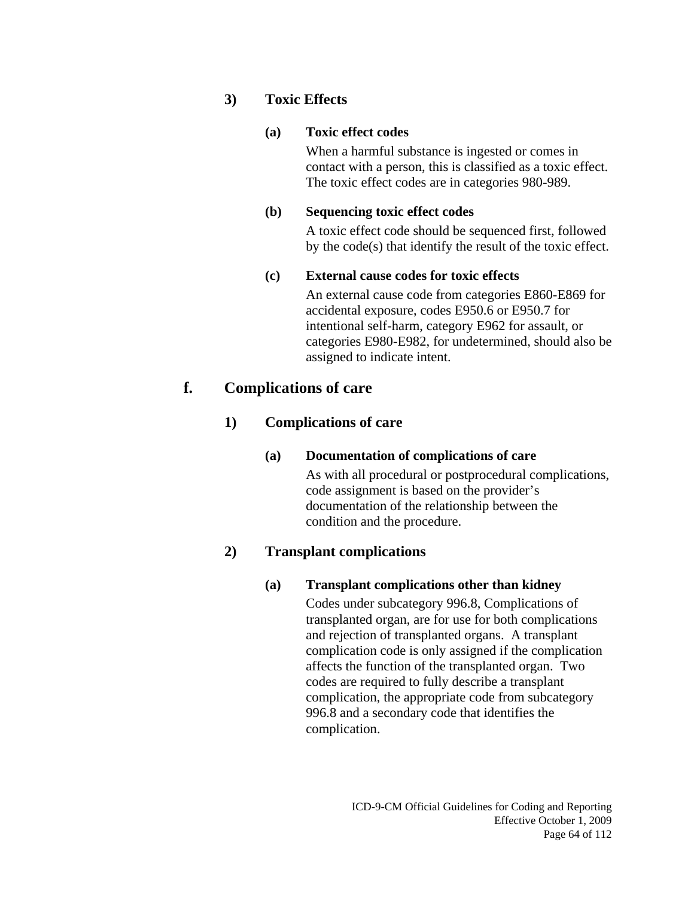#### 3) Toxic Effects

##### (a) Toxic effect codes

When a harmful substance is ingested or comes in contact with a person, this is classified as a toxic effect. The toxic effect codes are in categories 980-989.

##### (b) Sequencing toxic effect codes

A toxic effect code should be sequenced first, followed by the code(s) that identify the result of the toxic effect.

##### (c) External cause codes for toxic effects

An external cause code from categories E860-E869 for accidental exposure, codes E950.6 or E950.7 for intentional self-harm, category E962 for assault, or categories E980-E982, for undetermined, should also be assigned to indicate intent.

### f. Complications of care

#### 1) Complications of care

##### (a) Documentation of complications of care

As with all procedural or postprocedural complications, code assignment is based on the provider's documentation of the relationship between the condition and the procedure.

#### 2) Transplant complications

##### (a) Transplant complications other than kidney

Codes under subcategory 996.8, Complications of transplanted organ, are for use for both complications and rejection of transplanted organs. A transplant complication code is only assigned if the complication affects the function of the transplanted organ. Two codes are required to fully describe a transplant complication, the appropriate code from subcategory 996.8 and a secondary code that identifies the complication.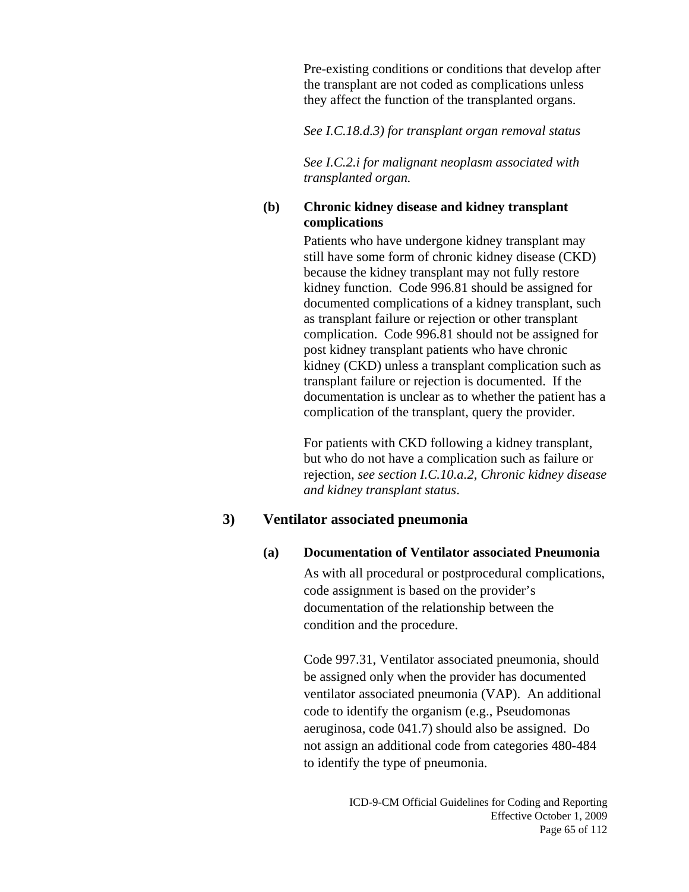Pre-existing conditions or conditions that develop after the transplant are not coded as complications unless they affect the function of the transplanted organs.

*See I.C.18.d.3) for transplant organ removal status*

*See I.C.2.i for malignant neoplasm associated with transplanted organ.*

**(b) Chronic kidney disease and kidney transplant complications**

Patients who have undergone kidney transplant may still have some form of chronic kidney disease (CKD) because the kidney transplant may not fully restore kidney function. Code 996.81 should be assigned for documented complications of a kidney transplant, such as transplant failure or rejection or other transplant complication. Code 996.81 should not be assigned for post kidney transplant patients who have chronic kidney (CKD) unless a transplant complication such as transplant failure or rejection is documented. If the documentation is unclear as to whether the patient has a complication of the transplant, query the provider.

For patients with CKD following a kidney transplant, but who do not have a complication such as failure or rejection, *see section I.C.10.a.2, Chronic kidney disease and kidney transplant status*.

### 3) Ventilator associated pneumonia

**(a) Documentation of Ventilator associated Pneumonia**

As with all procedural or postprocedural complications, code assignment is based on the provider's documentation of the relationship between the condition and the procedure.

Code 997.31, Ventilator associated pneumonia, should be assigned only when the provider has documented ventilator associated pneumonia (VAP). An additional code to identify the organism (e.g., Pseudomonas aeruginosa, code 041.7) should also be assigned. Do not assign an additional code from categories 480-484 to identify the type of pneumonia.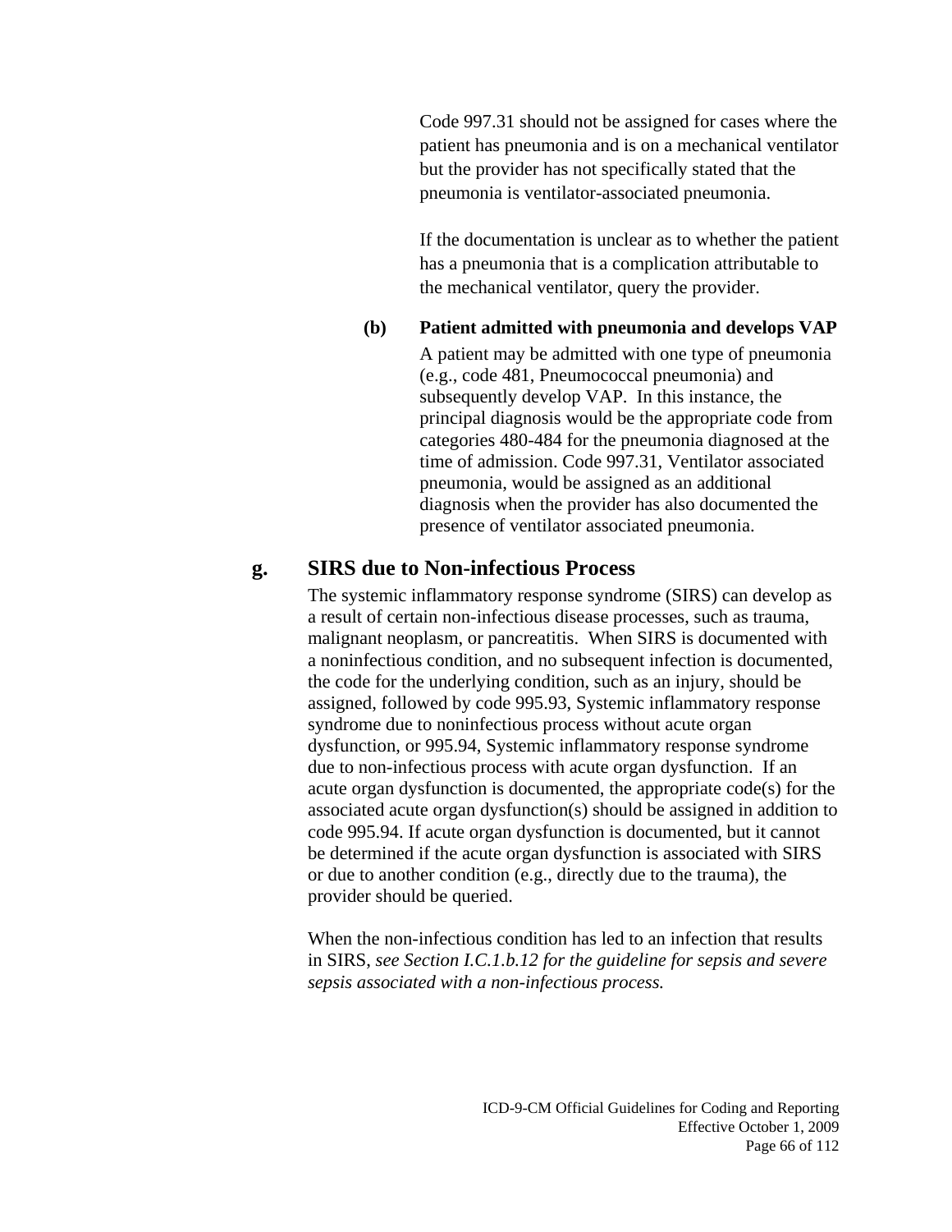Code 997.31 should not be assigned for cases where the patient has pneumonia and is on a mechanical ventilator but the provider has not specifically stated that the pneumonia is ventilator-associated pneumonia.

If the documentation is unclear as to whether the patient has a pneumonia that is a complication attributable to the mechanical ventilator, query the provider.

**(b) Patient admitted with pneumonia and develops VAP**

A patient may be admitted with one type of pneumonia (e.g., code 481, Pneumococcal pneumonia) and subsequently develop VAP. In this instance, the principal diagnosis would be the appropriate code from categories 480-484 for the pneumonia diagnosed at the time of admission. Code 997.31, Ventilator associated pneumonia, would be assigned as an additional diagnosis when the provider has also documented the presence of ventilator associated pneumonia.

### g. SIRS due to Non-infectious Process

The systemic inflammatory response syndrome (SIRS) can develop as a result of certain non-infectious disease processes, such as trauma, malignant neoplasm, or pancreatitis. When SIRS is documented with a noninfectious condition, and no subsequent infection is documented, the code for the underlying condition, such as an injury, should be assigned, followed by code 995.93, Systemic inflammatory response syndrome due to noninfectious process without acute organ dysfunction, or 995.94, Systemic inflammatory response syndrome due to non-infectious process with acute organ dysfunction. If an acute organ dysfunction is documented, the appropriate code(s) for the associated acute organ dysfunction(s) should be assigned in addition to code 995.94. If acute organ dysfunction is documented, but it cannot be determined if the acute organ dysfunction is associated with SIRS or due to another condition (e.g., directly due to the trauma), the provider should be queried.

When the non-infectious condition has led to an infection that results in SIRS, *see Section I.C.1.b.12 for the guideline for sepsis and severe sepsis associated with a non-infectious process.*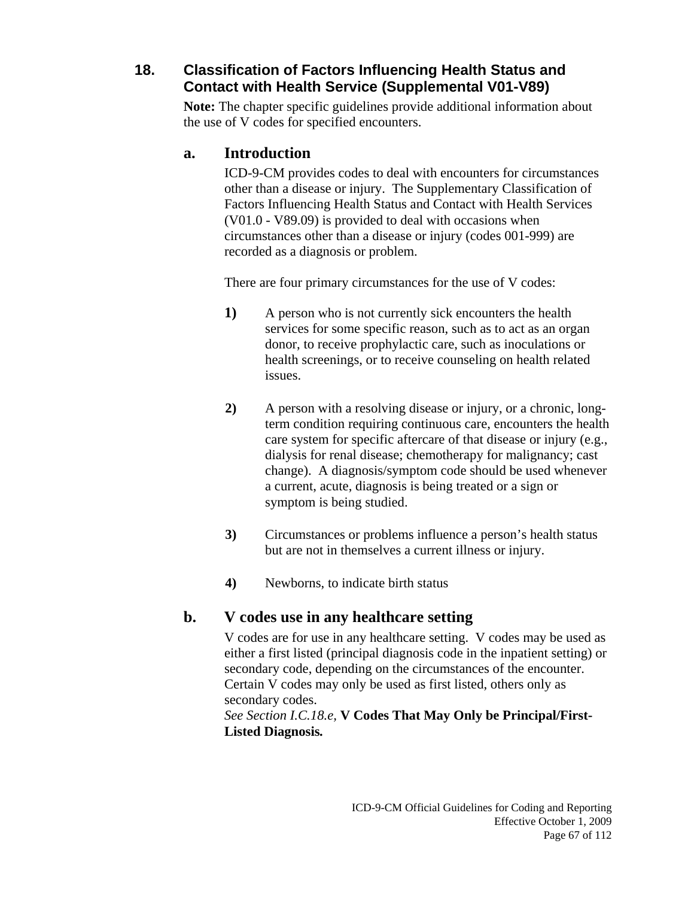## 18. Classification of Factors Influencing Health Status and Contact with Health Service (Supplemental V01-V89)

**Note:** The chapter specific guidelines provide additional information about the use of V codes for specified encounters.

### a. Introduction

ICD-9-CM provides codes to deal with encounters for circumstances other than a disease or injury. The Supplementary Classification of Factors Influencing Health Status and Contact with Health Services (V01.0 - V89.09) is provided to deal with occasions when circumstances other than a disease or injury (codes 001-999) are recorded as a diagnosis or problem.

There are four primary circumstances for the use of V codes:

**1)** A person who is not currently sick encounters the health services for some specific reason, such as to act as an organ donor, to receive prophylactic care, such as inoculations or health screenings, or to receive counseling on health related issues.

**2)** A person with a resolving disease or injury, or a chronic, long-term condition requiring continuous care, encounters the health care system for specific aftercare of that disease or injury (e.g., dialysis for renal disease; chemotherapy for malignancy; cast change). A diagnosis/symptom code should be used whenever a current, acute, diagnosis is being treated or a sign or symptom is being studied.

**3)** Circumstances or problems influence a person's health status but are not in themselves a current illness or injury.

**4)** Newborns, to indicate birth status

### b. V codes use in any healthcare setting

V codes are for use in any healthcare setting. V codes may be used as either a first listed (principal diagnosis code in the inpatient setting) or secondary code, depending on the circumstances of the encounter. Certain V codes may only be used as first listed, others only as secondary codes.
*See Section I.C.18.e,* **V Codes That May Only be Principal/First-Listed Diagnosis.**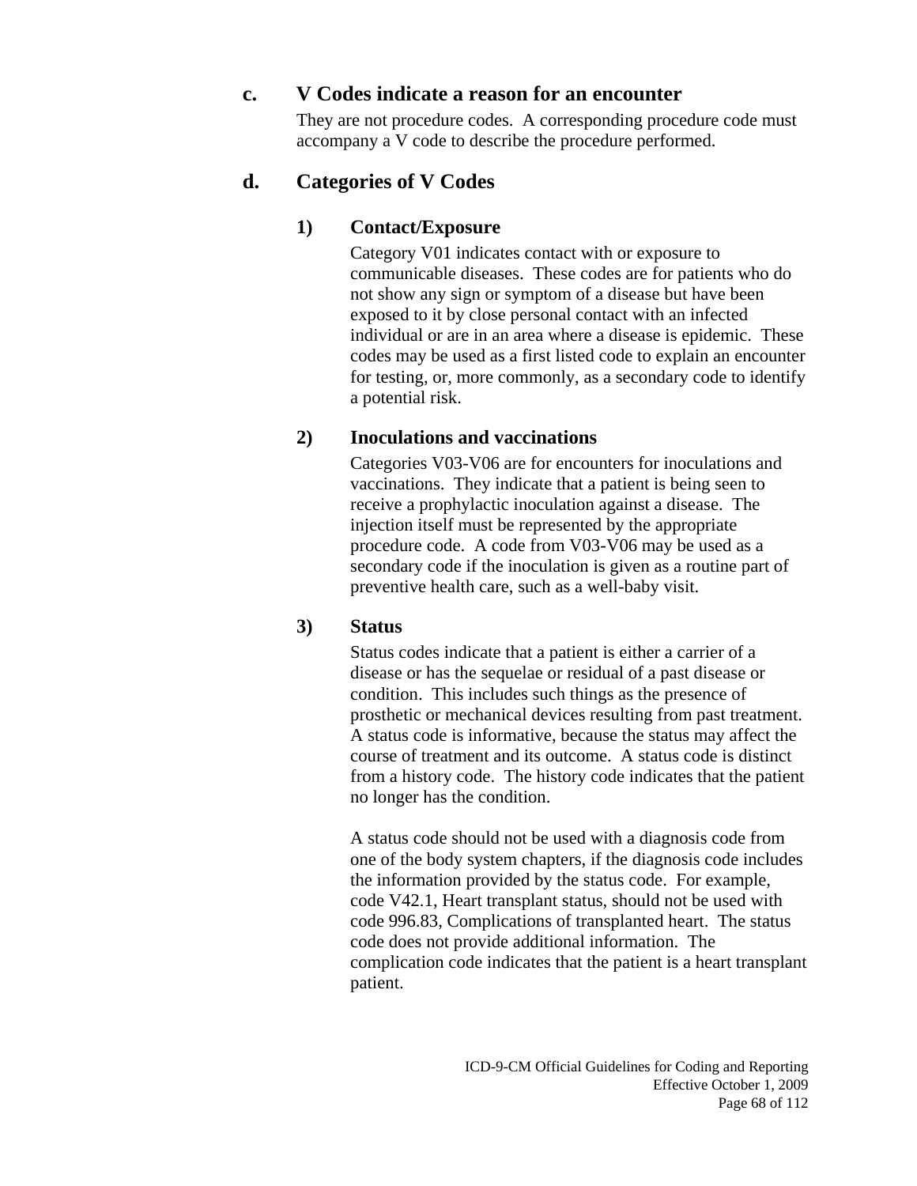### c. V Codes indicate a reason for an encounter

They are not procedure codes. A corresponding procedure code must accompany a V code to describe the procedure performed.

### d. Categories of V Codes

#### 1) Contact/Exposure

Category V01 indicates contact with or exposure to communicable diseases. These codes are for patients who do not show any sign or symptom of a disease but have been exposed to it by close personal contact with an infected individual or are in an area where a disease is epidemic. These codes may be used as a first listed code to explain an encounter for testing, or, more commonly, as a secondary code to identify a potential risk.

#### 2) Inoculations and vaccinations

Categories V03-V06 are for encounters for inoculations and vaccinations. They indicate that a patient is being seen to receive a prophylactic inoculation against a disease. The injection itself must be represented by the appropriate procedure code. A code from V03-V06 may be used as a secondary code if the inoculation is given as a routine part of preventive health care, such as a well-baby visit.

#### 3) Status

Status codes indicate that a patient is either a carrier of a disease or has the sequelae or residual of a past disease or condition. This includes such things as the presence of prosthetic or mechanical devices resulting from past treatment. A status code is informative, because the status may affect the course of treatment and its outcome. A status code is distinct from a history code. The history code indicates that the patient no longer has the condition.

A status code should not be used with a diagnosis code from one of the body system chapters, if the diagnosis code includes the information provided by the status code. For example, code V42.1, Heart transplant status, should not be used with code 996.83, Complications of transplanted heart. The status code does not provide additional information. The complication code indicates that the patient is a heart transplant patient.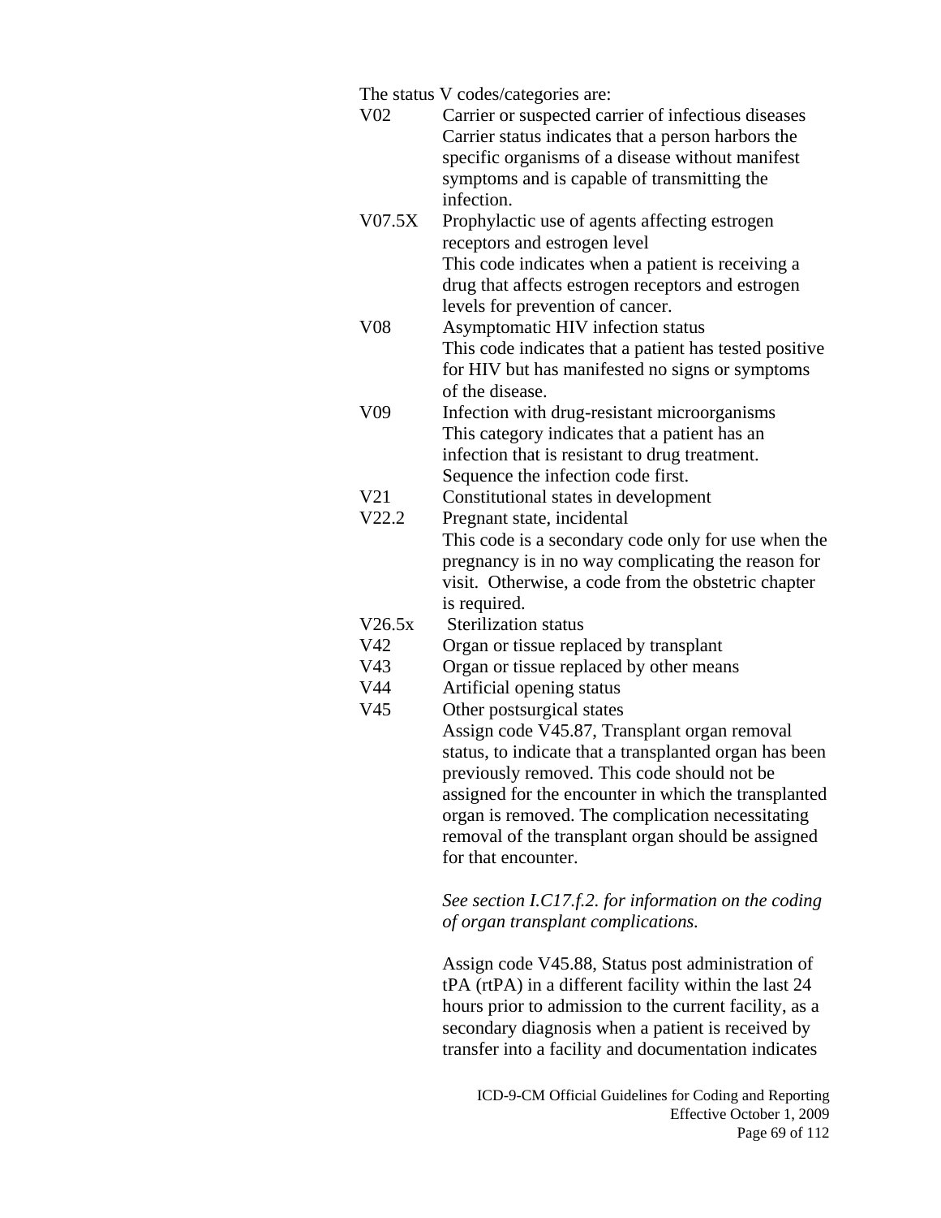The status V codes/categories are:

V02 Carrier or suspected carrier of infectious diseases
Carrier status indicates that a person harbors the specific organisms of a disease without manifest symptoms and is capable of transmitting the infection.

V07.5X Prophylactic use of agents affecting estrogen receptors and estrogen level
This code indicates when a patient is receiving a drug that affects estrogen receptors and estrogen levels for prevention of cancer.

V08 Asymptomatic HIV infection status
This code indicates that a patient has tested positive for HIV but has manifested no signs or symptoms of the disease.

V09 Infection with drug-resistant microorganisms
This category indicates that a patient has an infection that is resistant to drug treatment. Sequence the infection code first.

V21 Constitutional states in development

V22.2 Pregnant state, incidental
This code is a secondary code only for use when the pregnancy is in no way complicating the reason for visit. Otherwise, a code from the obstetric chapter is required.

V26.5x Sterilization status

V42 Organ or tissue replaced by transplant

V43 Organ or tissue replaced by other means

V44 Artificial opening status

V45 Other postsurgical states
Assign code V45.87, Transplant organ removal status, to indicate that a transplanted organ has been previously removed. This code should not be assigned for the encounter in which the transplanted organ is removed. The complication necessitating removal of the transplant organ should be assigned for that encounter.

*See section I.C17.f.2. for information on the coding of organ transplant complications.*

Assign code V45.88, Status post administration of tPA (rtPA) in a different facility within the last 24 hours prior to admission to the current facility, as a secondary diagnosis when a patient is received by transfer into a facility and documentation indicates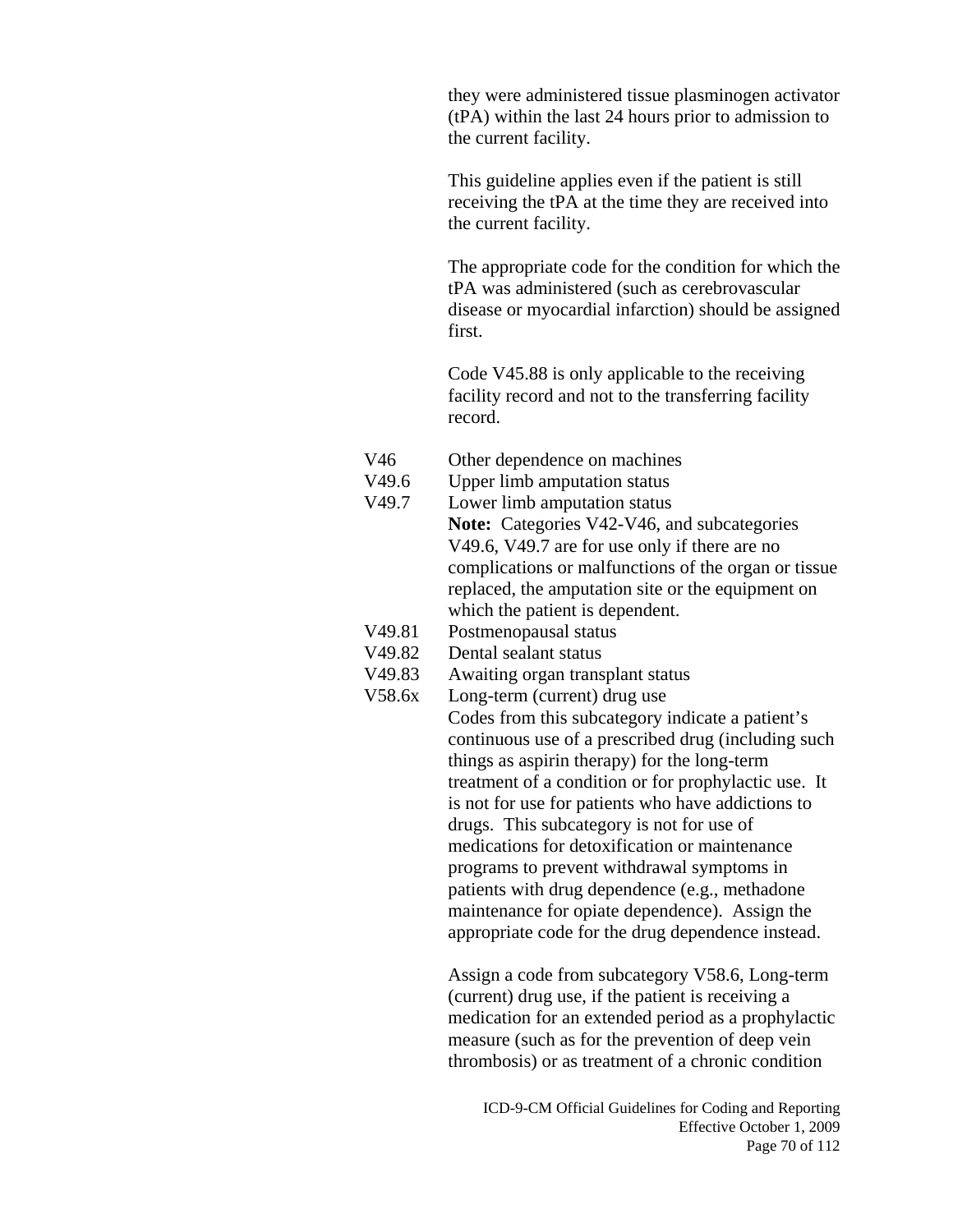they were administered tissue plasminogen activator (tPA) within the last 24 hours prior to admission to the current facility.

This guideline applies even if the patient is still receiving the tPA at the time they are received into the current facility.

The appropriate code for the condition for which the tPA was administered (such as cerebrovascular disease or myocardial infarction) should be assigned first.

Code V45.88 is only applicable to the receiving facility record and not to the transferring facility record.

V46 Other dependence on machines

V49.6 Upper limb amputation status

V49.7 Lower limb amputation status

**Note:** Categories V42-V46, and subcategories V49.6, V49.7 are for use only if there are no complications or malfunctions of the organ or tissue replaced, the amputation site or the equipment on which the patient is dependent.

V49.81 Postmenopausal status

V49.82 Dental sealant status

V49.83 Awaiting organ transplant status

V58.6x Long-term (current) drug use

Codes from this subcategory indicate a patient's continuous use of a prescribed drug (including such things as aspirin therapy) for the long-term treatment of a condition or for prophylactic use. It is not for use for patients who have addictions to drugs. This subcategory is not for use of medications for detoxification or maintenance programs to prevent withdrawal symptoms in patients with drug dependence (e.g., methadone maintenance for opiate dependence). Assign the appropriate code for the drug dependence instead.

Assign a code from subcategory V58.6, Long-term (current) drug use, if the patient is receiving a medication for an extended period as a prophylactic measure (such as for the prevention of deep vein thrombosis) or as treatment of a chronic condition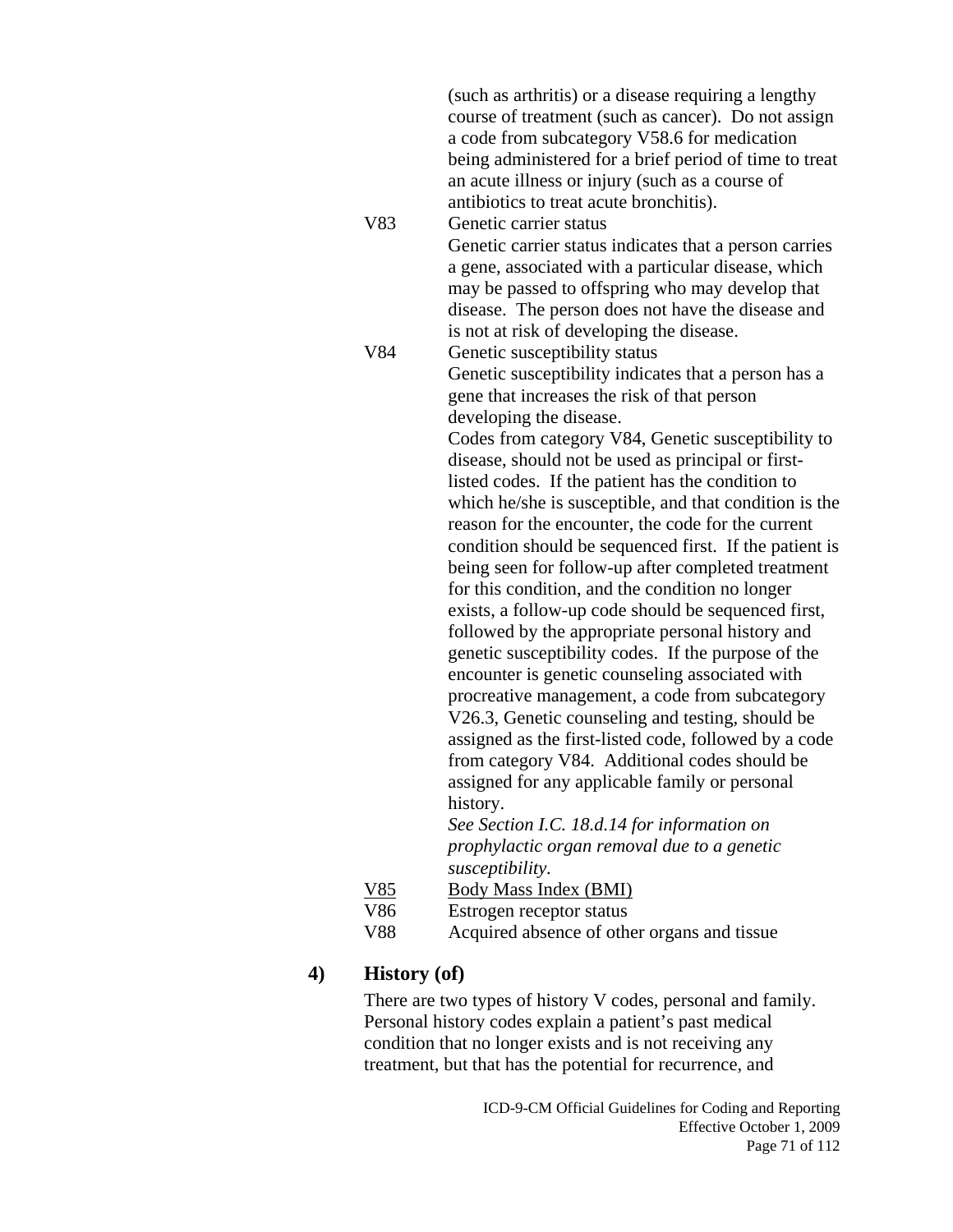(such as arthritis) or a disease requiring a lengthy course of treatment (such as cancer). Do not assign a code from subcategory V58.6 for medication being administered for a brief period of time to treat an acute illness or injury (such as a course of antibiotics to treat acute bronchitis).

V83 Genetic carrier status

Genetic carrier status indicates that a person carries a gene, associated with a particular disease, which may be passed to offspring who may develop that disease. The person does not have the disease and is not at risk of developing the disease.

V84 Genetic susceptibility status

Genetic susceptibility indicates that a person has a gene that increases the risk of that person developing the disease.

Codes from category V84, Genetic susceptibility to disease, should not be used as principal or first-listed codes. If the patient has the condition to which he/she is susceptible, and that condition is the reason for the encounter, the code for the current condition should be sequenced first. If the patient is being seen for follow-up after completed treatment for this condition, and the condition no longer exists, a follow-up code should be sequenced first, followed by the appropriate personal history and genetic susceptibility codes. If the purpose of the encounter is genetic counseling associated with procreative management, a code from subcategory V26.3, Genetic counseling and testing, should be assigned as the first-listed code, followed by a code from category V84. Additional codes should be assigned for any applicable family or personal history.

*See Section I.C. 18.d.14 for information on prophylactic organ removal due to a genetic susceptibility.*

<u>V85</u> <u>Body Mass Index (BMI)</u>

V86 Estrogen receptor status

V88 Acquired absence of other organs and tissue

### 4) History (of)

There are two types of history V codes, personal and family. Personal history codes explain a patient's past medical condition that no longer exists and is not receiving any treatment, but that has the potential for recurrence, and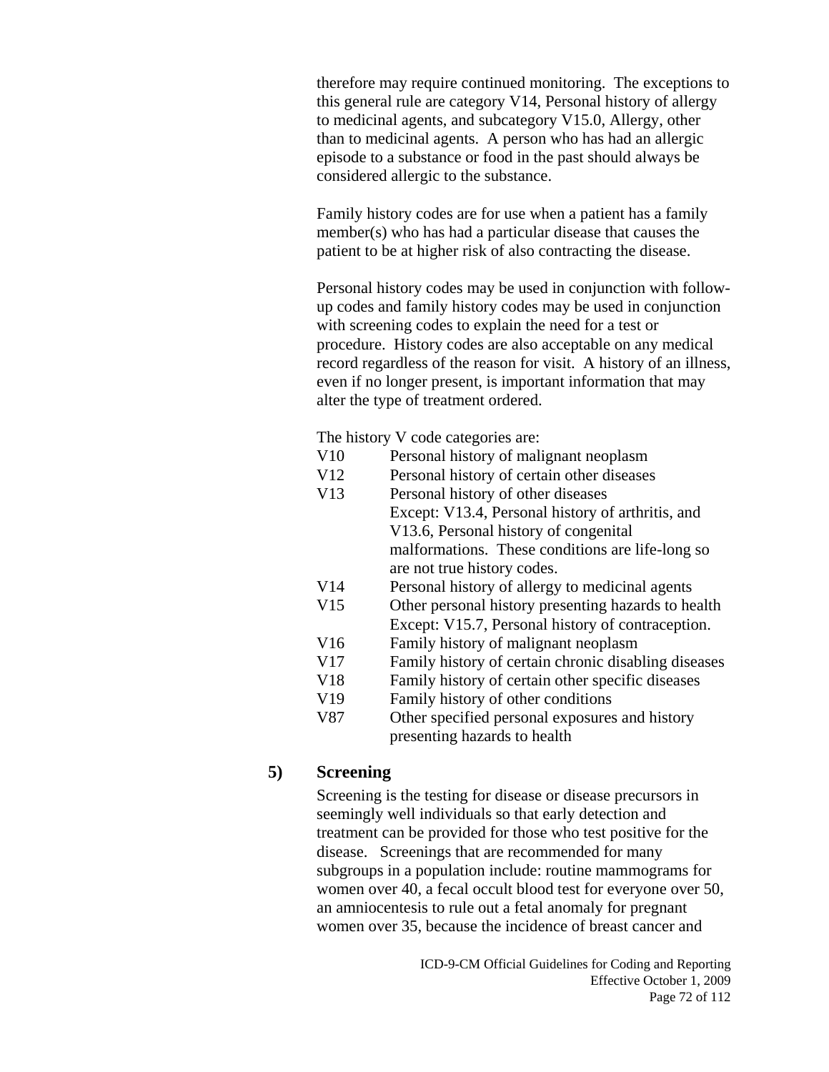therefore may require continued monitoring. The exceptions to this general rule are category V14, Personal history of allergy to medicinal agents, and subcategory V15.0, Allergy, other than to medicinal agents. A person who has had an allergic episode to a substance or food in the past should always be considered allergic to the substance.

Family history codes are for use when a patient has a family member(s) who has had a particular disease that causes the patient to be at higher risk of also contracting the disease.

Personal history codes may be used in conjunction with follow-up codes and family history codes may be used in conjunction with screening codes to explain the need for a test or procedure. History codes are also acceptable on any medical record regardless of the reason for visit. A history of an illness, even if no longer present, is important information that may alter the type of treatment ordered.

The history V code categories are:

| | |
|---|---|
| V10 | Personal history of malignant neoplasm |
| V12 | Personal history of certain other diseases |
| V13 | Personal history of other diseases<br>Except: V13.4, Personal history of arthritis, and V13.6, Personal history of congenital malformations. These conditions are life-long so are not true history codes. |
| V14 | Personal history of allergy to medicinal agents |
| V15 | Other personal history presenting hazards to health<br>Except: V15.7, Personal history of contraception. |
| V16 | Family history of malignant neoplasm |
| V17 | Family history of certain chronic disabling diseases |
| V18 | Family history of certain other specific diseases |
| V19 | Family history of other conditions |
| V87 | Other specified personal exposures and history presenting hazards to health |

### 5) Screening

Screening is the testing for disease or disease precursors in seemingly well individuals so that early detection and treatment can be provided for those who test positive for the disease. Screenings that are recommended for many subgroups in a population include: routine mammograms for women over 40, a fecal occult blood test for everyone over 50, an amniocentesis to rule out a fetal anomaly for pregnant women over 35, because the incidence of breast cancer and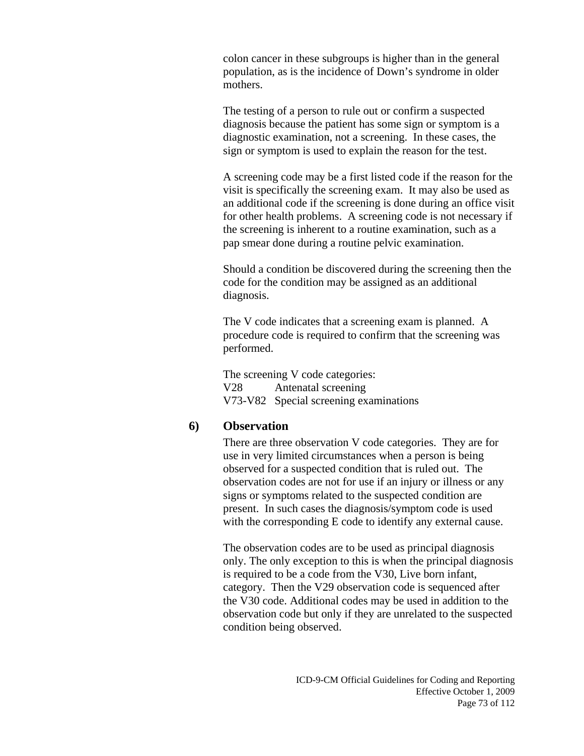colon cancer in these subgroups is higher than in the general population, as is the incidence of Down's syndrome in older mothers.

The testing of a person to rule out or confirm a suspected diagnosis because the patient has some sign or symptom is a diagnostic examination, not a screening. In these cases, the sign or symptom is used to explain the reason for the test.

A screening code may be a first listed code if the reason for the visit is specifically the screening exam. It may also be used as an additional code if the screening is done during an office visit for other health problems. A screening code is not necessary if the screening is inherent to a routine examination, such as a pap smear done during a routine pelvic examination.

Should a condition be discovered during the screening then the code for the condition may be assigned as an additional diagnosis.

The V code indicates that a screening exam is planned. A procedure code is required to confirm that the screening was performed.

The screening V code categories:

V28 Antenatal screening  
V73-V82 Special screening examinations

### 6) Observation

There are three observation V code categories. They are for use in very limited circumstances when a person is being observed for a suspected condition that is ruled out. The observation codes are not for use if an injury or illness or any signs or symptoms related to the suspected condition are present. In such cases the diagnosis/symptom code is used with the corresponding E code to identify any external cause.

The observation codes are to be used as principal diagnosis only. The only exception to this is when the principal diagnosis is required to be a code from the V30, Live born infant, category. Then the V29 observation code is sequenced after the V30 code. Additional codes may be used in addition to the observation code but only if they are unrelated to the suspected condition being observed.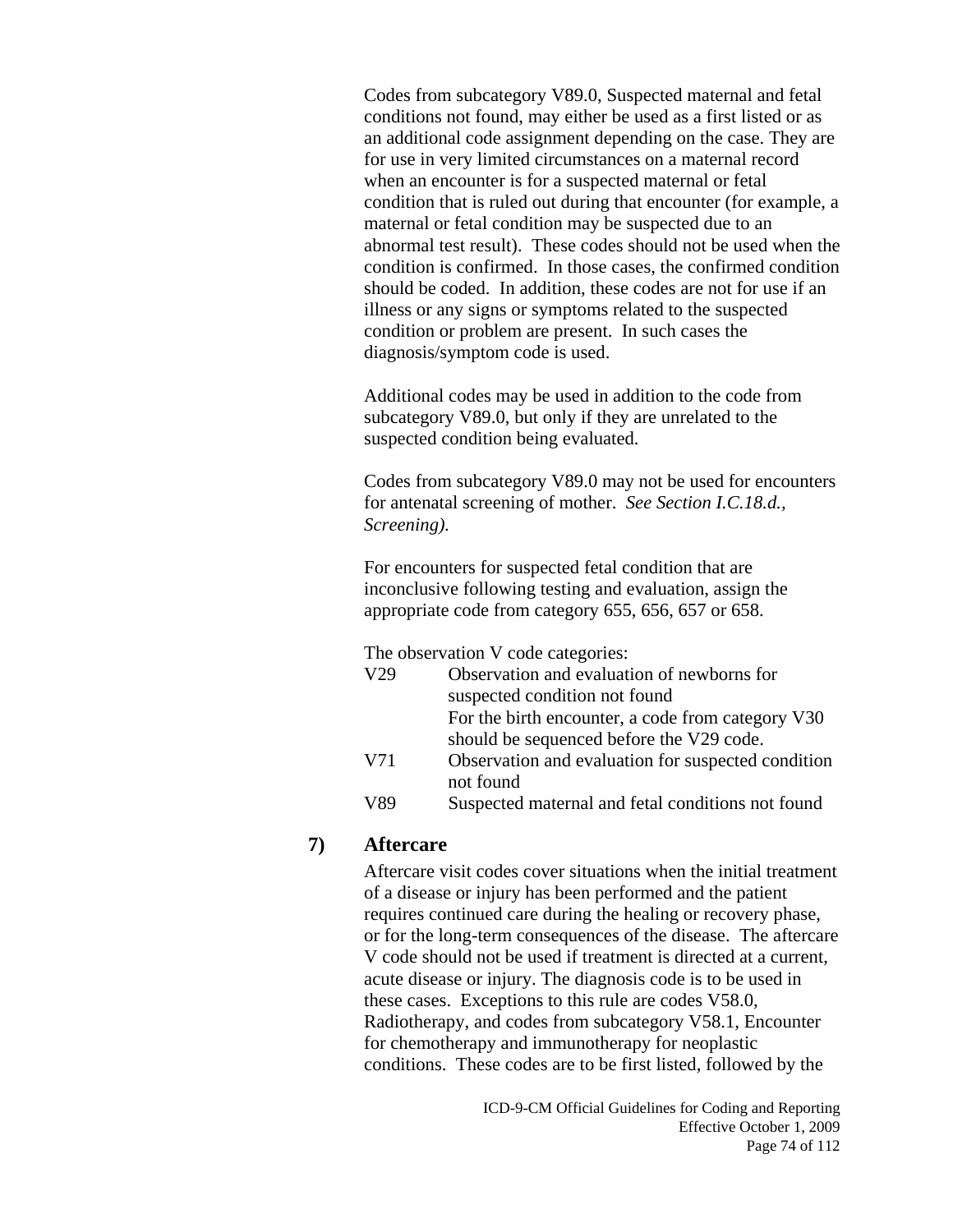Codes from subcategory V89.0, Suspected maternal and fetal conditions not found, may either be used as a first listed or as an additional code assignment depending on the case. They are for use in very limited circumstances on a maternal record when an encounter is for a suspected maternal or fetal condition that is ruled out during that encounter (for example, a maternal or fetal condition may be suspected due to an abnormal test result). These codes should not be used when the condition is confirmed. In those cases, the confirmed condition should be coded. In addition, these codes are not for use if an illness or any signs or symptoms related to the suspected condition or problem are present. In such cases the diagnosis/symptom code is used.

Additional codes may be used in addition to the code from subcategory V89.0, but only if they are unrelated to the suspected condition being evaluated.

Codes from subcategory V89.0 may not be used for encounters for antenatal screening of mother. *See Section I.C.18.d., Screening).*

For encounters for suspected fetal condition that are inconclusive following testing and evaluation, assign the appropriate code from category 655, 656, 657 or 658.

The observation V code categories:

| | |
|---|---|
| V29 | Observation and evaluation of newborns for suspected condition not found<br>For the birth encounter, a code from category V30 should be sequenced before the V29 code. |
| V71 | Observation and evaluation for suspected condition not found |
| V89 | Suspected maternal and fetal conditions not found |

**7) Aftercare**

Aftercare visit codes cover situations when the initial treatment of a disease or injury has been performed and the patient requires continued care during the healing or recovery phase, or for the long-term consequences of the disease. The aftercare V code should not be used if treatment is directed at a current, acute disease or injury. The diagnosis code is to be used in these cases. Exceptions to this rule are codes V58.0, Radiotherapy, and codes from subcategory V58.1, Encounter for chemotherapy and immunotherapy for neoplastic conditions. These codes are to be first listed, followed by the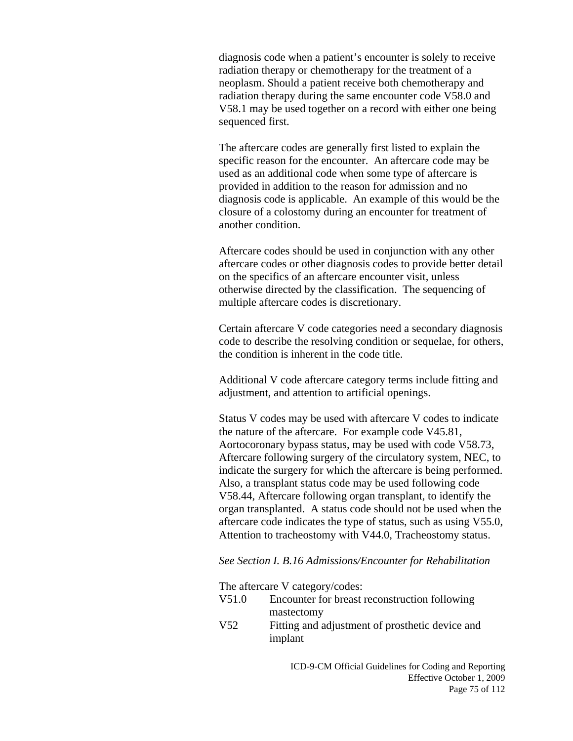diagnosis code when a patient's encounter is solely to receive radiation therapy or chemotherapy for the treatment of a neoplasm. Should a patient receive both chemotherapy and radiation therapy during the same encounter code V58.0 and V58.1 may be used together on a record with either one being sequenced first.

The aftercare codes are generally first listed to explain the specific reason for the encounter. An aftercare code may be used as an additional code when some type of aftercare is provided in addition to the reason for admission and no diagnosis code is applicable. An example of this would be the closure of a colostomy during an encounter for treatment of another condition.

Aftercare codes should be used in conjunction with any other aftercare codes or other diagnosis codes to provide better detail on the specifics of an aftercare encounter visit, unless otherwise directed by the classification. The sequencing of multiple aftercare codes is discretionary.

Certain aftercare V code categories need a secondary diagnosis code to describe the resolving condition or sequelae, for others, the condition is inherent in the code title.

Additional V code aftercare category terms include fitting and adjustment, and attention to artificial openings.

Status V codes may be used with aftercare V codes to indicate the nature of the aftercare. For example code V45.81, Aortocoronary bypass status, may be used with code V58.73, Aftercare following surgery of the circulatory system, NEC, to indicate the surgery for which the aftercare is being performed. Also, a transplant status code may be used following code V58.44, Aftercare following organ transplant, to identify the organ transplanted. A status code should not be used when the aftercare code indicates the type of status, such as using V55.0, Attention to tracheostomy with V44.0, Tracheostomy status.

*See Section I. B.16 Admissions/Encounter for Rehabilitation*

The aftercare V category/codes:

| | |
|---|---|
| V51.0 | Encounter for breast reconstruction following mastectomy |
| V52 | Fitting and adjustment of prosthetic device and implant |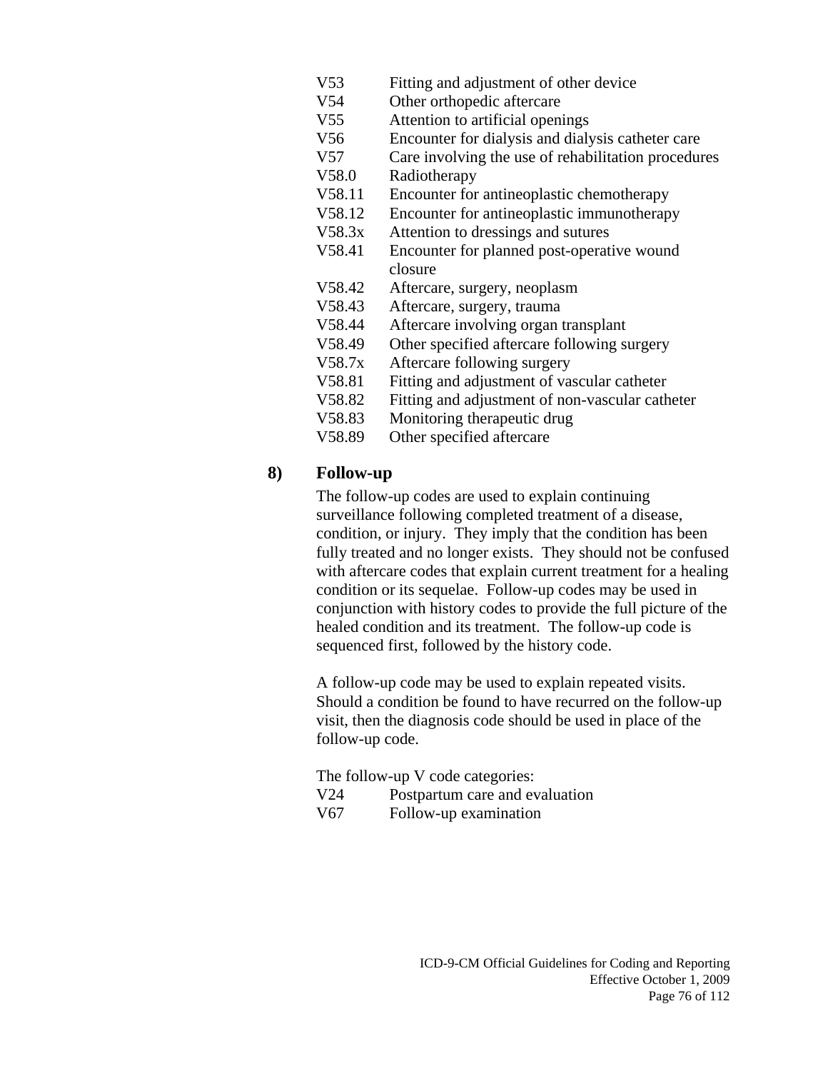V53 Fitting and adjustment of other device
V54 Other orthopedic aftercare
V55 Attention to artificial openings
V56 Encounter for dialysis and dialysis catheter care
V57 Care involving the use of rehabilitation procedures
V58.0 Radiotherapy
V58.11 Encounter for antineoplastic chemotherapy
V58.12 Encounter for antineoplastic immunotherapy
V58.3x Attention to dressings and sutures
V58.41 Encounter for planned post-operative wound closure
V58.42 Aftercare, surgery, neoplasm
V58.43 Aftercare, surgery, trauma
V58.44 Aftercare involving organ transplant
V58.49 Other specified aftercare following surgery
V58.7x Aftercare following surgery
V58.81 Fitting and adjustment of vascular catheter
V58.82 Fitting and adjustment of non-vascular catheter
V58.83 Monitoring therapeutic drug
V58.89 Other specified aftercare

**8) Follow-up**

The follow-up codes are used to explain continuing surveillance following completed treatment of a disease, condition, or injury. They imply that the condition has been fully treated and no longer exists. They should not be confused with aftercare codes that explain current treatment for a healing condition or its sequelae. Follow-up codes may be used in conjunction with history codes to provide the full picture of the healed condition and its treatment. The follow-up code is sequenced first, followed by the history code.

A follow-up code may be used to explain repeated visits. Should a condition be found to have recurred on the follow-up visit, then the diagnosis code should be used in place of the follow-up code.

The follow-up V code categories:
V24 Postpartum care and evaluation
V67 Follow-up examination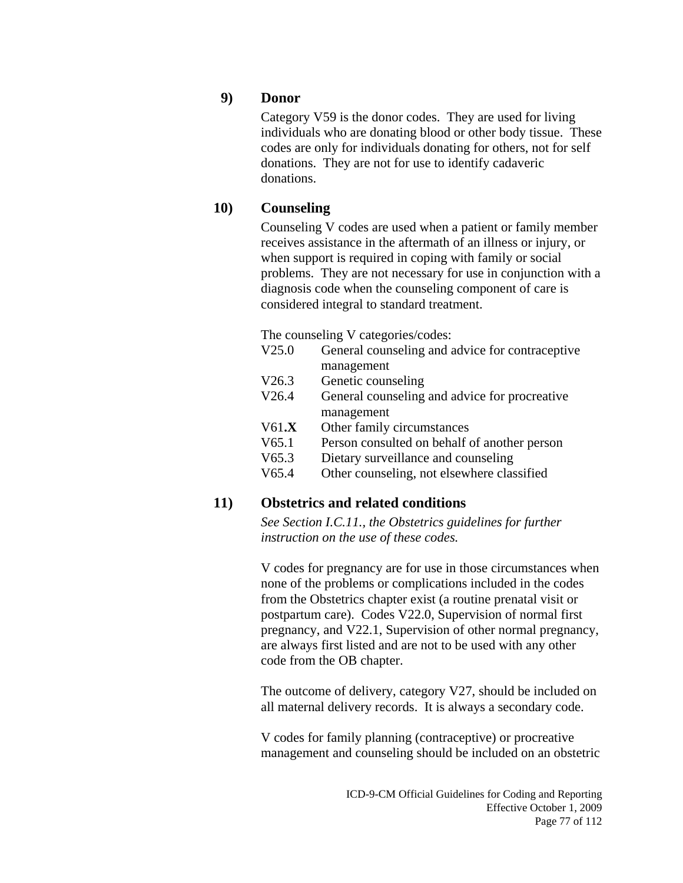**9) Donor**

Category V59 is the donor codes. They are used for living individuals who are donating blood or other body tissue. These codes are only for individuals donating for others, not for self donations. They are not for use to identify cadaveric donations.

**10) Counseling**

Counseling V codes are used when a patient or family member receives assistance in the aftermath of an illness or injury, or when support is required in coping with family or social problems. They are not necessary for use in conjunction with a diagnosis code when the counseling component of care is considered integral to standard treatment.

The counseling V categories/codes:

| | |
|---|---|
| V25.0 | General counseling and advice for contraceptive management |
| V26.3 | Genetic counseling |
| V26.4 | General counseling and advice for procreative management |
| V61.**X** | Other family circumstances |
| V65.1 | Person consulted on behalf of another person |
| V65.3 | Dietary surveillance and counseling |
| V65.4 | Other counseling, not elsewhere classified |

**11) Obstetrics and related conditions**

*See Section I.C.11., the Obstetrics guidelines for further instruction on the use of these codes.*

V codes for pregnancy are for use in those circumstances when none of the problems or complications included in the codes from the Obstetrics chapter exist (a routine prenatal visit or postpartum care). Codes V22.0, Supervision of normal first pregnancy, and V22.1, Supervision of other normal pregnancy, are always first listed and are not to be used with any other code from the OB chapter.

The outcome of delivery, category V27, should be included on all maternal delivery records. It is always a secondary code.

V codes for family planning (contraceptive) or procreative management and counseling should be included on an obstetric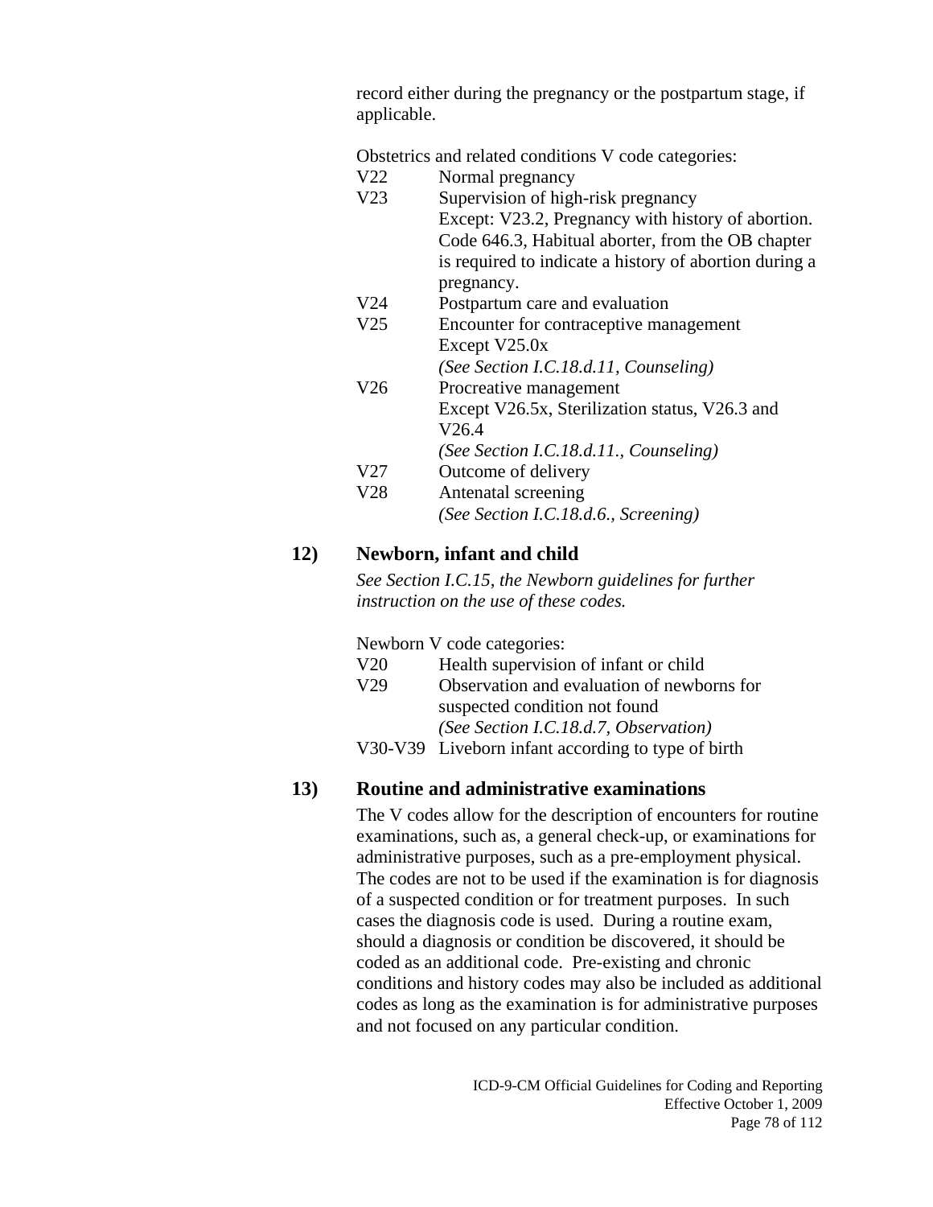record either during the pregnancy or the postpartum stage, if applicable.

Obstetrics and related conditions V code categories:

| | |
|---|---|
| V22 | Normal pregnancy |
| V23 | Supervision of high-risk pregnancy<br>Except: V23.2, Pregnancy with history of abortion. Code 646.3, Habitual aborter, from the OB chapter is required to indicate a history of abortion during a pregnancy. |
| V24 | Postpartum care and evaluation |
| V25 | Encounter for contraceptive management<br>Except V25.0x<br>*(See Section I.C.18.d.11, Counseling)* |
| V26 | Procreative management<br>Except V26.5x, Sterilization status, V26.3 and V26.4<br>*(See Section I.C.18.d.11., Counseling)* |
| V27 | Outcome of delivery |
| V28 | Antenatal screening<br>*(See Section I.C.18.d.6., Screening)* |

### 12) Newborn, infant and child

*See Section I.C.15, the Newborn guidelines for further instruction on the use of these codes.*

Newborn V code categories:

| | |
|---|---|
| V20 | Health supervision of infant or child |
| V29 | Observation and evaluation of newborns for suspected condition not found<br>*(See Section I.C.18.d.7, Observation)* |
| V30-V39 | Liveborn infant according to type of birth |

### 13) Routine and administrative examinations

The V codes allow for the description of encounters for routine examinations, such as, a general check-up, or examinations for administrative purposes, such as a pre-employment physical. The codes are not to be used if the examination is for diagnosis of a suspected condition or for treatment purposes. In such cases the diagnosis code is used. During a routine exam, should a diagnosis or condition be discovered, it should be coded as an additional code. Pre-existing and chronic conditions and history codes may also be included as additional codes as long as the examination is for administrative purposes and not focused on any particular condition.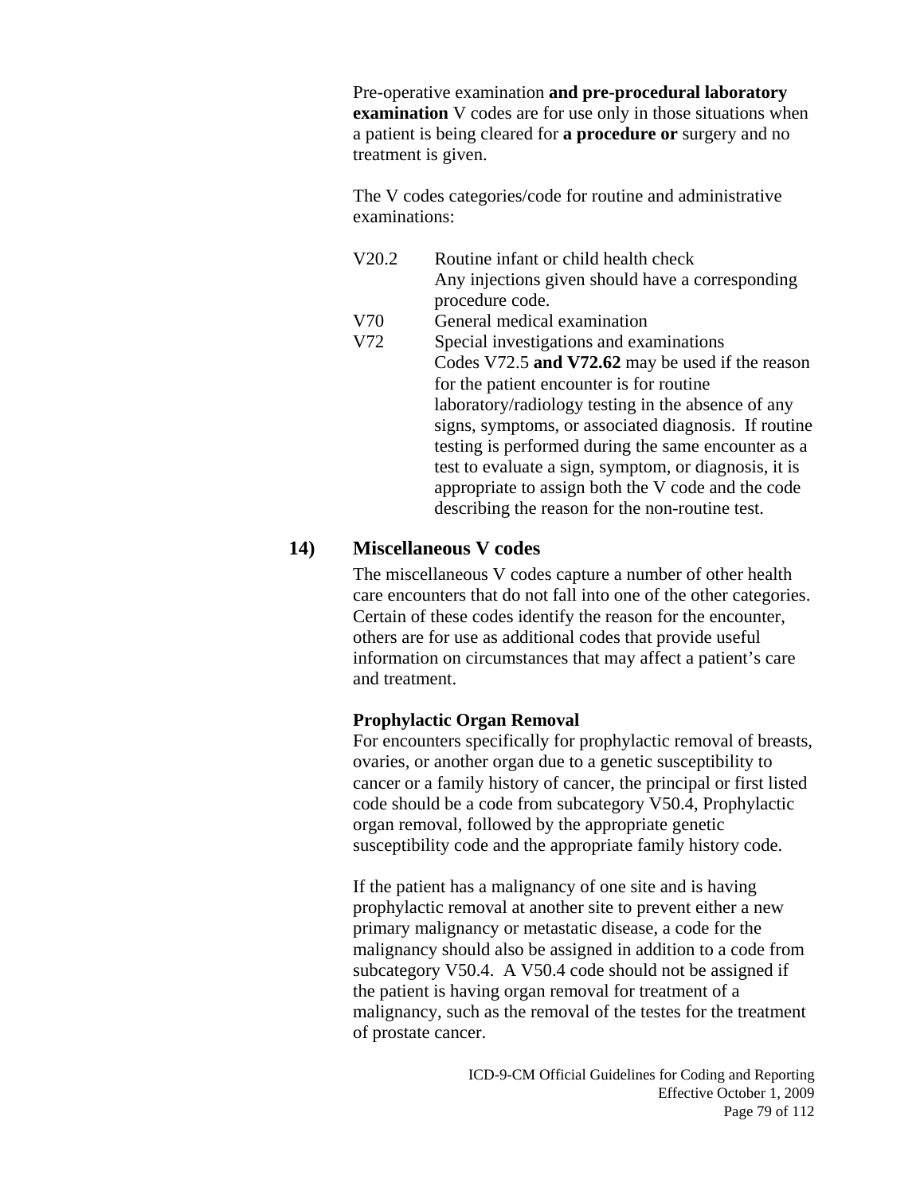Pre-operative examination **and pre-procedural laboratory examination** V codes are for use only in those situations when a patient is being cleared for **a procedure or** surgery and no treatment is given.

The V codes categories/code for routine and administrative examinations:

| | |
|---|---|
| V20.2 | Routine infant or child health check<br>Any injections given should have a corresponding procedure code. |
| V70 | General medical examination |
| V72 | Special investigations and examinations<br>Codes V72.5 **and V72.62** may be used if the reason for the patient encounter is for routine laboratory/radiology testing in the absence of any signs, symptoms, or associated diagnosis. If routine testing is performed during the same encounter as a test to evaluate a sign, symptom, or diagnosis, it is appropriate to assign both the V code and the code describing the reason for the non-routine test. |

### 14) Miscellaneous V codes

The miscellaneous V codes capture a number of other health care encounters that do not fall into one of the other categories. Certain of these codes identify the reason for the encounter, others are for use as additional codes that provide useful information on circumstances that may affect a patient's care and treatment.

**Prophylactic Organ Removal**

For encounters specifically for prophylactic removal of breasts, ovaries, or another organ due to a genetic susceptibility to cancer or a family history of cancer, the principal or first listed code should be a code from subcategory V50.4, Prophylactic organ removal, followed by the appropriate genetic susceptibility code and the appropriate family history code.

If the patient has a malignancy of one site and is having prophylactic removal at another site to prevent either a new primary malignancy or metastatic disease, a code for the malignancy should also be assigned in addition to a code from subcategory V50.4. A V50.4 code should not be assigned if the patient is having organ removal for treatment of a malignancy, such as the removal of the testes for the treatment of prostate cancer.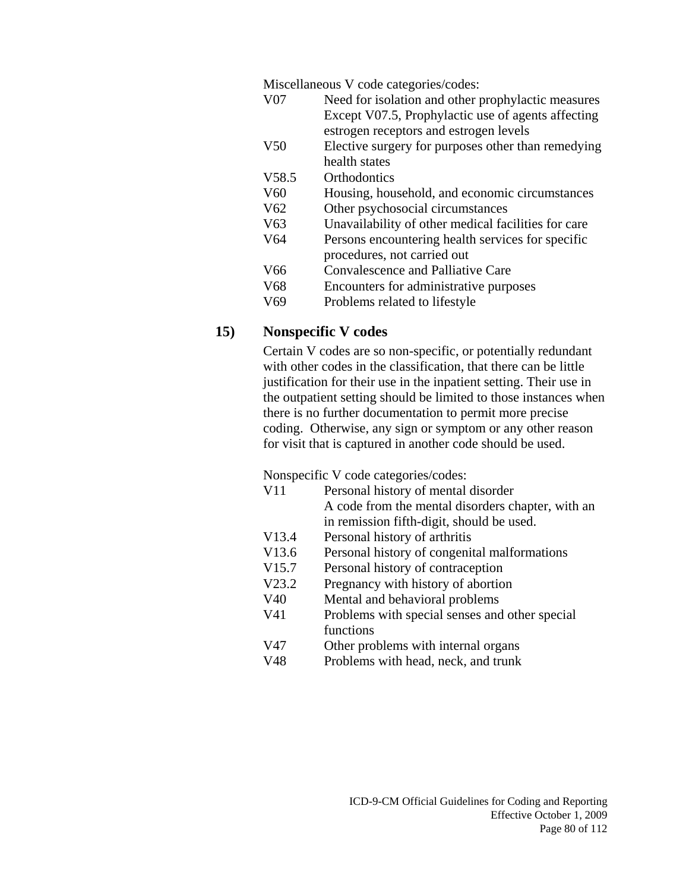Miscellaneous V code categories/codes:

| | |
|---|---|
| V07 | Need for isolation and other prophylactic measures Except V07.5, Prophylactic use of agents affecting estrogen receptors and estrogen levels |
| V50 | Elective surgery for purposes other than remedying health states |
| V58.5 | Orthodontics |
| V60 | Housing, household, and economic circumstances |
| V62 | Other psychosocial circumstances |
| V63 | Unavailability of other medical facilities for care |
| V64 | Persons encountering health services for specific procedures, not carried out |
| V66 | Convalescence and Palliative Care |
| V68 | Encounters for administrative purposes |
| V69 | Problems related to lifestyle |

### 15) Nonspecific V codes

Certain V codes are so non-specific, or potentially redundant with other codes in the classification, that there can be little justification for their use in the inpatient setting. Their use in the outpatient setting should be limited to those instances when there is no further documentation to permit more precise coding. Otherwise, any sign or symptom or any other reason for visit that is captured in another code should be used.

Nonspecific V code categories/codes:

| | |
|---|---|
| V11 | Personal history of mental disorder A code from the mental disorders chapter, with an in remission fifth-digit, should be used. |
| V13.4 | Personal history of arthritis |
| V13.6 | Personal history of congenital malformations |
| V15.7 | Personal history of contraception |
| V23.2 | Pregnancy with history of abortion |
| V40 | Mental and behavioral problems |
| V41 | Problems with special senses and other special functions |
| V47 | Other problems with internal organs |
| V48 | Problems with head, neck, and trunk |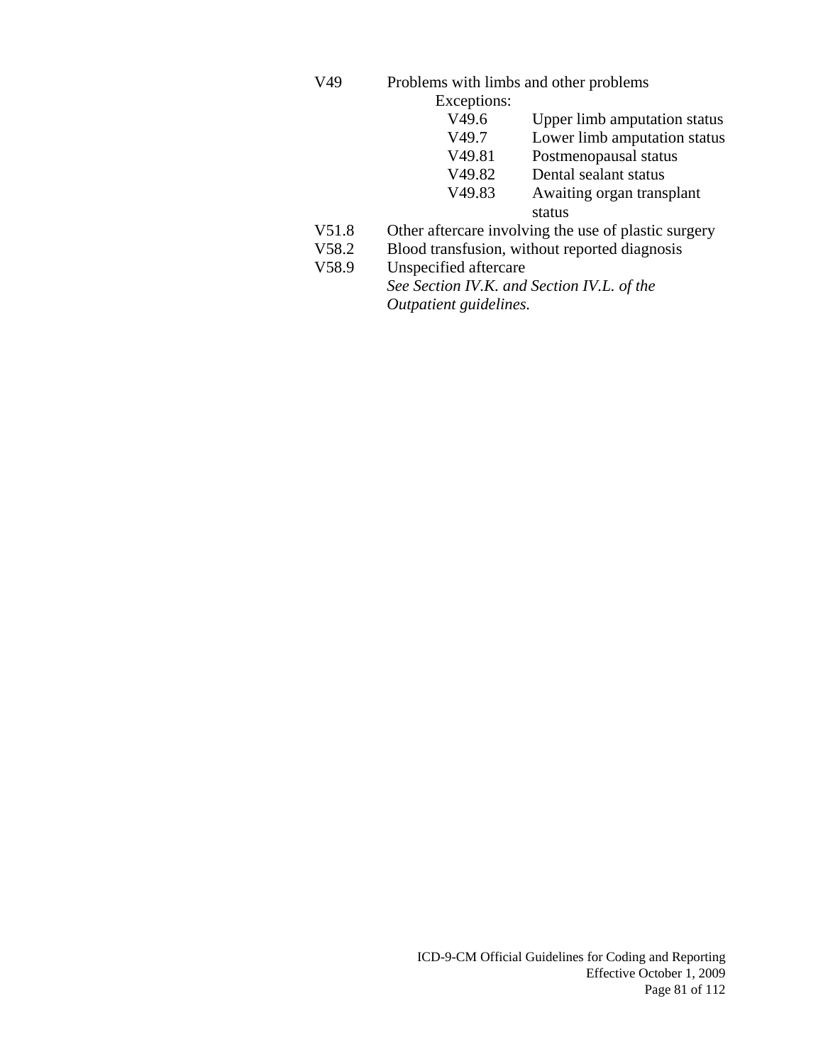V49 Problems with limbs and other problems

Exceptions:

- V49.6 Upper limb amputation status
- V49.7 Lower limb amputation status
- V49.81 Postmenopausal status
- V49.82 Dental sealant status
- V49.83 Awaiting organ transplant status

V51.8 Other aftercare involving the use of plastic surgery

V58.2 Blood transfusion, without reported diagnosis

V58.9 Unspecified aftercare

*See Section IV.K. and Section IV.L. of the Outpatient guidelines.*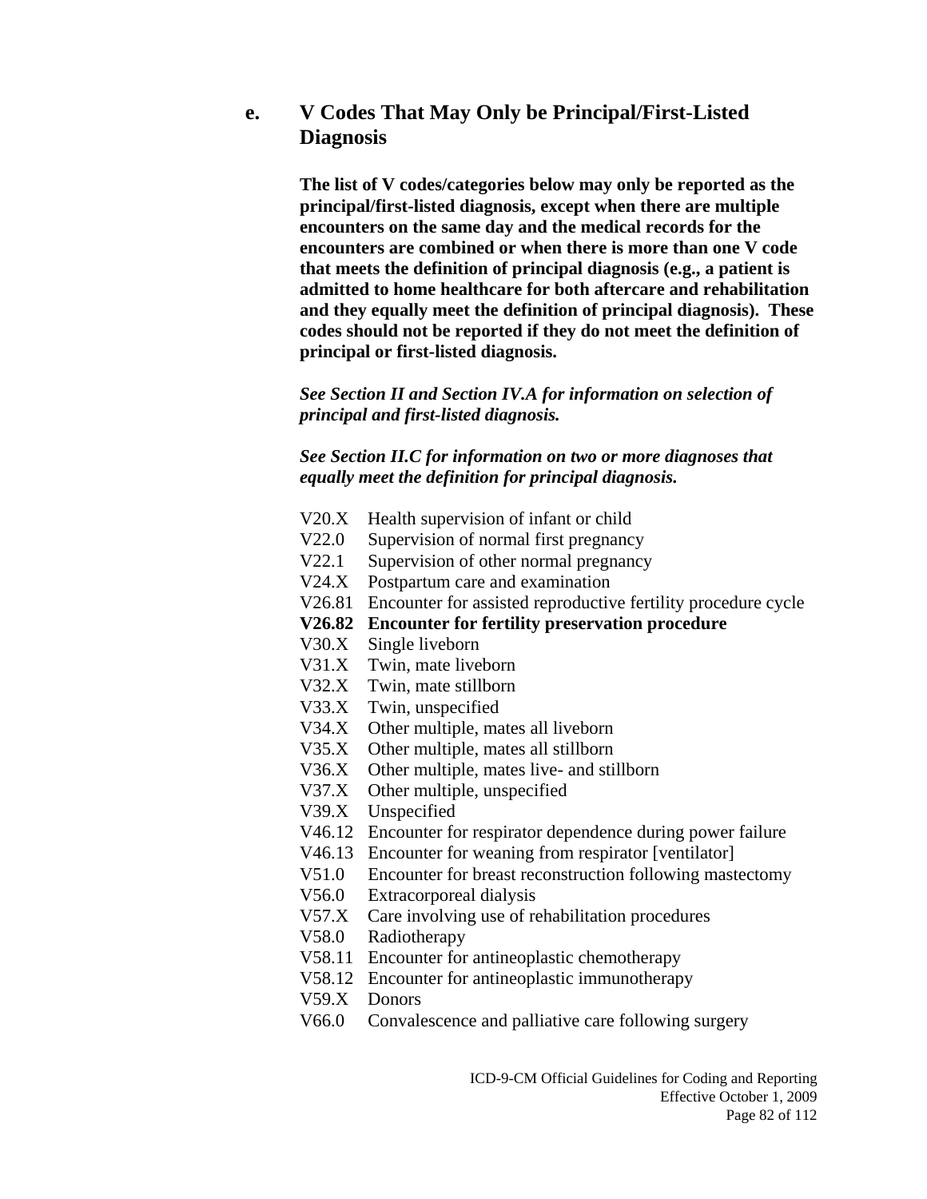### e. V Codes That May Only be Principal/First-Listed Diagnosis

**The list of V codes/categories below may only be reported as the principal/first-listed diagnosis, except when there are multiple encounters on the same day and the medical records for the encounters are combined or when there is more than one V code that meets the definition of principal diagnosis (e.g., a patient is admitted to home healthcare for both aftercare and rehabilitation and they equally meet the definition of principal diagnosis). These codes should not be reported if they do not meet the definition of principal or first-listed diagnosis.**

***See Section II and Section IV.A for information on selection of principal and first-listed diagnosis.***

***See Section II.C for information on two or more diagnoses that equally meet the definition for principal diagnosis.***

V20.X Health supervision of infant or child
V22.0 Supervision of normal first pregnancy
V22.1 Supervision of other normal pregnancy
V24.X Postpartum care and examination
V26.81 Encounter for assisted reproductive fertility procedure cycle
**V26.82 Encounter for fertility preservation procedure**
V30.X Single liveborn
V31.X Twin, mate liveborn
V32.X Twin, mate stillborn
V33.X Twin, unspecified
V34.X Other multiple, mates all liveborn
V35.X Other multiple, mates all stillborn
V36.X Other multiple, mates live- and stillborn
V37.X Other multiple, unspecified
V39.X Unspecified
V46.12 Encounter for respirator dependence during power failure
V46.13 Encounter for weaning from respirator [ventilator]
V51.0 Encounter for breast reconstruction following mastectomy
V56.0 Extracorporeal dialysis
V57.X Care involving use of rehabilitation procedures
V58.0 Radiotherapy
V58.11 Encounter for antineoplastic chemotherapy
V58.12 Encounter for antineoplastic immunotherapy
V59.X Donors
V66.0 Convalescence and palliative care following surgery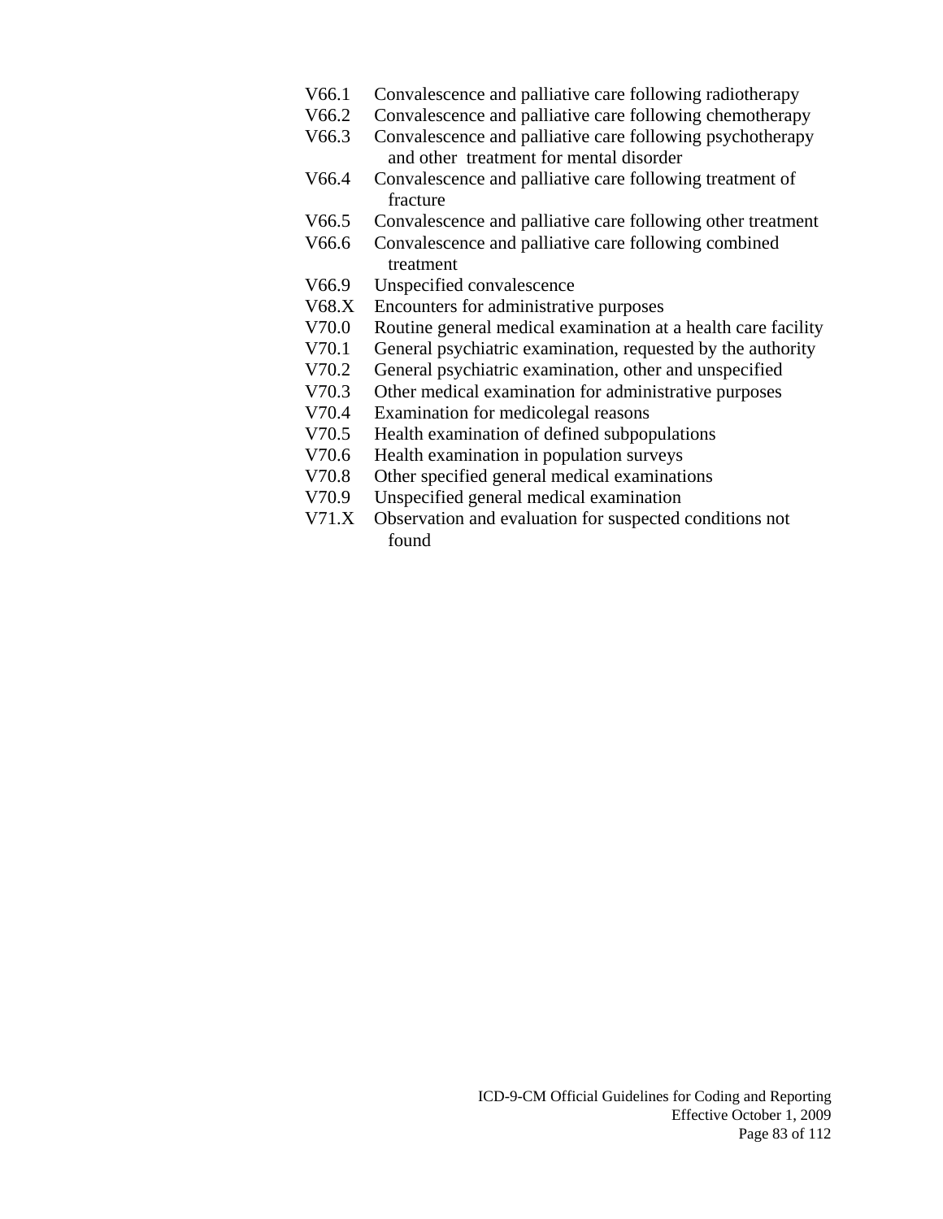V66.1 Convalescence and palliative care following radiotherapy
V66.2 Convalescence and palliative care following chemotherapy
V66.3 Convalescence and palliative care following psychotherapy and other treatment for mental disorder
V66.4 Convalescence and palliative care following treatment of fracture
V66.5 Convalescence and palliative care following other treatment
V66.6 Convalescence and palliative care following combined treatment
V66.9 Unspecified convalescence
V68.X Encounters for administrative purposes
V70.0 Routine general medical examination at a health care facility
V70.1 General psychiatric examination, requested by the authority
V70.2 General psychiatric examination, other and unspecified
V70.3 Other medical examination for administrative purposes
V70.4 Examination for medicolegal reasons
V70.5 Health examination of defined subpopulations
V70.6 Health examination in population surveys
V70.8 Other specified general medical examinations
V70.9 Unspecified general medical examination
V71.X Observation and evaluation for suspected conditions not found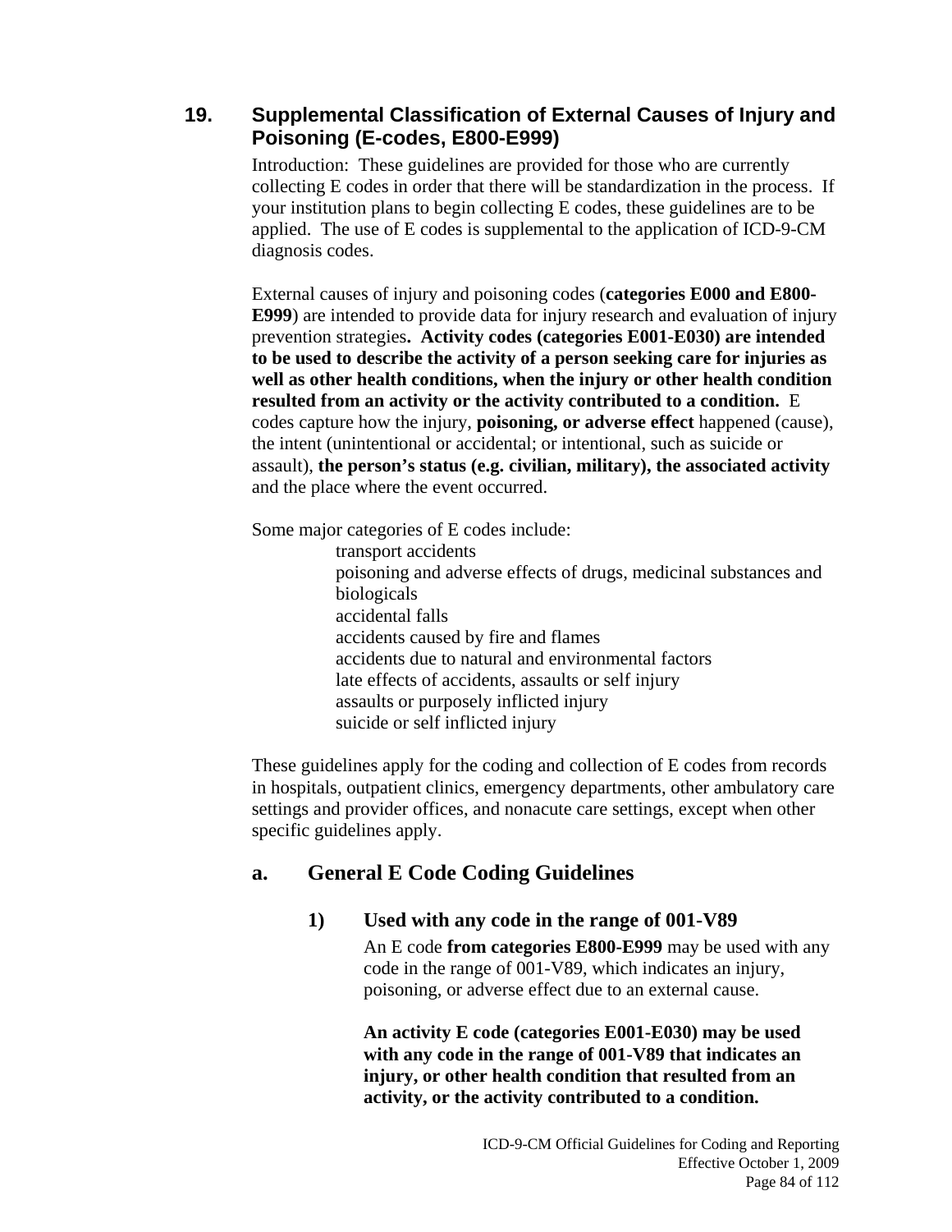## 19. Supplemental Classification of External Causes of Injury and Poisoning (E-codes, E800-E999)

Introduction: These guidelines are provided for those who are currently collecting E codes in order that there will be standardization in the process. If your institution plans to begin collecting E codes, these guidelines are to be applied. The use of E codes is supplemental to the application of ICD-9-CM diagnosis codes.

External causes of injury and poisoning codes (**categories E000 and E800-E999**) are intended to provide data for injury research and evaluation of injury prevention strategies**. Activity codes (categories E001-E030) are intended to be used to describe the activity of a person seeking care for injuries as well as other health conditions, when the injury or other health condition resulted from an activity or the activity contributed to a condition.** E codes capture how the injury, **poisoning, or adverse effect** happened (cause), the intent (unintentional or accidental; or intentional, such as suicide or assault), **the person's status (e.g. civilian, military), the associated activity** and the place where the event occurred.

Some major categories of E codes include:

- transport accidents
- poisoning and adverse effects of drugs, medicinal substances and biologicals
- accidental falls
- accidents caused by fire and flames
- accidents due to natural and environmental factors
- late effects of accidents, assaults or self injury
- assaults or purposely inflicted injury
- suicide or self inflicted injury

These guidelines apply for the coding and collection of E codes from records in hospitals, outpatient clinics, emergency departments, other ambulatory care settings and provider offices, and nonacute care settings, except when other specific guidelines apply.

### a. General E Code Coding Guidelines

#### 1) Used with any code in the range of 001-V89

An E code **from categories E800-E999** may be used with any code in the range of 001-V89, which indicates an injury, poisoning, or adverse effect due to an external cause.

**An activity E code (categories E001-E030) may be used with any code in the range of 001-V89 that indicates an injury, or other health condition that resulted from an activity, or the activity contributed to a condition.**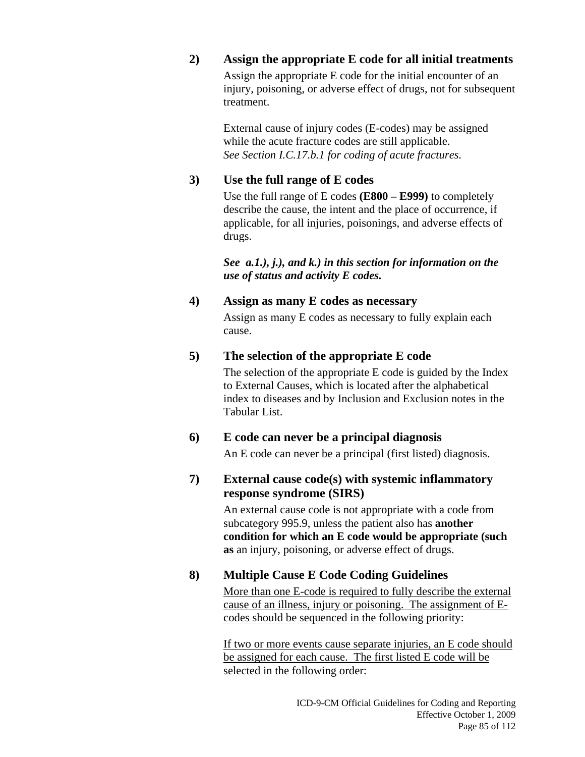**2) Assign the appropriate E code for all initial treatments**

Assign the appropriate E code for the initial encounter of an injury, poisoning, or adverse effect of drugs, not for subsequent treatment.

External cause of injury codes (E-codes) may be assigned while the acute fracture codes are still applicable. *See Section I.C.17.b.1 for coding of acute fractures.*

**3) Use the full range of E codes**

Use the full range of E codes **(E800 – E999)** to completely describe the cause, the intent and the place of occurrence, if applicable, for all injuries, poisonings, and adverse effects of drugs.

***See a.1.), j.), and k.) in this section for information on the use of status and activity E codes.***

**4) Assign as many E codes as necessary**

Assign as many E codes as necessary to fully explain each cause.

**5) The selection of the appropriate E code**

The selection of the appropriate E code is guided by the Index to External Causes, which is located after the alphabetical index to diseases and by Inclusion and Exclusion notes in the Tabular List.

**6) E code can never be a principal diagnosis**

An E code can never be a principal (first listed) diagnosis.

**7) External cause code(s) with systemic inflammatory response syndrome (SIRS)**

An external cause code is not appropriate with a code from subcategory 995.9, unless the patient also has **another condition for which an E code would be appropriate (such as** an injury, poisoning, or adverse effect of drugs.

**8) Multiple Cause E Code Coding Guidelines**

<u>More than one E-code is required to fully describe the external cause of an illness, injury or poisoning. The assignment of E-codes should be sequenced in the following priority:</u>

<u>If two or more events cause separate injuries, an E code should be assigned for each cause. The first listed E code will be selected in the following order:</u>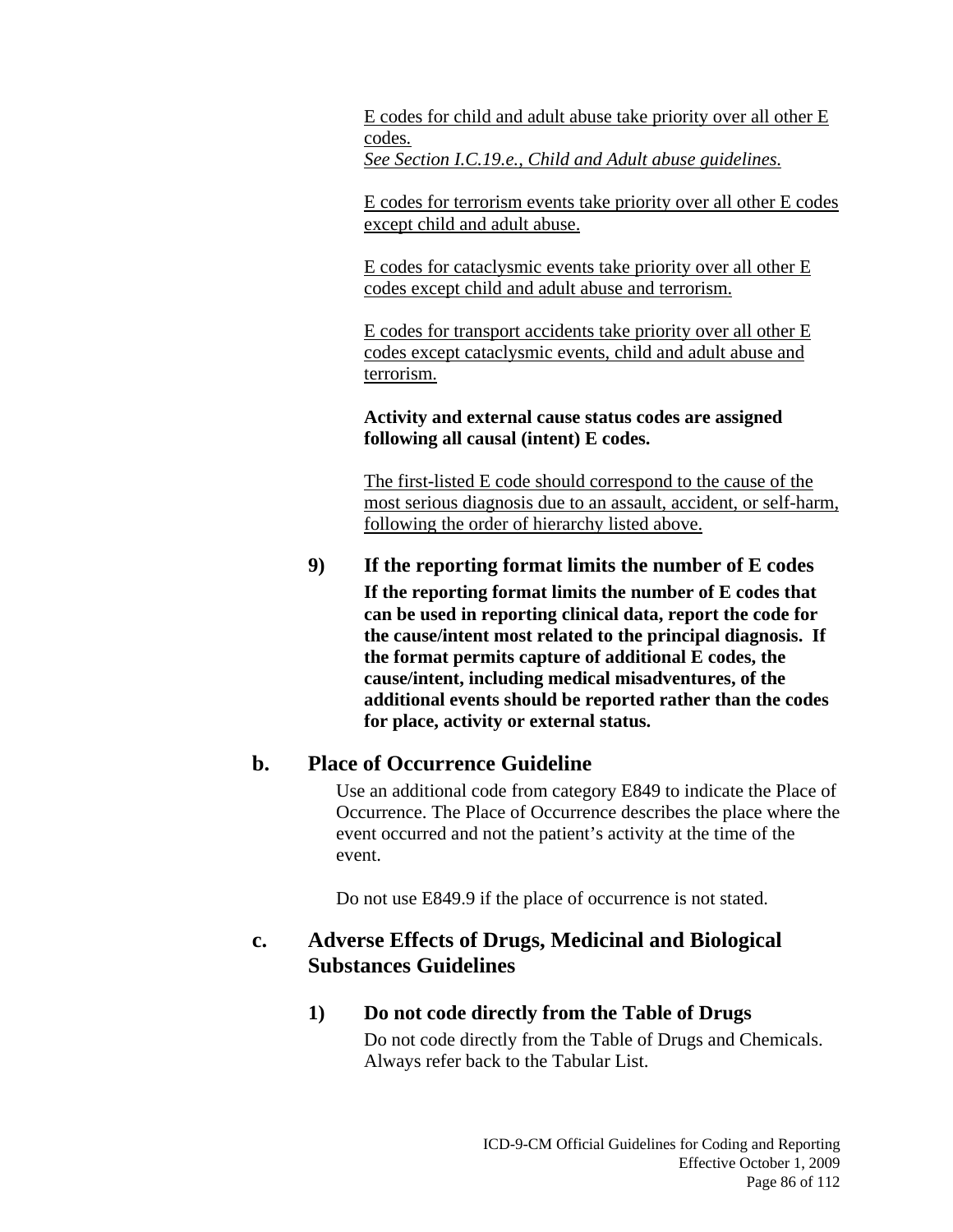E codes for child and adult abuse take priority over all other E codes.
*See Section I.C.19.e., Child and Adult abuse guidelines.*

E codes for terrorism events take priority over all other E codes except child and adult abuse.

E codes for cataclysmic events take priority over all other E codes except child and adult abuse and terrorism.

E codes for transport accidents take priority over all other E codes except cataclysmic events, child and adult abuse and terrorism.

**Activity and external cause status codes are assigned following all causal (intent) E codes.**

The first-listed E code should correspond to the cause of the most serious diagnosis due to an assault, accident, or self-harm, following the order of hierarchy listed above.

#### 9) If the reporting format limits the number of E codes

**If the reporting format limits the number of E codes that can be used in reporting clinical data, report the code for the cause/intent most related to the principal diagnosis. If the format permits capture of additional E codes, the cause/intent, including medical misadventures, of the additional events should be reported rather than the codes for place, activity or external status.**

### b. Place of Occurrence Guideline

Use an additional code from category E849 to indicate the Place of Occurrence. The Place of Occurrence describes the place where the event occurred and not the patient's activity at the time of the event.

Do not use E849.9 if the place of occurrence is not stated.

### c. Adverse Effects of Drugs, Medicinal and Biological Substances Guidelines

#### 1) Do not code directly from the Table of Drugs

Do not code directly from the Table of Drugs and Chemicals. Always refer back to the Tabular List.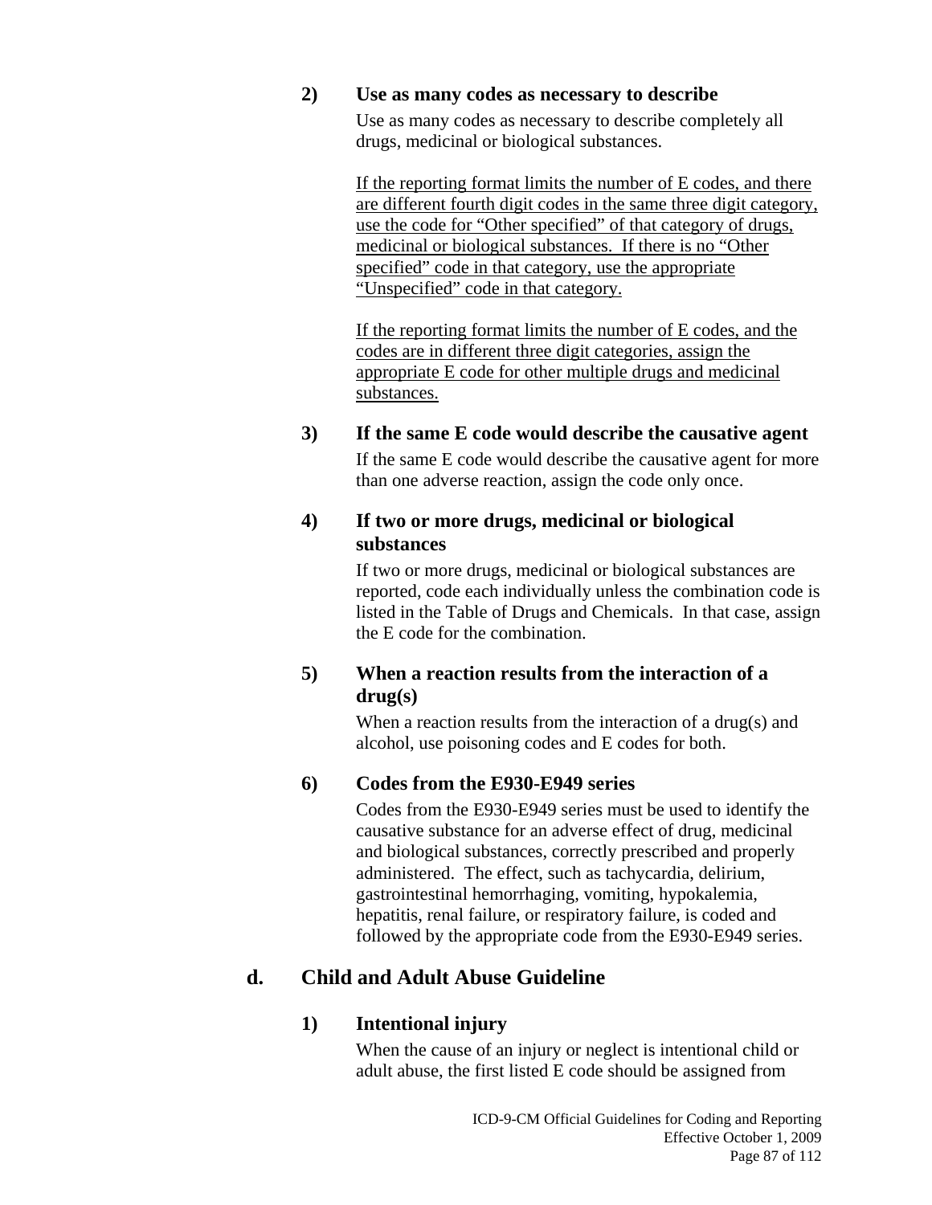#### 2) Use as many codes as necessary to describe

Use as many codes as necessary to describe completely all drugs, medicinal or biological substances.

<u>If the reporting format limits the number of E codes, and there are different fourth digit codes in the same three digit category, use the code for “Other specified” of that category of drugs, medicinal or biological substances. If there is no “Other specified” code in that category, use the appropriate “Unspecified” code in that category.</u>

<u>If the reporting format limits the number of E codes, and the codes are in different three digit categories, assign the appropriate E code for other multiple drugs and medicinal substances.</u>

#### 3) If the same E code would describe the causative agent

If the same E code would describe the causative agent for more than one adverse reaction, assign the code only once.

#### 4) If two or more drugs, medicinal or biological substances

If two or more drugs, medicinal or biological substances are reported, code each individually unless the combination code is listed in the Table of Drugs and Chemicals. In that case, assign the E code for the combination.

#### 5) When a reaction results from the interaction of a drug(s)

When a reaction results from the interaction of a drug(s) and alcohol, use poisoning codes and E codes for both.

#### 6) Codes from the E930-E949 series

Codes from the E930-E949 series must be used to identify the causative substance for an adverse effect of drug, medicinal and biological substances, correctly prescribed and properly administered. The effect, such as tachycardia, delirium, gastrointestinal hemorrhaging, vomiting, hypokalemia, hepatitis, renal failure, or respiratory failure, is coded and followed by the appropriate code from the E930-E949 series.

### d. Child and Adult Abuse Guideline

#### 1) Intentional injury

When the cause of an injury or neglect is intentional child or adult abuse, the first listed E code should be assigned from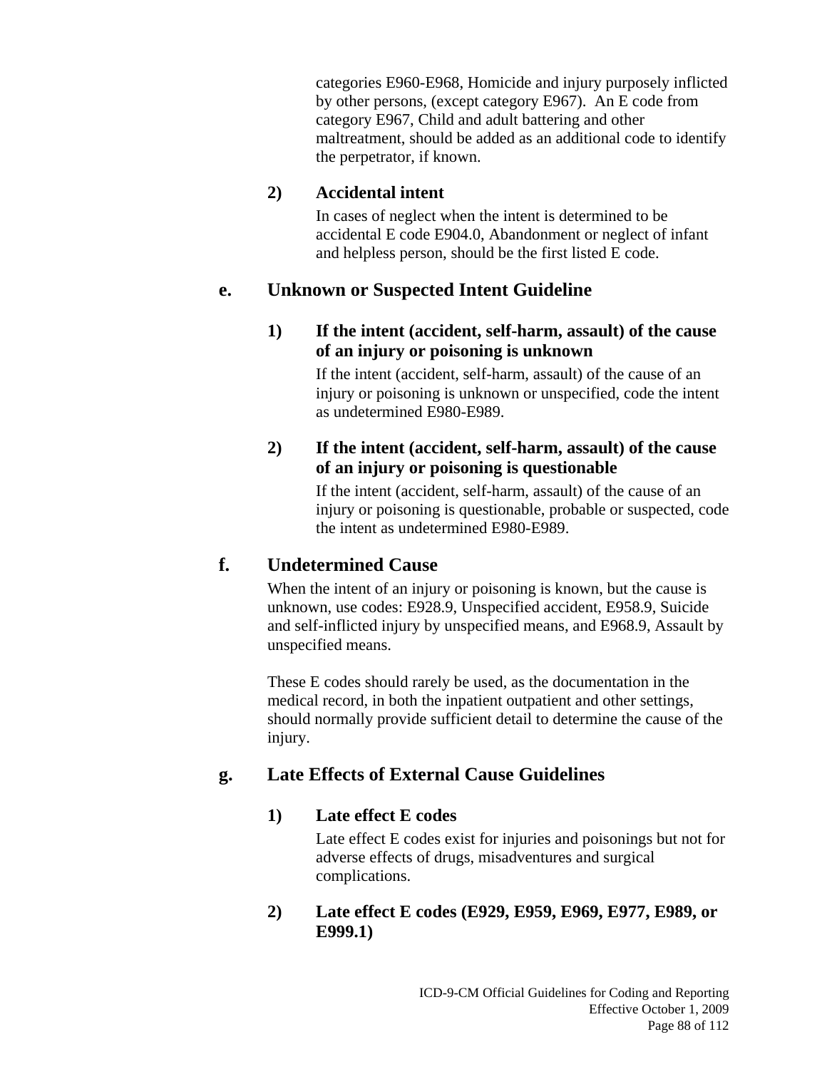categories E960-E968, Homicide and injury purposely inflicted by other persons, (except category E967). An E code from category E967, Child and adult battering and other maltreatment, should be added as an additional code to identify the perpetrator, if known.

#### 2) Accidental intent

In cases of neglect when the intent is determined to be accidental E code E904.0, Abandonment or neglect of infant and helpless person, should be the first listed E code.

### e. Unknown or Suspected Intent Guideline

#### 1) If the intent (accident, self-harm, assault) of the cause of an injury or poisoning is unknown

If the intent (accident, self-harm, assault) of the cause of an injury or poisoning is unknown or unspecified, code the intent as undetermined E980-E989.

#### 2) If the intent (accident, self-harm, assault) of the cause of an injury or poisoning is questionable

If the intent (accident, self-harm, assault) of the cause of an injury or poisoning is questionable, probable or suspected, code the intent as undetermined E980-E989.

### f. Undetermined Cause

When the intent of an injury or poisoning is known, but the cause is unknown, use codes: E928.9, Unspecified accident, E958.9, Suicide and self-inflicted injury by unspecified means, and E968.9, Assault by unspecified means.

These E codes should rarely be used, as the documentation in the medical record, in both the inpatient outpatient and other settings, should normally provide sufficient detail to determine the cause of the injury.

### g. Late Effects of External Cause Guidelines

#### 1) Late effect E codes

Late effect E codes exist for injuries and poisonings but not for adverse effects of drugs, misadventures and surgical complications.

#### 2) Late effect E codes (E929, E959, E969, E977, E989, or E999.1)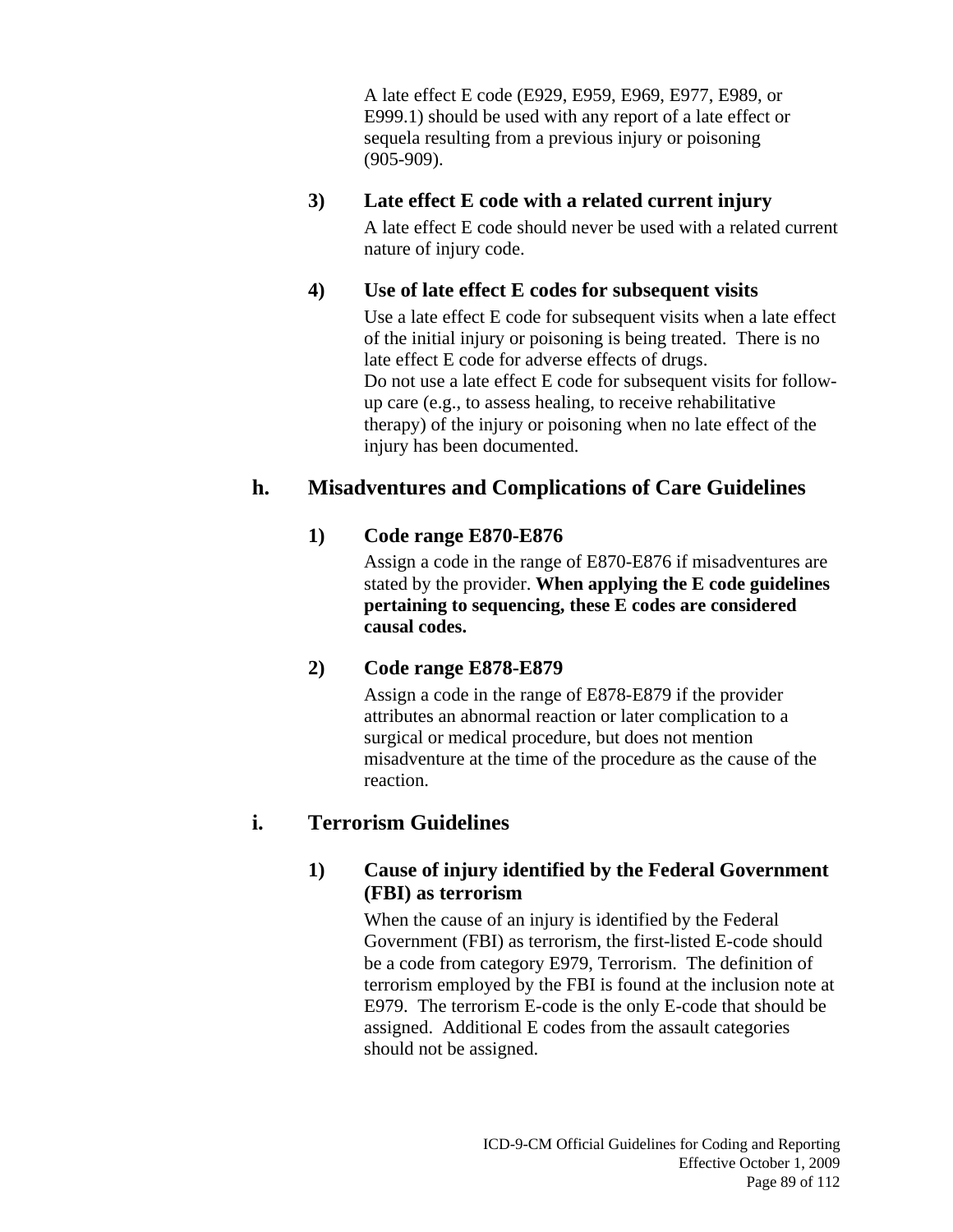A late effect E code (E929, E959, E969, E977, E989, or E999.1) should be used with any report of a late effect or sequela resulting from a previous injury or poisoning (905-909).

#### 3) Late effect E code with a related current injury

A late effect E code should never be used with a related current nature of injury code.

#### 4) Use of late effect E codes for subsequent visits

Use a late effect E code for subsequent visits when a late effect of the initial injury or poisoning is being treated. There is no late effect E code for adverse effects of drugs.
Do not use a late effect E code for subsequent visits for follow-up care (e.g., to assess healing, to receive rehabilitative therapy) of the injury or poisoning when no late effect of the injury has been documented.

### h. Misadventures and Complications of Care Guidelines

#### 1) Code range E870-E876

Assign a code in the range of E870-E876 if misadventures are stated by the provider. **When applying the E code guidelines pertaining to sequencing, these E codes are considered causal codes.**

#### 2) Code range E878-E879

Assign a code in the range of E878-E879 if the provider attributes an abnormal reaction or later complication to a surgical or medical procedure, but does not mention misadventure at the time of the procedure as the cause of the reaction.

### i. Terrorism Guidelines

#### 1) Cause of injury identified by the Federal Government (FBI) as terrorism

When the cause of an injury is identified by the Federal Government (FBI) as terrorism, the first-listed E-code should be a code from category E979, Terrorism. The definition of terrorism employed by the FBI is found at the inclusion note at E979. The terrorism E-code is the only E-code that should be assigned. Additional E codes from the assault categories should not be assigned.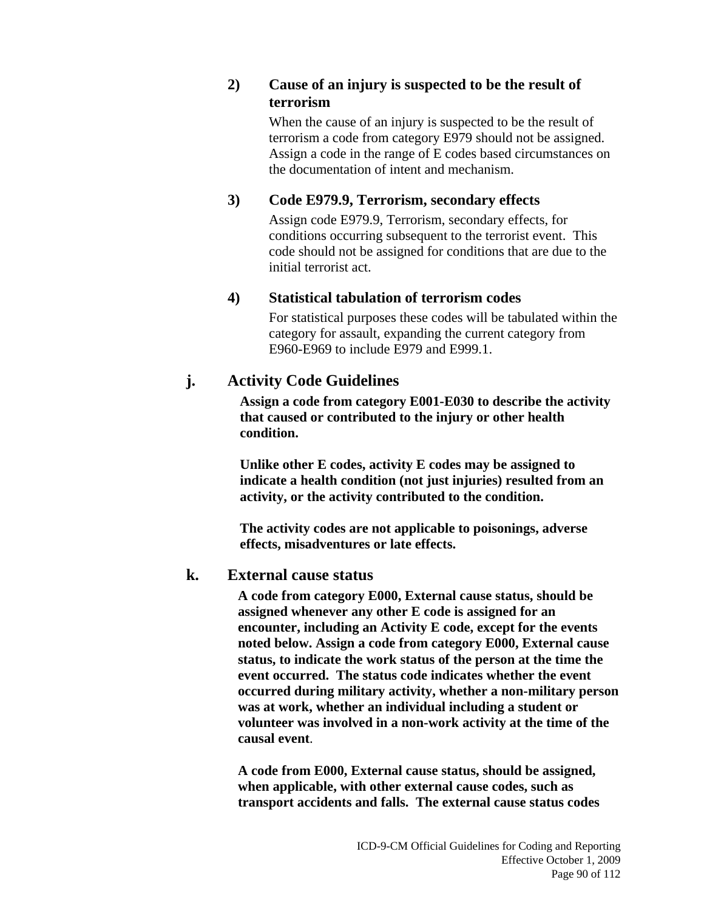#### 2) Cause of an injury is suspected to be the result of terrorism

When the cause of an injury is suspected to be the result of terrorism a code from category E979 should not be assigned. Assign a code in the range of E codes based circumstances on the documentation of intent and mechanism.

#### 3) Code E979.9, Terrorism, secondary effects

Assign code E979.9, Terrorism, secondary effects, for conditions occurring subsequent to the terrorist event. This code should not be assigned for conditions that are due to the initial terrorist act.

#### 4) Statistical tabulation of terrorism codes

For statistical purposes these codes will be tabulated within the category for assault, expanding the current category from E960-E969 to include E979 and E999.1.

### j. Activity Code Guidelines

**Assign a code from category E001-E030 to describe the activity that caused or contributed to the injury or other health condition.**

**Unlike other E codes, activity E codes may be assigned to indicate a health condition (not just injuries) resulted from an activity, or the activity contributed to the condition.**

**The activity codes are not applicable to poisonings, adverse effects, misadventures or late effects.**

### k. External cause status

**A code from category E000, External cause status, should be assigned whenever any other E code is assigned for an encounter, including an Activity E code, except for the events noted below. Assign a code from category E000, External cause status, to indicate the work status of the person at the time the event occurred. The status code indicates whether the event occurred during military activity, whether a non-military person was at work, whether an individual including a student or volunteer was involved in a non-work activity at the time of the causal event**.

**A code from E000, External cause status, should be assigned, when applicable, with other external cause codes, such as transport accidents and falls. The external cause status codes**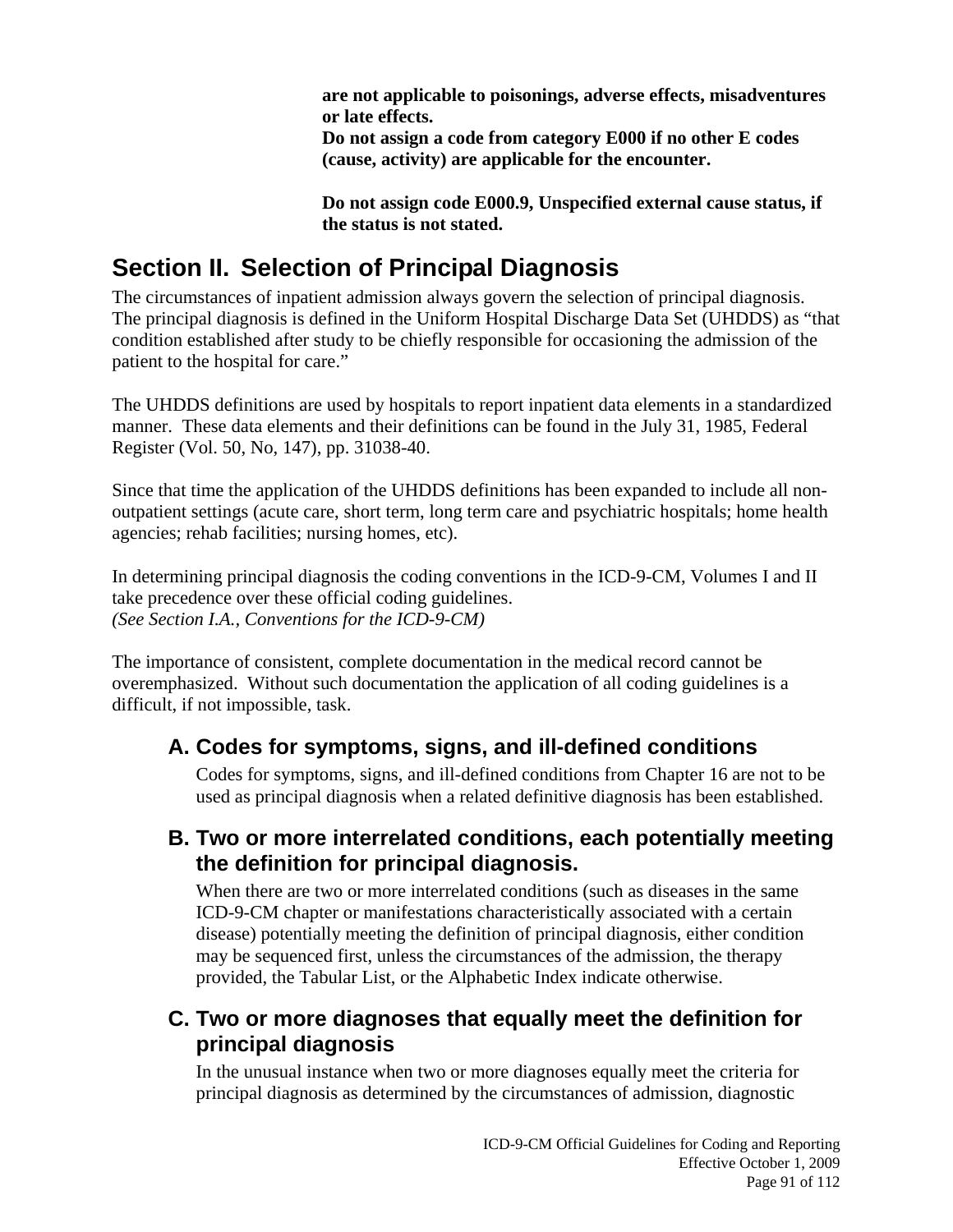**are not applicable to poisonings, adverse effects, misadventures or late effects.**
**Do not assign a code from category E000 if no other E codes (cause, activity) are applicable for the encounter.**

**Do not assign code E000.9, Unspecified external cause status, if the status is not stated.**

# Section II. Selection of Principal Diagnosis

The circumstances of inpatient admission always govern the selection of principal diagnosis. The principal diagnosis is defined in the Uniform Hospital Discharge Data Set (UHDDS) as "that condition established after study to be chiefly responsible for occasioning the admission of the patient to the hospital for care."

The UHDDS definitions are used by hospitals to report inpatient data elements in a standardized manner. These data elements and their definitions can be found in the July 31, 1985, Federal Register (Vol. 50, No, 147), pp. 31038-40.

Since that time the application of the UHDDS definitions has been expanded to include all non-outpatient settings (acute care, short term, long term care and psychiatric hospitals; home health agencies; rehab facilities; nursing homes, etc).

In determining principal diagnosis the coding conventions in the ICD-9-CM, Volumes I and II take precedence over these official coding guidelines.
*(See Section I.A., Conventions for the ICD-9-CM)*

The importance of consistent, complete documentation in the medical record cannot be overemphasized. Without such documentation the application of all coding guidelines is a difficult, if not impossible, task.

## A. Codes for symptoms, signs, and ill-defined conditions

Codes for symptoms, signs, and ill-defined conditions from Chapter 16 are not to be used as principal diagnosis when a related definitive diagnosis has been established.

## B. Two or more interrelated conditions, each potentially meeting the definition for principal diagnosis.

When there are two or more interrelated conditions (such as diseases in the same ICD-9-CM chapter or manifestations characteristically associated with a certain disease) potentially meeting the definition of principal diagnosis, either condition may be sequenced first, unless the circumstances of the admission, the therapy provided, the Tabular List, or the Alphabetic Index indicate otherwise.

## C. Two or more diagnoses that equally meet the definition for principal diagnosis

In the unusual instance when two or more diagnoses equally meet the criteria for principal diagnosis as determined by the circumstances of admission, diagnostic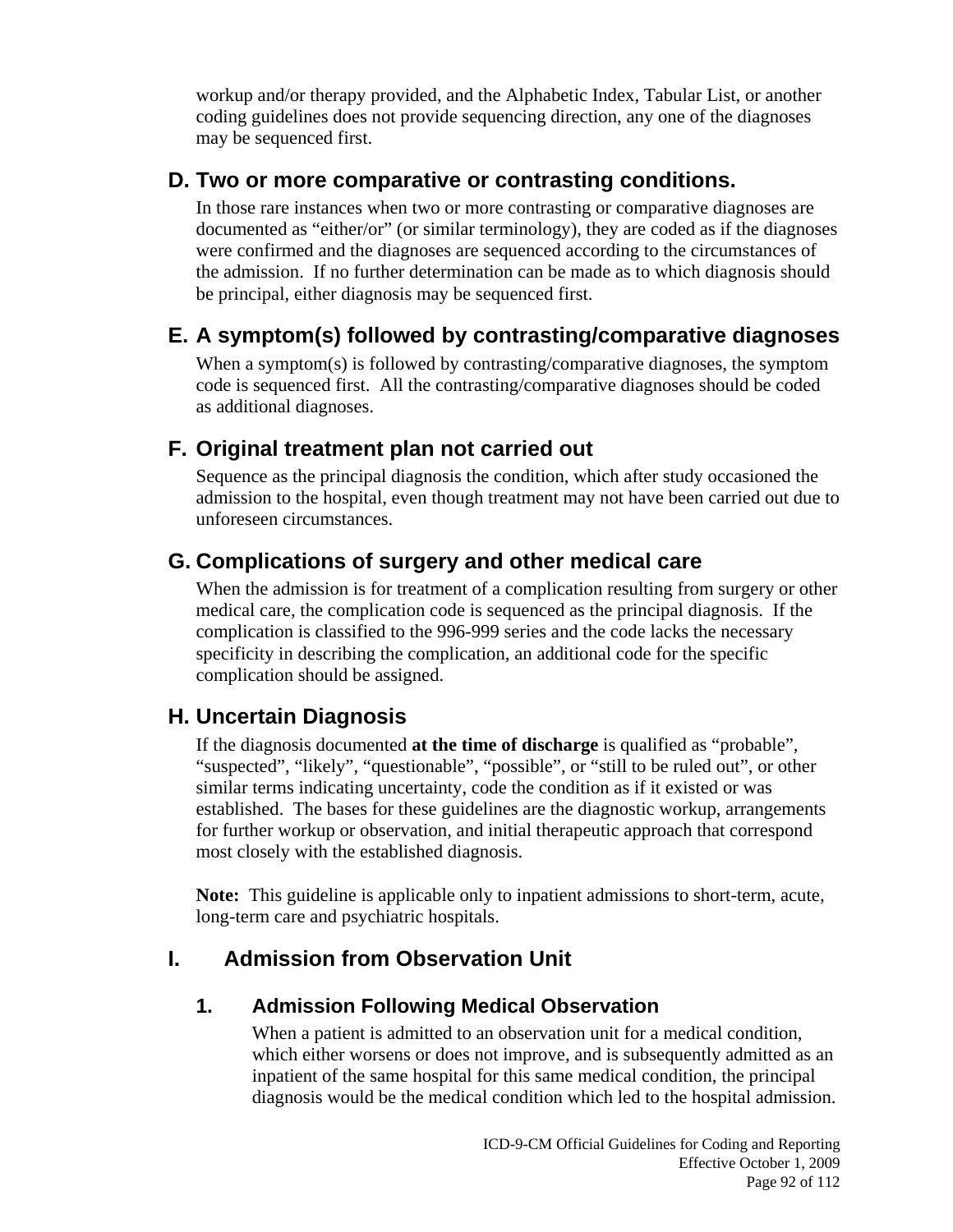workup and/or therapy provided, and the Alphabetic Index, Tabular List, or another coding guidelines does not provide sequencing direction, any one of the diagnoses may be sequenced first.

## D. Two or more comparative or contrasting conditions.

In those rare instances when two or more contrasting or comparative diagnoses are documented as "either/or" (or similar terminology), they are coded as if the diagnoses were confirmed and the diagnoses are sequenced according to the circumstances of the admission. If no further determination can be made as to which diagnosis should be principal, either diagnosis may be sequenced first.

## E. A symptom(s) followed by contrasting/comparative diagnoses

When a symptom(s) is followed by contrasting/comparative diagnoses, the symptom code is sequenced first. All the contrasting/comparative diagnoses should be coded as additional diagnoses.

## F. Original treatment plan not carried out

Sequence as the principal diagnosis the condition, which after study occasioned the admission to the hospital, even though treatment may not have been carried out due to unforeseen circumstances.

## G. Complications of surgery and other medical care

When the admission is for treatment of a complication resulting from surgery or other medical care, the complication code is sequenced as the principal diagnosis. If the complication is classified to the 996-999 series and the code lacks the necessary specificity in describing the complication, an additional code for the specific complication should be assigned.

## H. Uncertain Diagnosis

If the diagnosis documented **at the time of discharge** is qualified as "probable", "suspected", "likely", "questionable", "possible", or "still to be ruled out", or other similar terms indicating uncertainty, code the condition as if it existed or was established. The bases for these guidelines are the diagnostic workup, arrangements for further workup or observation, and initial therapeutic approach that correspond most closely with the established diagnosis.

**Note:** This guideline is applicable only to inpatient admissions to short-term, acute, long-term care and psychiatric hospitals.

## I. Admission from Observation Unit

### 1. Admission Following Medical Observation

When a patient is admitted to an observation unit for a medical condition, which either worsens or does not improve, and is subsequently admitted as an inpatient of the same hospital for this same medical condition, the principal diagnosis would be the medical condition which led to the hospital admission.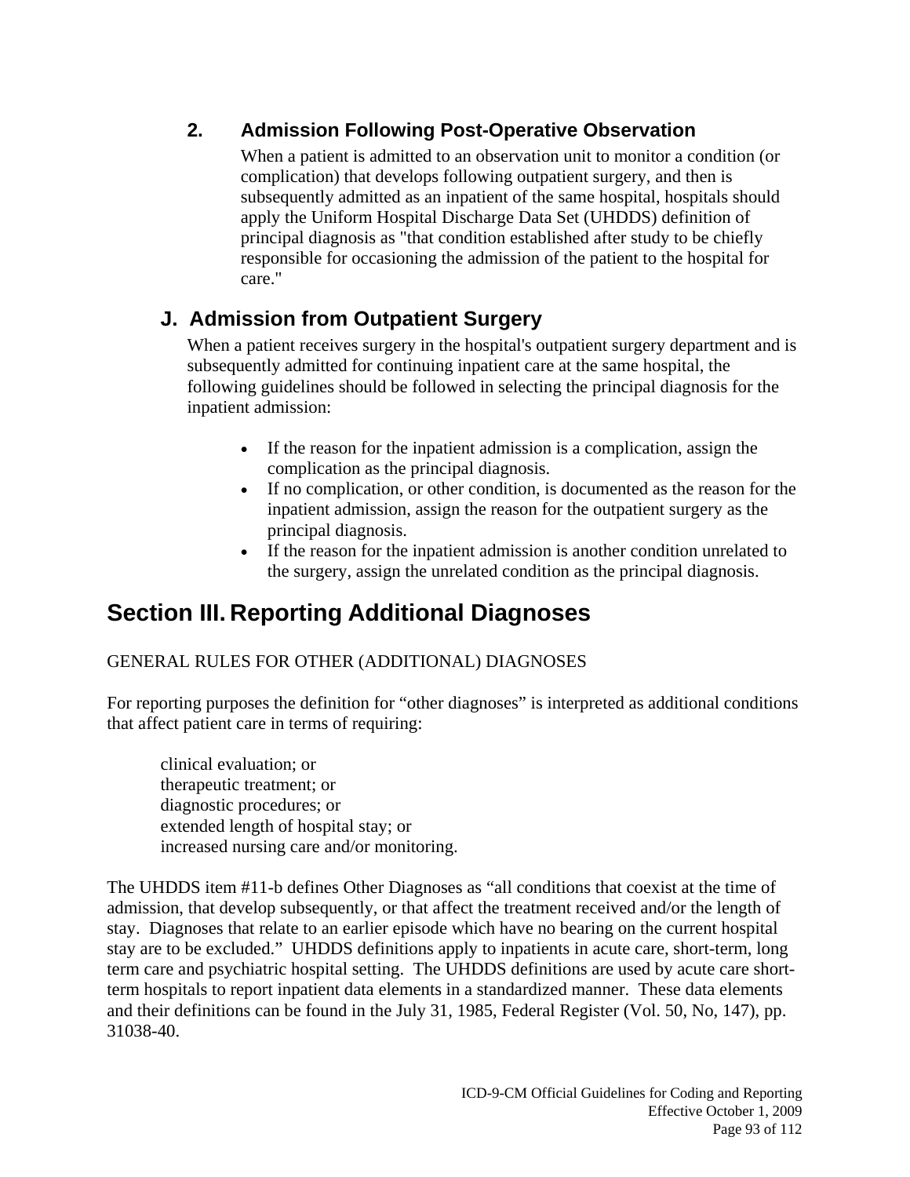### 2. Admission Following Post-Operative Observation

When a patient is admitted to an observation unit to monitor a condition (or complication) that develops following outpatient surgery, and then is subsequently admitted as an inpatient of the same hospital, hospitals should apply the Uniform Hospital Discharge Data Set (UHDDS) definition of principal diagnosis as "that condition established after study to be chiefly responsible for occasioning the admission of the patient to the hospital for care."

## J. Admission from Outpatient Surgery

When a patient receives surgery in the hospital's outpatient surgery department and is subsequently admitted for continuing inpatient care at the same hospital, the following guidelines should be followed in selecting the principal diagnosis for the inpatient admission:

- If the reason for the inpatient admission is a complication, assign the complication as the principal diagnosis.
- If no complication, or other condition, is documented as the reason for the inpatient admission, assign the reason for the outpatient surgery as the principal diagnosis.
- If the reason for the inpatient admission is another condition unrelated to the surgery, assign the unrelated condition as the principal diagnosis.

# Section III. Reporting Additional Diagnoses

GENERAL RULES FOR OTHER (ADDITIONAL) DIAGNOSES

For reporting purposes the definition for "other diagnoses" is interpreted as additional conditions that affect patient care in terms of requiring:

clinical evaluation; or
therapeutic treatment; or
diagnostic procedures; or
extended length of hospital stay; or
increased nursing care and/or monitoring.

The UHDDS item #11-b defines Other Diagnoses as "all conditions that coexist at the time of admission, that develop subsequently, or that affect the treatment received and/or the length of stay. Diagnoses that relate to an earlier episode which have no bearing on the current hospital stay are to be excluded." UHDDS definitions apply to inpatients in acute care, short-term, long term care and psychiatric hospital setting. The UHDDS definitions are used by acute care short-term hospitals to report inpatient data elements in a standardized manner. These data elements and their definitions can be found in the July 31, 1985, Federal Register (Vol. 50, No, 147), pp. 31038-40.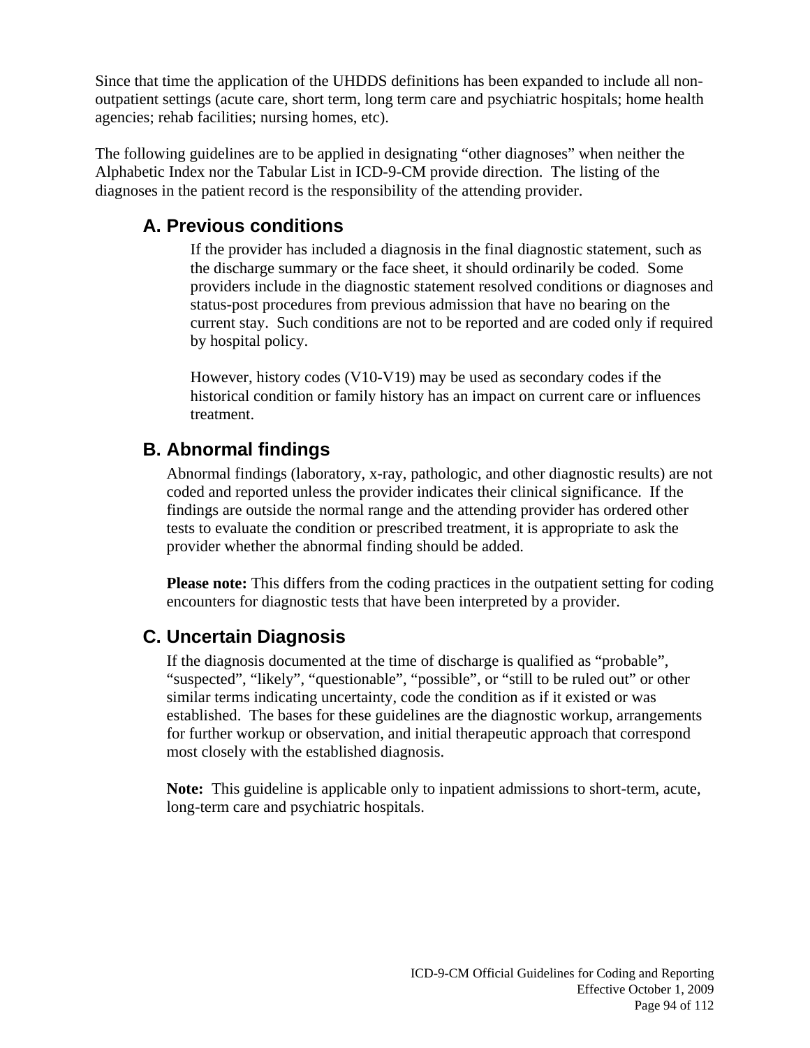Since that time the application of the UHDDS definitions has been expanded to include all non-outpatient settings (acute care, short term, long term care and psychiatric hospitals; home health agencies; rehab facilities; nursing homes, etc).

The following guidelines are to be applied in designating "other diagnoses" when neither the Alphabetic Index nor the Tabular List in ICD-9-CM provide direction. The listing of the diagnoses in the patient record is the responsibility of the attending provider.

## A. Previous conditions

If the provider has included a diagnosis in the final diagnostic statement, such as the discharge summary or the face sheet, it should ordinarily be coded. Some providers include in the diagnostic statement resolved conditions or diagnoses and status-post procedures from previous admission that have no bearing on the current stay. Such conditions are not to be reported and are coded only if required by hospital policy.

However, history codes (V10-V19) may be used as secondary codes if the historical condition or family history has an impact on current care or influences treatment.

## B. Abnormal findings

Abnormal findings (laboratory, x-ray, pathologic, and other diagnostic results) are not coded and reported unless the provider indicates their clinical significance. If the findings are outside the normal range and the attending provider has ordered other tests to evaluate the condition or prescribed treatment, it is appropriate to ask the provider whether the abnormal finding should be added.

**Please note:** This differs from the coding practices in the outpatient setting for coding encounters for diagnostic tests that have been interpreted by a provider.

## C. Uncertain Diagnosis

If the diagnosis documented at the time of discharge is qualified as "probable", "suspected", "likely", "questionable", "possible", or "still to be ruled out" or other similar terms indicating uncertainty, code the condition as if it existed or was established. The bases for these guidelines are the diagnostic workup, arrangements for further workup or observation, and initial therapeutic approach that correspond most closely with the established diagnosis.

**Note:** This guideline is applicable only to inpatient admissions to short-term, acute, long-term care and psychiatric hospitals.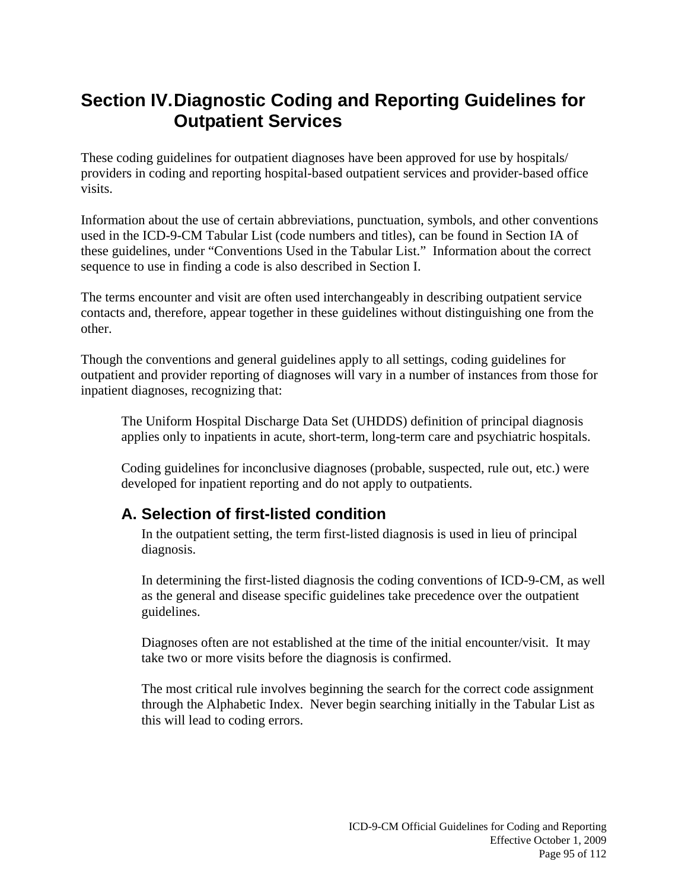# Section IV. Diagnostic Coding and Reporting Guidelines for Outpatient Services

These coding guidelines for outpatient diagnoses have been approved for use by hospitals/ providers in coding and reporting hospital-based outpatient services and provider-based office visits.

Information about the use of certain abbreviations, punctuation, symbols, and other conventions used in the ICD-9-CM Tabular List (code numbers and titles), can be found in Section IA of these guidelines, under "Conventions Used in the Tabular List." Information about the correct sequence to use in finding a code is also described in Section I.

The terms encounter and visit are often used interchangeably in describing outpatient service contacts and, therefore, appear together in these guidelines without distinguishing one from the other.

Though the conventions and general guidelines apply to all settings, coding guidelines for outpatient and provider reporting of diagnoses will vary in a number of instances from those for inpatient diagnoses, recognizing that:

> The Uniform Hospital Discharge Data Set (UHDDS) definition of principal diagnosis applies only to inpatients in acute, short-term, long-term care and psychiatric hospitals.
>
> Coding guidelines for inconclusive diagnoses (probable, suspected, rule out, etc.) were developed for inpatient reporting and do not apply to outpatients.

## A. Selection of first-listed condition

In the outpatient setting, the term first-listed diagnosis is used in lieu of principal diagnosis.

In determining the first-listed diagnosis the coding conventions of ICD-9-CM, as well as the general and disease specific guidelines take precedence over the outpatient guidelines.

Diagnoses often are not established at the time of the initial encounter/visit. It may take two or more visits before the diagnosis is confirmed.

The most critical rule involves beginning the search for the correct code assignment through the Alphabetic Index. Never begin searching initially in the Tabular List as this will lead to coding errors.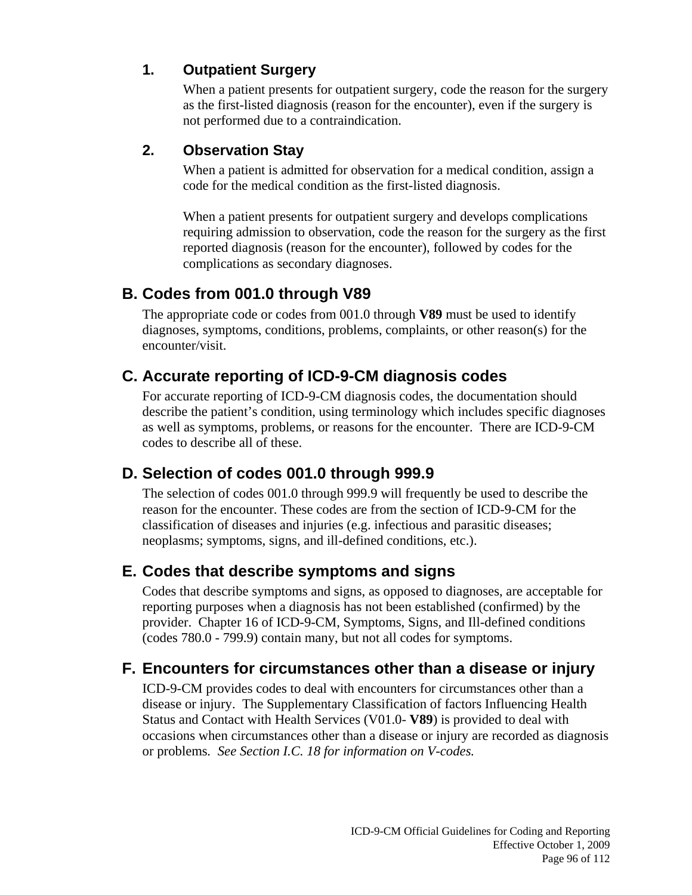### 1. Outpatient Surgery

When a patient presents for outpatient surgery, code the reason for the surgery as the first-listed diagnosis (reason for the encounter), even if the surgery is not performed due to a contraindication.

### 2. Observation Stay

When a patient is admitted for observation for a medical condition, assign a code for the medical condition as the first-listed diagnosis.

When a patient presents for outpatient surgery and develops complications requiring admission to observation, code the reason for the surgery as the first reported diagnosis (reason for the encounter), followed by codes for the complications as secondary diagnoses.

## B. Codes from 001.0 through V89

The appropriate code or codes from 001.0 through **V89** must be used to identify diagnoses, symptoms, conditions, problems, complaints, or other reason(s) for the encounter/visit.

## C. Accurate reporting of ICD-9-CM diagnosis codes

For accurate reporting of ICD-9-CM diagnosis codes, the documentation should describe the patient's condition, using terminology which includes specific diagnoses as well as symptoms, problems, or reasons for the encounter. There are ICD-9-CM codes to describe all of these.

## D. Selection of codes 001.0 through 999.9

The selection of codes 001.0 through 999.9 will frequently be used to describe the reason for the encounter. These codes are from the section of ICD-9-CM for the classification of diseases and injuries (e.g. infectious and parasitic diseases; neoplasms; symptoms, signs, and ill-defined conditions, etc.).

## E. Codes that describe symptoms and signs

Codes that describe symptoms and signs, as opposed to diagnoses, are acceptable for reporting purposes when a diagnosis has not been established (confirmed) by the provider. Chapter 16 of ICD-9-CM, Symptoms, Signs, and Ill-defined conditions (codes 780.0 - 799.9) contain many, but not all codes for symptoms.

## F. Encounters for circumstances other than a disease or injury

ICD-9-CM provides codes to deal with encounters for circumstances other than a disease or injury. The Supplementary Classification of factors Influencing Health Status and Contact with Health Services (V01.0- **V89**) is provided to deal with occasions when circumstances other than a disease or injury are recorded as diagnosis or problems. *See Section I.C. 18 for information on V-codes.*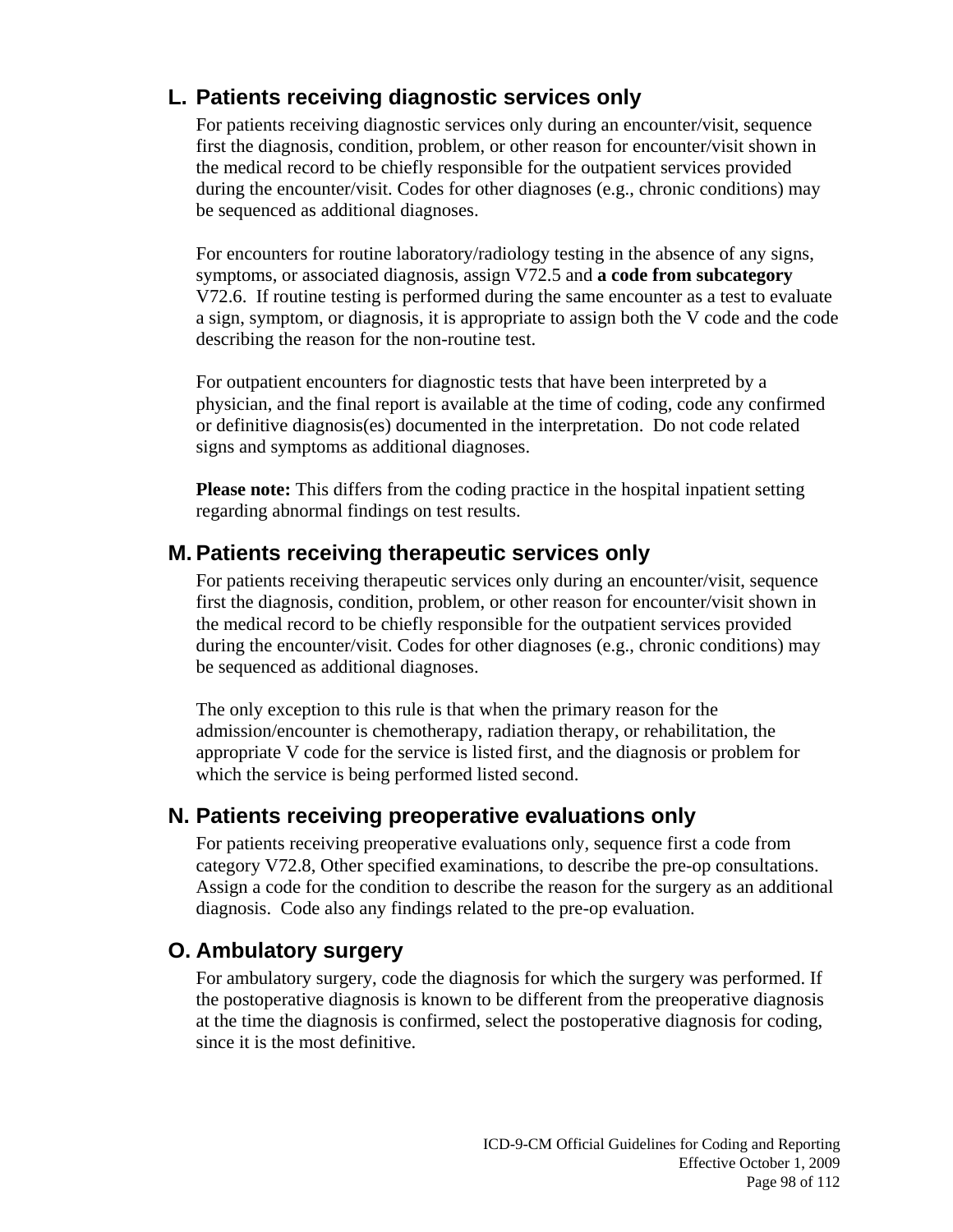## L. Patients receiving diagnostic services only

For patients receiving diagnostic services only during an encounter/visit, sequence first the diagnosis, condition, problem, or other reason for encounter/visit shown in the medical record to be chiefly responsible for the outpatient services provided during the encounter/visit. Codes for other diagnoses (e.g., chronic conditions) may be sequenced as additional diagnoses.

For encounters for routine laboratory/radiology testing in the absence of any signs, symptoms, or associated diagnosis, assign V72.5 and **a code from subcategory** V72.6. If routine testing is performed during the same encounter as a test to evaluate a sign, symptom, or diagnosis, it is appropriate to assign both the V code and the code describing the reason for the non-routine test.

For outpatient encounters for diagnostic tests that have been interpreted by a physician, and the final report is available at the time of coding, code any confirmed or definitive diagnosis(es) documented in the interpretation. Do not code related signs and symptoms as additional diagnoses.

**Please note:** This differs from the coding practice in the hospital inpatient setting regarding abnormal findings on test results.

## M. Patients receiving therapeutic services only

For patients receiving therapeutic services only during an encounter/visit, sequence first the diagnosis, condition, problem, or other reason for encounter/visit shown in the medical record to be chiefly responsible for the outpatient services provided during the encounter/visit. Codes for other diagnoses (e.g., chronic conditions) may be sequenced as additional diagnoses.

The only exception to this rule is that when the primary reason for the admission/encounter is chemotherapy, radiation therapy, or rehabilitation, the appropriate V code for the service is listed first, and the diagnosis or problem for which the service is being performed listed second.

## N. Patients receiving preoperative evaluations only

For patients receiving preoperative evaluations only, sequence first a code from category V72.8, Other specified examinations, to describe the pre-op consultations. Assign a code for the condition to describe the reason for the surgery as an additional diagnosis. Code also any findings related to the pre-op evaluation.

## O. Ambulatory surgery

For ambulatory surgery, code the diagnosis for which the surgery was performed. If the postoperative diagnosis is known to be different from the preoperative diagnosis at the time the diagnosis is confirmed, select the postoperative diagnosis for coding, since it is the most definitive.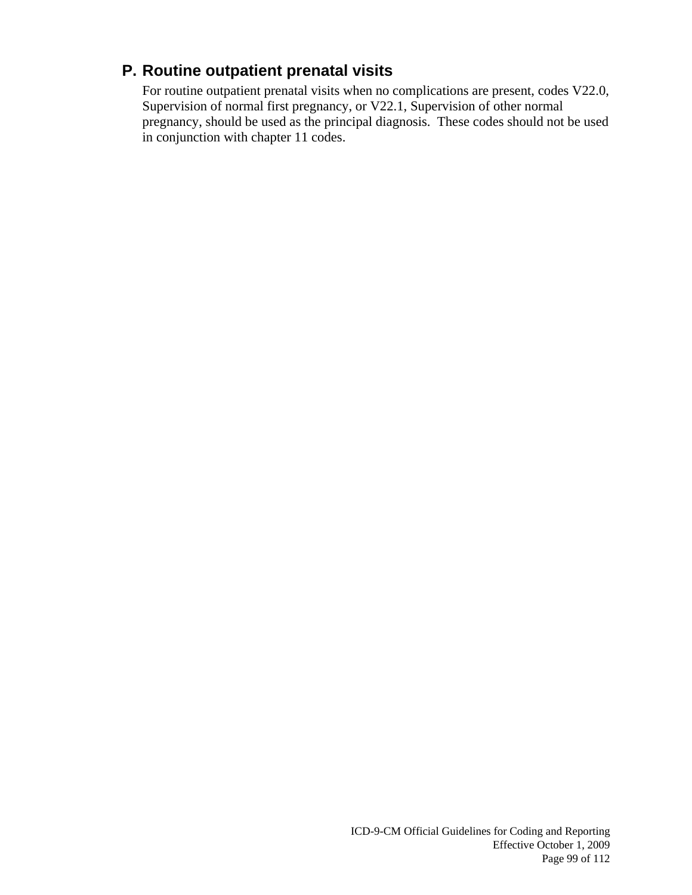### P. Routine outpatient prenatal visits

For routine outpatient prenatal visits when no complications are present, codes V22.0, Supervision of normal first pregnancy, or V22.1, Supervision of other normal pregnancy, should be used as the principal diagnosis. These codes should not be used in conjunction with chapter 11 codes.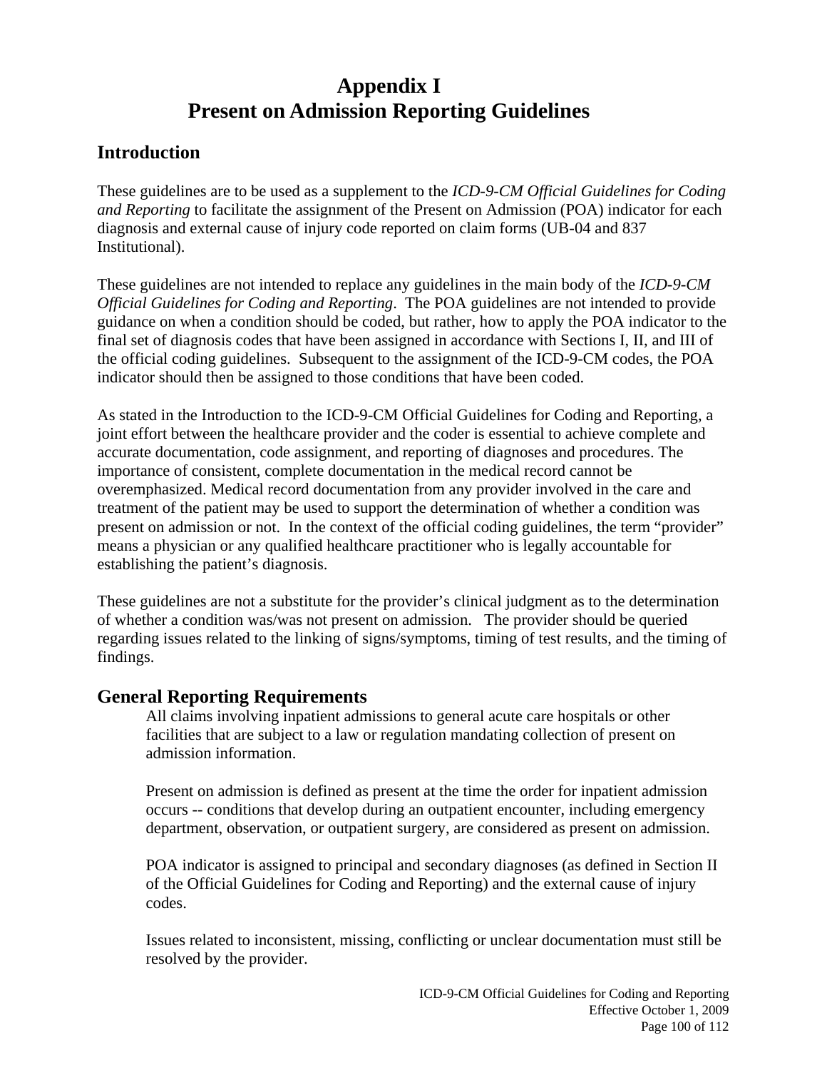# Appendix I
# Present on Admission Reporting Guidelines

## Introduction

These guidelines are to be used as a supplement to the *ICD-9-CM Official Guidelines for Coding and Reporting* to facilitate the assignment of the Present on Admission (POA) indicator for each diagnosis and external cause of injury code reported on claim forms (UB-04 and 837 Institutional).

These guidelines are not intended to replace any guidelines in the main body of the *ICD-9-CM Official Guidelines for Coding and Reporting*. The POA guidelines are not intended to provide guidance on when a condition should be coded, but rather, how to apply the POA indicator to the final set of diagnosis codes that have been assigned in accordance with Sections I, II, and III of the official coding guidelines. Subsequent to the assignment of the ICD-9-CM codes, the POA indicator should then be assigned to those conditions that have been coded.

As stated in the Introduction to the ICD-9-CM Official Guidelines for Coding and Reporting, a joint effort between the healthcare provider and the coder is essential to achieve complete and accurate documentation, code assignment, and reporting of diagnoses and procedures. The importance of consistent, complete documentation in the medical record cannot be overemphasized. Medical record documentation from any provider involved in the care and treatment of the patient may be used to support the determination of whether a condition was present on admission or not. In the context of the official coding guidelines, the term "provider" means a physician or any qualified healthcare practitioner who is legally accountable for establishing the patient's diagnosis.

These guidelines are not a substitute for the provider's clinical judgment as to the determination of whether a condition was/was not present on admission. The provider should be queried regarding issues related to the linking of signs/symptoms, timing of test results, and the timing of findings.

## General Reporting Requirements

All claims involving inpatient admissions to general acute care hospitals or other facilities that are subject to a law or regulation mandating collection of present on admission information.

Present on admission is defined as present at the time the order for inpatient admission occurs -- conditions that develop during an outpatient encounter, including emergency department, observation, or outpatient surgery, are considered as present on admission.

POA indicator is assigned to principal and secondary diagnoses (as defined in Section II of the Official Guidelines for Coding and Reporting) and the external cause of injury codes.

Issues related to inconsistent, missing, conflicting or unclear documentation must still be resolved by the provider.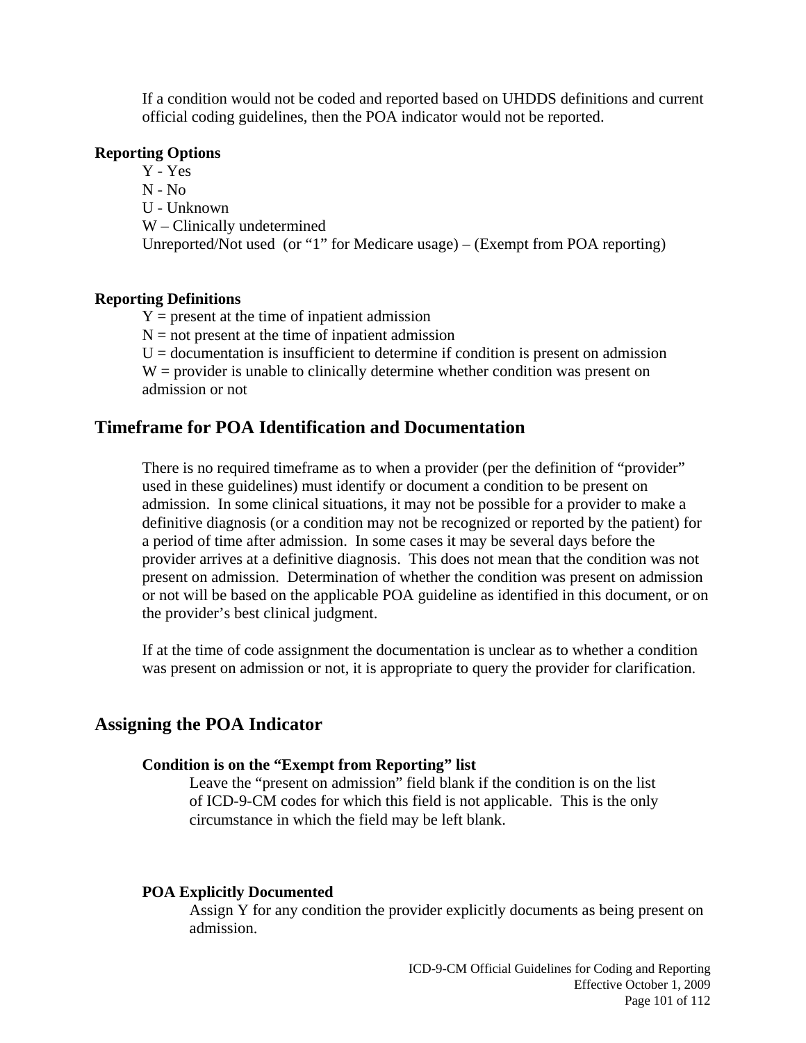If a condition would not be coded and reported based on UHDDS definitions and current official coding guidelines, then the POA indicator would not be reported.

**Reporting Options**

Y - Yes
N - No
U - Unknown
W – Clinically undetermined
Unreported/Not used (or "1" for Medicare usage) – (Exempt from POA reporting)

**Reporting Definitions**

Y = present at the time of inpatient admission
N = not present at the time of inpatient admission
U = documentation is insufficient to determine if condition is present on admission
W = provider is unable to clinically determine whether condition was present on admission or not

## Timeframe for POA Identification and Documentation

There is no required timeframe as to when a provider (per the definition of "provider" used in these guidelines) must identify or document a condition to be present on admission. In some clinical situations, it may not be possible for a provider to make a definitive diagnosis (or a condition may not be recognized or reported by the patient) for a period of time after admission. In some cases it may be several days before the provider arrives at a definitive diagnosis. This does not mean that the condition was not present on admission. Determination of whether the condition was present on admission or not will be based on the applicable POA guideline as identified in this document, or on the provider's best clinical judgment.

If at the time of code assignment the documentation is unclear as to whether a condition was present on admission or not, it is appropriate to query the provider for clarification.

## Assigning the POA Indicator

**Condition is on the "Exempt from Reporting" list**

Leave the "present on admission" field blank if the condition is on the list of ICD-9-CM codes for which this field is not applicable. This is the only circumstance in which the field may be left blank.

**POA Explicitly Documented**

Assign Y for any condition the provider explicitly documents as being present on admission.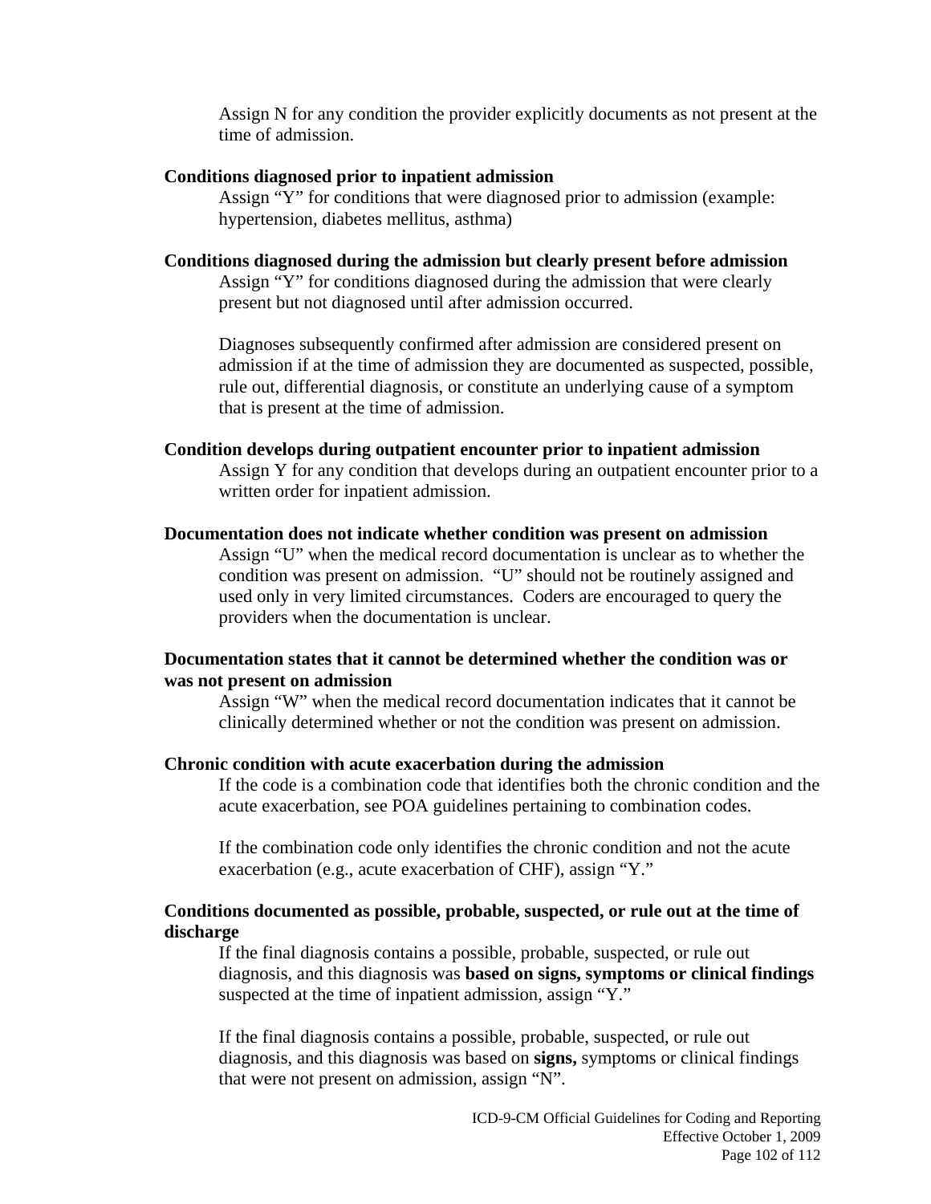Assign N for any condition the provider explicitly documents as not present at the time of admission.

**Conditions diagnosed prior to inpatient admission**

Assign "Y" for conditions that were diagnosed prior to admission (example: hypertension, diabetes mellitus, asthma)

**Conditions diagnosed during the admission but clearly present before admission**

Assign "Y" for conditions diagnosed during the admission that were clearly present but not diagnosed until after admission occurred.

Diagnoses subsequently confirmed after admission are considered present on admission if at the time of admission they are documented as suspected, possible, rule out, differential diagnosis, or constitute an underlying cause of a symptom that is present at the time of admission.

**Condition develops during outpatient encounter prior to inpatient admission**

Assign Y for any condition that develops during an outpatient encounter prior to a written order for inpatient admission.

**Documentation does not indicate whether condition was present on admission**

Assign "U" when the medical record documentation is unclear as to whether the condition was present on admission. "U" should not be routinely assigned and used only in very limited circumstances. Coders are encouraged to query the providers when the documentation is unclear.

**Documentation states that it cannot be determined whether the condition was or was not present on admission**

Assign "W" when the medical record documentation indicates that it cannot be clinically determined whether or not the condition was present on admission.

**Chronic condition with acute exacerbation during the admission**

If the code is a combination code that identifies both the chronic condition and the acute exacerbation, see POA guidelines pertaining to combination codes.

If the combination code only identifies the chronic condition and not the acute exacerbation (e.g., acute exacerbation of CHF), assign "Y."

**Conditions documented as possible, probable, suspected, or rule out at the time of discharge**

If the final diagnosis contains a possible, probable, suspected, or rule out diagnosis, and this diagnosis was **based on signs, symptoms or clinical findings** suspected at the time of inpatient admission, assign "Y."

If the final diagnosis contains a possible, probable, suspected, or rule out diagnosis, and this diagnosis was based on **signs,** symptoms or clinical findings that were not present on admission, assign "N".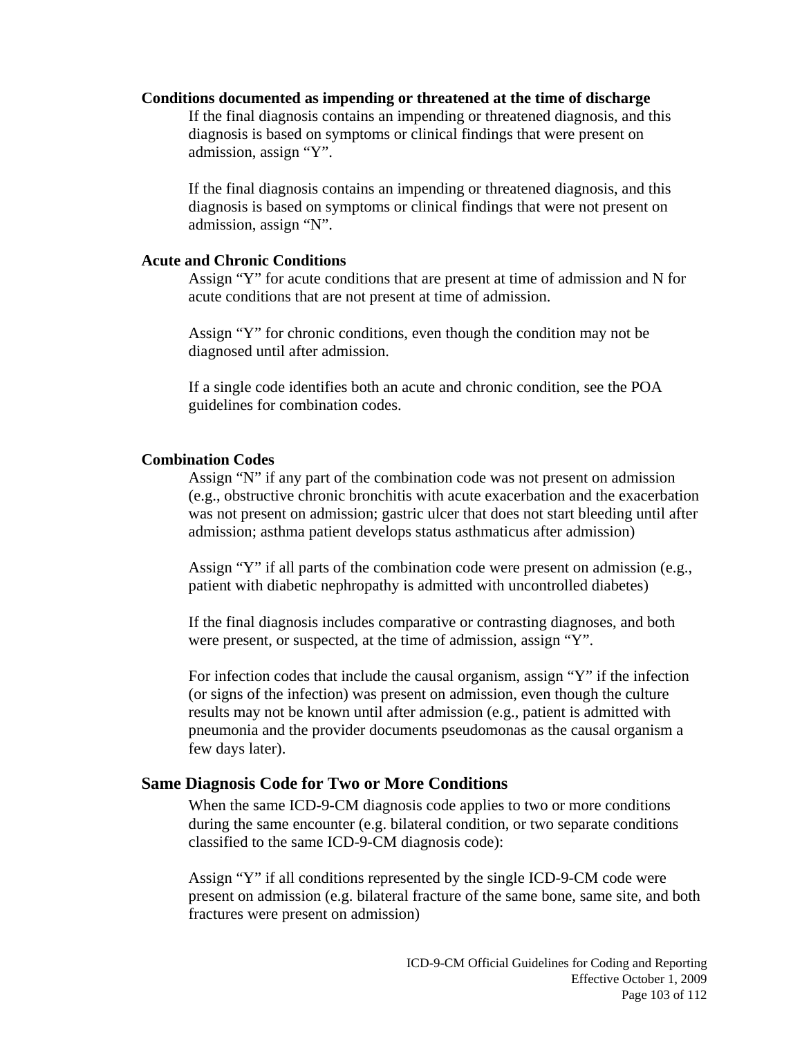**Conditions documented as impending or threatened at the time of discharge**

If the final diagnosis contains an impending or threatened diagnosis, and this diagnosis is based on symptoms or clinical findings that were present on admission, assign "Y".

If the final diagnosis contains an impending or threatened diagnosis, and this diagnosis is based on symptoms or clinical findings that were not present on admission, assign "N".

**Acute and Chronic Conditions**

Assign "Y" for acute conditions that are present at time of admission and N for acute conditions that are not present at time of admission.

Assign "Y" for chronic conditions, even though the condition may not be diagnosed until after admission.

If a single code identifies both an acute and chronic condition, see the POA guidelines for combination codes.

**Combination Codes**

Assign "N" if any part of the combination code was not present on admission (e.g., obstructive chronic bronchitis with acute exacerbation and the exacerbation was not present on admission; gastric ulcer that does not start bleeding until after admission; asthma patient develops status asthmaticus after admission)

Assign "Y" if all parts of the combination code were present on admission (e.g., patient with diabetic nephropathy is admitted with uncontrolled diabetes)

If the final diagnosis includes comparative or contrasting diagnoses, and both were present, or suspected, at the time of admission, assign "Y".

For infection codes that include the causal organism, assign "Y" if the infection (or signs of the infection) was present on admission, even though the culture results may not be known until after admission (e.g., patient is admitted with pneumonia and the provider documents pseudomonas as the causal organism a few days later).

## Same Diagnosis Code for Two or More Conditions

When the same ICD-9-CM diagnosis code applies to two or more conditions during the same encounter (e.g. bilateral condition, or two separate conditions classified to the same ICD-9-CM diagnosis code):

Assign "Y" if all conditions represented by the single ICD-9-CM code were present on admission (e.g. bilateral fracture of the same bone, same site, and both fractures were present on admission)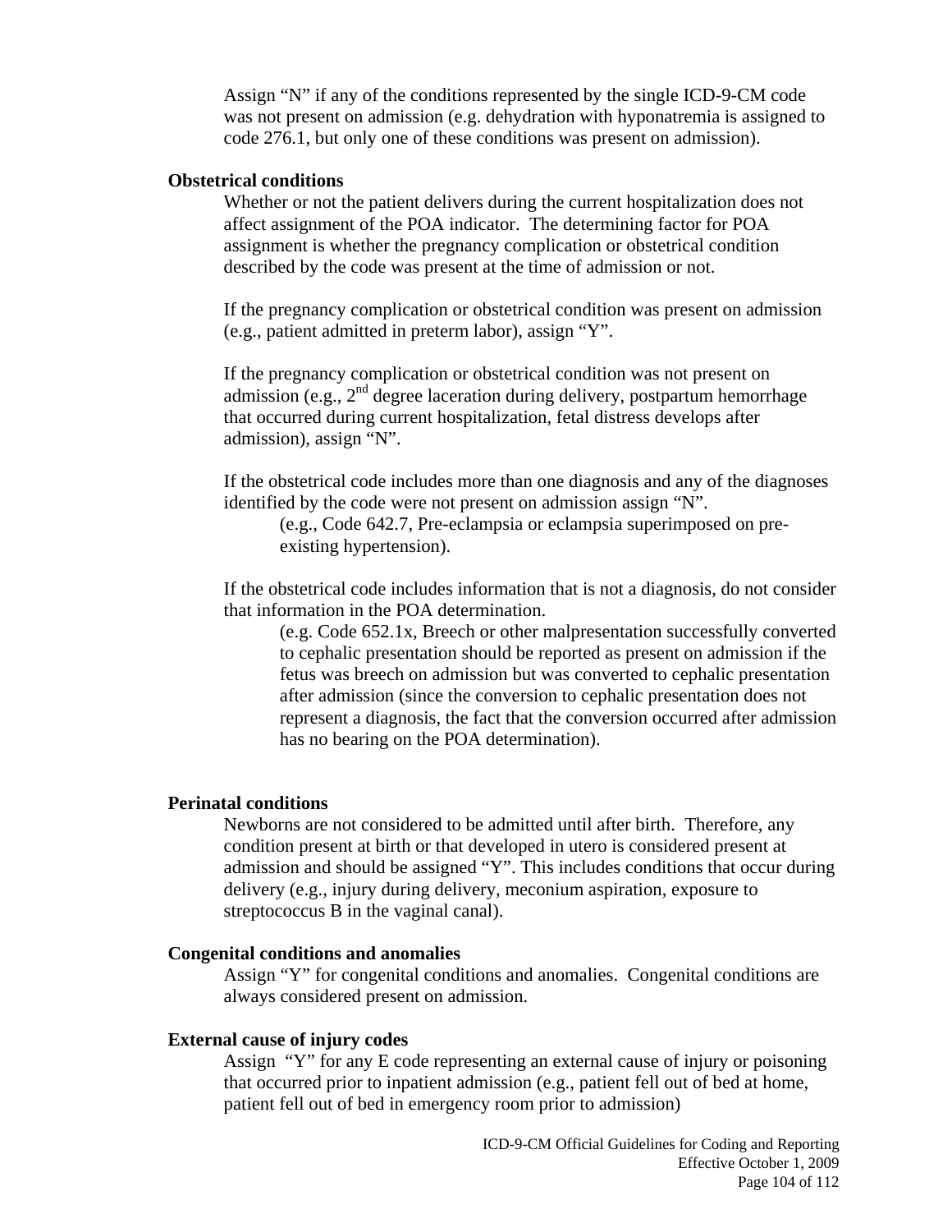Assign "N" if any of the conditions represented by the single ICD-9-CM code was not present on admission (e.g. dehydration with hyponatremia is assigned to code 276.1, but only one of these conditions was present on admission).

**Obstetrical conditions**

Whether or not the patient delivers during the current hospitalization does not affect assignment of the POA indicator. The determining factor for POA assignment is whether the pregnancy complication or obstetrical condition described by the code was present at the time of admission or not.

If the pregnancy complication or obstetrical condition was present on admission (e.g., patient admitted in preterm labor), assign "Y".

If the pregnancy complication or obstetrical condition was not present on admission (e.g., 2nd degree laceration during delivery, postpartum hemorrhage that occurred during current hospitalization, fetal distress develops after admission), assign "N".

If the obstetrical code includes more than one diagnosis and any of the diagnoses identified by the code were not present on admission assign "N".

> (e.g., Code 642.7, Pre-eclampsia or eclampsia superimposed on pre-existing hypertension).

If the obstetrical code includes information that is not a diagnosis, do not consider that information in the POA determination.

> (e.g. Code 652.1x, Breech or other malpresentation successfully converted to cephalic presentation should be reported as present on admission if the fetus was breech on admission but was converted to cephalic presentation after admission (since the conversion to cephalic presentation does not represent a diagnosis, the fact that the conversion occurred after admission has no bearing on the POA determination).

**Perinatal conditions**

Newborns are not considered to be admitted until after birth. Therefore, any condition present at birth or that developed in utero is considered present at admission and should be assigned "Y". This includes conditions that occur during delivery (e.g., injury during delivery, meconium aspiration, exposure to streptococcus B in the vaginal canal).

**Congenital conditions and anomalies**

Assign "Y" for congenital conditions and anomalies. Congenital conditions are always considered present on admission.

**External cause of injury codes**

Assign "Y" for any E code representing an external cause of injury or poisoning that occurred prior to inpatient admission (e.g., patient fell out of bed at home, patient fell out of bed in emergency room prior to admission)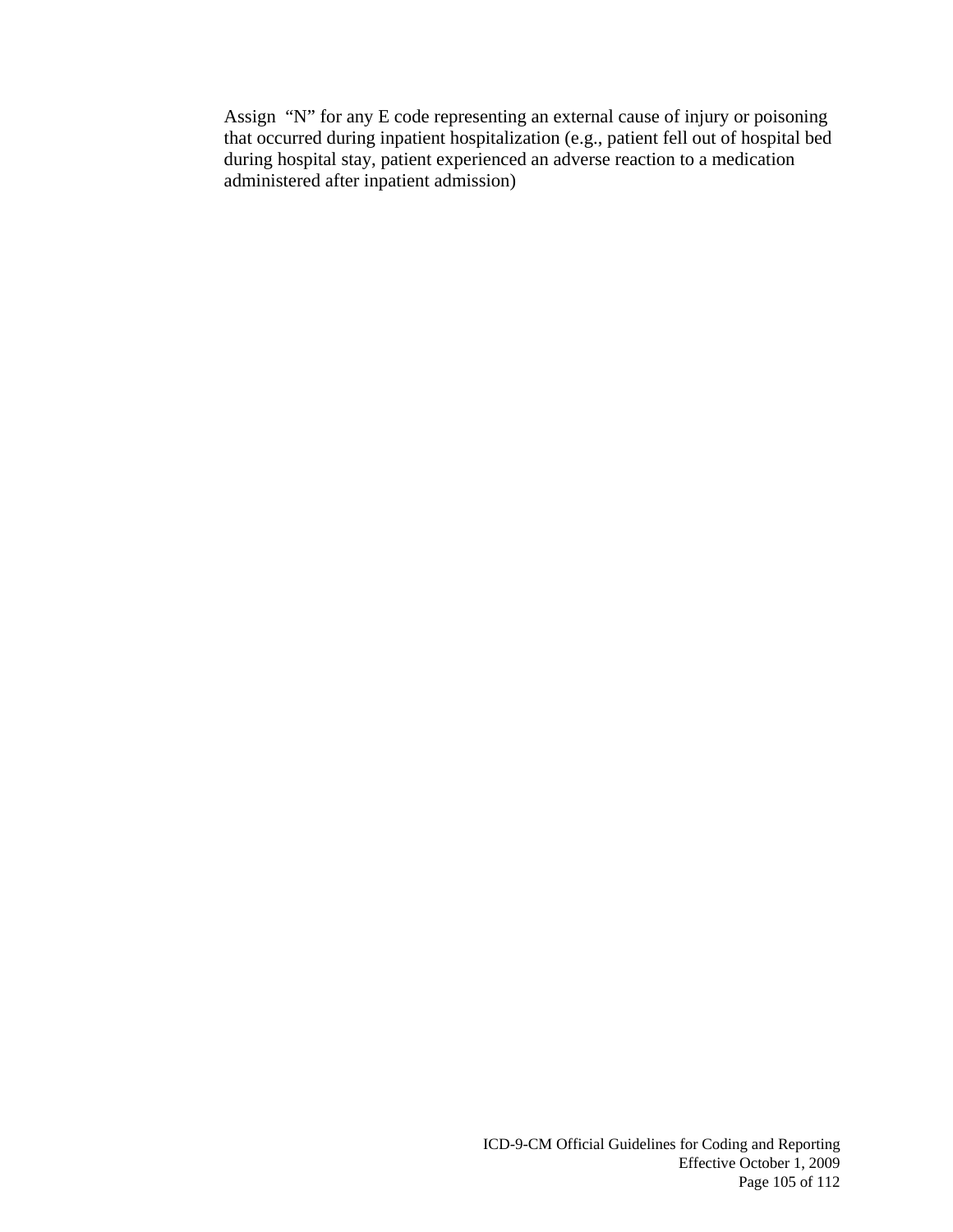Assign "N" for any E code representing an external cause of injury or poisoning that occurred during inpatient hospitalization (e.g., patient fell out of hospital bed during hospital stay, patient experienced an adverse reaction to a medication administered after inpatient admission)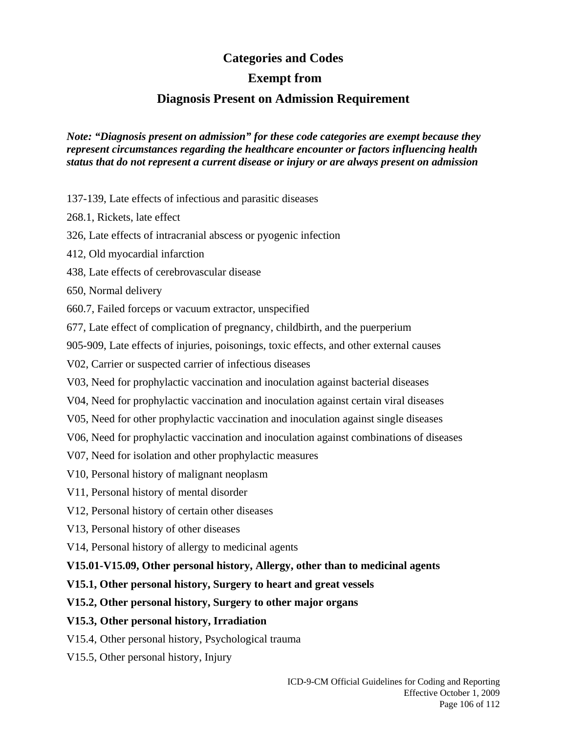# Categories and Codes

# Exempt from

# Diagnosis Present on Admission Requirement

***Note: "Diagnosis present on admission" for these code categories are exempt because they represent circumstances regarding the healthcare encounter or factors influencing health status that do not represent a current disease or injury or are always present on admission***

137-139, Late effects of infectious and parasitic diseases

268.1, Rickets, late effect

326, Late effects of intracranial abscess or pyogenic infection

412, Old myocardial infarction

438, Late effects of cerebrovascular disease

650, Normal delivery

660.7, Failed forceps or vacuum extractor, unspecified

677, Late effect of complication of pregnancy, childbirth, and the puerperium

905-909, Late effects of injuries, poisonings, toxic effects, and other external causes

V02, Carrier or suspected carrier of infectious diseases

V03, Need for prophylactic vaccination and inoculation against bacterial diseases

V04, Need for prophylactic vaccination and inoculation against certain viral diseases

V05, Need for other prophylactic vaccination and inoculation against single diseases

V06, Need for prophylactic vaccination and inoculation against combinations of diseases

V07, Need for isolation and other prophylactic measures

V10, Personal history of malignant neoplasm

V11, Personal history of mental disorder

V12, Personal history of certain other diseases

V13, Personal history of other diseases

V14, Personal history of allergy to medicinal agents

**V15.01-V15.09, Other personal history, Allergy, other than to medicinal agents**

**V15.1, Other personal history, Surgery to heart and great vessels**

**V15.2, Other personal history, Surgery to other major organs**

**V15.3, Other personal history, Irradiation**

V15.4, Other personal history, Psychological trauma

V15.5, Other personal history, Injury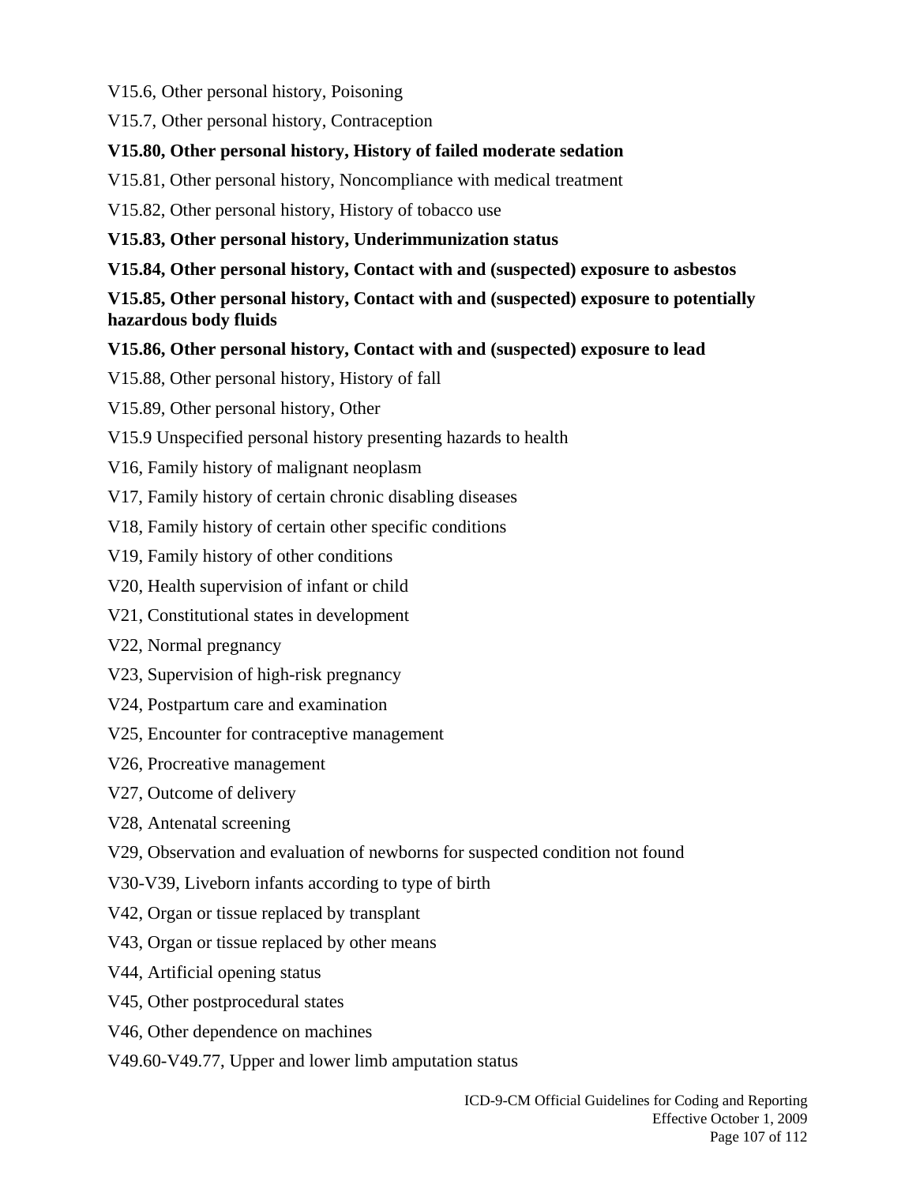V15.6, Other personal history, Poisoning

V15.7, Other personal history, Contraception

**V15.80, Other personal history, History of failed moderate sedation**

V15.81, Other personal history, Noncompliance with medical treatment

V15.82, Other personal history, History of tobacco use

**V15.83, Other personal history, Underimmunization status**

**V15.84, Other personal history, Contact with and (suspected) exposure to asbestos**

**V15.85, Other personal history, Contact with and (suspected) exposure to potentially hazardous body fluids**

**V15.86, Other personal history, Contact with and (suspected) exposure to lead**

V15.88, Other personal history, History of fall

V15.89, Other personal history, Other

V15.9 Unspecified personal history presenting hazards to health

V16, Family history of malignant neoplasm

V17, Family history of certain chronic disabling diseases

V18, Family history of certain other specific conditions

V19, Family history of other conditions

V20, Health supervision of infant or child

V21, Constitutional states in development

V22, Normal pregnancy

V23, Supervision of high-risk pregnancy

V24, Postpartum care and examination

V25, Encounter for contraceptive management

V26, Procreative management

V27, Outcome of delivery

V28, Antenatal screening

V29, Observation and evaluation of newborns for suspected condition not found

V30-V39, Liveborn infants according to type of birth

V42, Organ or tissue replaced by transplant

V43, Organ or tissue replaced by other means

V44, Artificial opening status

V45, Other postprocedural states

V46, Other dependence on machines

V49.60-V49.77, Upper and lower limb amputation status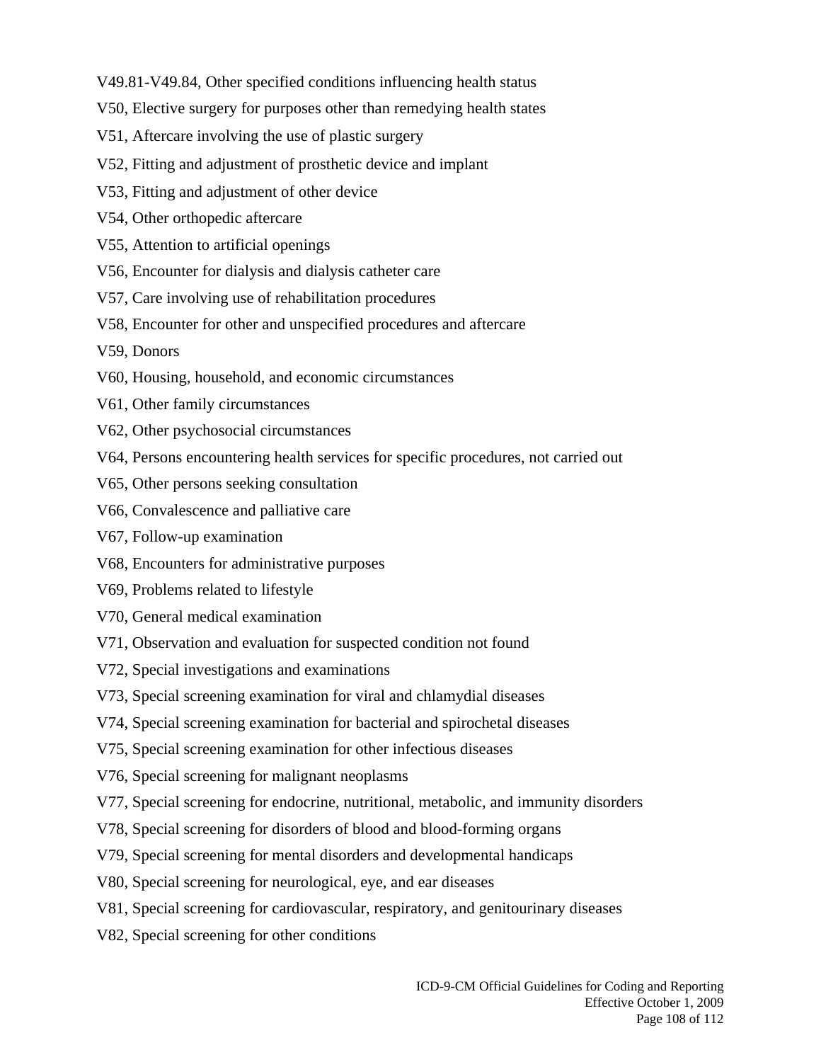V49.81-V49.84, Other specified conditions influencing health status

V50, Elective surgery for purposes other than remedying health states

V51, Aftercare involving the use of plastic surgery

V52, Fitting and adjustment of prosthetic device and implant

V53, Fitting and adjustment of other device

V54, Other orthopedic aftercare

V55, Attention to artificial openings

V56, Encounter for dialysis and dialysis catheter care

V57, Care involving use of rehabilitation procedures

V58, Encounter for other and unspecified procedures and aftercare

V59, Donors

V60, Housing, household, and economic circumstances

V61, Other family circumstances

V62, Other psychosocial circumstances

V64, Persons encountering health services for specific procedures, not carried out

V65, Other persons seeking consultation

V66, Convalescence and palliative care

V67, Follow-up examination

V68, Encounters for administrative purposes

V69, Problems related to lifestyle

V70, General medical examination

V71, Observation and evaluation for suspected condition not found

V72, Special investigations and examinations

V73, Special screening examination for viral and chlamydial diseases

V74, Special screening examination for bacterial and spirochetal diseases

V75, Special screening examination for other infectious diseases

V76, Special screening for malignant neoplasms

V77, Special screening for endocrine, nutritional, metabolic, and immunity disorders

V78, Special screening for disorders of blood and blood-forming organs

V79, Special screening for mental disorders and developmental handicaps

V80, Special screening for neurological, eye, and ear diseases

V81, Special screening for cardiovascular, respiratory, and genitourinary diseases

V82, Special screening for other conditions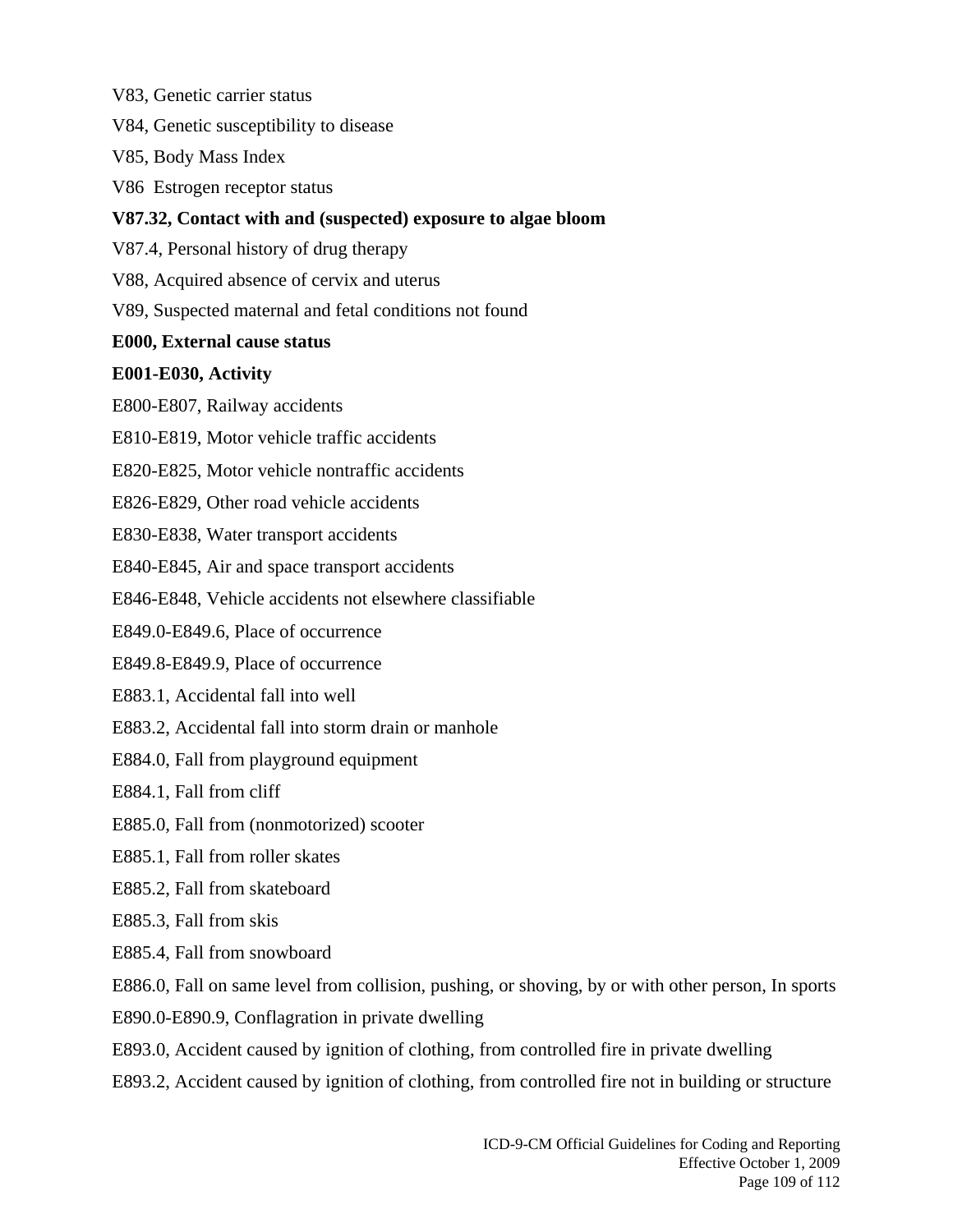V83, Genetic carrier status

V84, Genetic susceptibility to disease

V85, Body Mass Index

V86  Estrogen receptor status

**V87.32, Contact with and (suspected) exposure to algae bloom**

V87.4, Personal history of drug therapy

V88, Acquired absence of cervix and uterus

V89, Suspected maternal and fetal conditions not found

**E000, External cause status**

**E001-E030, Activity**

E800-E807, Railway accidents

E810-E819, Motor vehicle traffic accidents

E820-E825, Motor vehicle nontraffic accidents

E826-E829, Other road vehicle accidents

E830-E838, Water transport accidents

E840-E845, Air and space transport accidents

E846-E848, Vehicle accidents not elsewhere classifiable

E849.0-E849.6, Place of occurrence

E849.8-E849.9, Place of occurrence

E883.1, Accidental fall into well

E883.2, Accidental fall into storm drain or manhole

E884.0, Fall from playground equipment

E884.1, Fall from cliff

E885.0, Fall from (nonmotorized) scooter

E885.1, Fall from roller skates

E885.2, Fall from skateboard

E885.3, Fall from skis

E885.4, Fall from snowboard

E886.0, Fall on same level from collision, pushing, or shoving, by or with other person, In sports

E890.0-E890.9, Conflagration in private dwelling

E893.0, Accident caused by ignition of clothing, from controlled fire in private dwelling

E893.2, Accident caused by ignition of clothing, from controlled fire not in building or structure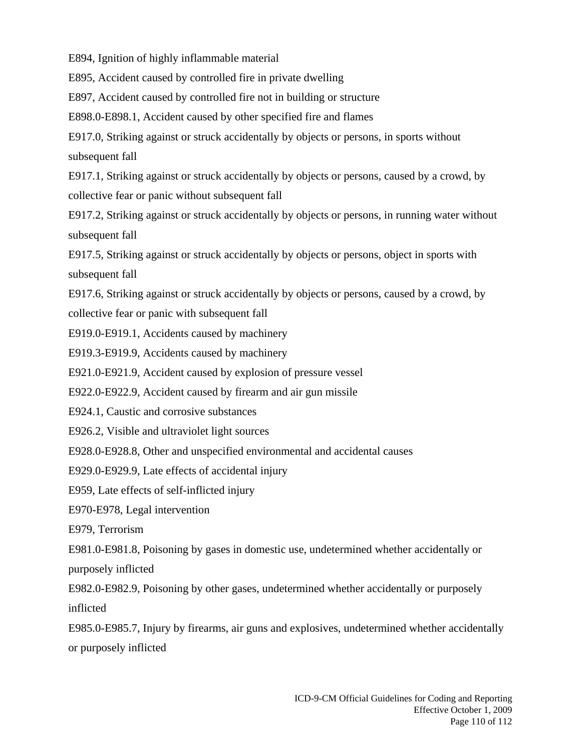E894, Ignition of highly inflammable material

E895, Accident caused by controlled fire in private dwelling

E897, Accident caused by controlled fire not in building or structure

E898.0-E898.1, Accident caused by other specified fire and flames

E917.0, Striking against or struck accidentally by objects or persons, in sports without subsequent fall

E917.1, Striking against or struck accidentally by objects or persons, caused by a crowd, by collective fear or panic without subsequent fall

E917.2, Striking against or struck accidentally by objects or persons, in running water without subsequent fall

E917.5, Striking against or struck accidentally by objects or persons, object in sports with subsequent fall

E917.6, Striking against or struck accidentally by objects or persons, caused by a crowd, by collective fear or panic with subsequent fall

E919.0-E919.1, Accidents caused by machinery

E919.3-E919.9, Accidents caused by machinery

E921.0-E921.9, Accident caused by explosion of pressure vessel

E922.0-E922.9, Accident caused by firearm and air gun missile

E924.1, Caustic and corrosive substances

E926.2, Visible and ultraviolet light sources

E928.0-E928.8, Other and unspecified environmental and accidental causes

E929.0-E929.9, Late effects of accidental injury

E959, Late effects of self-inflicted injury

E970-E978, Legal intervention

E979, Terrorism

E981.0-E981.8, Poisoning by gases in domestic use, undetermined whether accidentally or purposely inflicted

E982.0-E982.9, Poisoning by other gases, undetermined whether accidentally or purposely inflicted

E985.0-E985.7, Injury by firearms, air guns and explosives, undetermined whether accidentally or purposely inflicted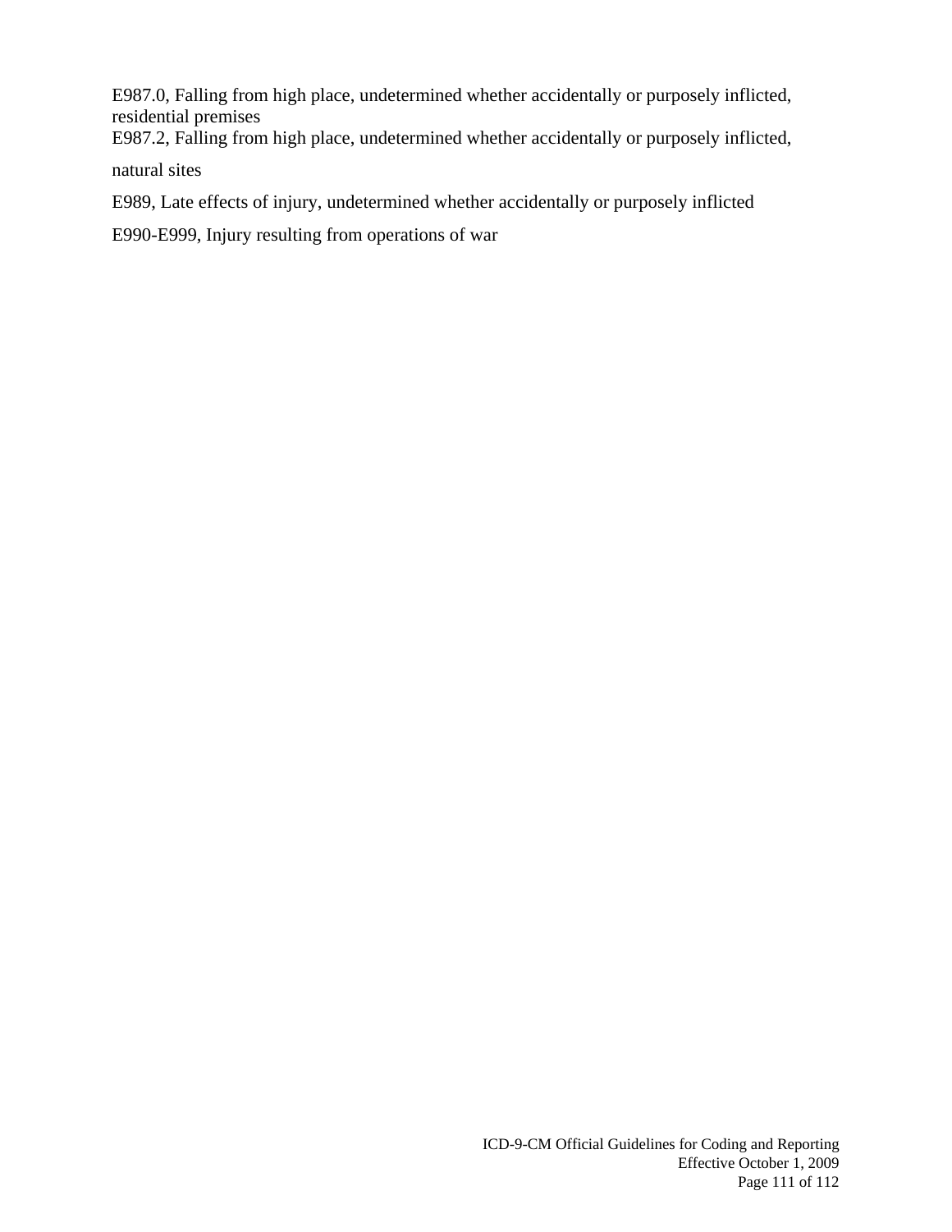E987.0, Falling from high place, undetermined whether accidentally or purposely inflicted, residential premises

E987.2, Falling from high place, undetermined whether accidentally or purposely inflicted, natural sites

E989, Late effects of injury, undetermined whether accidentally or purposely inflicted

E990-E999, Injury resulting from operations of war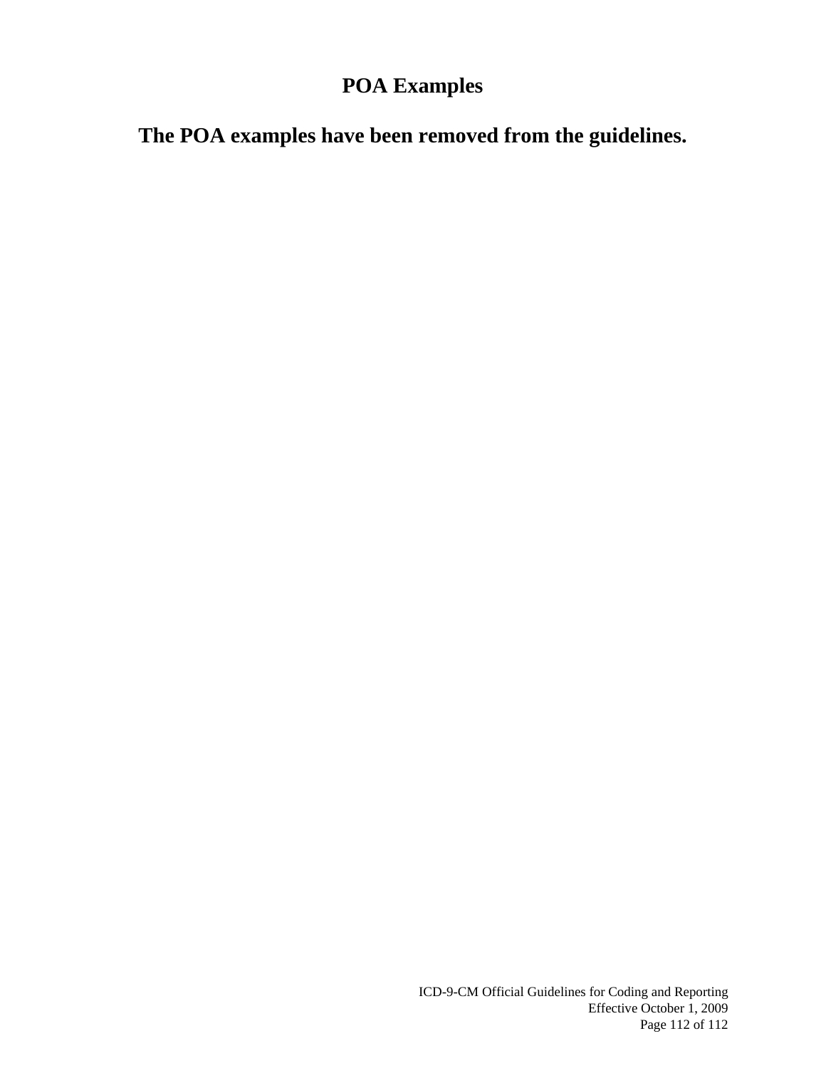# POA Examples

## The POA examples have been removed from the guidelines.